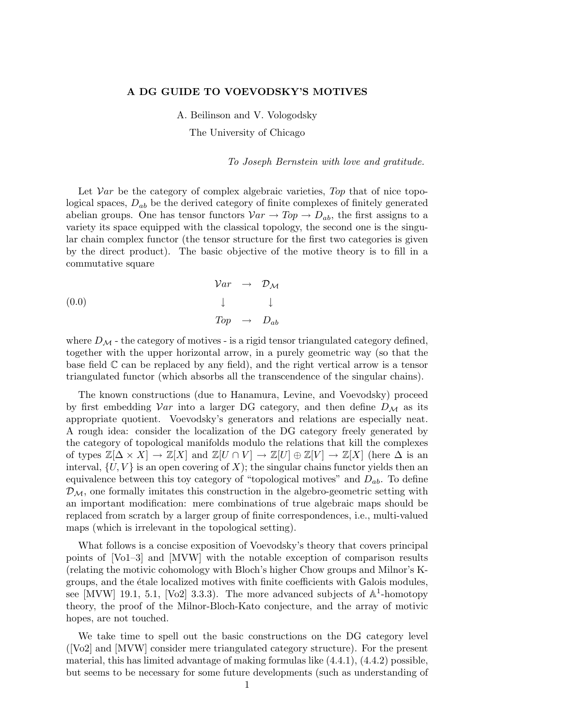# A DG GUIDE TO VOEVODSKY'S MOTIVES

A. Beilinson and V. Vologodsky

The University of Chicago

*To Joseph Bernstein with love and gratitude.*

Let $\mathcal{V}ar$ be the category of complex algebraic varieties, *Top* that of nice topological spaces, $D_{ab}$ be the derived category of finite complexes of finitely generated abelian groups. One has tensor functors $\mathcal{V}ar \to Top \to D_{ab}$, the first assigns to a variety its space equipped with the classical topology, the second one is the singular chain complex functor (the tensor structure for the first two categories is given by the direct product). The basic objective of the motive theory is to fill in a commutative square

$$
(0.0) \qquad \begin{array}{ccc} \mathcal{V}ar & \to & \mathcal{D}_{\mathcal{M}} \\ \downarrow & & \downarrow \\ Top & \to & D_{ab} \end{array}
$$

where $D_{\mathcal{M}}$ - the category of motives - is a rigid tensor triangulated category defined, together with the upper horizontal arrow, in a purely geometric way (so that the base field $\mathbb{C}$ can be replaced by any field), and the right vertical arrow is a tensor triangulated functor (which absorbs all the transcendence of the singular chains).

The known constructions (due to Hanamura, Levine, and Voevodsky) proceed by first embedding $\mathcal{V}ar$ into a larger DG category, and then define $D_{\mathcal{M}}$ as its appropriate quotient. Voevodsky's generators and relations are especially neat. A rough idea: consider the localization of the DG category freely generated by the category of topological manifolds modulo the relations that kill the complexes of types $\mathbb{Z}[\Delta \times X] \to \mathbb{Z}[X]$ and $\mathbb{Z}[U \cap V] \to \mathbb{Z}[U] \oplus \mathbb{Z}[V] \to \mathbb{Z}[X]$ (here $\Delta$ is an interval, $\{U, V\}$ is an open covering of $X$); the singular chains functor yields then an equivalence between this toy category of "topological motives" and $D_{ab}$. To define $\mathcal{D}_{\mathcal{M}}$, one formally imitates this construction in the algebro-geometric setting with an important modification: mere combinations of true algebraic maps should be replaced from scratch by a larger group of finite correspondences, i.e., multi-valued maps (which is irrelevant in the topological setting).

What follows is a concise exposition of Voevodsky's theory that covers principal points of [Vo1–3] and [MVW] with the notable exception of comparison results (relating the motivic cohomology with Bloch's higher Chow groups and Milnor's K-groups, and the étale localized motives with finite coefficients with Galois modules, see [MVW] 19.1, 5.1, [Vo2] 3.3.3). The more advanced subjects of $\mathbb{A}^1$-homotopy theory, the proof of the Milnor-Bloch-Kato conjecture, and the array of motivic hopes, are not touched.

We take time to spell out the basic constructions on the DG category level ([Vo2] and [MVW] consider mere triangulated category structure). For the present material, this has limited advantage of making formulas like (4.4.1), (4.4.2) possible, but seems to be necessary for some future developments (such as understanding of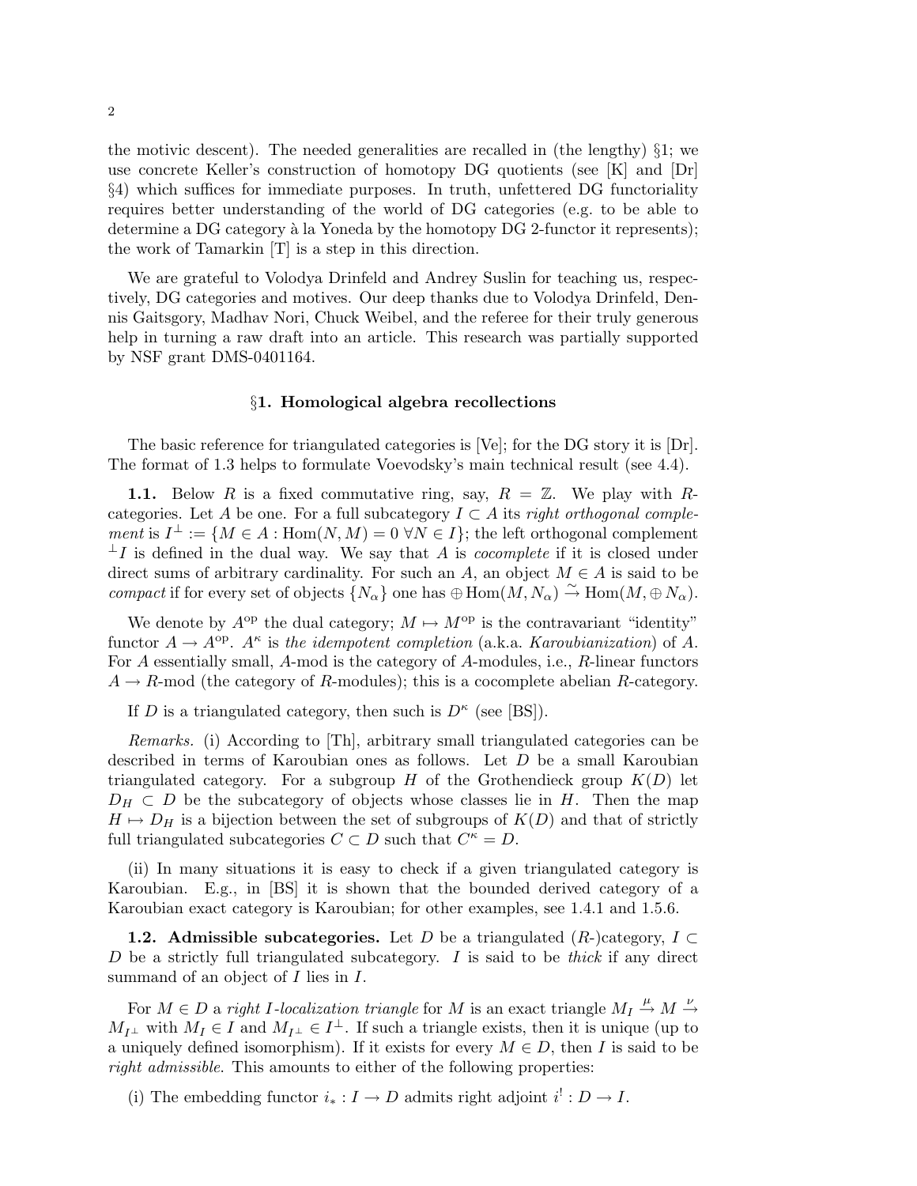the motivic descent). The needed generalities are recalled in (the lengthy) §1; we use concrete Keller's construction of homotopy DG quotients (see [K] and [Dr] §4) which suffices for immediate purposes. In truth, unfettered DG functoriality requires better understanding of the world of DG categories (e.g. to be able to determine a DG category à la Yoneda by the homotopy DG 2-functor it represents); the work of Tamarkin [T] is a step in this direction.

We are grateful to Volodya Drinfeld and Andrey Suslin for teaching us, respectively, DG categories and motives. Our deep thanks due to Volodya Drinfeld, Dennis Gaitsgory, Madhav Nori, Chuck Weibel, and the referee for their truly generous help in turning a raw draft into an article. This research was partially supported by NSF grant DMS-0401164.

## §1. Homological algebra recollections

The basic reference for triangulated categories is [Ve]; for the DG story it is [Dr]. The format of 1.3 helps to formulate Voevodsky's main technical result (see 4.4).

**1.1.** Below $R$ is a fixed commutative ring, say, $R = \mathbb{Z}$. We play with $R$-categories. Let $A$ be one. For a full subcategory $I \subset A$ its *right orthogonal complement* is $I^\perp := \{M \in A : \mathrm{Hom}(N, M) = 0 \ \forall N \in I\}$; the left orthogonal complement ${}^\perp I$ is defined in the dual way. We say that $A$ is *cocomplete* if it is closed under direct sums of arbitrary cardinality. For such an $A$, an object $M \in A$ is said to be *compact* if for every set of objects $\{N_\alpha\}$ one has $\oplus \mathrm{Hom}(M, N_\alpha) \xrightarrow{\sim} \mathrm{Hom}(M, \oplus N_\alpha)$.

We denote by $A^{\mathrm{op}}$ the dual category; $M \mapsto M^{\mathrm{op}}$ is the contravariant "identity" functor $A \to A^{\mathrm{op}}$. $A^\kappa$ is *the idempotent completion* (a.k.a. *Karoubianization*) of $A$. For $A$ essentially small, $A$-mod is the category of $A$-modules, i.e., $R$-linear functors $A \to R$-mod (the category of $R$-modules); this is a cocomplete abelian $R$-category.

If $D$ is a triangulated category, then such is $D^\kappa$ (see [BS]).

*Remarks.* (i) According to [Th], arbitrary small triangulated categories can be described in terms of Karoubian ones as follows. Let $D$ be a small Karoubian triangulated category. For a subgroup $H$ of the Grothendieck group $K(D)$ let $D_H \subset D$ be the subcategory of objects whose classes lie in $H$. Then the map $H \mapsto D_H$ is a bijection between the set of subgroups of $K(D)$ and that of strictly full triangulated subcategories $C \subset D$ such that $C^\kappa = D$.

(ii) In many situations it is easy to check if a given triangulated category is Karoubian. E.g., in [BS] it is shown that the bounded derived category of a Karoubian exact category is Karoubian; for other examples, see 1.4.1 and 1.5.6.

**1.2. Admissible subcategories.** Let $D$ be a triangulated ($R$-)category, $I \subset D$ be a strictly full triangulated subcategory. $I$ is said to be *thick* if any direct summand of an object of $I$ lies in $I$.

For $M \in D$ a *right $I$-localization triangle* for $M$ is an exact triangle $M_I \xrightarrow{\mu} M \xrightarrow{\nu} M_{I^\perp}$ with $M_I \in I$ and $M_{I^\perp} \in I^\perp$. If such a triangle exists, then it is unique (up to a uniquely defined isomorphism). If it exists for every $M \in D$, then $I$ is said to be *right admissible*. This amounts to either of the following properties:

(i) The embedding functor $i_* : I \to D$ admits right adjoint $i^! : D \to I$.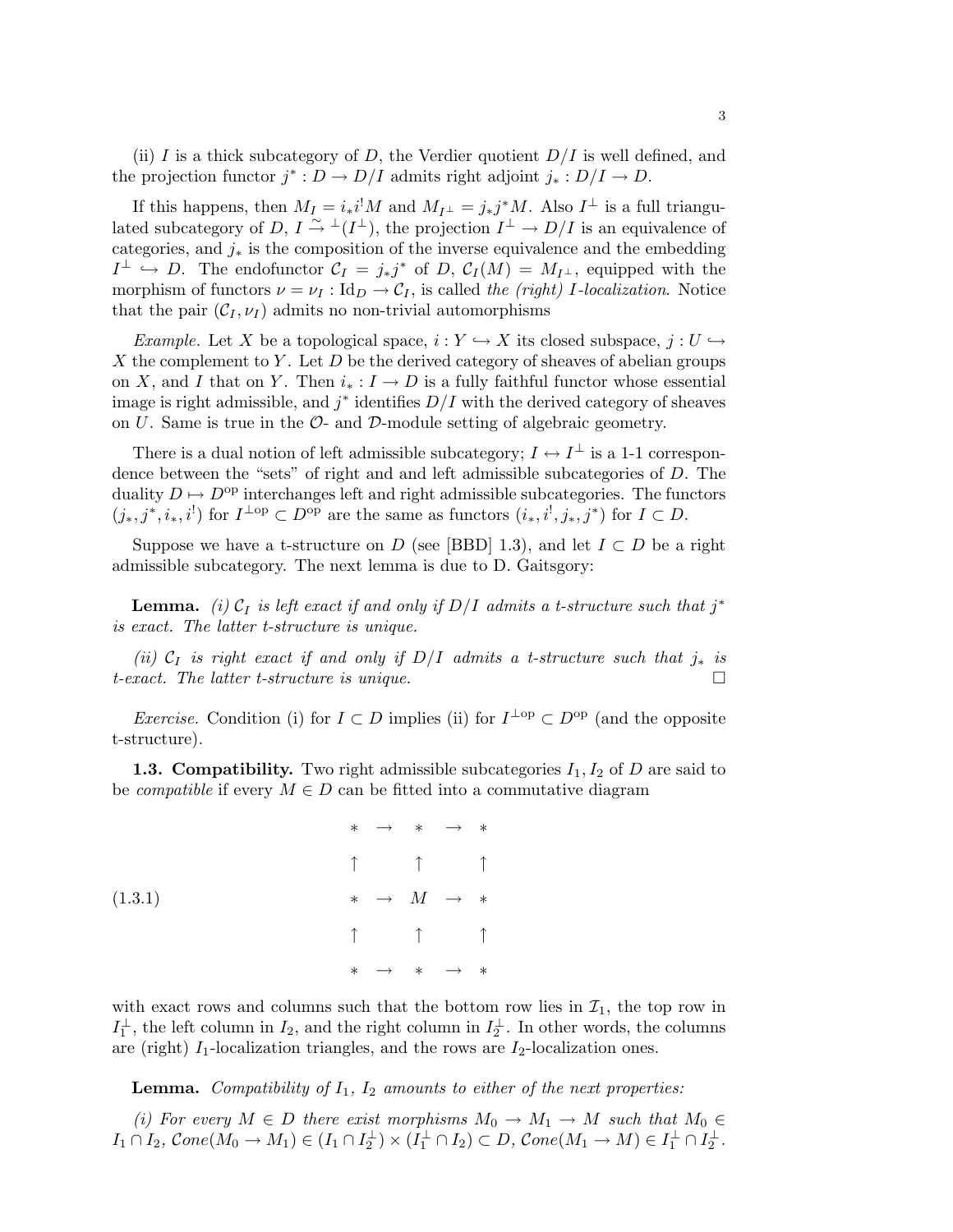(ii) $I$ is a thick subcategory of $D$, the Verdier quotient $D/I$ is well defined, and the projection functor $j^* : D \to D/I$ admits right adjoint $j_* : D/I \to D$.

If this happens, then $M_I = i_* i^! M$ and $M_{I^\perp} = j_* j^* M$. Also $I^\perp$ is a full triangulated subcategory of $D$, $I \xrightarrow{\sim} {}^\perp(I^\perp)$, the projection $I^\perp \to D/I$ is an equivalence of categories, and $j_*$ is the composition of the inverse equivalence and the embedding $I^\perp \hookrightarrow D$. The endofunctor $\mathcal{C}_I = j_* j^*$ of $D$, $\mathcal{C}_I(M) = M_{I^\perp}$, equipped with the morphism of functors $\nu = \nu_I : \mathrm{Id}_D \to \mathcal{C}_I$, is called *the (right) $I$-localization*. Notice that the pair $(\mathcal{C}_I, \nu_I)$ admits no non-trivial automorphisms

*Example.* Let $X$ be a topological space, $i : Y \hookrightarrow X$ its closed subspace, $j : U \hookrightarrow X$ the complement to $Y$. Let $D$ be the derived category of sheaves of abelian groups on $X$, and $I$ that on $Y$. Then $i_* : I \to D$ is a fully faithful functor whose essential image is right admissible, and $j^*$ identifies $D/I$ with the derived category of sheaves on $U$. Same is true in the $\mathcal{O}$- and $\mathcal{D}$-module setting of algebraic geometry.

There is a dual notion of left admissible subcategory; $I \leftrightarrow I^\perp$ is a 1-1 correspondence between the "sets" of right and and left admissible subcategories of $D$. The duality $D \mapsto D^{\mathrm{op}}$ interchanges left and right admissible subcategories. The functors $(j_*, j^*, i_*, i^!)$ for $I^{\perp\mathrm{op}} \subset D^{\mathrm{op}}$ are the same as functors $(i_*, i^!, j_*, j^*)$ for $I \subset D$.

Suppose we have a t-structure on $D$ (see [BBD] 1.3), and let $I \subset D$ be a right admissible subcategory. The next lemma is due to D. Gaitsgory:

**Lemma.** *(i) $\mathcal{C}_I$ is left exact if and only if $D/I$ admits a t-structure such that $j^*$ is exact. The latter t-structure is unique.*

*(ii) $\mathcal{C}_I$ is right exact if and only if $D/I$ admits a t-structure such that $j_*$ is t-exact. The latter t-structure is unique.* □

*Exercise.* Condition (i) for $I \subset D$ implies (ii) for $I^{\perp\mathrm{op}} \subset D^{\mathrm{op}}$ (and the opposite t-structure).

**1.3. Compatibility.** Two right admissible subcategories $I_1, I_2$ of $D$ are said to be *compatible* if every $M \in D$ can be fitted into a commutative diagram

$$
(1.3.1) \qquad
\begin{array}{ccccc}
* & \to & * & \to & * \\
\uparrow & & \uparrow & & \uparrow \\
* & \to & M & \to & * \\
\uparrow & & \uparrow & & \uparrow \\
* & \to & * & \to & *
\end{array}
$$

with exact rows and columns such that the bottom row lies in $\mathcal{I}_1$, the top row in $I_1^\perp$, the left column in $I_2$, and the right column in $I_2^\perp$. In other words, the columns are (right) $I_1$-localization triangles, and the rows are $I_2$-localization ones.

**Lemma.** *Compatibility of $I_1$, $I_2$ amounts to either of the next properties:*

*(i) For every $M \in D$ there exist morphisms $M_0 \to M_1 \to M$ such that $M_0 \in I_1 \cap I_2$, $Cone(M_0 \to M_1) \in (I_1 \cap I_2^\perp) \times (I_1^\perp \cap I_2) \subset D$, $Cone(M_1 \to M) \in I_1^\perp \cap I_2^\perp$.*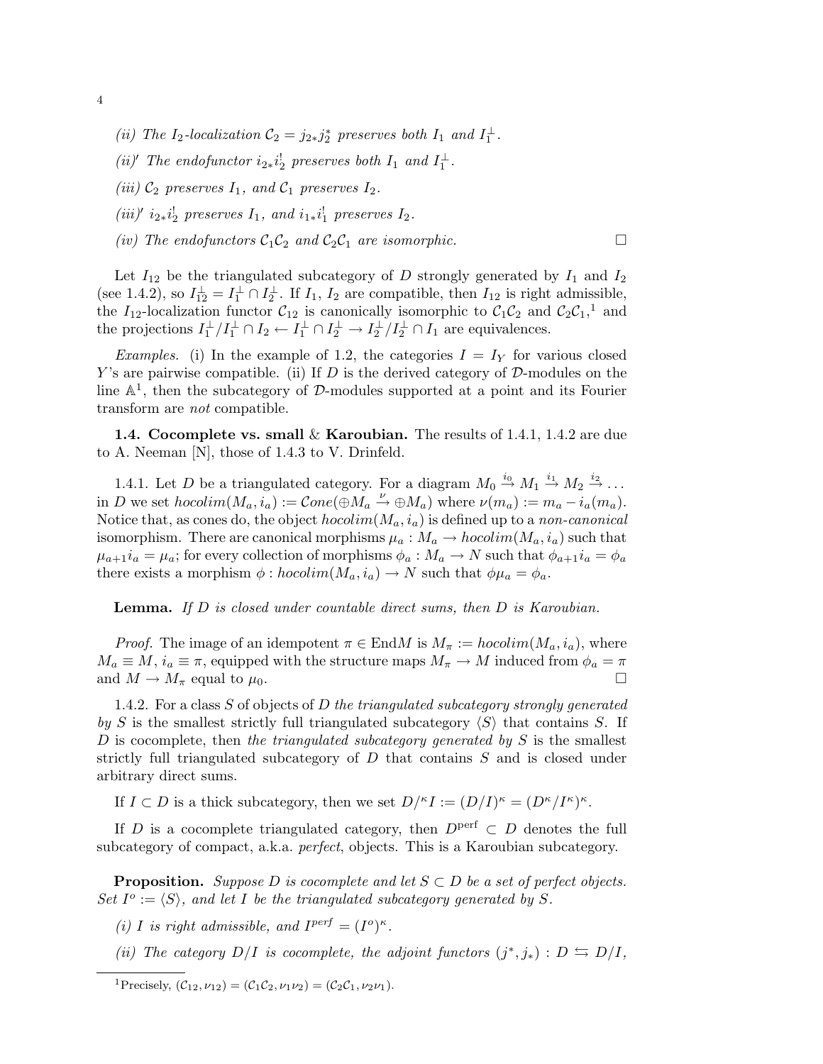*(ii) The $I_2$-localization $\mathcal{C}_2 = j_{2*}j_2^*$ preserves both $I_1$ and $I_1^\perp$.*

*(ii)′ The endofunctor $i_{2*}i_2^!$ preserves both $I_1$ and $I_1^\perp$.*

*(iii) $\mathcal{C}_2$ preserves $I_1$, and $\mathcal{C}_1$ preserves $I_2$.*

*(iii)′ $i_{2*}i_2^!$ preserves $I_1$, and $i_{1*}i_1^!$ preserves $I_2$.*

*(iv) The endofunctors $\mathcal{C}_1\mathcal{C}_2$ and $\mathcal{C}_2\mathcal{C}_1$ are isomorphic.* □

Let $I_{12}$ be the triangulated subcategory of $D$ strongly generated by $I_1$ and $I_2$ (see 1.4.2), so $I_{12}^\perp = I_1^\perp \cap I_2^\perp$. If $I_1$, $I_2$ are compatible, then $I_{12}$ is right admissible, the $I_{12}$-localization functor $\mathcal{C}_{12}$ is canonically isomorphic to $\mathcal{C}_1\mathcal{C}_2$ and $\mathcal{C}_2\mathcal{C}_1$,[1] and the projections $I_1^\perp/I_1^\perp \cap I_2 \leftarrow I_1^\perp \cap I_2^\perp \rightarrow I_2^\perp/I_2^\perp \cap I_1$ are equivalences.

*Examples.* (i) In the example of 1.2, the categories $I = I_Y$ for various closed $Y$'s are pairwise compatible. (ii) If $D$ is the derived category of $\mathcal{D}$-modules on the line $\mathbb{A}^1$, then the subcategory of $\mathcal{D}$-modules supported at a point and its Fourier transform are *not* compatible.

**1.4. Cocomplete vs. small & Karoubian.** The results of 1.4.1, 1.4.2 are due to A. Neeman [N], those of 1.4.3 to V. Drinfeld.

1.4.1. Let $D$ be a triangulated category. For a diagram $M_0 \xrightarrow{i_0} M_1 \xrightarrow{i_1} M_2 \xrightarrow{i_2} \dots$ in $D$ we set $hocolim(M_a, i_a) := \mathcal{C}one(\oplus M_a \xrightarrow{\nu} \oplus M_a)$ where $\nu(m_a) := m_a - i_a(m_a)$. Notice that, as cones do, the object $hocolim(M_a, i_a)$ is defined up to a *non-canonical* isomorphism. There are canonical morphisms $\mu_a : M_a \to hocolim(M_a, i_a)$ such that $\mu_{a+1}i_a = \mu_a$; for every collection of morphisms $\phi_a : M_a \to N$ such that $\phi_{a+1}i_a = \phi_a$ there exists a morphism $\phi : hocolim(M_a, i_a) \to N$ such that $\phi\mu_a = \phi_a$.

**Lemma.** *If $D$ is closed under countable direct sums, then $D$ is Karoubian.*

*Proof.* The image of an idempotent $\pi \in \mathrm{End}M$ is $M_\pi := hocolim(M_a, i_a)$, where $M_a \equiv M$, $i_a \equiv \pi$, equipped with the structure maps $M_\pi \to M$ induced from $\phi_a = \pi$ and $M \to M_\pi$ equal to $\mu_0$. □

1.4.2. For a class $S$ of objects of $D$ *the triangulated subcategory strongly generated by $S$* is the smallest strictly full triangulated subcategory $\langle S \rangle$ that contains $S$. If $D$ is cocomplete, then *the triangulated subcategory generated by $S$* is the smallest strictly full triangulated subcategory of $D$ that contains $S$ and is closed under arbitrary direct sums.

If $I \subset D$ is a thick subcategory, then we set $D/^\kappa I := (D/I)^\kappa = (D^\kappa/I^\kappa)^\kappa$.

If $D$ is a cocomplete triangulated category, then $D^{\mathrm{perf}} \subset D$ denotes the full subcategory of compact, a.k.a. *perfect*, objects. This is a Karoubian subcategory.

**Proposition.** *Suppose $D$ is cocomplete and let $S \subset D$ be a set of perfect objects. Set $I^o := \langle S \rangle$, and let $I$ be the triangulated subcategory generated by $S$.*

*(i) $I$ is right admissible, and $I^{perf} = (I^o)^\kappa$.*

*(ii) The category $D/I$ is cocomplete, the adjoint functors $(j^*, j_*) : D \leftrightarrows D/I$,*

[1] Precisely, $(\mathcal{C}_{12}, \nu_{12}) = (\mathcal{C}_1\mathcal{C}_2, \nu_1\nu_2) = (\mathcal{C}_2\mathcal{C}_1, \nu_2\nu_1)$.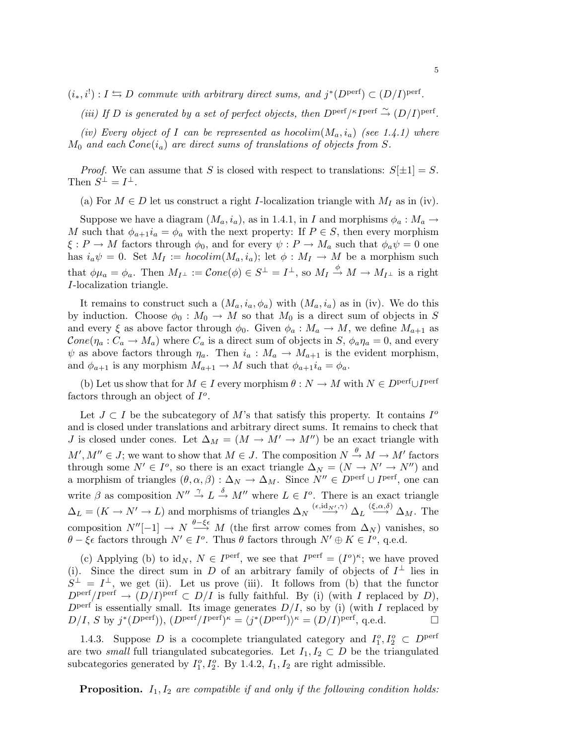$(i_*, i^!) : I \leftrightarrows D$ *commute with arbitrary direct sums, and* $j^*(D^{\mathrm{perf}}) \subset (D/I)^{\mathrm{perf}}$.

*(iii) If* $D$ *is generated by a set of perfect objects, then* $D^{\mathrm{perf}}/^{\kappa} I^{\mathrm{perf}} \xrightarrow{\sim} (D/I)^{\mathrm{perf}}$.

*(iv) Every object of* $I$ *can be represented as* $hocolim(M_a, i_a)$ *(see 1.4.1) where* $M_0$ *and each* $\mathcal{C}one(i_a)$ *are direct sums of translations of objects from* $S$.

*Proof.* We can assume that $S$ is closed with respect to translations: $S[\pm 1] = S$. Then $S^{\perp} = I^{\perp}$.

(a) For $M \in D$ let us construct a right $I$-localization triangle with $M_I$ as in (iv).

Suppose we have a diagram $(M_a, i_a)$, as in 1.4.1, in $I$ and morphisms $\phi_a : M_a \to M$ such that $\phi_{a+1} i_a = \phi_a$ with the next property: If $P \in S$, then every morphism $\xi : P \to M$ factors through $\phi_0$, and for every $\psi : P \to M_a$ such that $\phi_a \psi = 0$ one has $i_a \psi = 0$. Set $M_I := hocolim(M_a, i_a)$; let $\phi : M_I \to M$ be a morphism such that $\phi \mu_a = \phi_a$. Then $M_{I^{\perp}} := \mathcal{C}one(\phi) \in S^{\perp} = I^{\perp}$, so $M_I \xrightarrow{\phi} M \to M_{I^{\perp}}$ is a right $I$-localization triangle.

It remains to construct such a $(M_a, i_a, \phi_a)$ with $(M_a, i_a)$ as in (iv). We do this by induction. Choose $\phi_0 : M_0 \to M$ so that $M_0$ is a direct sum of objects in $S$ and every $\xi$ as above factor through $\phi_0$. Given $\phi_a : M_a \to M$, we define $M_{a+1}$ as $\mathcal{C}one(\eta_a : C_a \to M_a)$ where $C_a$ is a direct sum of objects in $S$, $\phi_a \eta_a = 0$, and every $\psi$ as above factors through $\eta_a$. Then $i_a : M_a \to M_{a+1}$ is the evident morphism, and $\phi_{a+1}$ is any morphism $M_{a+1} \to M$ such that $\phi_{a+1} i_a = \phi_a$.

(b) Let us show that for $M \in I$ every morphism $\theta : N \to M$ with $N \in D^{\mathrm{perf}} \cup I^{\mathrm{perf}}$ factors through an object of $I^o$.

Let $J \subset I$ be the subcategory of $M$'s that satisfy this property. It contains $I^o$ and is closed under translations and arbitrary direct sums. It remains to check that $J$ is closed under cones. Let $\Delta_M = (M \to M' \to M'')$ be an exact triangle with $M', M'' \in J$; we want to show that $M \in J$. The composition $N \xrightarrow{\theta} M \to M'$ factors through some $N' \in I^o$, so there is an exact triangle $\Delta_N = (N \to N' \to N'')$ and a morphism of triangles $(\theta, \alpha, \beta) : \Delta_N \to \Delta_M$. Since $N'' \in D^{\mathrm{perf}} \cup I^{\mathrm{perf}}$, one can write $\beta$ as composition $N'' \xrightarrow{\gamma} L \xrightarrow{\delta} M''$ where $L \in I^o$. There is an exact triangle $\Delta_L = (K \to N' \to L)$ and morphisms of triangles $\Delta_N \xrightarrow{(\epsilon, \mathrm{id}_{N'}, \gamma)} \Delta_L \xrightarrow{(\xi, \alpha, \delta)} \Delta_M$. The composition $N''[-1] \to N \xrightarrow{\theta - \xi\epsilon} M$ (the first arrow comes from $\Delta_N$) vanishes, so $\theta - \xi\epsilon$ factors through $N' \in I^o$. Thus $\theta$ factors through $N' \oplus K \in I^o$, q.e.d.

(c) Applying (b) to $\mathrm{id}_N$, $N \in I^{\mathrm{perf}}$, we see that $I^{\mathrm{perf}} = (I^o)^{\kappa}$; we have proved (i). Since the direct sum in $D$ of an arbitrary family of objects of $I^{\perp}$ lies in $S^{\perp} = I^{\perp}$, we get (ii). Let us prove (iii). It follows from (b) that the functor $D^{\mathrm{perf}}/I^{\mathrm{perf}} \to (D/I)^{\mathrm{perf}} \subset D/I$ is fully faithful. By (i) (with $I$ replaced by $D$), $D^{\mathrm{perf}}$ is essentially small. Its image generates $D/I$, so by (i) (with $I$ replaced by $D/I$, $S$ by $j^*(D^{\mathrm{perf}})$), $(D^{\mathrm{perf}}/I^{\mathrm{perf}})^{\kappa} = \langle j^*(D^{\mathrm{perf}}) \rangle^{\kappa} = (D/I)^{\mathrm{perf}}$, q.e.d. $\square$

1.4.3. Suppose $D$ is a cocomplete triangulated category and $I_1^o, I_2^o \subset D^{\mathrm{perf}}$ are two *small* full triangulated subcategories. Let $I_1, I_2 \subset D$ be the triangulated subcategories generated by $I_1^o, I_2^o$. By 1.4.2, $I_1, I_2$ are right admissible.

**Proposition.** *$I_1, I_2$ are compatible if and only if the following condition holds:*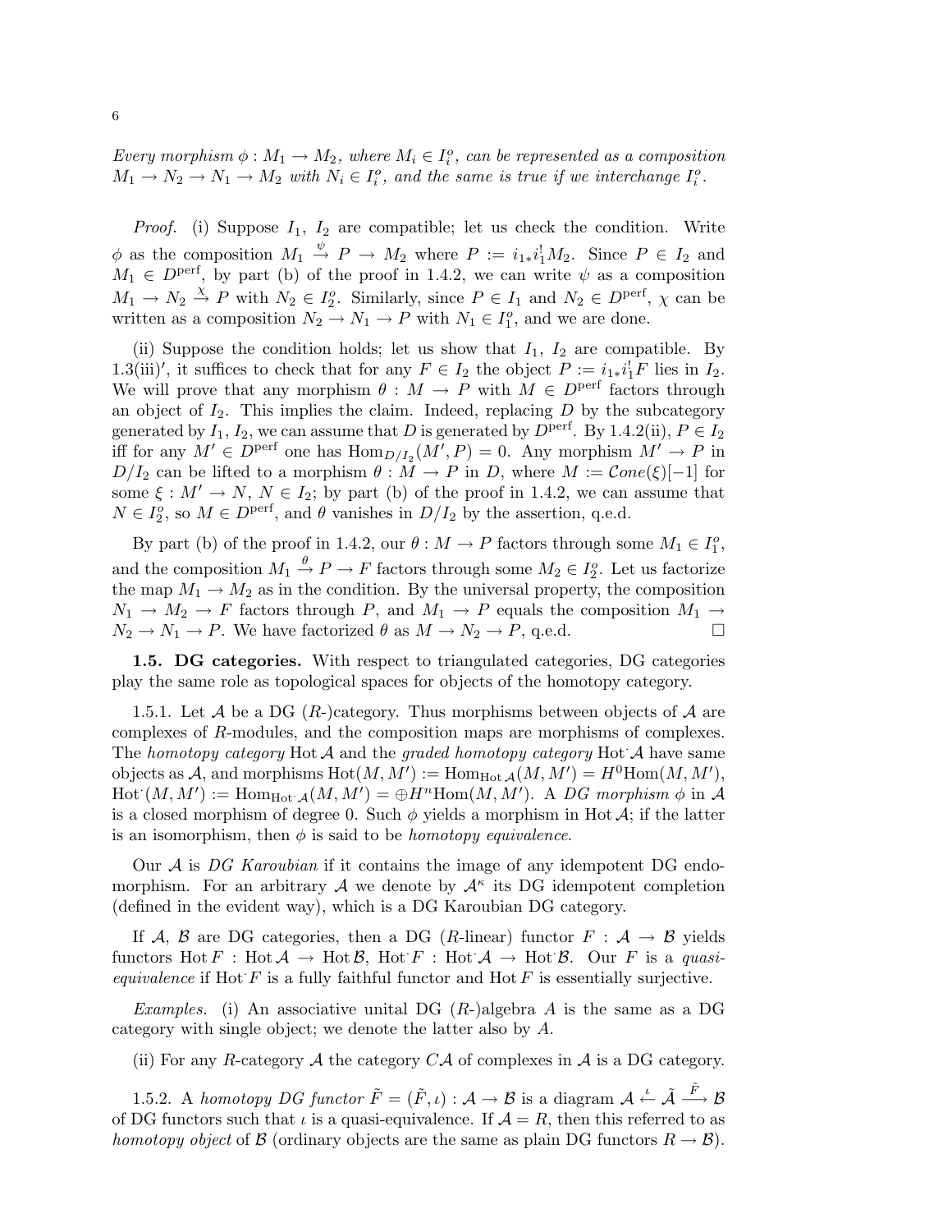*Every morphism $\phi : M_1 \to M_2$, where $M_i \in I_i^o$, can be represented as a composition $M_1 \to N_2 \to N_1 \to M_2$ with $N_i \in I_i^o$, and the same is true if we interchange $I_i^o$.*

*Proof.* (i) Suppose $I_1$, $I_2$ are compatible; let us check the condition. Write $\phi$ as the composition $M_1 \xrightarrow{\psi} P \to M_2$ where $P := i_{1*}i_1^! M_2$. Since $P \in I_2$ and $M_1 \in D^{\mathrm{perf}}$, by part (b) of the proof in 1.4.2, we can write $\psi$ as a composition $M_1 \to N_2 \xrightarrow{\chi} P$ with $N_2 \in I_2^o$. Similarly, since $P \in I_1$ and $N_2 \in D^{\mathrm{perf}}$, $\chi$ can be written as a composition $N_2 \to N_1 \to P$ with $N_1 \in I_1^o$, and we are done.

(ii) Suppose the condition holds; let us show that $I_1$, $I_2$ are compatible. By 1.3(iii)$'$, it suffices to check that for any $F \in I_2$ the object $P := i_{1*}i_1^! F$ lies in $I_2$. We will prove that any morphism $\theta : M \to P$ with $M \in D^{\mathrm{perf}}$ factors through an object of $I_2$. This implies the claim. Indeed, replacing $D$ by the subcategory generated by $I_1$, $I_2$, we can assume that $D$ is generated by $D^{\mathrm{perf}}$. By 1.4.2(ii), $P \in I_2$ iff for any $M' \in D^{\mathrm{perf}}$ one has $\mathrm{Hom}_{D/I_2}(M', P) = 0$. Any morphism $M' \to P$ in $D/I_2$ can be lifted to a morphism $\theta : M \to P$ in $D$, where $M := \mathcal{C}one(\xi)[-1]$ for some $\xi : M' \to N$, $N \in I_2$; by part (b) of the proof in 1.4.2, we can assume that $N \in I_2^o$, so $M \in D^{\mathrm{perf}}$, and $\theta$ vanishes in $D/I_2$ by the assertion, q.e.d.

By part (b) of the proof in 1.4.2, our $\theta : M \to P$ factors through some $M_1 \in I_1^o$, and the composition $M_1 \xrightarrow{\theta} P \to F$ factors through some $M_2 \in I_2^o$. Let us factorize the map $M_1 \to M_2$ as in the condition. By the universal property, the composition $N_1 \to M_2 \to F$ factors through $P$, and $M_1 \to P$ equals the composition $M_1 \to N_2 \to N_1 \to P$. We have factorized $\theta$ as $M \to N_2 \to P$, q.e.d. $\square$

**1.5. DG categories.** With respect to triangulated categories, DG categories play the same role as topological spaces for objects of the homotopy category.

1.5.1. Let $\mathcal{A}$ be a DG ($R$-)category. Thus morphisms between objects of $\mathcal{A}$ are complexes of $R$-modules, and the composition maps are morphisms of complexes. The *homotopy category* $\mathrm{Hot}\,\mathcal{A}$ and the *graded homotopy category* $\mathrm{Hot}^{\cdot}\mathcal{A}$ have same objects as $\mathcal{A}$, and morphisms $\mathrm{Hot}(M, M') := \mathrm{Hom}_{\mathrm{Hot}\,\mathcal{A}}(M, M') = H^0\mathrm{Hom}(M, M')$, $\mathrm{Hot}^{\cdot}(M, M') := \mathrm{Hom}_{\mathrm{Hot}^{\cdot}\mathcal{A}}(M, M') = \oplus H^n\mathrm{Hom}(M, M')$. A *DG morphism* $\phi$ in $\mathcal{A}$ is a closed morphism of degree 0. Such $\phi$ yields a morphism in $\mathrm{Hot}\,\mathcal{A}$; if the latter is an isomorphism, then $\phi$ is said to be *homotopy equivalence*.

Our $\mathcal{A}$ is *DG Karoubian* if it contains the image of any idempotent DG endomorphism. For an arbitrary $\mathcal{A}$ we denote by $\mathcal{A}^\kappa$ its DG idempotent completion (defined in the evident way), which is a DG Karoubian DG category.

If $\mathcal{A}$, $\mathcal{B}$ are DG categories, then a DG ($R$-linear) functor $F : \mathcal{A} \to \mathcal{B}$ yields functors $\mathrm{Hot}\,F : \mathrm{Hot}\,\mathcal{A} \to \mathrm{Hot}\,\mathcal{B}$, $\mathrm{Hot}^{\cdot}F : \mathrm{Hot}^{\cdot}\mathcal{A} \to \mathrm{Hot}^{\cdot}\mathcal{B}$. Our $F$ is a *quasi-equivalence* if $\mathrm{Hot}^{\cdot}F$ is a fully faithful functor and $\mathrm{Hot}\,F$ is essentially surjective.

*Examples.* (i) An associative unital DG ($R$-)algebra $A$ is the same as a DG category with single object; we denote the latter also by $A$.

(ii) For any $R$-category $\mathcal{A}$ the category $C\mathcal{A}$ of complexes in $\mathcal{A}$ is a DG category.

1.5.2. A *homotopy DG functor* $\tilde{F} = (\tilde{F}, \iota) : \mathcal{A} \to \mathcal{B}$ is a diagram $\mathcal{A} \xleftarrow{\iota} \tilde{\mathcal{A}} \xrightarrow{\tilde{F}} \mathcal{B}$ of DG functors such that $\iota$ is a quasi-equivalence. If $\mathcal{A} = R$, then this referred to as *homotopy object* of $\mathcal{B}$ (ordinary objects are the same as plain DG functors $R \to \mathcal{B}$).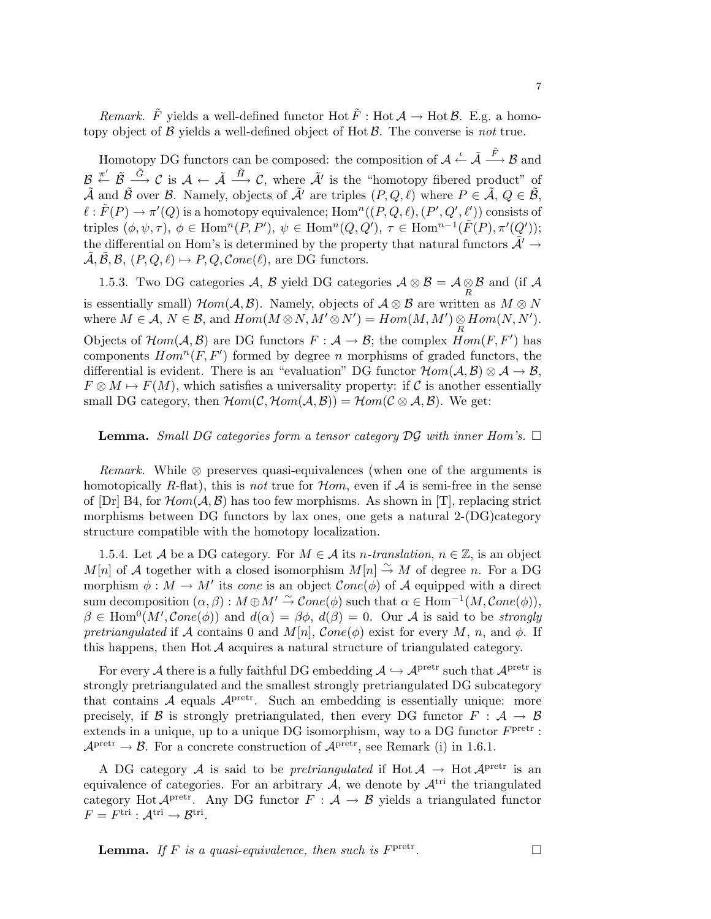*Remark.* $\tilde{F}$ yields a well-defined functor $\operatorname{Hot}\tilde{F} : \operatorname{Hot}\mathcal{A} \to \operatorname{Hot}\mathcal{B}$. E.g. a homotopy object of $\mathcal{B}$ yields a well-defined object of $\operatorname{Hot}\mathcal{B}$. The converse is *not* true.

Homotopy DG functors can be composed: the composition of $\mathcal{A} \overset{\iota}{\leftarrow} \tilde{\mathcal{A}} \overset{\tilde{F}}{\longrightarrow} \mathcal{B}$ and $\mathcal{B} \overset{\pi'}{\leftarrow} \tilde{\mathcal{B}} \overset{\tilde{G}}{\longrightarrow} \mathcal{C}$ is $\mathcal{A} \leftarrow \tilde{\mathcal{A}} \overset{\tilde{H}}{\longrightarrow} \mathcal{C}$, where $\tilde{\mathcal{A}}'$ is the "homotopy fibered product" of $\tilde{\mathcal{A}}$ and $\tilde{\mathcal{B}}$ over $\mathcal{B}$. Namely, objects of $\tilde{\mathcal{A}}'$ are triples $(P, Q, \ell)$ where $P \in \tilde{\mathcal{A}}$, $Q \in \tilde{\mathcal{B}}$, $\ell : \tilde{F}(P) \to \pi'(Q)$ is a homotopy equivalence; $\operatorname{Hom}^n((P,Q,\ell),(P',Q',\ell'))$ consists of triples $(\phi, \psi, \tau)$, $\phi \in \operatorname{Hom}^n(P, P')$, $\psi \in \operatorname{Hom}^n(Q, Q')$, $\tau \in \operatorname{Hom}^{n-1}(\tilde{F}(P), \pi'(Q'))$; the differential on Hom's is determined by the property that natural functors $\tilde{\mathcal{A}}' \to \tilde{\mathcal{A}}, \tilde{\mathcal{B}}, \mathcal{B}$, $(P,Q,\ell) \mapsto P, Q, \mathcal{C}one(\ell)$, are DG functors.

1.5.3. Two DG categories $\mathcal{A}$, $\mathcal{B}$ yield DG categories $\mathcal{A} \otimes \mathcal{B} = \mathcal{A} \underset{R}{\otimes} \mathcal{B}$ and (if $\mathcal{A}$ is essentially small) $\mathcal{H}om(\mathcal{A}, \mathcal{B})$. Namely, objects of $\mathcal{A} \otimes \mathcal{B}$ are written as $M \otimes N$ where $M \in \mathcal{A}$, $N \in \mathcal{B}$, and $Hom(M \otimes N, M' \otimes N') = Hom(M, M') \underset{R}{\otimes} Hom(N, N')$. Objects of $\mathcal{H}om(\mathcal{A}, \mathcal{B})$ are DG functors $F : \mathcal{A} \to \mathcal{B}$; the complex $Hom(F, F')$ has components $Hom^n(F, F')$ formed by degree $n$ morphisms of graded functors, the differential is evident. There is an "evaluation" DG functor $\mathcal{H}om(\mathcal{A}, \mathcal{B}) \otimes \mathcal{A} \to \mathcal{B}$, $F \otimes M \mapsto F(M)$, which satisfies a universality property: if $\mathcal{C}$ is another essentially small DG category, then $\mathcal{H}om(\mathcal{C}, \mathcal{H}om(\mathcal{A}, \mathcal{B})) = \mathcal{H}om(\mathcal{C} \otimes \mathcal{A}, \mathcal{B})$. We get:

**Lemma.** *Small DG categories form a tensor category $\mathcal{DG}$ with inner Hom's.* □

*Remark.* While $\otimes$ preserves quasi-equivalences (when one of the arguments is homotopically $R$-flat), this is *not* true for $\mathcal{H}om$, even if $\mathcal{A}$ is semi-free in the sense of [Dr] B4, for $\mathcal{H}om(\mathcal{A}, \mathcal{B})$ has too few morphisms. As shown in [T], replacing strict morphisms between DG functors by lax ones, one gets a natural 2-(DG)category structure compatible with the homotopy localization.

1.5.4. Let $\mathcal{A}$ be a DG category. For $M \in \mathcal{A}$ its *n-translation*, $n \in \mathbb{Z}$, is an object $M[n]$ of $\mathcal{A}$ together with a closed isomorphism $M[n] \overset{\sim}{\to} M$ of degree $n$. For a DG morphism $\phi : M \to M'$ its *cone* is an object $\mathcal{C}one(\phi)$ of $\mathcal{A}$ equipped with a direct sum decomposition $(\alpha, \beta) : M \oplus M' \overset{\sim}{\to} \mathcal{C}one(\phi)$ such that $\alpha \in \operatorname{Hom}^{-1}(M, \mathcal{C}one(\phi))$, $\beta \in \operatorname{Hom}^0(M', \mathcal{C}one(\phi))$ and $d(\alpha) = \beta\phi$, $d(\beta) = 0$. Our $\mathcal{A}$ is said to be *strongly pretriangulated* if $\mathcal{A}$ contains 0 and $M[n]$, $\mathcal{C}one(\phi)$ exist for every $M$, $n$, and $\phi$. If this happens, then $\operatorname{Hot}\mathcal{A}$ acquires a natural structure of triangulated category.

For every $\mathcal{A}$ there is a fully faithful DG embedding $\mathcal{A} \hookrightarrow \mathcal{A}^{\text{pretr}}$ such that $\mathcal{A}^{\text{pretr}}$ is strongly pretriangulated and the smallest strongly pretriangulated DG subcategory that contains $\mathcal{A}$ equals $\mathcal{A}^{\text{pretr}}$. Such an embedding is essentially unique: more precisely, if $\mathcal{B}$ is strongly pretriangulated, then every DG functor $F : \mathcal{A} \to \mathcal{B}$ extends in a unique, up to a unique DG isomorphism, way to a DG functor $F^{\text{pretr}} : \mathcal{A}^{\text{pretr}} \to \mathcal{B}$. For a concrete construction of $\mathcal{A}^{\text{pretr}}$, see Remark (i) in 1.6.1.

A DG category $\mathcal{A}$ is said to be *pretriangulated* if $\operatorname{Hot}\mathcal{A} \to \operatorname{Hot}\mathcal{A}^{\text{pretr}}$ is an equivalence of categories. For an arbitrary $\mathcal{A}$, we denote by $\mathcal{A}^{\text{tri}}$ the triangulated category $\operatorname{Hot}\mathcal{A}^{\text{pretr}}$. Any DG functor $F : \mathcal{A} \to \mathcal{B}$ yields a triangulated functor $F = F^{\text{tri}} : \mathcal{A}^{\text{tri}} \to \mathcal{B}^{\text{tri}}$.

**Lemma.** *If $F$ is a quasi-equivalence, then such is $F^{\text{pretr}}$.* □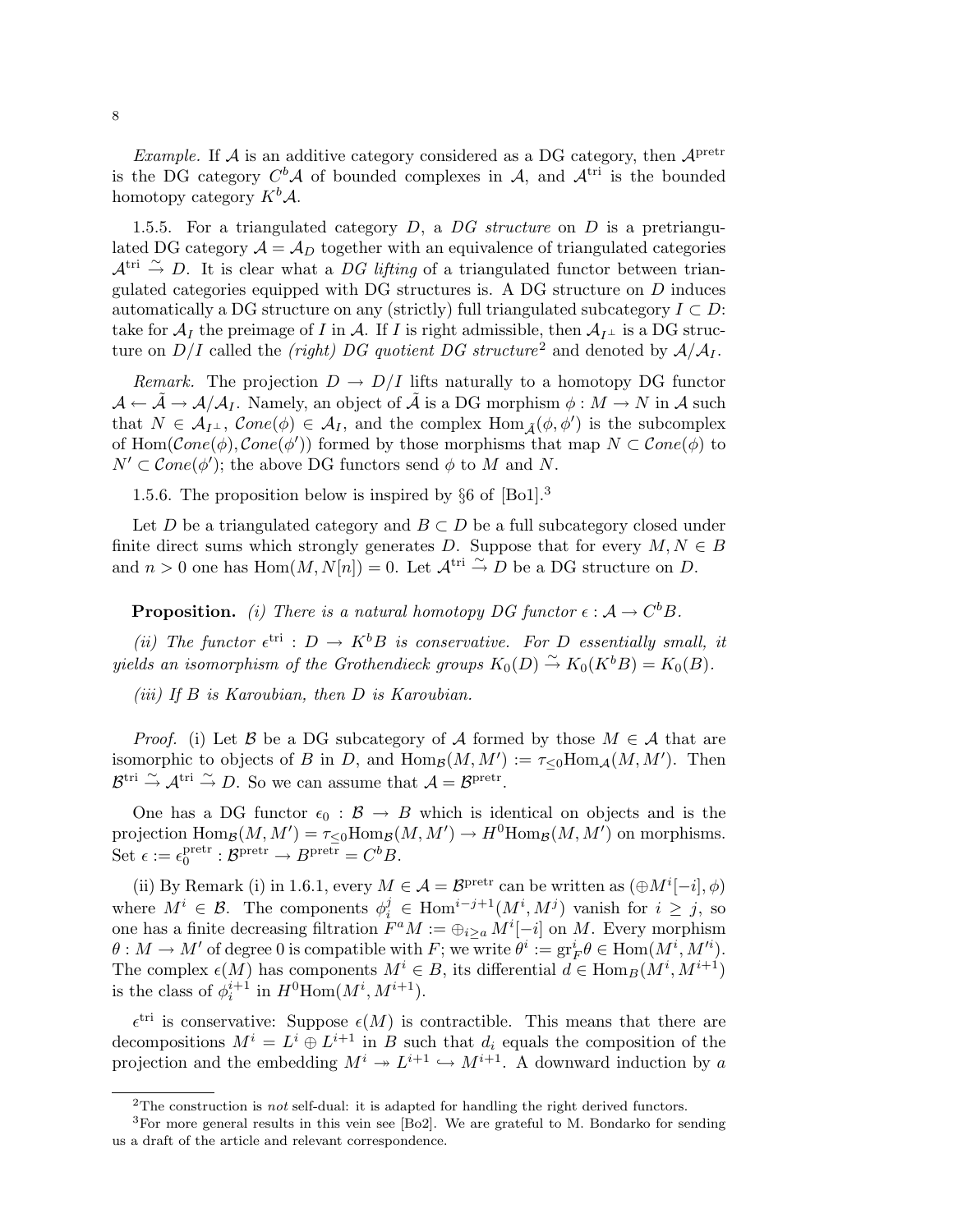*Example.* If $\mathcal{A}$ is an additive category considered as a DG category, then $\mathcal{A}^{\text{pretr}}$ is the DG category $C^b\mathcal{A}$ of bounded complexes in $\mathcal{A}$, and $\mathcal{A}^{\text{tri}}$ is the bounded homotopy category $K^b\mathcal{A}$.

1.5.5. For a triangulated category $D$, a *DG structure* on $D$ is a pretriangulated DG category $\mathcal{A} = \mathcal{A}_D$ together with an equivalence of triangulated categories $\mathcal{A}^{\text{tri}} \xrightarrow{\sim} D$. It is clear what a *DG lifting* of a triangulated functor between triangulated categories equipped with DG structures is. A DG structure on $D$ induces automatically a DG structure on any (strictly) full triangulated subcategory $I \subset D$: take for $\mathcal{A}_I$ the preimage of $I$ in $\mathcal{A}$. If $I$ is right admissible, then $\mathcal{A}_{I^\perp}$ is a DG structure on $D/I$ called the *(right) DG quotient DG structure*[2] and denoted by $\mathcal{A}/\mathcal{A}_I$.

*Remark.* The projection $D \to D/I$ lifts naturally to a homotopy DG functor $\mathcal{A} \leftarrow \tilde{\mathcal{A}} \to \mathcal{A}/\mathcal{A}_I$. Namely, an object of $\tilde{\mathcal{A}}$ is a DG morphism $\phi : M \to N$ in $\mathcal{A}$ such that $N \in \mathcal{A}_{I^\perp}$, $\mathcal{C}one(\phi) \in \mathcal{A}_I$, and the complex $\text{Hom}_{\tilde{\mathcal{A}}}(\phi, \phi')$ is the subcomplex of $\text{Hom}(\mathcal{C}one(\phi), \mathcal{C}one(\phi'))$ formed by those morphisms that map $N \subset \mathcal{C}one(\phi)$ to $N' \subset \mathcal{C}one(\phi')$; the above DG functors send $\phi$ to $M$ and $N$.

1.5.6. The proposition below is inspired by §6 of [Bo1].[3]

Let $D$ be a triangulated category and $B \subset D$ be a full subcategory closed under finite direct sums which strongly generates $D$. Suppose that for every $M, N \in B$ and $n > 0$ one has $\text{Hom}(M, N[n]) = 0$. Let $\mathcal{A}^{\text{tri}} \xrightarrow{\sim} D$ be a DG structure on $D$.

**Proposition.** *(i) There is a natural homotopy DG functor $\epsilon : \mathcal{A} \to C^b B$.*

*(ii) The functor $\epsilon^{\text{tri}} : D \to K^b B$ is conservative. For $D$ essentially small, it yields an isomorphism of the Grothendieck groups $K_0(D) \xrightarrow{\sim} K_0(K^b B) = K_0(B)$.*

*(iii) If $B$ is Karoubian, then $D$ is Karoubian.*

*Proof.* (i) Let $\mathcal{B}$ be a DG subcategory of $\mathcal{A}$ formed by those $M \in \mathcal{A}$ that are isomorphic to objects of $B$ in $D$, and $\text{Hom}_{\mathcal{B}}(M, M') := \tau_{\leq 0}\text{Hom}_{\mathcal{A}}(M, M')$. Then $\mathcal{B}^{\text{tri}} \xrightarrow{\sim} \mathcal{A}^{\text{tri}} \xrightarrow{\sim} D$. So we can assume that $\mathcal{A} = \mathcal{B}^{\text{pretr}}$.

One has a DG functor $\epsilon_0 : \mathcal{B} \to B$ which is identical on objects and is the projection $\text{Hom}_{\mathcal{B}}(M, M') = \tau_{\leq 0}\text{Hom}_{\mathcal{B}}(M, M') \to H^0\text{Hom}_{\mathcal{B}}(M, M')$ on morphisms. Set $\epsilon := \epsilon_0^{\text{pretr}} : \mathcal{B}^{\text{pretr}} \to B^{\text{pretr}} = C^b B$.

(ii) By Remark (i) in 1.6.1, every $M \in \mathcal{A} = \mathcal{B}^{\text{pretr}}$ can be written as $(\oplus M^i[-i], \phi)$ where $M^i \in \mathcal{B}$. The components $\phi_i^j \in \text{Hom}^{i-j+1}(M^i, M^j)$ vanish for $i \geq j$, so one has a finite decreasing filtration $F^a M := \oplus_{i \geq a} M^i[-i]$ on $M$. Every morphism $\theta : M \to M'$ of degree 0 is compatible with $F$; we write $\theta^i := \text{gr}_F^i \theta \in \text{Hom}(M^i, M'^i)$. The complex $\epsilon(M)$ has components $M^i \in B$, its differential $d \in \text{Hom}_B(M^i, M^{i+1})$ is the class of $\phi_i^{i+1}$ in $H^0\text{Hom}(M^i, M^{i+1})$.

$\epsilon^{\text{tri}}$ is conservative: Suppose $\epsilon(M)$ is contractible. This means that there are decompositions $M^i = L^i \oplus L^{i+1}$ in $B$ such that $d_i$ equals the composition of the projection and the embedding $M^i \twoheadrightarrow L^{i+1} \hookrightarrow M^{i+1}$. A downward induction by $a$

[2]The construction is *not* self-dual: it is adapted for handling the right derived functors.

[3]For more general results in this vein see [Bo2]. We are grateful to M. Bondarko for sending us a draft of the article and relevant correspondence.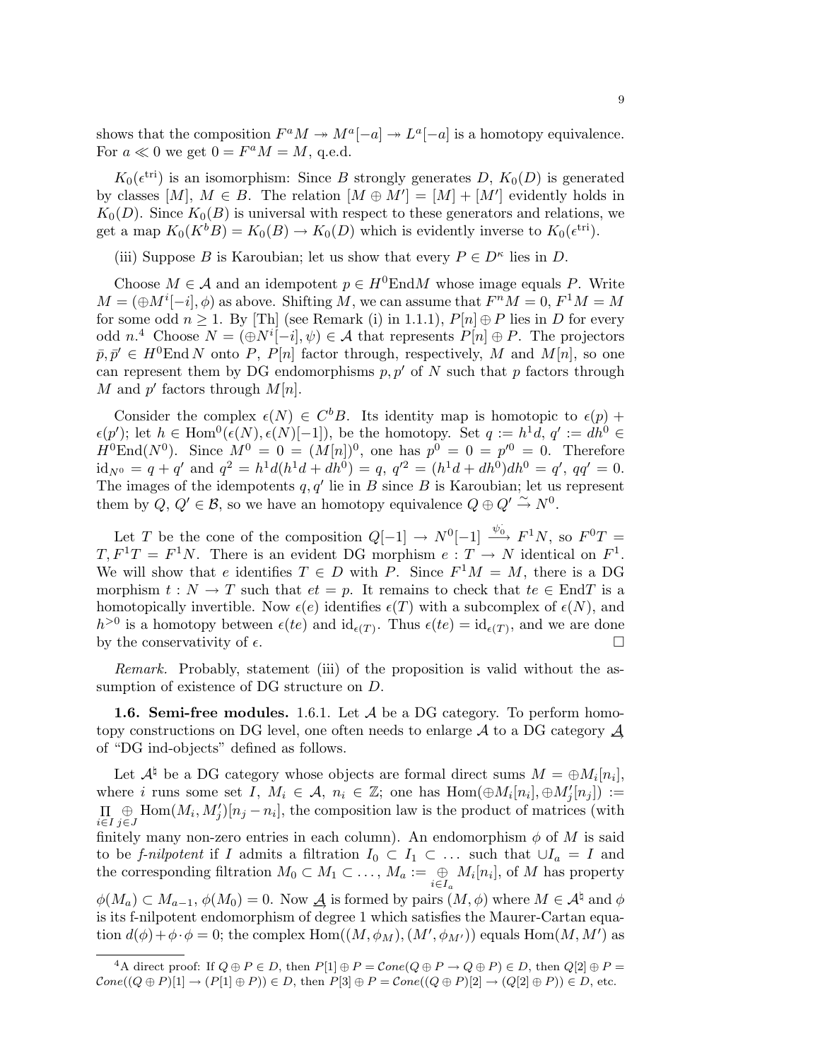shows that the composition $F^aM \twoheadrightarrow M^a[-a] \twoheadrightarrow L^a[-a]$ is a homotopy equivalence. For $a \ll 0$ we get $0 = F^aM = M$, q.e.d.

$K_0(\epsilon^{\rm tri})$ is an isomorphism: Since $B$ strongly generates $D$, $K_0(D)$ is generated by classes $[M]$, $M \in B$. The relation $[M \oplus M'] = [M] + [M']$ evidently holds in $K_0(D)$. Since $K_0(B)$ is universal with respect to these generators and relations, we get a map $K_0(K^bB) = K_0(B) \to K_0(D)$ which is evidently inverse to $K_0(\epsilon^{\rm tri})$.

(iii) Suppose $B$ is Karoubian; let us show that every $P \in D^\kappa$ lies in $D$.

Choose $M \in \mathcal{A}$ and an idempotent $p \in H^0\mathrm{End}M$ whose image equals $P$. Write $M = (\oplus M^i[-i], \phi)$ as above. Shifting $M$, we can assume that $F^nM = 0$, $F^1M = M$ for some odd $n \geq 1$. By [Th] (see Remark (i) in 1.1.1), $P[n] \oplus P$ lies in $D$ for every odd $n$.[4] Choose $N = (\oplus N^i[-i], \psi) \in \mathcal{A}$ that represents $P[n] \oplus P$. The projectors $\bar{p}, \bar{p}' \in H^0\mathrm{End}\, N$ onto $P$, $P[n]$ factor through, respectively, $M$ and $M[n]$, so one can represent them by DG endomorphisms $p, p'$ of $N$ such that $p$ factors through $M$ and $p'$ factors through $M[n]$.

Consider the complex $\epsilon(N) \in C^bB$. Its identity map is homotopic to $\epsilon(p) + \epsilon(p')$; let $h \in \mathrm{Hom}^0(\epsilon(N), \epsilon(N)[-1])$, be the homotopy. Set $q := h^1d$, $q' := dh^0 \in H^0\mathrm{End}(N^0)$. Since $M^0 = 0 = (M[n])^0$, one has $p^0 = 0 = p'^0 = 0$. Therefore $\mathrm{id}_{N^0} = q + q'$ and $q^2 = h^1d(h^1d + dh^0) = q$, $q'^2 = (h^1d + dh^0)dh^0 = q'$, $qq' = 0$. The images of the idempotents $q, q'$ lie in $B$ since $B$ is Karoubian; let us represent them by $Q$, $Q' \in \mathcal{B}$, so we have an homotopy equivalence $Q \oplus Q' \xrightarrow{\sim} N^0$.

Let $T$ be the cone of the composition $Q[-1] \to N^0[-1] \xrightarrow{\psi_0^\cdot} F^1N$, so $F^0T = T, F^1T = F^1N$. There is an evident DG morphism $e : T \to N$ identical on $F^1$. We will show that $e$ identifies $T \in D$ with $P$. Since $F^1M = M$, there is a DG morphism $t : N \to T$ such that $et = p$. It remains to check that $te \in \mathrm{End}T$ is a homotopically invertible. Now $\epsilon(e)$ identifies $\epsilon(T)$ with a subcomplex of $\epsilon(N)$, and $h^{>0}$ is a homotopy between $\epsilon(te)$ and $\mathrm{id}_{\epsilon(T)}$. Thus $\epsilon(te) = \mathrm{id}_{\epsilon(T)}$, and we are done by the conservativity of $\epsilon$. □

*Remark.* Probably, statement (iii) of the proposition is valid without the assumption of existence of DG structure on $D$.

**1.6. Semi-free modules.** 1.6.1. Let $\mathcal{A}$ be a DG category. To perform homotopy constructions on DG level, one often needs to enlarge $\mathcal{A}$ to a DG category $\underrightarrow{\mathcal{A}}$ of "DG ind-objects" defined as follows.

Let $\mathcal{A}^\natural$ be a DG category whose objects are formal direct sums $M = \oplus M_i[n_i]$, where $i$ runs some set $I$, $M_i \in \mathcal{A}$, $n_i \in \mathbb{Z}$; one has $\mathrm{Hom}(\oplus M_i[n_i], \oplus M'_j[n_j]) := \prod_{i\in I}\bigoplus_{j\in J} \mathrm{Hom}(M_i, M'_j)[n_j - n_i]$, the composition law is the product of matrices (with finitely many non-zero entries in each column). An endomorphism $\phi$ of $M$ is said to be *f-nilpotent* if $I$ admits a filtration $I_0 \subset I_1 \subset \ldots$ such that $\cup I_a = I$ and the corresponding filtration $M_0 \subset M_1 \subset \ldots$, $M_a := \bigoplus_{i\in I_a} M_i[n_i]$, of $M$ has property $\phi(M_a) \subset M_{a-1}$, $\phi(M_0) = 0$. Now $\underrightarrow{\mathcal{A}}$ is formed by pairs $(M, \phi)$ where $M \in \mathcal{A}^\natural$ and $\phi$ is its f-nilpotent endomorphism of degree 1 which satisfies the Maurer-Cartan equation $d(\phi) + \phi \cdot \phi = 0$; the complex $\mathrm{Hom}((M, \phi_M), (M', \phi_{M'}))$ equals $\mathrm{Hom}(M, M')$ as

---

[4] A direct proof: If $Q \oplus P \in D$, then $P[1] \oplus P = \mathcal{C}one(Q \oplus P \to Q \oplus P) \in D$, then $Q[2] \oplus P = \mathcal{C}one((Q \oplus P)[1] \to (P[1] \oplus P)) \in D$, then $P[3] \oplus P = \mathcal{C}one((Q \oplus P)[2] \to (Q[2] \oplus P)) \in D$, etc.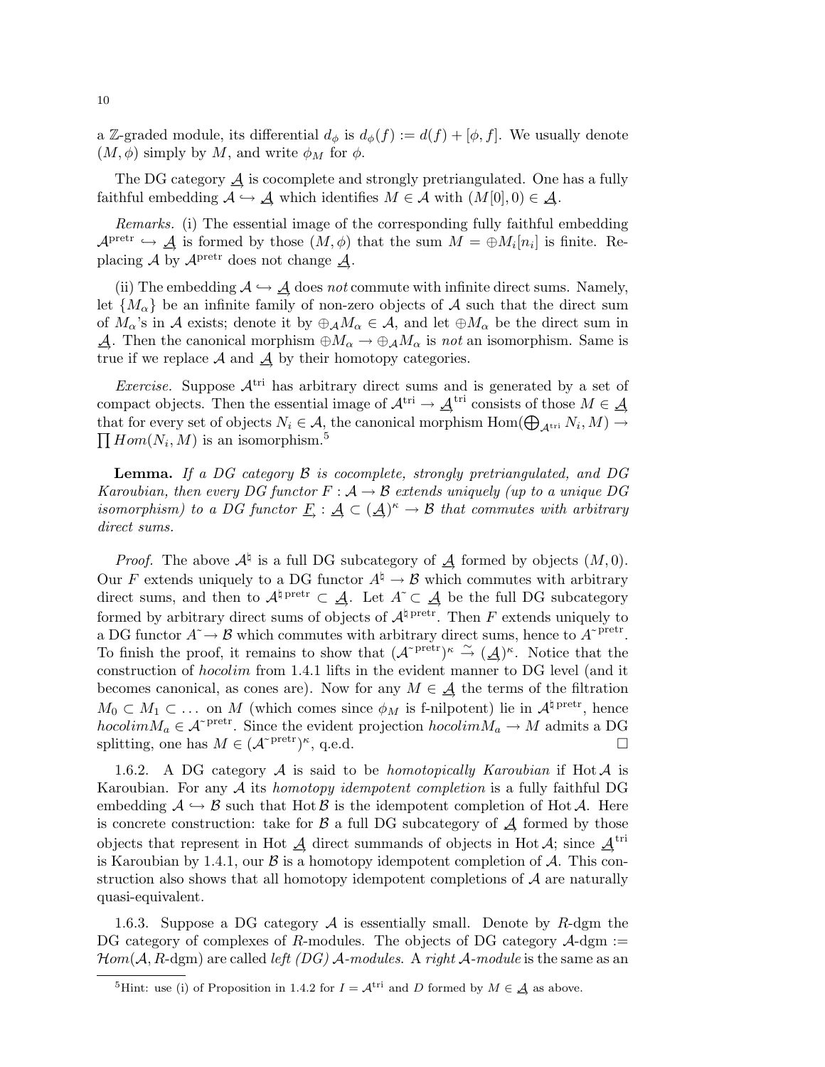a $\mathbb{Z}$-graded module, its differential $d_\phi$ is $d_\phi(f) := d(f) + [\phi, f]$. We usually denote $(M, \phi)$ simply by $M$, and write $\phi_M$ for $\phi$.

The DG category $\underrightarrow{\mathcal{A}}$ is cocomplete and strongly pretriangulated. One has a fully faithful embedding $\mathcal{A} \hookrightarrow \underrightarrow{\mathcal{A}}$ which identifies $M \in \mathcal{A}$ with $(M[0], 0) \in \underrightarrow{\mathcal{A}}$.

*Remarks.* (i) The essential image of the corresponding fully faithful embedding $\mathcal{A}^{\text{pretr}} \hookrightarrow \underrightarrow{\mathcal{A}}$ is formed by those $(M, \phi)$ that the sum $M = \oplus M_i[n_i]$ is finite. Replacing $\mathcal{A}$ by $\mathcal{A}^{\text{pretr}}$ does not change $\underrightarrow{\mathcal{A}}$.

(ii) The embedding $\mathcal{A} \hookrightarrow \underrightarrow{\mathcal{A}}$ does *not* commute with infinite direct sums. Namely, let $\{M_\alpha\}$ be an infinite family of non-zero objects of $\mathcal{A}$ such that the direct sum of $M_\alpha$'s in $\mathcal{A}$ exists; denote it by $\oplus_{\mathcal{A}} M_\alpha \in \mathcal{A}$, and let $\oplus M_\alpha$ be the direct sum in $\underrightarrow{\mathcal{A}}$. Then the canonical morphism $\oplus M_\alpha \to \oplus_{\mathcal{A}} M_\alpha$ is *not* an isomorphism. Same is true if we replace $\mathcal{A}$ and $\underrightarrow{\mathcal{A}}$ by their homotopy categories.

*Exercise.* Suppose $\mathcal{A}^{\text{tri}}$ has arbitrary direct sums and is generated by a set of compact objects. Then the essential image of $\mathcal{A}^{\text{tri}} \to \underrightarrow{\mathcal{A}}^{\text{tri}}$ consists of those $M \in \underrightarrow{\mathcal{A}}$ that for every set of objects $N_i \in \mathcal{A}$, the canonical morphism $\text{Hom}(\bigoplus_{\mathcal{A}^{\text{tri}}} N_i, M) \to \prod Hom(N_i, M)$ is an isomorphism.[5]

**Lemma.** *If a DG category $\mathcal{B}$ is cocomplete, strongly pretriangulated, and DG Karoubian, then every DG functor $F : \mathcal{A} \to \mathcal{B}$ extends uniquely (up to a unique DG isomorphism) to a DG functor $\underrightarrow{F} : \underrightarrow{\mathcal{A}} \subset (\underrightarrow{\mathcal{A}})^\kappa \to \mathcal{B}$ that commutes with arbitrary direct sums.*

*Proof.* The above $\mathcal{A}^\natural$ is a full DG subcategory of $\underrightarrow{\mathcal{A}}$ formed by objects $(M, 0)$. Our $F$ extends uniquely to a DG functor $A^\natural \to \mathcal{B}$ which commutes with arbitrary direct sums, and then to $\mathcal{A}^{\natural\,\text{pretr}} \subset \underrightarrow{\mathcal{A}}$. Let $A^\sim \subset \underrightarrow{\mathcal{A}}$ be the full DG subcategory formed by arbitrary direct sums of objects of $\mathcal{A}^{\natural\,\text{pretr}}$. Then $F$ extends uniquely to a DG functor $A^\sim \to \mathcal{B}$ which commutes with arbitrary direct sums, hence to $A^{\sim\,\text{pretr}}$. To finish the proof, it remains to show that $(\mathcal{A}^{\sim\,\text{pretr}})^\kappa \xrightarrow{\sim} (\underrightarrow{\mathcal{A}})^\kappa$. Notice that the construction of *hocolim* from 1.4.1 lifts in the evident manner to DG level (and it becomes canonical, as cones are). Now for any $M \in \underrightarrow{\mathcal{A}}$ the terms of the filtration $M_0 \subset M_1 \subset \dots$ on $M$ (which comes since $\phi_M$ is f-nilpotent) lie in $\mathcal{A}^{\natural\,\text{pretr}}$, hence $hocolim M_a \in \mathcal{A}^{\sim\,\text{pretr}}$. Since the evident projection $hocolim M_a \to M$ admits a DG splitting, one has $M \in (\mathcal{A}^{\sim\,\text{pretr}})^\kappa$, q.e.d. □

1.6.2. A DG category $\mathcal{A}$ is said to be *homotopically Karoubian* if $\text{Hot}\,\mathcal{A}$ is Karoubian. For any $\mathcal{A}$ its *homotopy idempotent completion* is a fully faithful DG embedding $\mathcal{A} \hookrightarrow \mathcal{B}$ such that $\text{Hot}\,\mathcal{B}$ is the idempotent completion of $\text{Hot}\,\mathcal{A}$. Here is concrete construction: take for $\mathcal{B}$ a full DG subcategory of $\underrightarrow{\mathcal{A}}$ formed by those objects that represent in $\text{Hot}\,\underrightarrow{\mathcal{A}}$ direct summands of objects in $\text{Hot}\,\mathcal{A}$; since $\underrightarrow{\mathcal{A}}^{\text{tri}}$ is Karoubian by 1.4.1, our $\mathcal{B}$ is a homotopy idempotent completion of $\mathcal{A}$. This construction also shows that all homotopy idempotent completions of $\mathcal{A}$ are naturally quasi-equivalent.

1.6.3. Suppose a DG category $\mathcal{A}$ is essentially small. Denote by $R$-dgm the DG category of complexes of $R$-modules. The objects of DG category $\mathcal{A}$-dgm $:= \mathcal{H}om(\mathcal{A}, R\text{-dgm})$ are called *left (DG) $\mathcal{A}$-modules*. A *right $\mathcal{A}$-module* is the same as an

[5] Hint: use (i) of Proposition in 1.4.2 for $I = \mathcal{A}^{\text{tri}}$ and $D$ formed by $M \in \underrightarrow{\mathcal{A}}$ as above.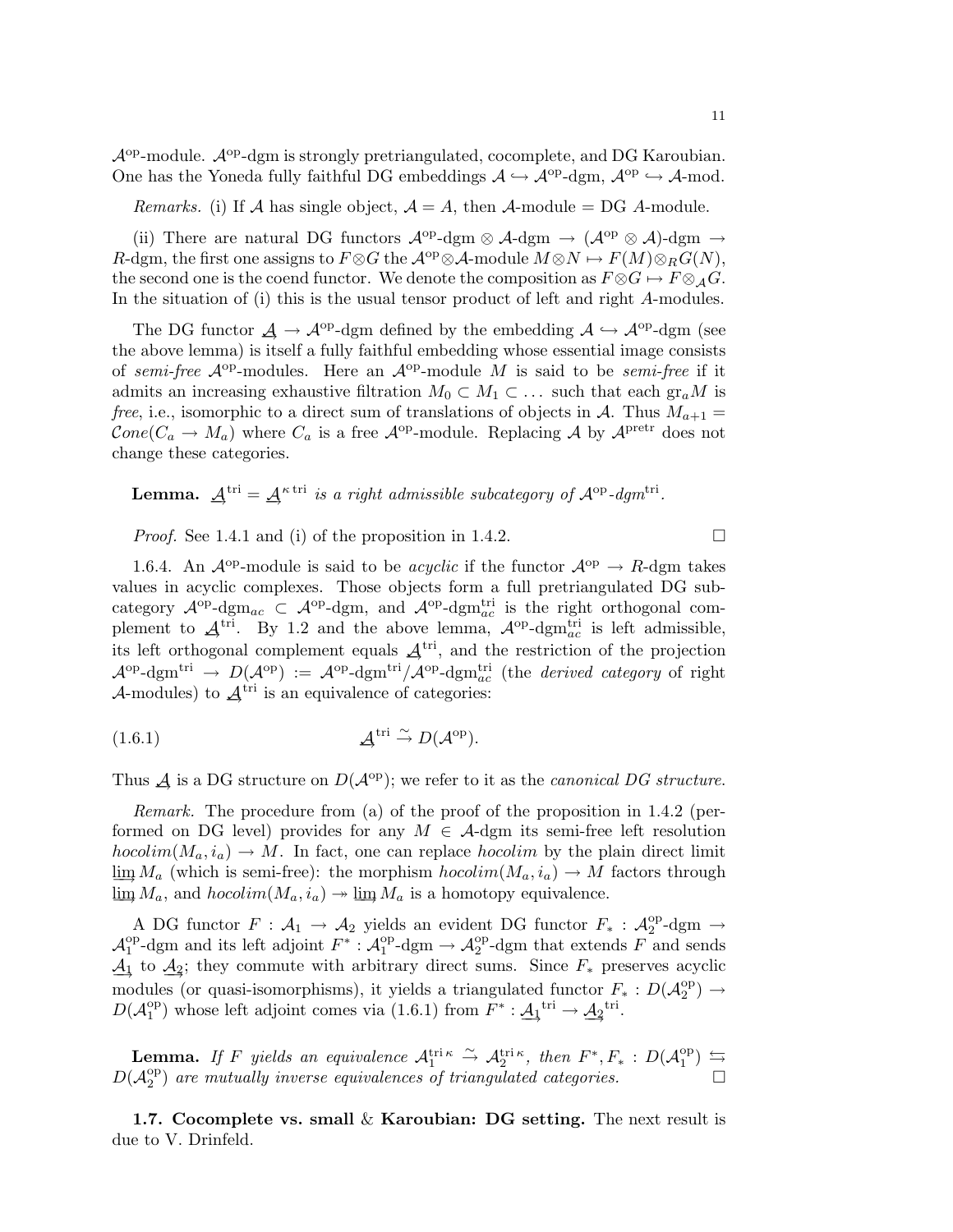$\mathcal{A}^{\rm op}$-module. $\mathcal{A}^{\rm op}$-dgm is strongly pretriangulated, cocomplete, and DG Karoubian. One has the Yoneda fully faithful DG embeddings $\mathcal{A} \hookrightarrow \mathcal{A}^{\rm op}$-dgm, $\mathcal{A}^{\rm op} \hookrightarrow \mathcal{A}$-mod.

*Remarks.* (i) If $\mathcal{A}$ has single object, $\mathcal{A} = A$, then $\mathcal{A}$-module = DG $A$-module.

(ii) There are natural DG functors $\mathcal{A}^{\rm op}$-dgm $\otimes$ $\mathcal{A}$-dgm $\to$ $(\mathcal{A}^{\rm op} \otimes \mathcal{A})$-dgm $\to$ $R$-dgm, the first one assigns to $F \otimes G$ the $\mathcal{A}^{\rm op} \otimes \mathcal{A}$-module $M \otimes N \mapsto F(M) \otimes_R G(N)$, the second one is the coend functor. We denote the composition as $F \otimes G \mapsto F \otimes_{\mathcal{A}} G$. In the situation of (i) this is the usual tensor product of left and right $A$-modules.

The DG functor $\underrightarrow{\mathcal{A}} \to \mathcal{A}^{\rm op}$-dgm defined by the embedding $\mathcal{A} \hookrightarrow \mathcal{A}^{\rm op}$-dgm (see the above lemma) is itself a fully faithful embedding whose essential image consists of *semi-free* $\mathcal{A}^{\rm op}$-modules. Here an $\mathcal{A}^{\rm op}$-module $M$ is said to be *semi-free* if it admits an increasing exhaustive filtration $M_0 \subset M_1 \subset \dots$ such that each ${\rm gr}_a M$ is *free*, i.e., isomorphic to a direct sum of translations of objects in $\mathcal{A}$. Thus $M_{a+1} = \mathcal{C}one(C_a \to M_a)$ where $C_a$ is a free $\mathcal{A}^{\rm op}$-module. Replacing $\mathcal{A}$ by $\mathcal{A}^{\rm pretr}$ does not change these categories.

**Lemma.** *$\underrightarrow{\mathcal{A}}^{\rm tri} = \underrightarrow{\mathcal{A}}^{\kappa\,{\rm tri}}$ is a right admissible subcategory of $\mathcal{A}^{\rm op}$-dgm$^{\rm tri}$.*

*Proof.* See 1.4.1 and (i) of the proposition in 1.4.2. $\square$

1.6.4. An $\mathcal{A}^{\rm op}$-module is said to be *acyclic* if the functor $\mathcal{A}^{\rm op} \to R$-dgm takes values in acyclic complexes. Those objects form a full pretriangulated DG subcategory $\mathcal{A}^{\rm op}$-dgm$_{ac} \subset \mathcal{A}^{\rm op}$-dgm, and $\mathcal{A}^{\rm op}$-dgm$^{\rm tri}_{ac}$ is the right orthogonal complement to $\underrightarrow{\mathcal{A}}^{\rm tri}$. By 1.2 and the above lemma, $\mathcal{A}^{\rm op}$-dgm$^{\rm tri}_{ac}$ is left admissible, its left orthogonal complement equals $\underrightarrow{\mathcal{A}}^{\rm tri}$, and the restriction of the projection $\mathcal{A}^{\rm op}$-dgm$^{\rm tri} \to D(\mathcal{A}^{\rm op}) := \mathcal{A}^{\rm op}$-dgm$^{\rm tri}/\mathcal{A}^{\rm op}$-dgm$^{\rm tri}_{ac}$ (the *derived category* of right $\mathcal{A}$-modules) to $\underrightarrow{\mathcal{A}}^{\rm tri}$ is an equivalence of categories:

$$\underrightarrow{\mathcal{A}}^{\rm tri} \xrightarrow{\sim} D(\mathcal{A}^{\rm op}). \tag{1.6.1}$$

Thus $\underrightarrow{\mathcal{A}}$ is a DG structure on $D(\mathcal{A}^{\rm op})$; we refer to it as the *canonical DG structure*.

*Remark.* The procedure from (a) of the proof of the proposition in 1.4.2 (performed on DG level) provides for any $M \in \mathcal{A}$-dgm its semi-free left resolution $hocolim(M_a, i_a) \to M$. In fact, one can replace $hocolim$ by the plain direct limit $\varinjlim M_a$ (which is semi-free): the morphism $hocolim(M_a, i_a) \to M$ factors through $\varinjlim M_a$, and $hocolim(M_a, i_a) \twoheadrightarrow \varinjlim M_a$ is a homotopy equivalence.

A DG functor $F : \mathcal{A}_1 \to \mathcal{A}_2$ yields an evident DG functor $F_* : \mathcal{A}_2^{\rm op}$-dgm $\to$ $\mathcal{A}_1^{\rm op}$-dgm and its left adjoint $F^* : \mathcal{A}_1^{\rm op}$-dgm $\to \mathcal{A}_2^{\rm op}$-dgm that extends $F$ and sends $\underrightarrow{\mathcal{A}_1}$ to $\underrightarrow{\mathcal{A}_2}$; they commute with arbitrary direct sums. Since $F_*$ preserves acyclic modules (or quasi-isomorphisms), it yields a triangulated functor $F_* : D(\mathcal{A}_2^{\rm op}) \to D(\mathcal{A}_1^{\rm op})$ whose left adjoint comes via (1.6.1) from $F^* : \underrightarrow{\mathcal{A}_1}^{\rm tri} \to \underrightarrow{\mathcal{A}_2}^{\rm tri}$.

**Lemma.** *If $F$ yields an equivalence $\mathcal{A}_1^{{\rm tri}\,\kappa} \xrightarrow{\sim} \mathcal{A}_2^{{\rm tri}\,\kappa}$, then $F^*, F_* : D(\mathcal{A}_1^{\rm op}) \leftrightarrows D(\mathcal{A}_2^{\rm op})$ are mutually inverse equivalences of triangulated categories.* $\square$

**1.7. Cocomplete vs. small & Karoubian: DG setting.** The next result is due to V. Drinfeld.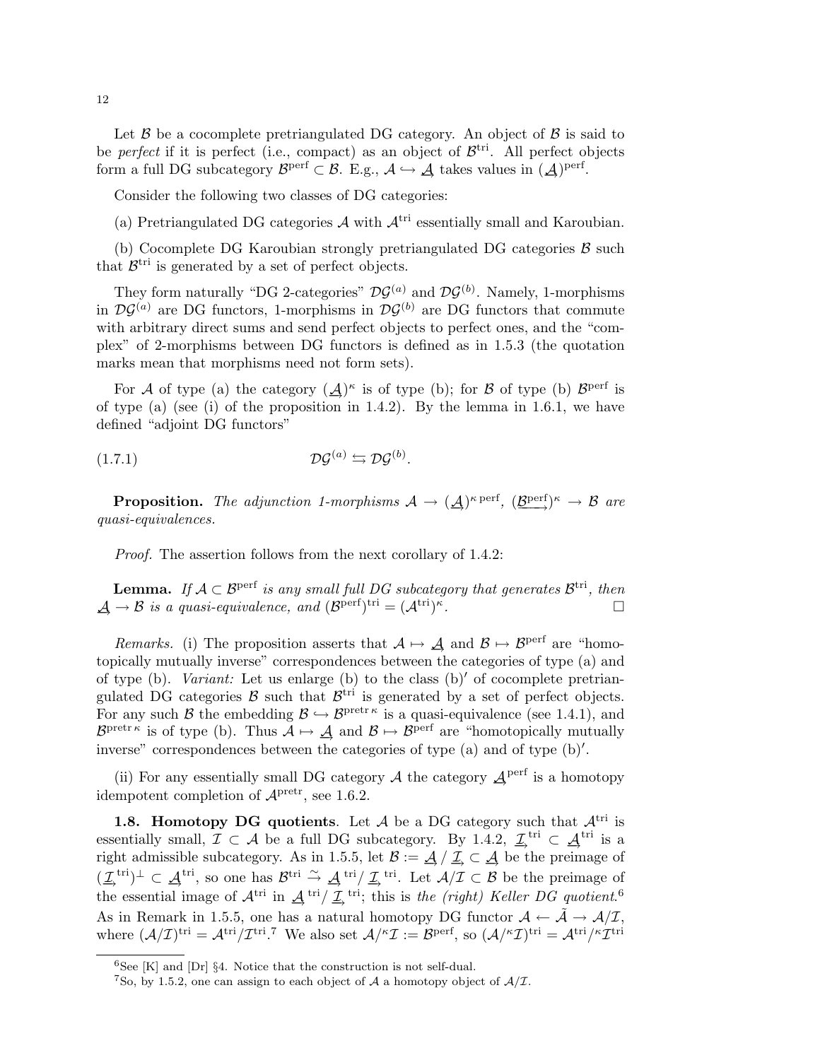Let $\mathcal{B}$ be a cocomplete pretriangulated DG category. An object of $\mathcal{B}$ is said to be *perfect* if it is perfect (i.e., compact) as an object of $\mathcal{B}^{\text{tri}}$. All perfect objects form a full DG subcategory $\mathcal{B}^{\text{perf}} \subset \mathcal{B}$. E.g., $\mathcal{A} \hookrightarrow \underrightarrow{\mathcal{A}}$ takes values in $(\underrightarrow{\mathcal{A}})^{\text{perf}}$.

Consider the following two classes of DG categories:

(a) Pretriangulated DG categories $\mathcal{A}$ with $\mathcal{A}^{\text{tri}}$ essentially small and Karoubian.

(b) Cocomplete DG Karoubian strongly pretriangulated DG categories $\mathcal{B}$ such that $\mathcal{B}^{\text{tri}}$ is generated by a set of perfect objects.

They form naturally "DG 2-categories" $\mathcal{DG}^{(a)}$ and $\mathcal{DG}^{(b)}$. Namely, 1-morphisms in $\mathcal{DG}^{(a)}$ are DG functors, 1-morphisms in $\mathcal{DG}^{(b)}$ are DG functors that commute with arbitrary direct sums and send perfect objects to perfect ones, and the "complex" of 2-morphisms between DG functors is defined as in 1.5.3 (the quotation marks mean that morphisms need not form sets).

For $\mathcal{A}$ of type (a) the category $(\underrightarrow{\mathcal{A}})^{\kappa}$ is of type (b); for $\mathcal{B}$ of type (b) $\mathcal{B}^{\text{perf}}$ is of type (a) (see (i) of the proposition in 1.4.2). By the lemma in 1.6.1, we have defined "adjoint DG functors"

$$\mathcal{DG}^{(a)} \leftrightarrows \mathcal{DG}^{(b)}. \tag{1.7.1}$$

**Proposition.** *The adjunction 1-morphisms $\mathcal{A} \to (\underrightarrow{\mathcal{A}})^{\kappa\,\text{perf}}$, $(\underrightarrow{\mathcal{B}^{\text{perf}}})^{\kappa} \to \mathcal{B}$ are quasi-equivalences.*

*Proof.* The assertion follows from the next corollary of 1.4.2:

**Lemma.** *If $\mathcal{A} \subset \mathcal{B}^{\text{perf}}$ is any small full DG subcategory that generates $\mathcal{B}^{\text{tri}}$, then $\underrightarrow{\mathcal{A}} \to \mathcal{B}$ is a quasi-equivalence, and $(\mathcal{B}^{\text{perf}})^{\text{tri}} = (\mathcal{A}^{\text{tri}})^{\kappa}$.* □

*Remarks.* (i) The proposition asserts that $\mathcal{A} \mapsto \underrightarrow{\mathcal{A}}$ and $\mathcal{B} \mapsto \mathcal{B}^{\text{perf}}$ are "homotopically mutually inverse" correspondences between the categories of type (a) and of type (b). *Variant:* Let us enlarge (b) to the class (b)$'$ of cocomplete pretriangulated DG categories $\mathcal{B}$ such that $\mathcal{B}^{\text{tri}}$ is generated by a set of perfect objects. For any such $\mathcal{B}$ the embedding $\mathcal{B} \hookrightarrow \mathcal{B}^{\text{pretr}\,\kappa}$ is a quasi-equivalence (see 1.4.1), and $\mathcal{B}^{\text{pretr}\,\kappa}$ is of type (b). Thus $\mathcal{A} \mapsto \underrightarrow{\mathcal{A}}$ and $\mathcal{B} \mapsto \mathcal{B}^{\text{perf}}$ are "homotopically mutually inverse" correspondences between the categories of type (a) and of type (b)$'$.

(ii) For any essentially small DG category $\mathcal{A}$ the category $\underrightarrow{\mathcal{A}}^{\text{perf}}$ is a homotopy idempotent completion of $\mathcal{A}^{\text{pretr}}$, see 1.6.2.

**1.8. Homotopy DG quotients**. Let $\mathcal{A}$ be a DG category such that $\mathcal{A}^{\text{tri}}$ is essentially small, $\mathcal{I} \subset \mathcal{A}$ be a full DG subcategory. By 1.4.2, $\underrightarrow{\mathcal{I}}^{\text{tri}} \subset \underrightarrow{\mathcal{A}}^{\text{tri}}$ is a right admissible subcategory. As in 1.5.5, let $\mathcal{B} := \underrightarrow{\mathcal{A}} \,/\, \underrightarrow{\mathcal{I}} \subset \underrightarrow{\mathcal{A}}$ be the preimage of $(\underrightarrow{\mathcal{I}}^{\text{tri}})^{\perp} \subset \underrightarrow{\mathcal{A}}^{\text{tri}}$, so one has $\mathcal{B}^{\text{tri}} \xrightarrow{\sim} \underrightarrow{\mathcal{A}}^{\text{tri}} / \underrightarrow{\mathcal{I}}^{\text{tri}}$. Let $\mathcal{A}/\mathcal{I} \subset \mathcal{B}$ be the preimage of the essential image of $\mathcal{A}^{\text{tri}}$ in $\underrightarrow{\mathcal{A}}^{\text{tri}} / \underrightarrow{\mathcal{I}}^{\text{tri}}$; this is *the (right) Keller DG quotient*.[6] As in Remark in 1.5.5, one has a natural homotopy DG functor $\mathcal{A} \leftarrow \tilde{\mathcal{A}} \to \mathcal{A}/\mathcal{I}$, where $(\mathcal{A}/\mathcal{I})^{\text{tri}} = \mathcal{A}^{\text{tri}}/\mathcal{I}^{\text{tri}}$.[7] We also set $\mathcal{A}/^{\kappa}\mathcal{I} := \mathcal{B}^{\text{perf}}$, so $(\mathcal{A}/^{\kappa}\mathcal{I})^{\text{tri}} = \mathcal{A}^{\text{tri}}/^{\kappa}\mathcal{I}^{\text{tri}}$

[6] See [K] and [Dr] §4. Notice that the construction is not self-dual.

[7] So, by 1.5.2, one can assign to each object of $\mathcal{A}$ a homotopy object of $\mathcal{A}/\mathcal{I}$.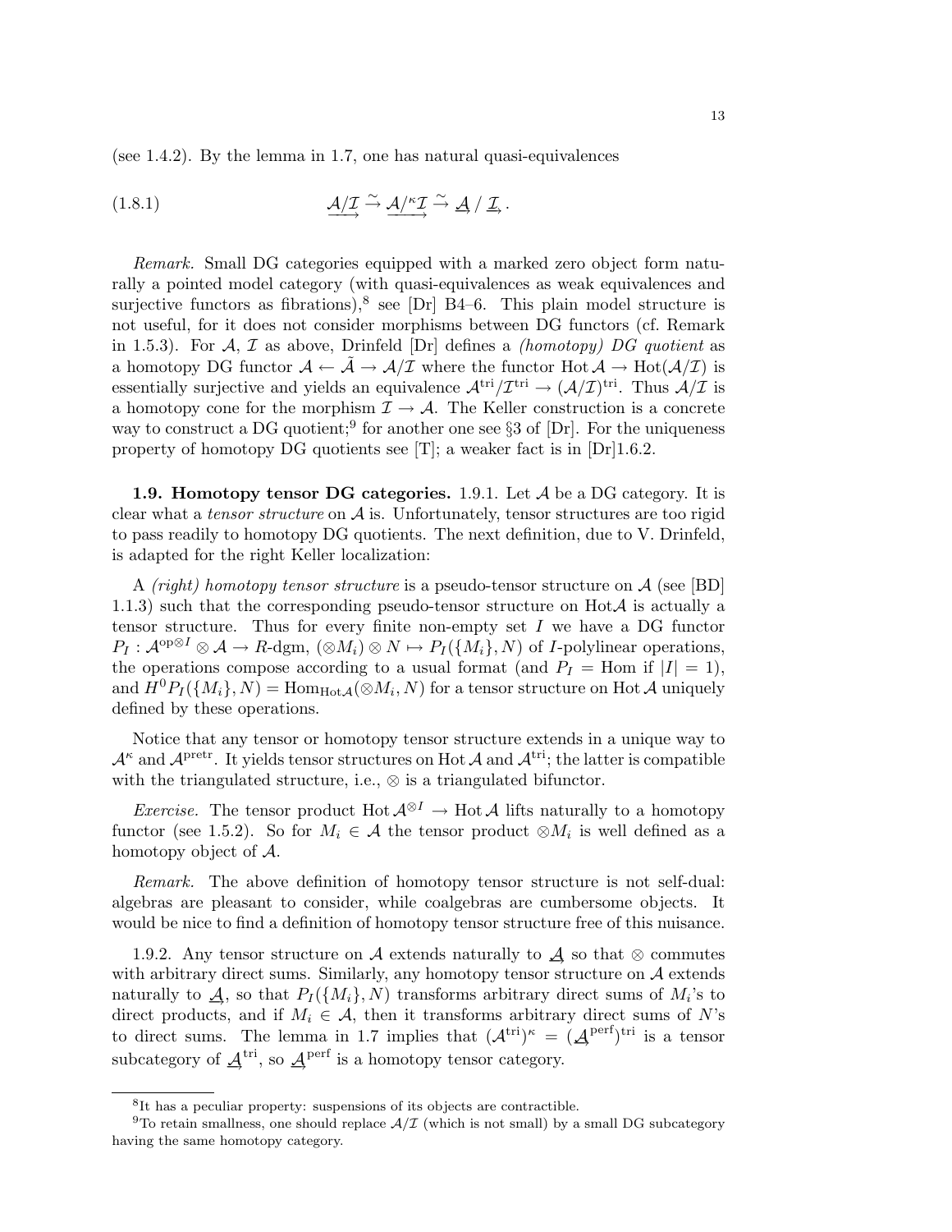(see 1.4.2). By the lemma in 1.7, one has natural quasi-equivalences

$$\underrightarrow{\mathcal{A}/\mathcal{I}} \xrightarrow{\sim} \underrightarrow{\mathcal{A}/^{\kappa}\mathcal{I}} \xrightarrow{\sim} \underrightarrow{\mathcal{A}} \,/\, \underrightarrow{\mathcal{I}}\,. \tag{1.8.1}$$

*Remark.* Small DG categories equipped with a marked zero object form naturally a pointed model category (with quasi-equivalences as weak equivalences and surjective functors as fibrations),[8] see [Dr] B4–6. This plain model structure is not useful, for it does not consider morphisms between DG functors (cf. Remark in 1.5.3). For $\mathcal{A}$, $\mathcal{I}$ as above, Drinfeld [Dr] defines a *(homotopy) DG quotient* as a homotopy DG functor $\mathcal{A} \leftarrow \tilde{\mathcal{A}} \to \mathcal{A}/\mathcal{I}$ where the functor $\operatorname{Hot}\mathcal{A} \to \operatorname{Hot}(\mathcal{A}/\mathcal{I})$ is essentially surjective and yields an equivalence $\mathcal{A}^{\mathrm{tri}}/\mathcal{I}^{\mathrm{tri}} \to (\mathcal{A}/\mathcal{I})^{\mathrm{tri}}$. Thus $\mathcal{A}/\mathcal{I}$ is a homotopy cone for the morphism $\mathcal{I} \to \mathcal{A}$. The Keller construction is a concrete way to construct a DG quotient;[9] for another one see §3 of [Dr]. For the uniqueness property of homotopy DG quotients see [T]; a weaker fact is in [Dr]1.6.2.

**1.9. Homotopy tensor DG categories.** 1.9.1. Let $\mathcal{A}$ be a DG category. It is clear what a *tensor structure* on $\mathcal{A}$ is. Unfortunately, tensor structures are too rigid to pass readily to homotopy DG quotients. The next definition, due to V. Drinfeld, is adapted for the right Keller localization:

A *(right) homotopy tensor structure* is a pseudo-tensor structure on $\mathcal{A}$ (see [BD] 1.1.3) such that the corresponding pseudo-tensor structure on $\operatorname{Hot}\mathcal{A}$ is actually a tensor structure. Thus for every finite non-empty set $I$ we have a DG functor $P_I : \mathcal{A}^{\mathrm{op}\otimes I} \otimes \mathcal{A} \to R\text{-dgm}$, $(\otimes M_i) \otimes N \mapsto P_I(\{M_i\}, N)$ of $I$-polylinear operations, the operations compose according to a usual format (and $P_I = \operatorname{Hom}$ if $|I| = 1$), and $H^0 P_I(\{M_i\}, N) = \operatorname{Hom}_{\operatorname{Hot}\mathcal{A}}(\otimes M_i, N)$ for a tensor structure on $\operatorname{Hot}\mathcal{A}$ uniquely defined by these operations.

Notice that any tensor or homotopy tensor structure extends in a unique way to $\mathcal{A}^{\kappa}$ and $\mathcal{A}^{\mathrm{pretr}}$. It yields tensor structures on $\operatorname{Hot}\mathcal{A}$ and $\mathcal{A}^{\mathrm{tri}}$; the latter is compatible with the triangulated structure, i.e., $\otimes$ is a triangulated bifunctor.

*Exercise.* The tensor product $\operatorname{Hot}\mathcal{A}^{\otimes I} \to \operatorname{Hot}\mathcal{A}$ lifts naturally to a homotopy functor (see 1.5.2). So for $M_i \in \mathcal{A}$ the tensor product $\otimes M_i$ is well defined as a homotopy object of $\mathcal{A}$.

*Remark.* The above definition of homotopy tensor structure is not self-dual: algebras are pleasant to consider, while coalgebras are cumbersome objects. It would be nice to find a definition of homotopy tensor structure free of this nuisance.

1.9.2. Any tensor structure on $\mathcal{A}$ extends naturally to $\underrightarrow{\mathcal{A}}$ so that $\otimes$ commutes with arbitrary direct sums. Similarly, any homotopy tensor structure on $\mathcal{A}$ extends naturally to $\underrightarrow{\mathcal{A}}$, so that $P_I(\{M_i\}, N)$ transforms arbitrary direct sums of $M_i$'s to direct products, and if $M_i \in \mathcal{A}$, then it transforms arbitrary direct sums of $N$'s to direct sums. The lemma in 1.7 implies that $(\mathcal{A}^{\mathrm{tri}})^{\kappa} = (\underrightarrow{\mathcal{A}}^{\mathrm{perf}})^{\mathrm{tri}}$ is a tensor subcategory of $\underrightarrow{\mathcal{A}}^{\mathrm{tri}}$, so $\underrightarrow{\mathcal{A}}^{\mathrm{perf}}$ is a homotopy tensor category.

---

[8] It has a peculiar property: suspensions of its objects are contractible.

[9] To retain smallness, one should replace $\mathcal{A}/\mathcal{I}$ (which is not small) by a small DG subcategory having the same homotopy category.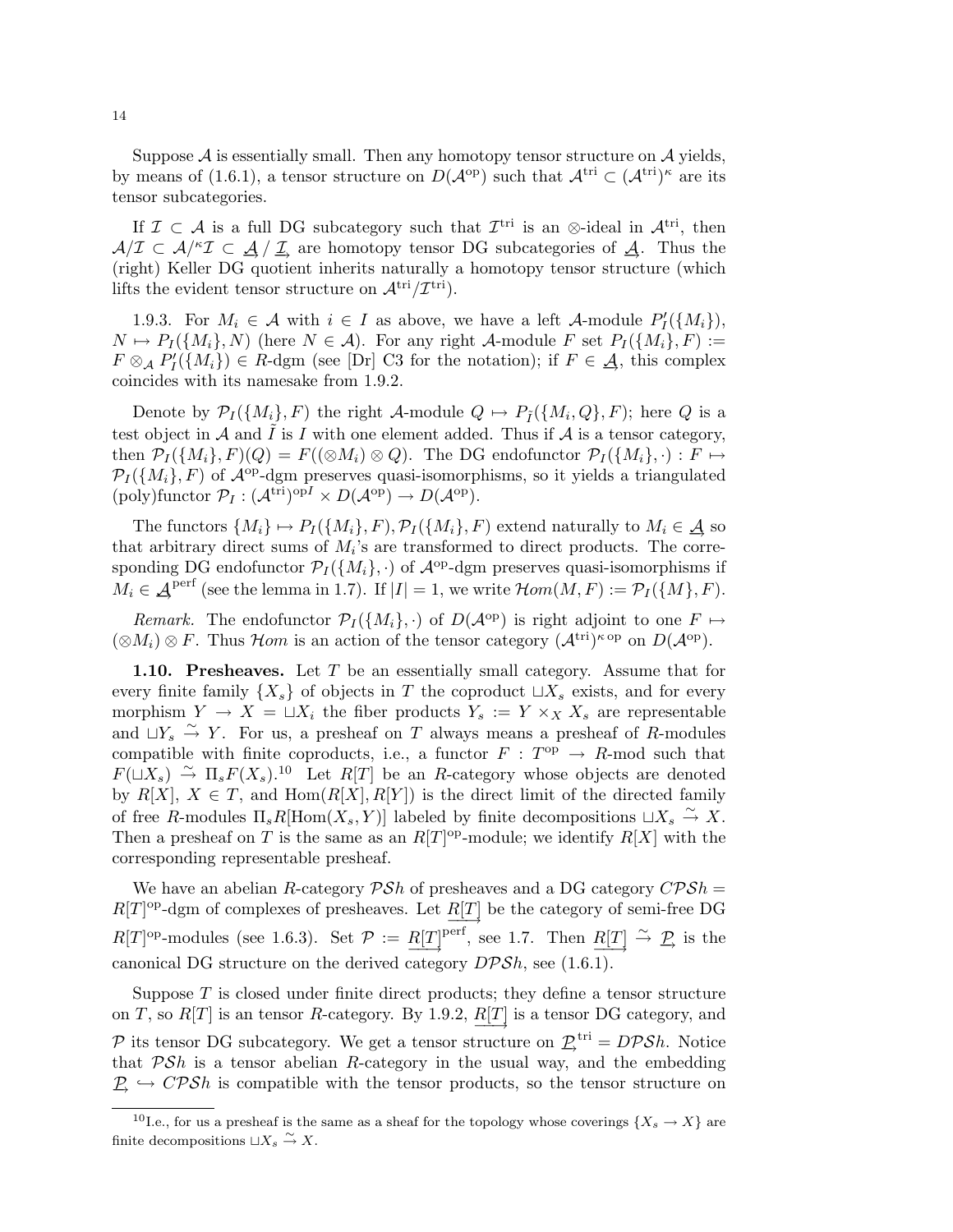Suppose $\mathcal{A}$ is essentially small. Then any homotopy tensor structure on $\mathcal{A}$ yields, by means of (1.6.1), a tensor structure on $D(\mathcal{A}^{\text{op}})$ such that $\mathcal{A}^{\text{tri}} \subset (\mathcal{A}^{\text{tri}})^{\kappa}$ are its tensor subcategories.

If $\mathcal{I} \subset \mathcal{A}$ is a full DG subcategory such that $\mathcal{I}^{\text{tri}}$ is an $\otimes$-ideal in $\mathcal{A}^{\text{tri}}$, then $\mathcal{A}/\mathcal{I} \subset \mathcal{A}/^{\kappa}\mathcal{I} \subset \underrightarrow{\mathcal{A}} / \underrightarrow{\mathcal{I}}$ are homotopy tensor DG subcategories of $\underrightarrow{\mathcal{A}}$. Thus the (right) Keller DG quotient inherits naturally a homotopy tensor structure (which lifts the evident tensor structure on $\mathcal{A}^{\text{tri}}/\mathcal{I}^{\text{tri}}$).

1.9.3. For $M_i \in \mathcal{A}$ with $i \in I$ as above, we have a left $\mathcal{A}$-module $P'_I(\{M_i\})$, $N \mapsto P_I(\{M_i\}, N)$ (here $N \in \mathcal{A}$). For any right $\mathcal{A}$-module $F$ set $P_I(\{M_i\}, F) := F \otimes_{\mathcal{A}} P'_I(\{M_i\}) \in R$-dgm (see [Dr] C3 for the notation); if $F \in \underrightarrow{\mathcal{A}}$, this complex coincides with its namesake from 1.9.2.

Denote by $\mathcal{P}_I(\{M_i\}, F)$ the right $\mathcal{A}$-module $Q \mapsto P_{\tilde{I}}(\{M_i, Q\}, F)$; here $Q$ is a test object in $\mathcal{A}$ and $\tilde{I}$ is $I$ with one element added. Thus if $\mathcal{A}$ is a tensor category, then $\mathcal{P}_I(\{M_i\}, F)(Q) = F((\otimes M_i) \otimes Q)$. The DG endofunctor $\mathcal{P}_I(\{M_i\}, \cdot) : F \mapsto \mathcal{P}_I(\{M_i\}, F)$ of $\mathcal{A}^{\text{op}}$-dgm preserves quasi-isomorphisms, so it yields a triangulated (poly)functor $\mathcal{P}_I : (\mathcal{A}^{\text{tri}})^{\text{op}I} \times D(\mathcal{A}^{\text{op}}) \to D(\mathcal{A}^{\text{op}})$.

The functors $\{M_i\} \mapsto P_I(\{M_i\}, F), \mathcal{P}_I(\{M_i\}, F)$ extend naturally to $M_i \in \underrightarrow{\mathcal{A}}$ so that arbitrary direct sums of $M_i$'s are transformed to direct products. The corresponding DG endofunctor $\mathcal{P}_I(\{M_i\}, \cdot)$ of $\mathcal{A}^{\text{op}}$-dgm preserves quasi-isomorphisms if $M_i \in \underrightarrow{\mathcal{A}}^{\text{perf}}$ (see the lemma in 1.7). If $|I| = 1$, we write $\mathcal{H}om(M, F) := \mathcal{P}_I(\{M\}, F)$.

*Remark.* The endofunctor $\mathcal{P}_I(\{M_i\}, \cdot)$ of $D(\mathcal{A}^{\text{op}})$ is right adjoint to one $F \mapsto (\otimes M_i) \otimes F$. Thus $\mathcal{H}om$ is an action of the tensor category $(\mathcal{A}^{\text{tri}})^{\kappa\,\text{op}}$ on $D(\mathcal{A}^{\text{op}})$.

**1.10. Presheaves.** Let $T$ be an essentially small category. Assume that for every finite family $\{X_s\}$ of objects in $T$ the coproduct $\sqcup X_s$ exists, and for every morphism $Y \to X = \sqcup X_i$ the fiber products $Y_s := Y \times_X X_s$ are representable and $\sqcup Y_s \xrightarrow{\sim} Y$. For us, a presheaf on $T$ always means a presheaf of $R$-modules compatible with finite coproducts, i.e., a functor $F : T^{\text{op}} \to R$-mod such that $F(\sqcup X_s) \xrightarrow{\sim} \Pi_s F(X_s)$.[10] Let $R[T]$ be an $R$-category whose objects are denoted by $R[X]$, $X \in T$, and $\text{Hom}(R[X], R[Y])$ is the direct limit of the directed family of free $R$-modules $\Pi_s R[\text{Hom}(X_s, Y)]$ labeled by finite decompositions $\sqcup X_s \xrightarrow{\sim} X$. Then a presheaf on $T$ is the same as an $R[T]^{\text{op}}$-module; we identify $R[X]$ with the corresponding representable presheaf.

We have an abelian $R$-category $\mathcal{PS}h$ of presheaves and a DG category $C\mathcal{PS}h = R[T]^{\text{op}}$-dgm of complexes of presheaves. Let $\underrightarrow{R[T]}$ be the category of semi-free DG $R[T]^{\text{op}}$-modules (see 1.6.3). Set $\mathcal{P} := \underrightarrow{R[T]}^{\text{perf}}$, see 1.7. Then $\underrightarrow{R[T]} \xrightarrow{\sim} \underrightarrow{\mathcal{P}}$ is the canonical DG structure on the derived category $D\mathcal{PS}h$, see (1.6.1).

Suppose $T$ is closed under finite direct products; they define a tensor structure on $T$, so $R[T]$ is an tensor $R$-category. By 1.9.2, $\underrightarrow{R[T]}$ is a tensor DG category, and $\mathcal{P}$ its tensor DG subcategory. We get a tensor structure on $\underrightarrow{\mathcal{P}}^{\text{tri}} = D\mathcal{PS}h$. Notice that $\mathcal{PS}h$ is a tensor abelian $R$-category in the usual way, and the embedding $\underrightarrow{\mathcal{P}} \hookrightarrow C\mathcal{PS}h$ is compatible with the tensor products, so the tensor structure on

[10] I.e., for us a presheaf is the same as a sheaf for the topology whose coverings $\{X_s \to X\}$ are finite decompositions $\sqcup X_s \xrightarrow{\sim} X$.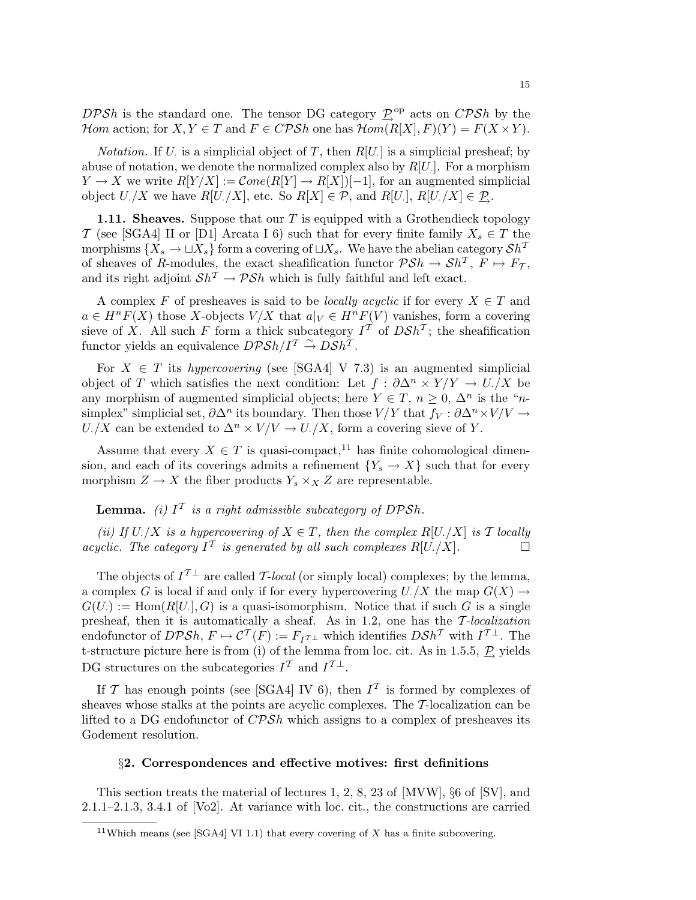$D\mathcal{PS}h$ is the standard one. The tensor DG category $\underrightarrow{\mathcal{P}}^{\rm op}$ acts on $C\mathcal{PS}h$ by the $\mathcal{H}om$ action; for $X, Y \in T$ and $F \in C\mathcal{PS}h$ one has $\mathcal{H}om(R[X], F)(Y) = F(X \times Y)$.

*Notation.* If $U.$ is a simplicial object of $T$, then $R[U.]$ is a simplicial presheaf; by abuse of notation, we denote the normalized complex also by $R[U.]$. For a morphism $Y \to X$ we write $R[Y/X] := \mathcal{C}one(R[Y] \to R[X])[-1]$, for an augmented simplicial object $U./X$ we have $R[U./X]$, etc. So $R[X] \in \mathcal{P}$, and $R[U.]$, $R[U./X] \in \underrightarrow{\mathcal{P}}$.

**1.11. Sheaves.** Suppose that our $T$ is equipped with a Grothendieck topology $\mathcal{T}$ (see [SGA4] II or [D1] Arcata I 6) such that for every finite family $X_s \in T$ the morphisms $\{X_s \to \sqcup X_s\}$ form a covering of $\sqcup X_s$. We have the abelian category $\mathcal{S}h^{\mathcal{T}}$ of sheaves of $R$-modules, the exact sheafification functor $\mathcal{PS}h \to \mathcal{S}h^{\mathcal{T}}$, $F \mapsto F_{\mathcal{T}}$, and its right adjoint $\mathcal{S}h^{\mathcal{T}} \to \mathcal{PS}h$ which is fully faithful and left exact.

A complex $F$ of presheaves is said to be *locally acyclic* if for every $X \in T$ and $a \in H^n F(X)$ those $X$-objects $V/X$ that $a|_V \in H^n F(V)$ vanishes, form a covering sieve of $X$. All such $F$ form a thick subcategory $I^{\mathcal{T}}$ of $D\mathcal{S}h^{\mathcal{T}}$; the sheafification functor yields an equivalence $D\mathcal{PS}h/I^{\mathcal{T}} \xrightarrow{\sim} D\mathcal{S}h^{\mathcal{T}}$.

For $X \in T$ its *hypercovering* (see [SGA4] V 7.3) is an augmented simplicial object of $T$ which satisfies the next condition: Let $f : \partial\Delta^n \times Y/Y \to U./X$ be any morphism of augmented simplicial objects; here $Y \in T$, $n \geq 0$, $\Delta^n$ is the "$n$-simplex" simplicial set, $\partial\Delta^n$ its boundary. Then those $V/Y$ that $f_V : \partial\Delta^n \times V/V \to U./X$ can be extended to $\Delta^n \times V/V \to U./X$, form a covering sieve of $Y$.

Assume that every $X \in T$ is quasi-compact,[11] has finite cohomological dimension, and each of its coverings admits a refinement $\{Y_s \to X\}$ such that for every morphism $Z \to X$ the fiber products $Y_s \times_X Z$ are representable.

**Lemma.** *(i) $I^{\mathcal{T}}$ is a right admissible subcategory of $D\mathcal{PS}h$.*

*(ii) If $U./X$ is a hypercovering of $X \in T$, then the complex $R[U./X]$ is $\mathcal{T}$ locally acyclic. The category $I^{\mathcal{T}}$ is generated by all such complexes $R[U./X]$.* □

The objects of $I^{\mathcal{T}\perp}$ are called $\mathcal{T}$*-local* (or simply local) complexes; by the lemma, a complex $G$ is local if and only if for every hypercovering $U./X$ the map $G(X) \to G(U.) := \mathrm{Hom}(R[U.], G)$ is a quasi-isomorphism. Notice that if such $G$ is a single presheaf, then it is automatically a sheaf. As in 1.2, one has the $\mathcal{T}$*-localization* endofunctor of $D\mathcal{PS}h$, $F \mapsto \mathcal{C}^{\mathcal{T}}(F) := F_{I^{\mathcal{T}\perp}}$ which identifies $D\mathcal{S}h^{\mathcal{T}}$ with $I^{\mathcal{T}\perp}$. The t-structure picture here is from (i) of the lemma from loc. cit. As in 1.5.5, $\underrightarrow{\mathcal{P}}$ yields DG structures on the subcategories $I^{\mathcal{T}}$ and $I^{\mathcal{T}\perp}$.

If $\mathcal{T}$ has enough points (see [SGA4] IV 6), then $I^{\mathcal{T}}$ is formed by complexes of sheaves whose stalks at the points are acyclic complexes. The $\mathcal{T}$-localization can be lifted to a DG endofunctor of $C\mathcal{PS}h$ which assigns to a complex of presheaves its Godement resolution.

## §2. Correspondences and effective motives: first definitions

This section treats the material of lectures 1, 2, 8, 23 of [MVW], §6 of [SV], and 2.1.1–2.1.3, 3.4.1 of [Vo2]. At variance with loc. cit., the constructions are carried

[11] Which means (see [SGA4] VI 1.1) that every covering of $X$ has a finite subcovering.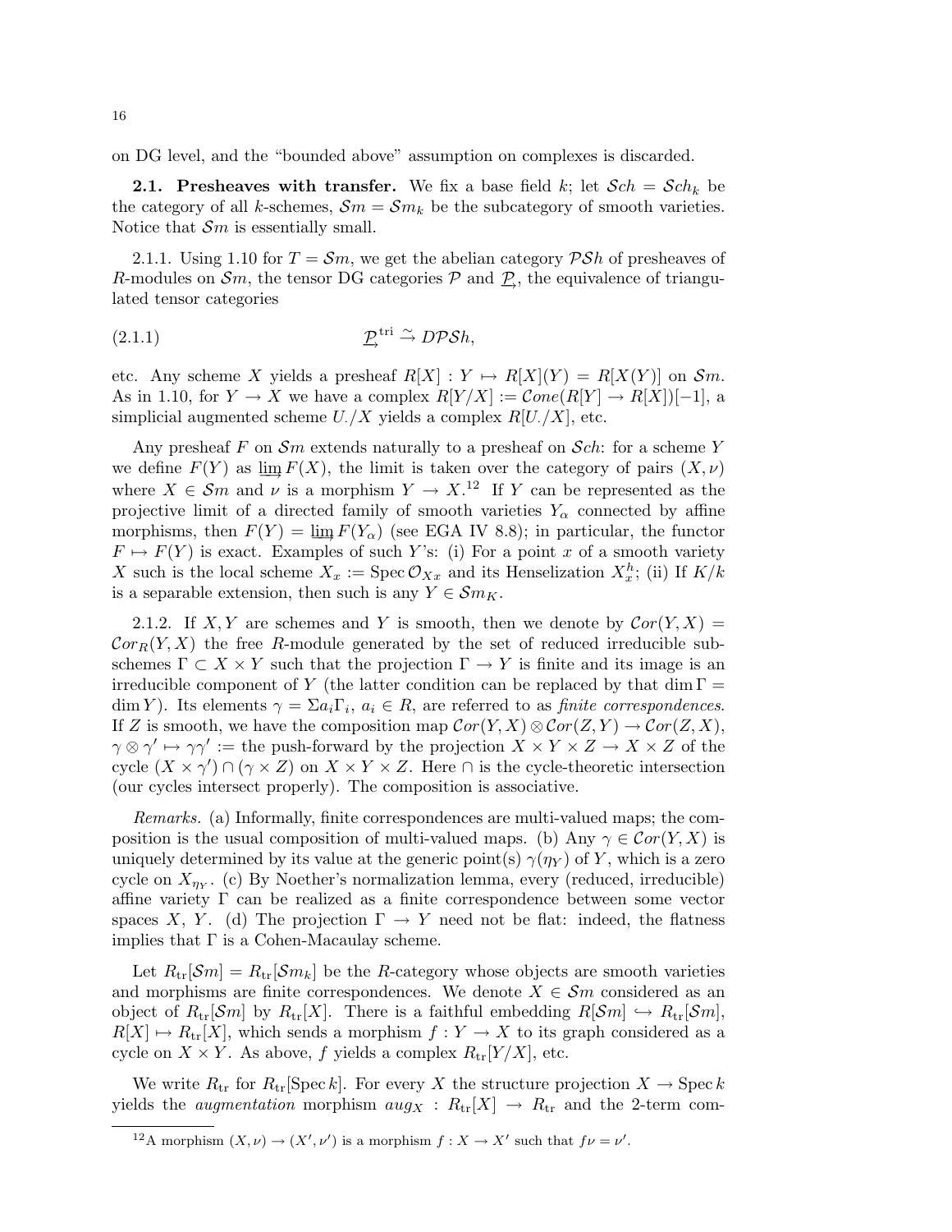on DG level, and the "bounded above" assumption on complexes is discarded.

**2.1. Presheaves with transfer.** We fix a base field $k$; let $\mathcal{S}ch = \mathcal{S}ch_k$ be the category of all $k$-schemes, $\mathcal{S}m = \mathcal{S}m_k$ be the subcategory of smooth varieties. Notice that $\mathcal{S}m$ is essentially small.

2.1.1. Using 1.10 for $T = \mathcal{S}m$, we get the abelian category $\mathcal{PS}h$ of presheaves of $R$-modules on $\mathcal{S}m$, the tensor DG categories $\mathcal{P}$ and $\underset{\rightarrow}{\mathcal{P}}$, the equivalence of triangulated tensor categories

$$\underset{\rightarrow}{\mathcal{P}}^{\mathrm{tri}} \xrightarrow{\sim} D\mathcal{PS}h, \tag{2.1.1}$$

etc. Any scheme $X$ yields a presheaf $R[X] : Y \mapsto R[X](Y) = R[X(Y)]$ on $\mathcal{S}m$. As in 1.10, for $Y \to X$ we have a complex $R[Y/X] := \mathcal{C}one(R[Y] \to R[X])[-1]$, a simplicial augmented scheme $U./X$ yields a complex $R[U./X]$, etc.

Any presheaf $F$ on $\mathcal{S}m$ extends naturally to a presheaf on $\mathcal{S}ch$: for a scheme $Y$ we define $F(Y)$ as $\varinjlim F(X)$, the limit is taken over the category of pairs $(X,\nu)$ where $X \in \mathcal{S}m$ and $\nu$ is a morphism $Y \to X$.[12] If $Y$ can be represented as the projective limit of a directed family of smooth varieties $Y_\alpha$ connected by affine morphisms, then $F(Y) = \varinjlim F(Y_\alpha)$ (see EGA IV 8.8); in particular, the functor $F \mapsto F(Y)$ is exact. Examples of such $Y$'s: (i) For a point $x$ of a smooth variety $X$ such is the local scheme $X_x := \operatorname{Spec} \mathcal{O}_{Xx}$ and its Henselization $X_x^h$; (ii) If $K/k$ is a separable extension, then such is any $Y \in \mathcal{S}m_K$.

2.1.2. If $X, Y$ are schemes and $Y$ is smooth, then we denote by $\mathcal{C}or(Y,X) = \mathcal{C}or_R(Y,X)$ the free $R$-module generated by the set of reduced irreducible subschemes $\Gamma \subset X \times Y$ such that the projection $\Gamma \to Y$ is finite and its image is an irreducible component of $Y$ (the latter condition can be replaced by that $\dim \Gamma = \dim Y$). Its elements $\gamma = \Sigma a_i \Gamma_i$, $a_i \in R$, are referred to as *finite correspondences*. If $Z$ is smooth, we have the composition map $\mathcal{C}or(Y,X) \otimes \mathcal{C}or(Z,Y) \to \mathcal{C}or(Z,X)$, $\gamma \otimes \gamma' \mapsto \gamma\gamma' :=$ the push-forward by the projection $X \times Y \times Z \to X \times Z$ of the cycle $(X \times \gamma') \cap (\gamma \times Z)$ on $X \times Y \times Z$. Here $\cap$ is the cycle-theoretic intersection (our cycles intersect properly). The composition is associative.

*Remarks.* (a) Informally, finite correspondences are multi-valued maps; the composition is the usual composition of multi-valued maps. (b) Any $\gamma \in \mathcal{C}or(Y,X)$ is uniquely determined by its value at the generic point(s) $\gamma(\eta_Y)$ of $Y$, which is a zero cycle on $X_{\eta_Y}$. (c) By Noether's normalization lemma, every (reduced, irreducible) affine variety $\Gamma$ can be realized as a finite correspondence between some vector spaces $X$, $Y$. (d) The projection $\Gamma \to Y$ need not be flat: indeed, the flatness implies that $\Gamma$ is a Cohen-Macaulay scheme.

Let $R_{\mathrm{tr}}[\mathcal{S}m] = R_{\mathrm{tr}}[\mathcal{S}m_k]$ be the $R$-category whose objects are smooth varieties and morphisms are finite correspondences. We denote $X \in \mathcal{S}m$ considered as an object of $R_{\mathrm{tr}}[\mathcal{S}m]$ by $R_{\mathrm{tr}}[X]$. There is a faithful embedding $R[\mathcal{S}m] \hookrightarrow R_{\mathrm{tr}}[\mathcal{S}m]$, $R[X] \mapsto R_{\mathrm{tr}}[X]$, which sends a morphism $f : Y \to X$ to its graph considered as a cycle on $X \times Y$. As above, $f$ yields a complex $R_{\mathrm{tr}}[Y/X]$, etc.

We write $R_{\mathrm{tr}}$ for $R_{\mathrm{tr}}[\operatorname{Spec} k]$. For every $X$ the structure projection $X \to \operatorname{Spec} k$ yields the *augmentation* morphism $aug_X : R_{\mathrm{tr}}[X] \to R_{\mathrm{tr}}$ and the 2-term com-

[12] A morphism $(X,\nu) \to (X',\nu')$ is a morphism $f : X \to X'$ such that $f\nu = \nu'$.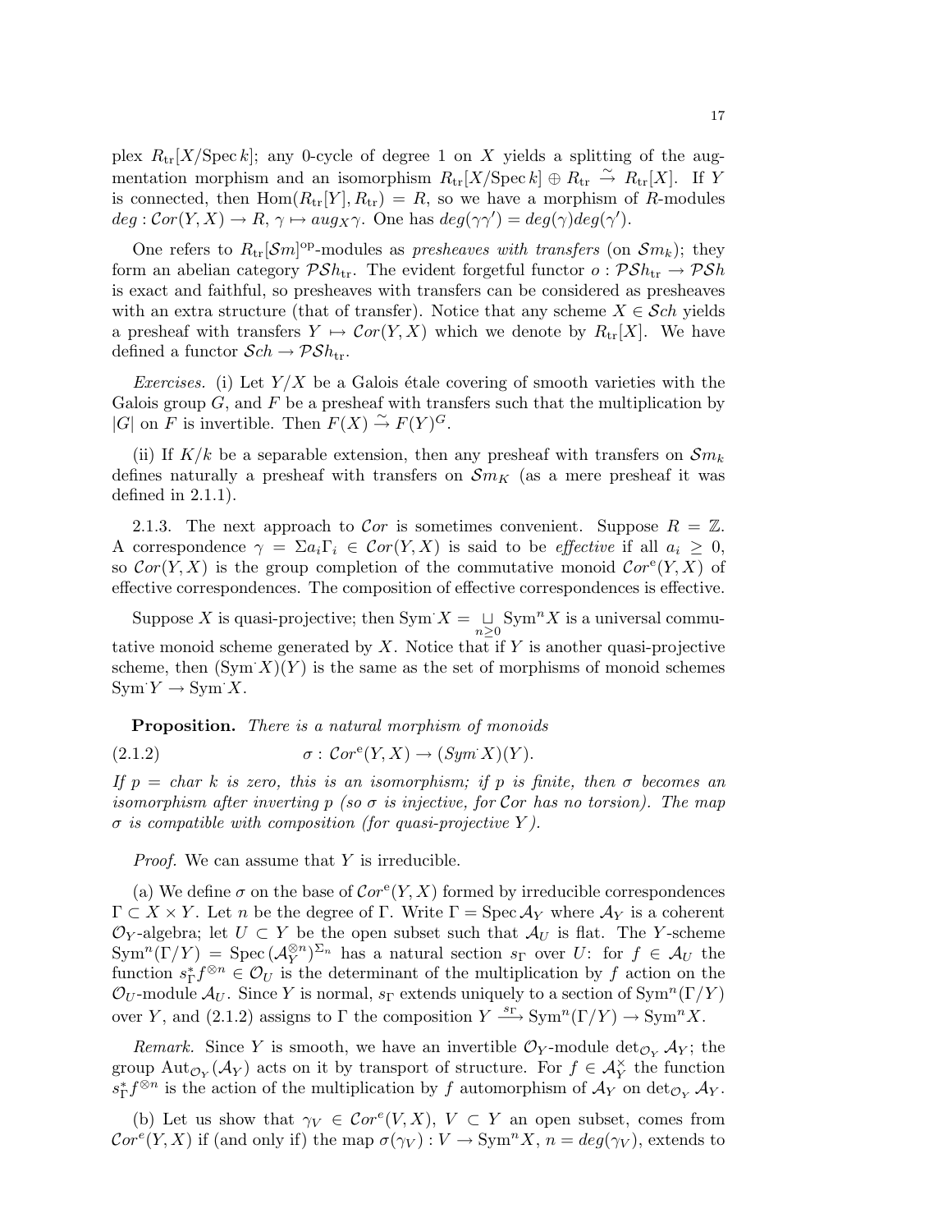plex $R_{\rm tr}[X/{\rm Spec}\, k]$; any 0-cycle of degree 1 on $X$ yields a splitting of the augmentation morphism and an isomorphism $R_{\rm tr}[X/{\rm Spec}\, k] \oplus R_{\rm tr} \xrightarrow{\sim} R_{\rm tr}[X]$. If $Y$ is connected, then ${\rm Hom}(R_{\rm tr}[Y], R_{\rm tr}) = R$, so we have a morphism of $R$-modules $deg : \mathcal{C}or(Y,X) \to R$, $\gamma \mapsto aug_X \gamma$. One has $deg(\gamma\gamma') = deg(\gamma) deg(\gamma')$.

One refers to $R_{\rm tr}[\mathcal{S}m]^{\rm op}$-modules as *presheaves with transfers* (on $\mathcal{S}m_k$); they form an abelian category $\mathcal{PS}h_{\rm tr}$. The evident forgetful functor $o : \mathcal{PS}h_{\rm tr} \to \mathcal{PS}h$ is exact and faithful, so presheaves with transfers can be considered as presheaves with an extra structure (that of transfer). Notice that any scheme $X \in \mathcal{S}ch$ yields a presheaf with transfers $Y \mapsto \mathcal{C}or(Y,X)$ which we denote by $R_{\rm tr}[X]$. We have defined a functor $\mathcal{S}ch \to \mathcal{PS}h_{\rm tr}$.

*Exercises.* (i) Let $Y/X$ be a Galois étale covering of smooth varieties with the Galois group $G$, and $F$ be a presheaf with transfers such that the multiplication by $|G|$ on $F$ is invertible. Then $F(X) \xrightarrow{\sim} F(Y)^G$.

(ii) If $K/k$ be a separable extension, then any presheaf with transfers on $\mathcal{S}m_k$ defines naturally a presheaf with transfers on $\mathcal{S}m_K$ (as a mere presheaf it was defined in 2.1.1).

2.1.3. The next approach to $\mathcal{C}or$ is sometimes convenient. Suppose $R = \mathbb{Z}$. A correspondence $\gamma = \Sigma a_i \Gamma_i \in \mathcal{C}or(Y,X)$ is said to be *effective* if all $a_i \geq 0$, so $\mathcal{C}or(Y,X)$ is the group completion of the commutative monoid $\mathcal{C}or^{\rm e}(Y,X)$ of effective correspondences. The composition of effective correspondences is effective.

Suppose $X$ is quasi-projective; then ${\rm Sym}^{\cdot} X = \bigsqcup_{n\geq 0} {\rm Sym}^n X$ is a universal commutative monoid scheme generated by $X$. Notice that if $Y$ is another quasi-projective scheme, then $({\rm Sym}^{\cdot} X)(Y)$ is the same as the set of morphisms of monoid schemes ${\rm Sym}^{\cdot} Y \to {\rm Sym}^{\cdot} X$.

**Proposition.** *There is a natural morphism of monoids*

$$\sigma : \mathcal{C}or^{\rm e}(Y,X) \to (Sym^{\cdot} X)(Y). \tag{2.1.2}$$

*If $p = char\ k$ is zero, this is an isomorphism; if $p$ is finite, then $\sigma$ becomes an isomorphism after inverting $p$ (so $\sigma$ is injective, for $\mathcal{C}or$ has no torsion). The map $\sigma$ is compatible with composition (for quasi-projective $Y$).*

*Proof.* We can assume that $Y$ is irreducible.

(a) We define $\sigma$ on the base of $\mathcal{C}or^{\rm e}(Y,X)$ formed by irreducible correspondences $\Gamma \subset X \times Y$. Let $n$ be the degree of $\Gamma$. Write $\Gamma = {\rm Spec}\, \mathcal{A}_Y$ where $\mathcal{A}_Y$ is a coherent $\mathcal{O}_Y$-algebra; let $U \subset Y$ be the open subset such that $\mathcal{A}_U$ is flat. The $Y$-scheme ${\rm Sym}^n(\Gamma/Y) = {\rm Spec}\, (\mathcal{A}_Y^{\otimes n})^{\Sigma_n}$ has a natural section $s_\Gamma$ over $U$: for $f \in \mathcal{A}_U$ the function $s_\Gamma^* f^{\otimes n} \in \mathcal{O}_U$ is the determinant of the multiplication by $f$ action on the $\mathcal{O}_U$-module $\mathcal{A}_U$. Since $Y$ is normal, $s_\Gamma$ extends uniquely to a section of ${\rm Sym}^n(\Gamma/Y)$ over $Y$, and (2.1.2) assigns to $\Gamma$ the composition $Y \xrightarrow{s_\Gamma} {\rm Sym}^n(\Gamma/Y) \to {\rm Sym}^n X$.

*Remark.* Since $Y$ is smooth, we have an invertible $\mathcal{O}_Y$-module $\det_{\mathcal{O}_Y} \mathcal{A}_Y$; the group ${\rm Aut}_{\mathcal{O}_Y}(\mathcal{A}_Y)$ acts on it by transport of structure. For $f \in \mathcal{A}_Y^\times$ the function $s_\Gamma^* f^{\otimes n}$ is the action of the multiplication by $f$ automorphism of $\mathcal{A}_Y$ on $\det_{\mathcal{O}_Y} \mathcal{A}_Y$.

(b) Let us show that $\gamma_V \in \mathcal{C}or^e(V,X)$, $V \subset Y$ an open subset, comes from $\mathcal{C}or^e(Y,X)$ if (and only if) the map $\sigma(\gamma_V) : V \to {\rm Sym}^n X$, $n = deg(\gamma_V)$, extends to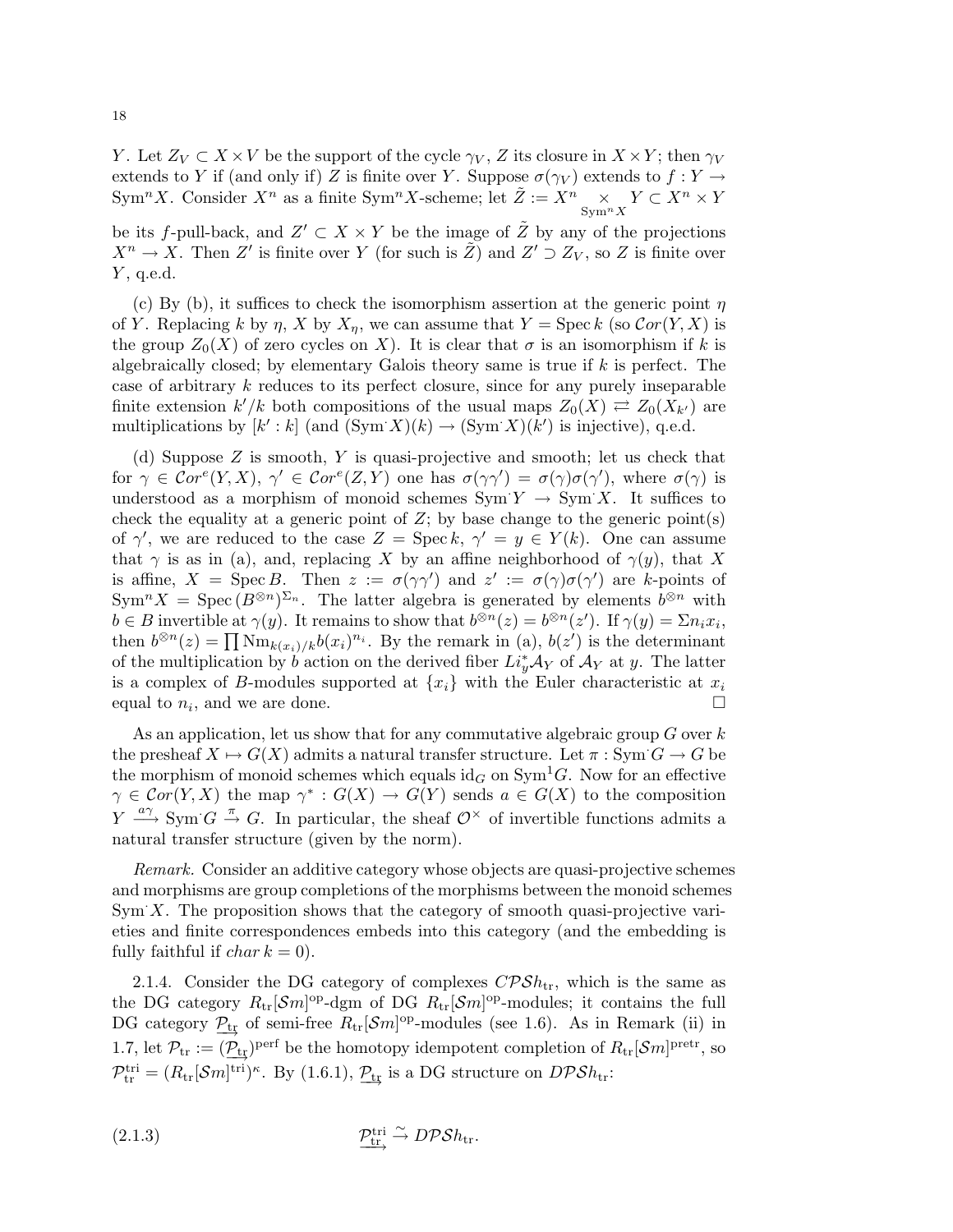$Y$. Let $Z_V \subset X \times V$ be the support of the cycle $\gamma_V$, $Z$ its closure in $X \times Y$; then $\gamma_V$ extends to $Y$ if (and only if) $Z$ is finite over $Y$. Suppose $\sigma(\gamma_V)$ extends to $f : Y \to \mathrm{Sym}^n X$. Consider $X^n$ as a finite $\mathrm{Sym}^n X$-scheme; let $\tilde{Z} := X^n \underset{\mathrm{Sym}^n X}{\times} Y \subset X^n \times Y$ be its $f$-pull-back, and $Z' \subset X \times Y$ be the image of $\tilde{Z}$ by any of the projections $X^n \to X$. Then $Z'$ is finite over $Y$ (for such is $\tilde{Z}$) and $Z' \supset Z_V$, so $Z$ is finite over $Y$, q.e.d.

(c) By (b), it suffices to check the isomorphism assertion at the generic point $\eta$ of $Y$. Replacing $k$ by $\eta$, $X$ by $X_\eta$, we can assume that $Y = \mathrm{Spec}\, k$ (so $\mathcal{C}or(Y, X)$ is the group $Z_0(X)$ of zero cycles on $X$). It is clear that $\sigma$ is an isomorphism if $k$ is algebraically closed; by elementary Galois theory same is true if $k$ is perfect. The case of arbitrary $k$ reduces to its perfect closure, since for any purely inseparable finite extension $k'/k$ both compositions of the usual maps $Z_0(X) \rightleftarrows Z_0(X_{k'})$ are multiplications by $[k' : k]$ (and $(\mathrm{Sym}^{\cdot} X)(k) \to (\mathrm{Sym}^{\cdot} X)(k')$ is injective), q.e.d.

(d) Suppose $Z$ is smooth, $Y$ is quasi-projective and smooth; let us check that for $\gamma \in \mathcal{C}or^e(Y, X)$, $\gamma' \in \mathcal{C}or^e(Z, Y)$ one has $\sigma(\gamma\gamma') = \sigma(\gamma)\sigma(\gamma')$, where $\sigma(\gamma)$ is understood as a morphism of monoid schemes $\mathrm{Sym}^{\cdot} Y \to \mathrm{Sym}^{\cdot} X$. It suffices to check the equality at a generic point of $Z$; by base change to the generic point(s) of $\gamma'$, we are reduced to the case $Z = \mathrm{Spec}\, k$, $\gamma' = y \in Y(k)$. One can assume that $\gamma$ is as in (a), and, replacing $X$ by an affine neighborhood of $\gamma(y)$, that $X$ is affine, $X = \mathrm{Spec}\, B$. Then $z := \sigma(\gamma\gamma')$ and $z' := \sigma(\gamma)\sigma(\gamma')$ are $k$-points of $\mathrm{Sym}^n X = \mathrm{Spec}\,(B^{\otimes n})^{\Sigma_n}$. The latter algebra is generated by elements $b^{\otimes n}$ with $b \in B$ invertible at $\gamma(y)$. It remains to show that $b^{\otimes n}(z) = b^{\otimes n}(z')$. If $\gamma(y) = \Sigma n_i x_i$, then $b^{\otimes n}(z) = \prod \mathrm{Nm}_{k(x_i)/k} b(x_i)^{n_i}$. By the remark in (a), $b(z')$ is the determinant of the multiplication by $b$ action on the derived fiber $Li_y^* \mathcal{A}_Y$ of $\mathcal{A}_Y$ at $y$. The latter is a complex of $B$-modules supported at $\{x_i\}$ with the Euler characteristic at $x_i$ equal to $n_i$, and we are done. $\square$

As an application, let us show that for any commutative algebraic group $G$ over $k$ the presheaf $X \mapsto G(X)$ admits a natural transfer structure. Let $\pi : \mathrm{Sym}^{\cdot} G \to G$ be the morphism of monoid schemes which equals $\mathrm{id}_G$ on $\mathrm{Sym}^1 G$. Now for an effective $\gamma \in \mathcal{C}or(Y, X)$ the map $\gamma^* : G(X) \to G(Y)$ sends $a \in G(X)$ to the composition $Y \xrightarrow{a\gamma} \mathrm{Sym}^{\cdot} G \xrightarrow{\pi} G$. In particular, the sheaf $\mathcal{O}^\times$ of invertible functions admits a natural transfer structure (given by the norm).

*Remark.* Consider an additive category whose objects are quasi-projective schemes and morphisms are group completions of the morphisms between the monoid schemes $\mathrm{Sym}^{\cdot} X$. The proposition shows that the category of smooth quasi-projective varieties and finite correspondences embeds into this category (and the embedding is fully faithful if $char\, k = 0$).

2.1.4. Consider the DG category of complexes $C\mathcal{PS}h_{\mathrm{tr}}$, which is the same as the DG category $R_{\mathrm{tr}}[\mathcal{S}m]^{\mathrm{op}}$-dgm of DG $R_{\mathrm{tr}}[\mathcal{S}m]^{\mathrm{op}}$-modules; it contains the full DG category $\underrightarrow{\mathcal{P}_{\mathrm{tr}}}$ of semi-free $R_{\mathrm{tr}}[\mathcal{S}m]^{\mathrm{op}}$-modules (see 1.6). As in Remark (ii) in 1.7, let $\mathcal{P}_{\mathrm{tr}} := (\underrightarrow{\mathcal{P}_{\mathrm{tr}}})^{\mathrm{perf}}$ be the homotopy idempotent completion of $R_{\mathrm{tr}}[\mathcal{S}m]^{\mathrm{pretr}}$, so $\mathcal{P}_{\mathrm{tr}}^{\mathrm{tri}} = (R_{\mathrm{tr}}[\mathcal{S}m]^{\mathrm{tri}})^\kappa$. By (1.6.1), $\underrightarrow{\mathcal{P}_{\mathrm{tr}}}$ is a DG structure on $D\mathcal{PS}h_{\mathrm{tr}}$:

$$\underrightarrow{\mathcal{P}_{\mathrm{tr}}^{\mathrm{tri}}} \xrightarrow{\sim} D\mathcal{PS}h_{\mathrm{tr}}. \tag{2.1.3}$$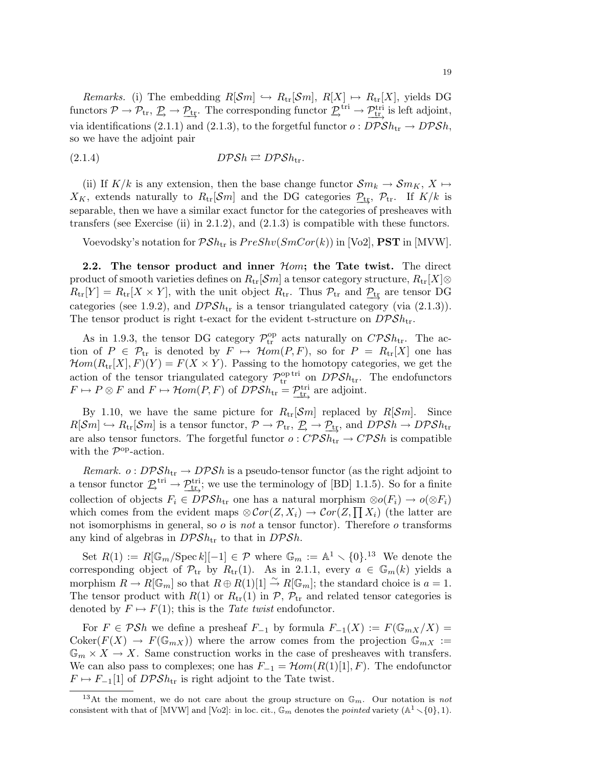*Remarks.* (i) The embedding $R[\mathcal{S}m] \hookrightarrow R_{\rm tr}[\mathcal{S}m]$, $R[X] \mapsto R_{\rm tr}[X]$, yields DG functors $\mathcal{P} \to \mathcal{P}_{\rm tr}$, $\underset{\rightarrow}{\mathcal{P}} \to \underset{\rightarrow}{\mathcal{P}_{\rm tr}}$. The corresponding functor $\underset{\rightarrow}{\mathcal{P}}^{\rm tri} \to \underset{\rightarrow}{\mathcal{P}_{\rm tr}}^{\rm tri}$ is left adjoint, via identifications (2.1.1) and (2.1.3), to the forgetful functor $o : D\mathcal{PS}h_{\rm tr} \to D\mathcal{PS}h$, so we have the adjoint pair

$$D\mathcal{PS}h \rightleftarrows D\mathcal{PS}h_{\rm tr}. \tag{2.1.4}$$

(ii) If $K/k$ is any extension, then the base change functor $\mathcal{S}m_k \to \mathcal{S}m_K$, $X \mapsto X_K$, extends naturally to $R_{\rm tr}[\mathcal{S}m]$ and the DG categories $\underset{\rightarrow}{\mathcal{P}_{\rm tr}}$, $\mathcal{P}_{\rm tr}$. If $K/k$ is separable, then we have a similar exact functor for the categories of presheaves with transfers (see Exercise (ii) in 2.1.2), and (2.1.3) is compatible with these functors.

Voevodsky's notation for $\mathcal{PS}h_{\rm tr}$ is $PreShv(SmCor(k))$ in [Vo2], **PST** in [MVW].

**2.2. The tensor product and inner $\mathcal{H}om$; the Tate twist.** The direct product of smooth varieties defines on $R_{\rm tr}[\mathcal{S}m]$ a tensor category structure, $R_{\rm tr}[X] \otimes R_{\rm tr}[Y] = R_{\rm tr}[X \times Y]$, with the unit object $R_{\rm tr}$. Thus $\mathcal{P}_{\rm tr}$ and $\underset{\rightarrow}{\mathcal{P}_{\rm tr}}$ are tensor DG categories (see 1.9.2), and $D\mathcal{PS}h_{\rm tr}$ is a tensor triangulated category (via (2.1.3)). The tensor product is right t-exact for the evident t-structure on $D\mathcal{PS}h_{\rm tr}$.

As in 1.9.3, the tensor DG category $\mathcal{P}_{\rm tr}^{\rm op}$ acts naturally on $C\mathcal{PS}h_{\rm tr}$. The action of $P \in \mathcal{P}_{\rm tr}$ is denoted by $F \mapsto \mathcal{H}om(P, F)$, so for $P = R_{\rm tr}[X]$ one has $\mathcal{H}om(R_{\rm tr}[X], F)(Y) = F(X \times Y)$. Passing to the homotopy categories, we get the action of the tensor triangulated category $\mathcal{P}_{\rm tr}^{\rm op\, tri}$ on $D\mathcal{PS}h_{\rm tr}$. The endofunctors $F \mapsto P \otimes F$ and $F \mapsto \mathcal{H}om(P, F)$ of $D\mathcal{PS}h_{\rm tr} = \underset{\rightarrow}{\mathcal{P}_{\rm tr}}^{\rm tri}$ are adjoint.

By 1.10, we have the same picture for $R_{\rm tr}[\mathcal{S}m]$ replaced by $R[\mathcal{S}m]$. Since $R[\mathcal{S}m] \hookrightarrow R_{\rm tr}[\mathcal{S}m]$ is a tensor functor, $\mathcal{P} \to \mathcal{P}_{\rm tr}$, $\underset{\rightarrow}{\mathcal{P}} \to \underset{\rightarrow}{\mathcal{P}_{\rm tr}}$, and $D\mathcal{PS}h \to D\mathcal{PS}h_{\rm tr}$ are also tensor functors. The forgetful functor $o : C\mathcal{PS}h_{\rm tr} \to C\mathcal{PS}h$ is compatible with the $\mathcal{P}^{\rm op}$-action.

*Remark.* $o : D\mathcal{PS}h_{\rm tr} \to D\mathcal{PS}h$ is a pseudo-tensor functor (as the right adjoint to a tensor functor $\underset{\rightarrow}{\mathcal{P}}^{\rm tri} \to \underset{\rightarrow}{\mathcal{P}_{\rm tr}}^{\rm tri}$; we use the terminology of [BD] 1.1.5). So for a finite collection of objects $F_i \in D\mathcal{PS}h_{\rm tr}$ one has a natural morphism $\otimes o(F_i) \to o(\otimes F_i)$ which comes from the evident maps $\otimes \mathcal{C}or(Z, X_i) \to \mathcal{C}or(Z, \prod X_i)$ (the latter are not isomorphisms in general, so $o$ is *not* a tensor functor). Therefore $o$ transforms any kind of algebras in $D\mathcal{PS}h_{\rm tr}$ to that in $D\mathcal{PS}h$.

Set $R(1) := R[\mathbb{G}_m/\operatorname{Spec} k][-1] \in \mathcal{P}$ where $\mathbb{G}_m := \mathbb{A}^1 \smallsetminus \{0\}$.[13] We denote the corresponding object of $\mathcal{P}_{\rm tr}$ by $R_{\rm tr}(1)$. As in 2.1.1, every $a \in \mathbb{G}_m(k)$ yields a morphism $R \to R[\mathbb{G}_m]$ so that $R \oplus R(1)[1] \xrightarrow{\sim} R[\mathbb{G}_m]$; the standard choice is $a = 1$. The tensor product with $R(1)$ or $R_{\rm tr}(1)$ in $\mathcal{P}$, $\mathcal{P}_{\rm tr}$ and related tensor categories is denoted by $F \mapsto F(1)$; this is the *Tate twist* endofunctor.

For $F \in \mathcal{PS}h$ we define a presheaf $F_{-1}$ by formula $F_{-1}(X) := F(\mathbb{G}_{mX}/X) = \operatorname{Coker}(F(X) \to F(\mathbb{G}_{mX}))$ where the arrow comes from the projection $\mathbb{G}_{mX} := \mathbb{G}_m \times X \to X$. Same construction works in the case of presheaves with transfers. We can also pass to complexes; one has $F_{-1} = \mathcal{H}om(R(1)[1], F)$. The endofunctor $F \mapsto F_{-1}[1]$ of $D\mathcal{PS}h_{\rm tr}$ is right adjoint to the Tate twist.

---

[13] At the moment, we do not care about the group structure on $\mathbb{G}_m$. Our notation is *not* consistent with that of [MVW] and [Vo2]: in loc. cit., $\mathbb{G}_m$ denotes the *pointed* variety $(\mathbb{A}^1 \smallsetminus \{0\}, 1)$.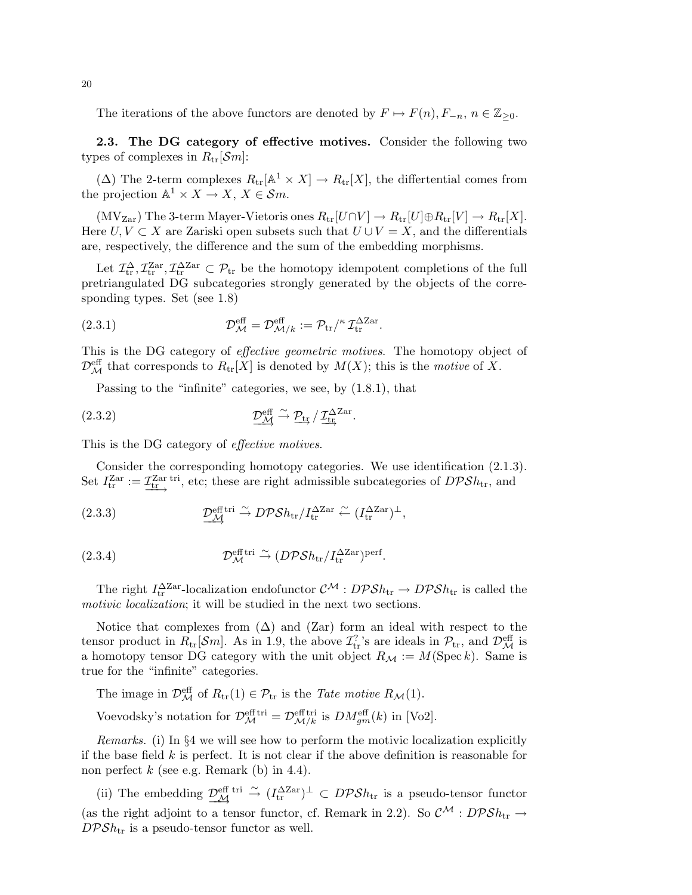The iterations of the above functors are denoted by $F \mapsto F(n), F_{-n}$, $n \in \mathbb{Z}_{\geq 0}$.

**2.3. The DG category of effective motives.** Consider the following two types of complexes in $R_{\rm tr}[\mathcal{S}m]$:

($\Delta$) The 2-term complexes $R_{\rm tr}[\mathbb{A}^1 \times X] \to R_{\rm tr}[X]$, the differential comes from the projection $\mathbb{A}^1 \times X \to X$, $X \in \mathcal{S}m$.

($\mathrm{MV}_{\rm Zar}$) The 3-term Mayer-Vietoris ones $R_{\rm tr}[U \cap V] \to R_{\rm tr}[U] \oplus R_{\rm tr}[V] \to R_{\rm tr}[X]$. Here $U, V \subset X$ are Zariski open subsets such that $U \cup V = X$, and the differentials are, respectively, the difference and the sum of the embedding morphisms.

Let $\mathcal{I}_{\rm tr}^{\Delta}, \mathcal{I}_{\rm tr}^{\rm Zar}, \mathcal{I}_{\rm tr}^{\Delta {\rm Zar}} \subset \mathcal{P}_{\rm tr}$ be the homotopy idempotent completions of the full pretriangulated DG subcategories strongly generated by the objects of the corresponding types. Set (see 1.8)

$$\mathcal{D}_{\mathcal{M}}^{\rm eff} = \mathcal{D}_{\mathcal{M}/k}^{\rm eff} := \mathcal{P}_{\rm tr} /^{\kappa} \mathcal{I}_{\rm tr}^{\Delta {\rm Zar}}. \tag{2.3.1}$$

This is the DG category of *effective geometric motives*. The homotopy object of $\mathcal{D}_{\mathcal{M}}^{\rm eff}$ that corresponds to $R_{\rm tr}[X]$ is denoted by $M(X)$; this is the *motive* of $X$.

Passing to the "infinite" categories, we see, by (1.8.1), that

$$\underrightarrow{\mathcal{D}_{\mathcal{M}}^{\rm eff}} \xrightarrow{\sim} \underrightarrow{\mathcal{P}_{\rm tr}} / \underrightarrow{\mathcal{I}_{\rm tr}^{\Delta {\rm Zar}}}. \tag{2.3.2}$$

This is the DG category of *effective motives*.

Consider the corresponding homotopy categories. We use identification (2.1.3). Set $I_{\rm tr}^{\rm Zar} := \underrightarrow{\mathcal{I}_{\rm tr}^{\rm Zar}}^{\rm tri}$, etc; these are right admissible subcategories of $D\mathcal{PS}h_{\rm tr}$, and

$$\underrightarrow{\mathcal{D}_{\mathcal{M}}^{\rm eff\, tri}} \xrightarrow{\sim} D\mathcal{PS}h_{\rm tr}/I_{\rm tr}^{\Delta {\rm Zar}} \xleftarrow{\sim} (I_{\rm tr}^{\Delta {\rm Zar}})^{\perp}, \tag{2.3.3}$$

$$\mathcal{D}_{\mathcal{M}}^{\rm eff\, tri} \xrightarrow{\sim} (D\mathcal{PS}h_{\rm tr}/I_{\rm tr}^{\Delta {\rm Zar}})^{\rm perf}. \tag{2.3.4}$$

The right $I_{\rm tr}^{\Delta {\rm Zar}}$-localization endofunctor $\mathcal{C}^{\mathcal{M}} : D\mathcal{PS}h_{\rm tr} \to D\mathcal{PS}h_{\rm tr}$ is called the *motivic localization*; it will be studied in the next two sections.

Notice that complexes from ($\Delta$) and (Zar) form an ideal with respect to the tensor product in $R_{\rm tr}[\mathcal{S}m]$. As in 1.9, the above $\mathcal{I}_{\rm tr}^{?}$'s are ideals in $\mathcal{P}_{\rm tr}$, and $\mathcal{D}_{\mathcal{M}}^{\rm eff}$ is a homotopy tensor DG category with the unit object $R_{\mathcal{M}} := M(\operatorname{Spec} k)$. Same is true for the "infinite" categories.

The image in $\mathcal{D}_{\mathcal{M}}^{\rm eff}$ of $R_{\rm tr}(1) \in \mathcal{P}_{\rm tr}$ is the *Tate motive* $R_{\mathcal{M}}(1)$.

Voevodsky's notation for $\mathcal{D}_{\mathcal{M}}^{\rm eff\, tri} = \mathcal{D}_{\mathcal{M}/k}^{\rm eff\, tri}$ is $DM_{gm}^{\rm eff}(k)$ in [Vo2].

*Remarks.* (i) In §4 we will see how to perform the motivic localization explicitly if the base field $k$ is perfect. It is not clear if the above definition is reasonable for non perfect $k$ (see e.g. Remark (b) in 4.4).

(ii) The embedding $\underrightarrow{\mathcal{D}_{\mathcal{M}}^{\rm eff\, tri}} \xrightarrow{\sim} (I_{\rm tr}^{\Delta {\rm Zar}})^{\perp} \subset D\mathcal{PS}h_{\rm tr}$ is a pseudo-tensor functor (as the right adjoint to a tensor functor, cf. Remark in 2.2). So $\mathcal{C}^{\mathcal{M}} : D\mathcal{PS}h_{\rm tr} \to D\mathcal{PS}h_{\rm tr}$ is a pseudo-tensor functor as well.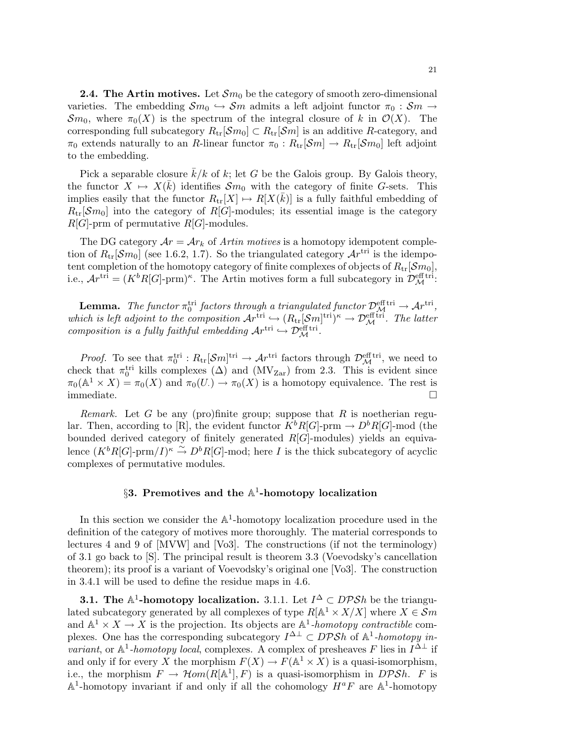**2.4. The Artin motives.** Let $\mathcal{S}m_0$ be the category of smooth zero-dimensional varieties. The embedding $\mathcal{S}m_0 \hookrightarrow \mathcal{S}m$ admits a left adjoint functor $\pi_0 : \mathcal{S}m \to \mathcal{S}m_0$, where $\pi_0(X)$ is the spectrum of the integral closure of $k$ in $\mathcal{O}(X)$. The corresponding full subcategory $R_{\rm tr}[\mathcal{S}m_0] \subset R_{\rm tr}[\mathcal{S}m]$ is an additive $R$-category, and $\pi_0$ extends naturally to an $R$-linear functor $\pi_0 : R_{\rm tr}[\mathcal{S}m] \to R_{\rm tr}[\mathcal{S}m_0]$ left adjoint to the embedding.

Pick a separable closure $\bar{k}/k$ of $k$; let $G$ be the Galois group. By Galois theory, the functor $X \mapsto X(\bar{k})$ identifies $\mathcal{S}m_0$ with the category of finite $G$-sets. This implies easily that the functor $R_{\rm tr}[X] \mapsto R[X(\bar{k})]$ is a fully faithful embedding of $R_{\rm tr}[\mathcal{S}m_0]$ into the category of $R[G]$-modules; its essential image is the category $R[G]$-prm of permutative $R[G]$-modules.

The DG category $\mathcal{A}r = \mathcal{A}r_k$ of *Artin motives* is a homotopy idempotent completion of $R_{\rm tr}[\mathcal{S}m_0]$ (see 1.6.2, 1.7). So the triangulated category $\mathcal{A}r^{\rm tri}$ is the idempotent completion of the homotopy category of finite complexes of objects of $R_{\rm tr}[\mathcal{S}m_0]$, i.e., $\mathcal{A}r^{\rm tri} = (K^b R[G]\text{-prm})^\kappa$. The Artin motives form a full subcategory in $\mathcal{D}_{\mathcal{M}}^{\rm eff\, tri}$:

**Lemma.** *The functor $\pi_0^{\rm tri}$ factors through a triangulated functor $\mathcal{D}_{\mathcal{M}}^{\rm eff\, tri} \to \mathcal{A}r^{\rm tri}$, which is left adjoint to the composition $\mathcal{A}r^{\rm tri} \hookrightarrow (R_{\rm tr}[\mathcal{S}m]^{\rm tri})^\kappa \to \mathcal{D}_{\mathcal{M}}^{\rm eff\, tri}$. The latter composition is a fully faithful embedding $\mathcal{A}r^{\rm tri} \hookrightarrow \mathcal{D}_{\mathcal{M}}^{\rm eff\, tri}$.*

*Proof.* To see that $\pi_0^{\rm tri} : R_{\rm tr}[\mathcal{S}m]^{\rm tri} \to \mathcal{A}r^{\rm tri}$ factors through $\mathcal{D}_{\mathcal{M}}^{\rm eff\, tri}$, we need to check that $\pi_0^{\rm tri}$ kills complexes ($\Delta$) and (MV$_{\rm Zar}$) from 2.3. This is evident since $\pi_0(\mathbb{A}^1 \times X) = \pi_0(X)$ and $\pi_0(U_\cdot) \to \pi_0(X)$ is a homotopy equivalence. The rest is immediate. $\square$

*Remark.* Let $G$ be any (pro)finite group; suppose that $R$ is noetherian regular. Then, according to [R], the evident functor $K^b R[G]\text{-prm} \to D^b R[G]\text{-mod}$ (the bounded derived category of finitely generated $R[G]$-modules) yields an equivalence $(K^b R[G]\text{-prm}/I)^\kappa \xrightarrow{\sim} D^b R[G]\text{-mod}$; here $I$ is the thick subcategory of acyclic complexes of permutative modules.

## §3. Premotives and the $\mathbb{A}^1$-homotopy localization

In this section we consider the $\mathbb{A}^1$-homotopy localization procedure used in the definition of the category of motives more thoroughly. The material corresponds to lectures 4 and 9 of [MVW] and [Vo3]. The constructions (if not the terminology) of 3.1 go back to [S]. The principal result is theorem 3.3 (Voevodsky's cancellation theorem); its proof is a variant of Voevodsky's original one [Vo3]. The construction in 3.4.1 will be used to define the residue maps in 4.6.

**3.1. The $\mathbb{A}^1$-homotopy localization.** 3.1.1. Let $I^\Delta \subset D\mathcal{PS}h$ be the triangulated subcategory generated by all complexes of type $R[\mathbb{A}^1 \times X/X]$ where $X \in \mathcal{S}m$ and $\mathbb{A}^1 \times X \to X$ is the projection. Its objects are $\mathbb{A}^1$-*homotopy contractible* complexes. One has the corresponding subcategory $I^{\Delta\perp} \subset D\mathcal{PS}h$ of $\mathbb{A}^1$-*homotopy invariant*, or $\mathbb{A}^1$-*homotopy local*, complexes. A complex of presheaves $F$ lies in $I^{\Delta\perp}$ if and only if for every $X$ the morphism $F(X) \to F(\mathbb{A}^1 \times X)$ is a quasi-isomorphism, i.e., the morphism $F \to \mathcal{H}om(R[\mathbb{A}^1], F)$ is a quasi-isomorphism in $D\mathcal{PS}h$. $F$ is $\mathbb{A}^1$-homotopy invariant if and only if all the cohomology $H^a F$ are $\mathbb{A}^1$-homotopy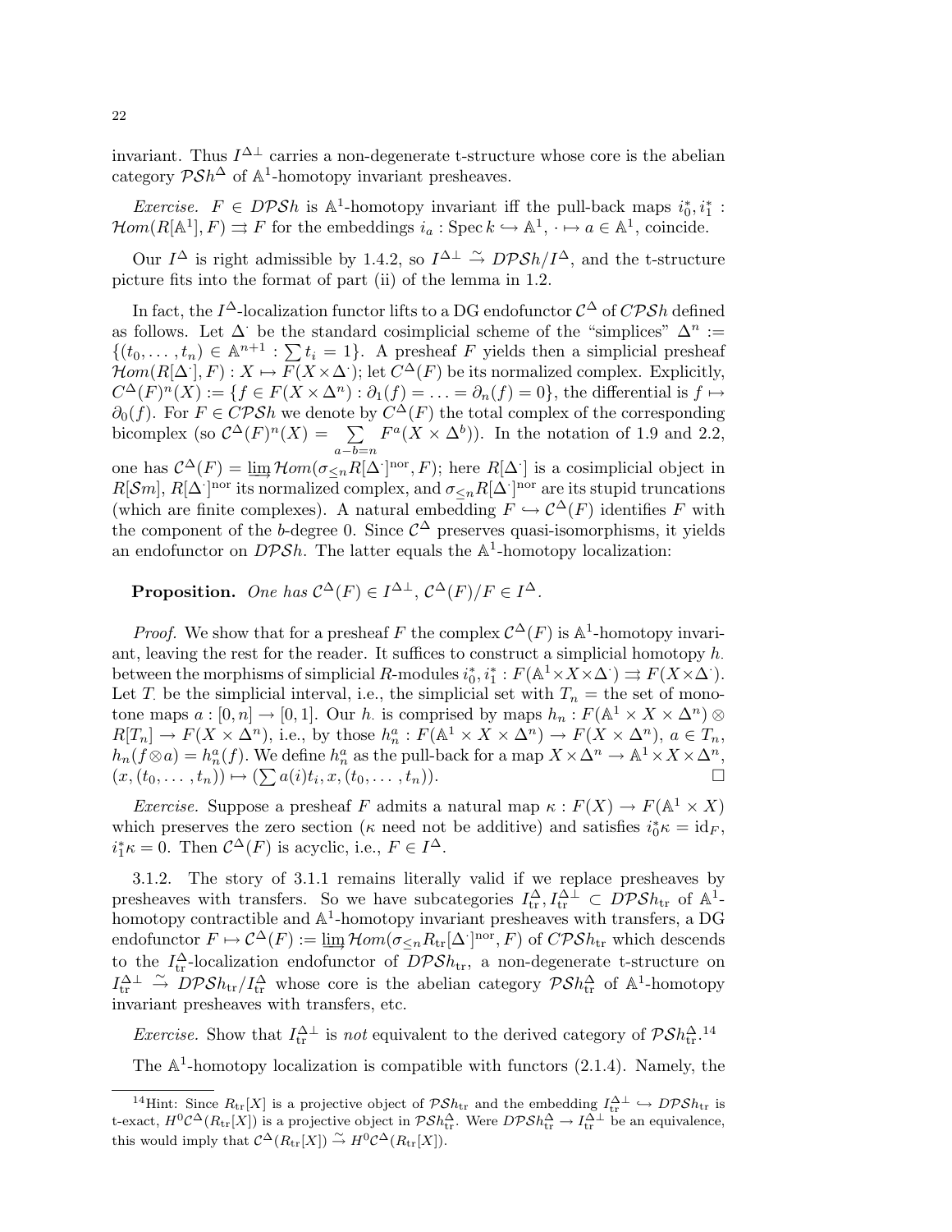invariant. Thus $I^{\Delta\perp}$ carries a non-degenerate t-structure whose core is the abelian category $\mathcal{PS}h^{\Delta}$ of $\mathbb{A}^1$-homotopy invariant presheaves.

*Exercise.* $F \in D\mathcal{PS}h$ is $\mathbb{A}^1$-homotopy invariant iff the pull-back maps $i_0^*, i_1^* : \mathcal{H}om(R[\mathbb{A}^1], F) \rightrightarrows F$ for the embeddings $i_a : \operatorname{Spec} k \hookrightarrow \mathbb{A}^1$, $\cdot \mapsto a \in \mathbb{A}^1$, coincide.

Our $I^{\Delta}$ is right admissible by 1.4.2, so $I^{\Delta\perp} \xrightarrow{\sim} D\mathcal{PS}h/I^{\Delta}$, and the t-structure picture fits into the format of part (ii) of the lemma in 1.2.

In fact, the $I^{\Delta}$-localization functor lifts to a DG endofunctor $\mathcal{C}^{\Delta}$ of $C\mathcal{PS}h$ defined as follows. Let $\Delta^{\cdot}$ be the standard cosimplicial scheme of the "simplices" $\Delta^n := \{(t_0, \ldots, t_n) \in \mathbb{A}^{n+1} : \sum t_i = 1\}$. A presheaf $F$ yields then a simplicial presheaf $\mathcal{H}om(R[\Delta^{\cdot}], F) : X \mapsto F(X \times \Delta^{\cdot})$; let $C^{\Delta}(F)$ be its normalized complex. Explicitly, $C^{\Delta}(F)^n(X) := \{f \in F(X \times \Delta^n) : \partial_1(f) = \ldots = \partial_n(f) = 0\}$, the differential is $f \mapsto \partial_0(f)$. For $F \in C\mathcal{PS}h$ we denote by $\mathcal{C}^{\Delta}(F)$ the total complex of the corresponding bicomplex (so $\mathcal{C}^{\Delta}(F)^n(X) = \sum_{a-b=n} F^a(X \times \Delta^b)$). In the notation of 1.9 and 2.2, one has $\mathcal{C}^{\Delta}(F) = \varinjlim \mathcal{H}om(\sigma_{\leq n} R[\Delta^{\cdot}]^{\mathrm{nor}}, F)$; here $R[\Delta^{\cdot}]$ is a cosimplicial object in $R[\mathcal{S}m]$, $R[\Delta^{\cdot}]^{\mathrm{nor}}$ its normalized complex, and $\sigma_{\leq n} R[\Delta^{\cdot}]^{\mathrm{nor}}$ are its stupid truncations (which are finite complexes). A natural embedding $F \hookrightarrow \mathcal{C}^{\Delta}(F)$ identifies $F$ with the component of the $b$-degree 0. Since $\mathcal{C}^{\Delta}$ preserves quasi-isomorphisms, it yields an endofunctor on $D\mathcal{PS}h$. The latter equals the $\mathbb{A}^1$-homotopy localization:

**Proposition.** *One has $\mathcal{C}^{\Delta}(F) \in I^{\Delta\perp}$, $\mathcal{C}^{\Delta}(F)/F \in I^{\Delta}$.*

*Proof.* We show that for a presheaf $F$ the complex $\mathcal{C}^{\Delta}(F)$ is $\mathbb{A}^1$-homotopy invariant, leaving the rest for the reader. It suffices to construct a simplicial homotopy $h_{\cdot}$ between the morphisms of simplicial $R$-modules $i_0^*, i_1^* : F(\mathbb{A}^1 \times X \times \Delta^{\cdot}) \rightrightarrows F(X \times \Delta^{\cdot})$. Let $T_{\cdot}$ be the simplicial interval, i.e., the simplicial set with $T_n =$ the set of monotone maps $a : [0, n] \to [0, 1]$. Our $h_{\cdot}$ is comprised by maps $h_n : F(\mathbb{A}^1 \times X \times \Delta^n) \otimes R[T_n] \to F(X \times \Delta^n)$, i.e., by those $h_n^a : F(\mathbb{A}^1 \times X \times \Delta^n) \to F(X \times \Delta^n)$, $a \in T_n$, $h_n(f \otimes a) = h_n^a(f)$. We define $h_n^a$ as the pull-back for a map $X \times \Delta^n \to \mathbb{A}^1 \times X \times \Delta^n$, $(x, (t_0, \ldots, t_n)) \mapsto (\sum a(i) t_i, x, (t_0, \ldots, t_n))$. □

*Exercise.* Suppose a presheaf $F$ admits a natural map $\kappa : F(X) \to F(\mathbb{A}^1 \times X)$ which preserves the zero section ($\kappa$ need not be additive) and satisfies $i_0^* \kappa = \mathrm{id}_F$, $i_1^* \kappa = 0$. Then $\mathcal{C}^{\Delta}(F)$ is acyclic, i.e., $F \in I^{\Delta}$.

3.1.2. The story of 3.1.1 remains literally valid if we replace presheaves by presheaves with transfers. So we have subcategories $I^{\Delta}_{\mathrm{tr}}, I^{\Delta\perp}_{\mathrm{tr}} \subset D\mathcal{PS}h_{\mathrm{tr}}$ of $\mathbb{A}^1$-homotopy contractible and $\mathbb{A}^1$-homotopy invariant presheaves with transfers, a DG endofunctor $F \mapsto \mathcal{C}^{\Delta}(F) := \varinjlim \mathcal{H}om(\sigma_{\leq n} R_{\mathrm{tr}}[\Delta^{\cdot}]^{\mathrm{nor}}, F)$ of $C\mathcal{PS}h_{\mathrm{tr}}$ which descends to the $I^{\Delta}_{\mathrm{tr}}$-localization endofunctor of $D\mathcal{PS}h_{\mathrm{tr}}$, a non-degenerate t-structure on $I^{\Delta\perp}_{\mathrm{tr}} \xrightarrow{\sim} D\mathcal{PS}h_{\mathrm{tr}}/I^{\Delta}_{\mathrm{tr}}$ whose core is the abelian category $\mathcal{PS}h^{\Delta}_{\mathrm{tr}}$ of $\mathbb{A}^1$-homotopy invariant presheaves with transfers, etc.

*Exercise.* Show that $I^{\Delta\perp}_{\mathrm{tr}}$ is *not* equivalent to the derived category of $\mathcal{PS}h^{\Delta}_{\mathrm{tr}}$.[14]

The $\mathbb{A}^1$-homotopy localization is compatible with functors (2.1.4). Namely, the

[14] Hint: Since $R_{\mathrm{tr}}[X]$ is a projective object of $\mathcal{PS}h_{\mathrm{tr}}$ and the embedding $I^{\Delta\perp}_{\mathrm{tr}} \hookrightarrow D\mathcal{PS}h_{\mathrm{tr}}$ is t-exact, $H^0\mathcal{C}^{\Delta}(R_{\mathrm{tr}}[X])$ is a projective object in $\mathcal{PS}h^{\Delta}_{\mathrm{tr}}$. Were $D\mathcal{PS}h^{\Delta}_{\mathrm{tr}} \to I^{\Delta\perp}_{\mathrm{tr}}$ be an equivalence, this would imply that $\mathcal{C}^{\Delta}(R_{\mathrm{tr}}[X]) \xrightarrow{\sim} H^0\mathcal{C}^{\Delta}(R_{\mathrm{tr}}[X])$.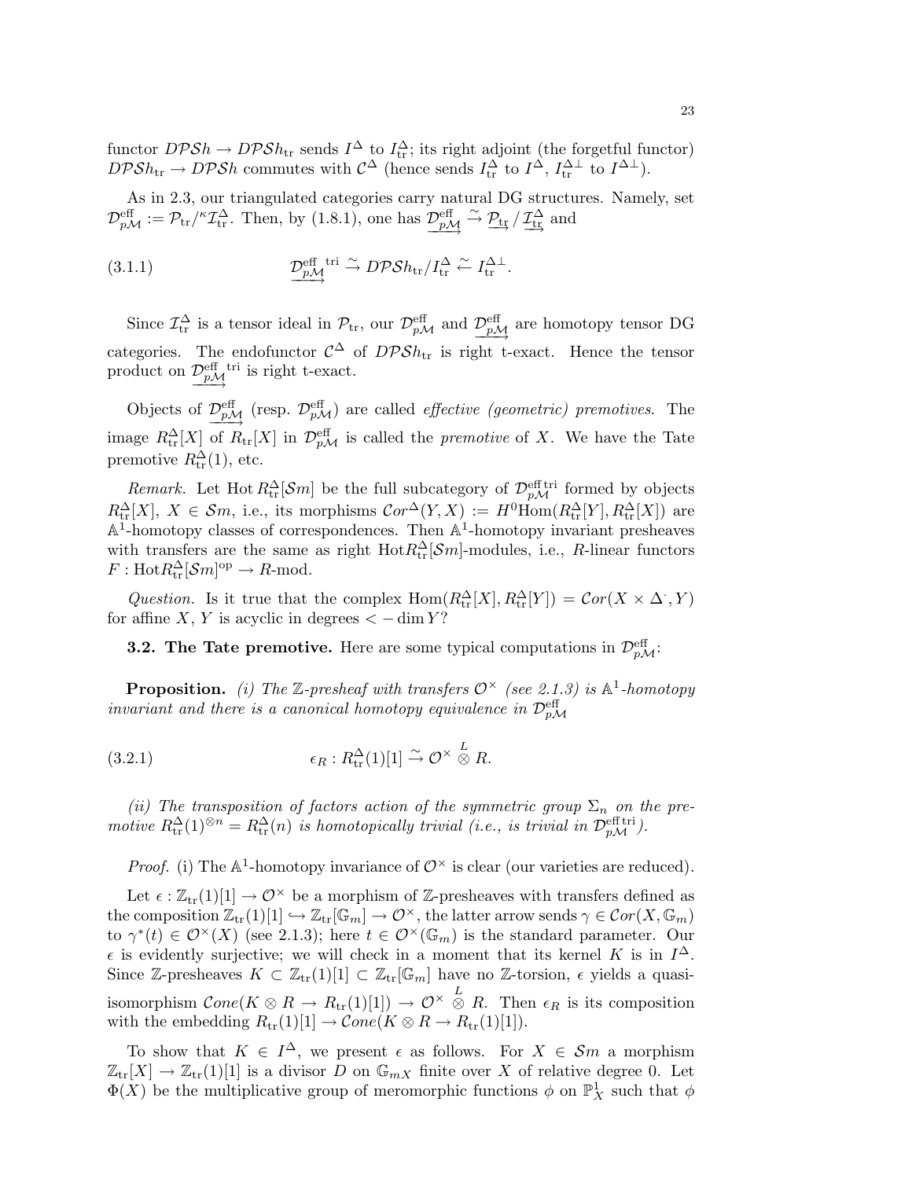functor $D\mathcal{PS}h \to D\mathcal{PS}h_{\rm tr}$ sends $I^\Delta$ to $I^\Delta_{\rm tr}$; its right adjoint (the forgetful functor) $D\mathcal{PS}h_{\rm tr} \to D\mathcal{PS}h$ commutes with $\mathcal{C}^\Delta$ (hence sends $I^\Delta_{\rm tr}$ to $I^\Delta$, $I^{\Delta\perp}_{\rm tr}$ to $I^{\Delta\perp}$).

As in 2.3, our triangulated categories carry natural DG structures. Namely, set $\mathcal{D}^{\rm eff}_{p\mathcal{M}} := \mathcal{P}_{\rm tr}/^\kappa \mathcal{I}^\Delta_{\rm tr}$. Then, by (1.8.1), one has $\underrightarrow{\mathcal{D}^{\rm eff}_{p\mathcal{M}}} \xrightarrow{\sim} \underrightarrow{\mathcal{P}_{\rm tr}} / \underrightarrow{\mathcal{I}^\Delta_{\rm tr}}$ and

$$\underrightarrow{\mathcal{D}^{\rm eff}_{p\mathcal{M}}}^{\rm tri} \xrightarrow{\sim} D\mathcal{PS}h_{\rm tr}/I^\Delta_{\rm tr} \xleftarrow{\sim} I^{\Delta\perp}_{\rm tr}. \tag{3.1.1}$$

Since $\mathcal{I}^\Delta_{\rm tr}$ is a tensor ideal in $\mathcal{P}_{\rm tr}$, our $\mathcal{D}^{\rm eff}_{p\mathcal{M}}$ and $\underrightarrow{\mathcal{D}^{\rm eff}_{p\mathcal{M}}}$ are homotopy tensor DG categories. The endofunctor $\mathcal{C}^\Delta$ of $D\mathcal{PS}h_{\rm tr}$ is right t-exact. Hence the tensor product on $\underrightarrow{\mathcal{D}^{\rm eff}_{p\mathcal{M}}}^{\rm tri}$ is right t-exact.

Objects of $\underrightarrow{\mathcal{D}^{\rm eff}_{p\mathcal{M}}}$ (resp. $\mathcal{D}^{\rm eff}_{p\mathcal{M}}$) are called *effective (geometric) premotives*. The image $R^\Delta_{\rm tr}[X]$ of $R_{\rm tr}[X]$ in $\mathcal{D}^{\rm eff}_{p\mathcal{M}}$ is called the *premotive* of $X$. We have the Tate premotive $R^\Delta_{\rm tr}(1)$, etc.

*Remark.* Let Hot $R^\Delta_{\rm tr}[\mathcal{S}m]$ be the full subcategory of $\mathcal{D}^{\rm eff\,tri}_{p\mathcal{M}}$ formed by objects $R^\Delta_{\rm tr}[X]$, $X \in \mathcal{S}m$, i.e., its morphisms $\mathcal{C}or^\Delta(Y,X) := H^0\mathrm{Hom}(R^\Delta_{\rm tr}[Y], R^\Delta_{\rm tr}[X])$ are $\mathbb{A}^1$-homotopy classes of correspondences. Then $\mathbb{A}^1$-homotopy invariant presheaves with transfers are the same as right $\mathrm{Hot}R^\Delta_{\rm tr}[\mathcal{S}m]$-modules, i.e., $R$-linear functors $F : \mathrm{Hot}R^\Delta_{\rm tr}[\mathcal{S}m]^{\rm op} \to R\text{-mod}$.

*Question.* Is it true that the complex $\mathrm{Hom}(R^\Delta_{\rm tr}[X], R^\Delta_{\rm tr}[Y]) = \mathcal{C}or(X \times \Delta^\cdot, Y)$ for affine $X$, $Y$ is acyclic in degrees $< -\dim Y$?

**3.2. The Tate premotive.** Here are some typical computations in $\mathcal{D}^{\rm eff}_{p\mathcal{M}}$:

**Proposition.** *(i) The $\mathbb{Z}$-presheaf with transfers $\mathcal{O}^\times$ (see 2.1.3) is $\mathbb{A}^1$-homotopy invariant and there is a canonical homotopy equivalence in $\mathcal{D}^{\rm eff}_{p\mathcal{M}}$*

$$\epsilon_R : R^\Delta_{\rm tr}(1)[1] \xrightarrow{\sim} \mathcal{O}^\times \overset{L}{\otimes} R. \tag{3.2.1}$$

*(ii) The transposition of factors action of the symmetric group $\Sigma_n$ on the premotive $R^\Delta_{\rm tr}(1)^{\otimes n} = R^\Delta_{\rm tr}(n)$ is homotopically trivial (i.e., is trivial in $\mathcal{D}^{\rm eff\,tri}_{p\mathcal{M}}$).*

*Proof.* (i) The $\mathbb{A}^1$-homotopy invariance of $\mathcal{O}^\times$ is clear (our varieties are reduced).

Let $\epsilon : \mathbb{Z}_{\rm tr}(1)[1] \to \mathcal{O}^\times$ be a morphism of $\mathbb{Z}$-presheaves with transfers defined as the composition $\mathbb{Z}_{\rm tr}(1)[1] \hookrightarrow \mathbb{Z}_{\rm tr}[\mathbb{G}_m] \to \mathcal{O}^\times$, the latter arrow sends $\gamma \in \mathcal{C}or(X, \mathbb{G}_m)$ to $\gamma^*(t) \in \mathcal{O}^\times(X)$ (see 2.1.3); here $t \in \mathcal{O}^\times(\mathbb{G}_m)$ is the standard parameter. Our $\epsilon$ is evidently surjective; we will check in a moment that its kernel $K$ is in $I^\Delta$. Since $\mathbb{Z}$-presheaves $K \subset \mathbb{Z}_{\rm tr}(1)[1] \subset \mathbb{Z}_{\rm tr}[\mathbb{G}_m]$ have no $\mathbb{Z}$-torsion, $\epsilon$ yields a quasi-isomorphism $\mathcal{C}one(K \otimes R \to R_{\rm tr}(1)[1]) \to \mathcal{O}^\times \overset{L}{\otimes} R$. Then $\epsilon_R$ is its composition with the embedding $R_{\rm tr}(1)[1] \to \mathcal{C}one(K \otimes R \to R_{\rm tr}(1)[1])$.

To show that $K \in I^\Delta$, we present $\epsilon$ as follows. For $X \in \mathcal{S}m$ a morphism $\mathbb{Z}_{\rm tr}[X] \to \mathbb{Z}_{\rm tr}(1)[1]$ is a divisor $D$ on $\mathbb{G}_{mX}$ finite over $X$ of relative degree 0. Let $\Phi(X)$ be the multiplicative group of meromorphic functions $\phi$ on $\mathbb{P}^1_X$ such that $\phi$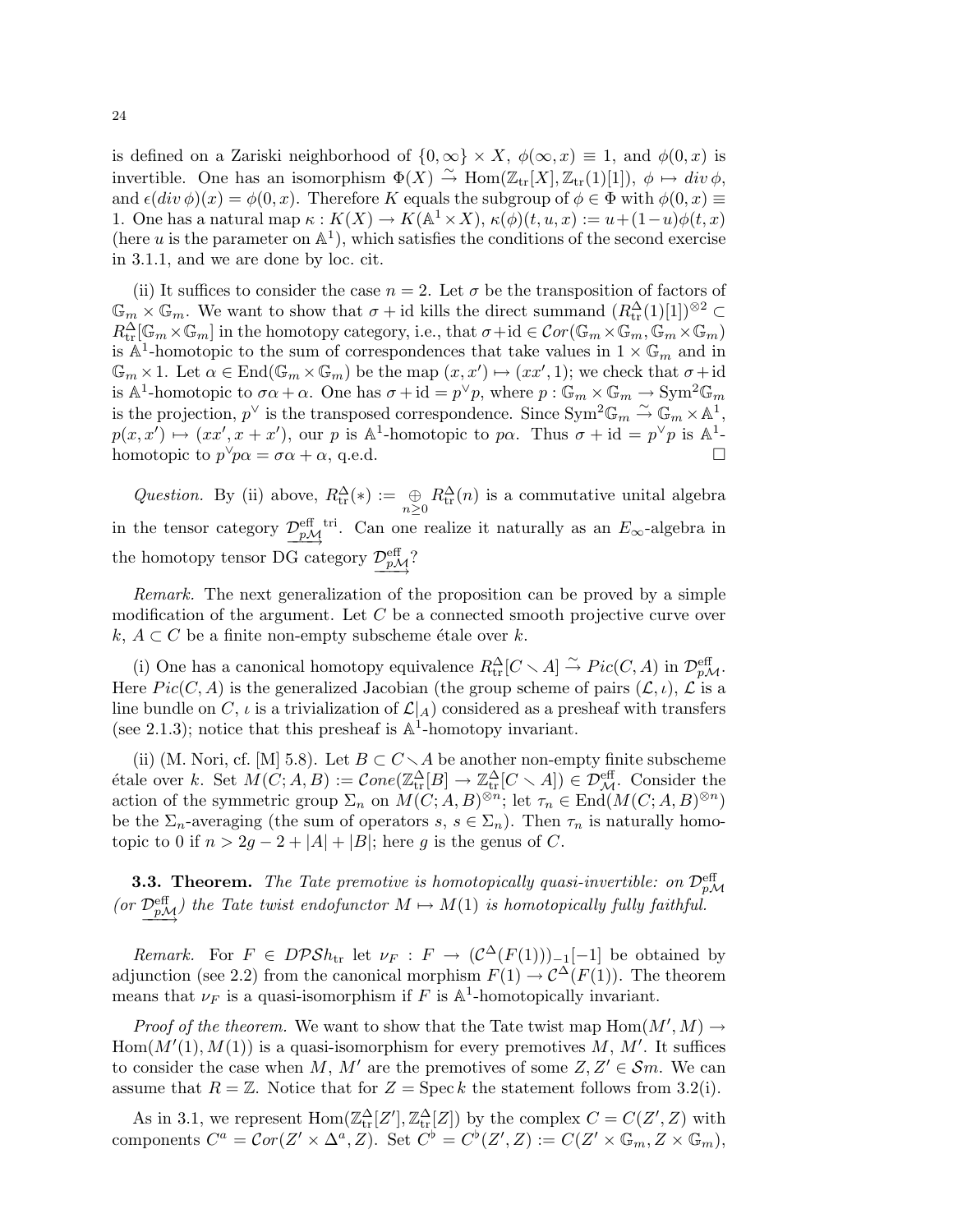is defined on a Zariski neighborhood of $\{0,\infty\} \times X$, $\phi(\infty, x) \equiv 1$, and $\phi(0,x)$ is invertible. One has an isomorphism $\Phi(X) \xrightarrow{\sim} \mathrm{Hom}(\mathbb{Z}_{\mathrm{tr}}[X], \mathbb{Z}_{\mathrm{tr}}(1)[1])$, $\phi \mapsto div\, \phi$, and $\epsilon(div\, \phi)(x) = \phi(0,x)$. Therefore $K$ equals the subgroup of $\phi \in \Phi$ with $\phi(0,x) \equiv 1$. One has a natural map $\kappa : K(X) \to K(\mathbb{A}^1 \times X)$, $\kappa(\phi)(t,u,x) := u + (1-u)\phi(t,x)$ (here $u$ is the parameter on $\mathbb{A}^1$), which satisfies the conditions of the second exercise in 3.1.1, and we are done by loc. cit.

(ii) It suffices to consider the case $n = 2$. Let $\sigma$ be the transposition of factors of $\mathbb{G}_m \times \mathbb{G}_m$. We want to show that $\sigma + \mathrm{id}$ kills the direct summand $(R^{\Delta}_{\mathrm{tr}}(1)[1])^{\otimes 2} \subset R^{\Delta}_{\mathrm{tr}}[\mathbb{G}_m \times \mathbb{G}_m]$ in the homotopy category, i.e., that $\sigma + \mathrm{id} \in \mathcal{C}or(\mathbb{G}_m \times \mathbb{G}_m, \mathbb{G}_m \times \mathbb{G}_m)$ is $\mathbb{A}^1$-homotopic to the sum of correspondences that take values in $1 \times \mathbb{G}_m$ and in $\mathbb{G}_m \times 1$. Let $\alpha \in \mathrm{End}(\mathbb{G}_m \times \mathbb{G}_m)$ be the map $(x, x') \mapsto (xx', 1)$; we check that $\sigma + \mathrm{id}$ is $\mathbb{A}^1$-homotopic to $\sigma\alpha + \alpha$. One has $\sigma + \mathrm{id} = p^{\vee} p$, where $p : \mathbb{G}_m \times \mathbb{G}_m \to \mathrm{Sym}^2 \mathbb{G}_m$ is the projection, $p^{\vee}$ is the transposed correspondence. Since $\mathrm{Sym}^2 \mathbb{G}_m \xrightarrow{\sim} \mathbb{G}_m \times \mathbb{A}^1$, $p(x,x') \mapsto (xx', x + x')$, our $p$ is $\mathbb{A}^1$-homotopic to $p\alpha$. Thus $\sigma + \mathrm{id} = p^{\vee} p$ is $\mathbb{A}^1$-homotopic to $p^{\vee} p \alpha = \sigma\alpha + \alpha$, q.e.d. □

*Question.* By (ii) above, $R^{\Delta}_{\mathrm{tr}}(*) := \underset{n \geq 0}{\oplus} R^{\Delta}_{\mathrm{tr}}(n)$ is a commutative unital algebra in the tensor category $\underrightarrow{\mathcal{D}^{\mathrm{eff}}_{p\mathcal{M}}}^{\mathrm{tri}}$. Can one realize it naturally as an $E_\infty$-algebra in the homotopy tensor DG category $\underrightarrow{\mathcal{D}^{\mathrm{eff}}_{p\mathcal{M}}}$?

*Remark.* The next generalization of the proposition can be proved by a simple modification of the argument. Let $C$ be a connected smooth projective curve over $k$, $A \subset C$ be a finite non-empty subscheme étale over $k$.

(i) One has a canonical homotopy equivalence $R^{\Delta}_{\mathrm{tr}}[C \smallsetminus A] \xrightarrow{\sim} Pic(C, A)$ in $\mathcal{D}^{\mathrm{eff}}_{p\mathcal{M}}$. Here $Pic(C,A)$ is the generalized Jacobian (the group scheme of pairs $(\mathcal{L}, \iota)$, $\mathcal{L}$ is a line bundle on $C$, $\iota$ is a trivialization of $\mathcal{L}|_A$) considered as a presheaf with transfers (see 2.1.3); notice that this presheaf is $\mathbb{A}^1$-homotopy invariant.

(ii) (M. Nori, cf. [M] 5.8). Let $B \subset C \smallsetminus A$ be another non-empty finite subscheme étale over $k$. Set $M(C; A, B) := \mathcal{C}one(\mathbb{Z}^{\Delta}_{\mathrm{tr}}[B] \to \mathbb{Z}^{\Delta}_{\mathrm{tr}}[C \smallsetminus A]) \in \mathcal{D}^{\mathrm{eff}}_{\mathcal{M}}$. Consider the action of the symmetric group $\Sigma_n$ on $M(C; A, B)^{\otimes n}$; let $\tau_n \in \mathrm{End}(M(C; A, B)^{\otimes n})$ be the $\Sigma_n$-averaging (the sum of operators $s$, $s \in \Sigma_n$). Then $\tau_n$ is naturally homotopic to 0 if $n > 2g - 2 + |A| + |B|$; here $g$ is the genus of $C$.

**3.3. Theorem.** *The Tate premotive is homotopically quasi-invertible: on $\mathcal{D}^{\mathrm{eff}}_{p\mathcal{M}}$ (or $\underrightarrow{\mathcal{D}^{\mathrm{eff}}_{p\mathcal{M}}}$) the Tate twist endofunctor $M \mapsto M(1)$ is homotopically fully faithful.*

*Remark.* For $F \in D\mathcal{PS}h_{\mathrm{tr}}$ let $\nu_F : F \to (\mathcal{C}^{\Delta}(F(1)))_{-1}[-1]$ be obtained by adjunction (see 2.2) from the canonical morphism $F(1) \to \mathcal{C}^{\Delta}(F(1))$. The theorem means that $\nu_F$ is a quasi-isomorphism if $F$ is $\mathbb{A}^1$-homotopically invariant.

*Proof of the theorem.* We want to show that the Tate twist map $\mathrm{Hom}(M', M) \to \mathrm{Hom}(M'(1), M(1))$ is a quasi-isomorphism for every premotives $M$, $M'$. It suffices to consider the case when $M$, $M'$ are the premotives of some $Z, Z' \in \mathcal{S}m$. We can assume that $R = \mathbb{Z}$. Notice that for $Z = \mathrm{Spec}\, k$ the statement follows from 3.2(i).

As in 3.1, we represent $\mathrm{Hom}(\mathbb{Z}^{\Delta}_{\mathrm{tr}}[Z'], \mathbb{Z}^{\Delta}_{\mathrm{tr}}[Z])$ by the complex $C = C(Z', Z)$ with components $C^a = \mathcal{C}or(Z' \times \Delta^a, Z)$. Set $C^\flat = C^\flat(Z', Z) := C(Z' \times \mathbb{G}_m, Z \times \mathbb{G}_m)$,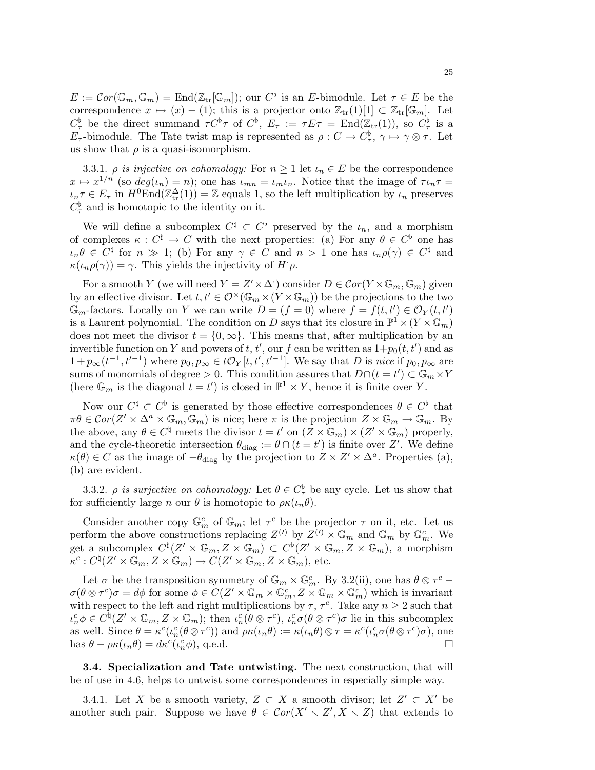$E := \mathcal{C}or(\mathbb{G}_m, \mathbb{G}_m) = \mathrm{End}(\mathbb{Z}_{\mathrm{tr}}[\mathbb{G}_m])$; our $C^\flat$ is an $E$-bimodule. Let $\tau \in E$ be the correspondence $x \mapsto (x) - (1)$; this is a projector onto $\mathbb{Z}_{\mathrm{tr}}(1)[1] \subset \mathbb{Z}_{\mathrm{tr}}[\mathbb{G}_m]$. Let $C^\flat_\tau$ be the direct summand $\tau C^\flat \tau$ of $C^\flat$, $E_\tau := \tau E \tau = \mathrm{End}(\mathbb{Z}_{\mathrm{tr}}(1))$, so $C^\flat_\tau$ is a $E_\tau$-bimodule. The Tate twist map is represented as $\rho : C \to C^\flat_\tau$, $\gamma \mapsto \gamma \otimes \tau$. Let us show that $\rho$ is a quasi-isomorphism.

3.3.1. *$\rho$ is injective on cohomology:* For $n \geq 1$ let $\iota_n \in E$ be the correspondence $x \mapsto x^{1/n}$ (so $deg(\iota_n) = n$); one has $\iota_{mn} = \iota_m \iota_n$. Notice that the image of $\tau \iota_n \tau = \iota_n \tau \in E_\tau$ in $H^0 \mathrm{End}(\mathbb{Z}^\Delta_{\mathrm{tr}}(1)) = \mathbb{Z}$ equals 1, so the left multiplication by $\iota_n$ preserves $C^\flat_\tau$ and is homotopic to the identity on it.

We will define a subcomplex $C^\natural \subset C^\flat$ preserved by the $\iota_n$, and a morphism of complexes $\kappa : C^\natural \to C$ with the next properties: (a) For any $\theta \in C^\flat$ one has $\iota_n \theta \in C^\natural$ for $n \gg 1$; (b) For any $\gamma \in C$ and $n > 1$ one has $\iota_n \rho(\gamma) \in C^\natural$ and $\kappa(\iota_n \rho(\gamma)) = \gamma$. This yields the injectivity of $H^\cdot \rho$.

For a smooth $Y$ (we will need $Y = Z' \times \Delta^\cdot$) consider $D \in \mathcal{C}or(Y \times \mathbb{G}_m, \mathbb{G}_m)$ given by an effective divisor. Let $t, t' \in \mathcal{O}^\times(\mathbb{G}_m \times (Y \times \mathbb{G}_m))$ be the projections to the two $\mathbb{G}_m$-factors. Locally on $Y$ we can write $D = (f = 0)$ where $f = f(t,t') \in \mathcal{O}_Y(t,t')$ is a Laurent polynomial. The condition on $D$ says that its closure in $\mathbb{P}^1 \times (Y \times \mathbb{G}_m)$ does not meet the divisor $t = \{0, \infty\}$. This means that, after multiplication by an invertible function on $Y$ and powers of $t$, $t'$, our $f$ can be written as $1 + p_0(t,t')$ and as $1 + p_\infty(t^{-1}, t'^{-1})$ where $p_0, p_\infty \in t\mathcal{O}_Y[t, t', t'^{-1}]$. We say that $D$ is *nice* if $p_0, p_\infty$ are sums of monomials of degree $> 0$. This condition assures that $D \cap (t = t') \subset \mathbb{G}_m \times Y$ (here $\mathbb{G}_m$ is the diagonal $t = t'$) is closed in $\mathbb{P}^1 \times Y$, hence it is finite over $Y$.

Now our $C^\natural \subset C^\flat$ is generated by those effective correspondences $\theta \in C^\flat$ that $\pi\theta \in \mathcal{C}or(Z' \times \Delta^a \times \mathbb{G}_m, \mathbb{G}_m)$ is nice; here $\pi$ is the projection $Z \times \mathbb{G}_m \to \mathbb{G}_m$. By the above, any $\theta \in C^\natural$ meets the divisor $t = t'$ on $(Z \times \mathbb{G}_m) \times (Z' \times \mathbb{G}_m)$ properly, and the cycle-theoretic intersection $\theta_{\mathrm{diag}} := \theta \cap (t = t')$ is finite over $Z'$. We define $\kappa(\theta) \in C$ as the image of $-\theta_{\mathrm{diag}}$ by the projection to $Z \times Z' \times \Delta^a$. Properties (a), (b) are evident.

3.3.2. *$\rho$ is surjective on cohomology:* Let $\theta \in C^\flat_\tau$ be any cycle. Let us show that for sufficiently large $n$ our $\theta$ is homotopic to $\rho\kappa(\iota_n \theta)$.

Consider another copy $\mathbb{G}^c_m$ of $\mathbb{G}_m$; let $\tau^c$ be the projector $\tau$ on it, etc. Let us perform the above constructions replacing $Z^{(\prime)}$ by $Z^{(\prime)} \times \mathbb{G}_m$ and $\mathbb{G}_m$ by $\mathbb{G}^c_m$. We get a subcomplex $C^\natural(Z' \times \mathbb{G}_m, Z \times \mathbb{G}_m) \subset C^\flat(Z' \times \mathbb{G}_m, Z \times \mathbb{G}_m)$, a morphism $\kappa^c : C^\natural(Z' \times \mathbb{G}_m, Z \times \mathbb{G}_m) \to C(Z' \times \mathbb{G}_m, Z \times \mathbb{G}_m)$, etc.

Let $\sigma$ be the transposition symmetry of $\mathbb{G}_m \times \mathbb{G}^c_m$. By 3.2(ii), one has $\theta \otimes \tau^c - \sigma(\theta \otimes \tau^c)\sigma = d\phi$ for some $\phi \in C(Z' \times \mathbb{G}_m \times \mathbb{G}^c_m, Z \times \mathbb{G}_m \times \mathbb{G}^c_m)$ which is invariant with respect to the left and right multiplications by $\tau$, $\tau^c$. Take any $n \geq 2$ such that $\iota^c_n \phi \in C^\natural(Z' \times \mathbb{G}_m, Z \times \mathbb{G}_m)$; then $\iota^c_n(\theta \otimes \tau^c)$, $\iota^c_n \sigma(\theta \otimes \tau^c)\sigma$ lie in this subcomplex as well. Since $\theta = \kappa^c(\iota^c_n(\theta \otimes \tau^c))$ and $\rho\kappa(\iota_n \theta) := \kappa(\iota_n \theta) \otimes \tau = \kappa^c(\iota^c_n \sigma(\theta \otimes \tau^c)\sigma)$, one has $\theta - \rho\kappa(\iota_n \theta) = d\kappa^c(\iota^c_n \phi)$, q.e.d. $\square$

**3.4. Specialization and Tate untwisting.** The next construction, that will be of use in 4.6, helps to untwist some correspondences in especially simple way.

3.4.1. Let $X$ be a smooth variety, $Z \subset X$ a smooth divisor; let $Z' \subset X'$ be another such pair. Suppose we have $\theta \in \mathcal{C}or(X' \smallsetminus Z', X \smallsetminus Z)$ that extends to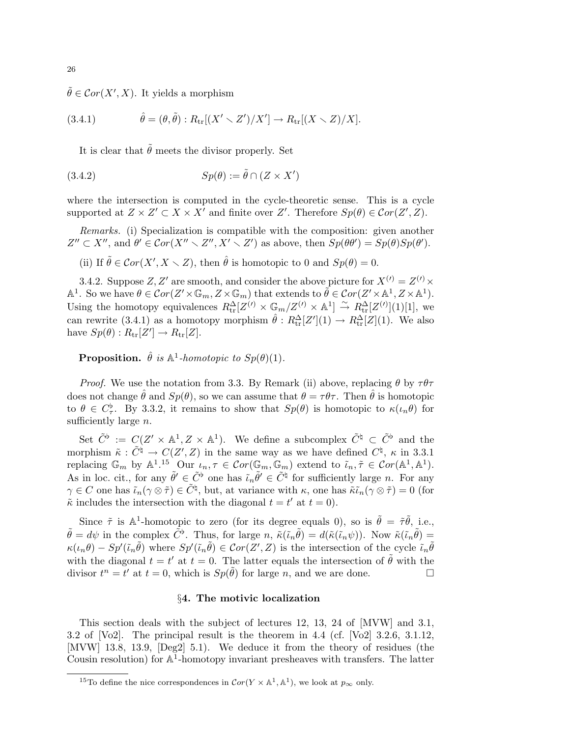$\tilde{\theta} \in \mathcal{C}or(X', X)$. It yields a morphism

$$\hat{\theta} = (\theta, \tilde{\theta}) : R_{\rm tr}[(X' \smallsetminus Z')/X'] \to R_{\rm tr}[(X \smallsetminus Z)/X]. \tag{3.4.1}$$

It is clear that $\tilde{\theta}$ meets the divisor properly. Set

$$Sp(\theta) := \tilde{\theta} \cap (Z \times X') \tag{3.4.2}$$

where the intersection is computed in the cycle-theoretic sense. This is a cycle supported at $Z \times Z' \subset X \times X'$ and finite over $Z'$. Therefore $Sp(\theta) \in \mathcal{C}or(Z', Z)$.

*Remarks.* (i) Specialization is compatible with the composition: given another $Z'' \subset X''$, and $\theta' \in \mathcal{C}or(X'' \smallsetminus Z'', X' \smallsetminus Z')$ as above, then $Sp(\theta\theta') = Sp(\theta)Sp(\theta')$.

(ii) If $\tilde{\theta} \in \mathcal{C}or(X', X \smallsetminus Z)$, then $\hat{\theta}$ is homotopic to 0 and $Sp(\theta) = 0$.

3.4.2. Suppose $Z, Z'$ are smooth, and consider the above picture for $X^{(\prime)} = Z^{(\prime)} \times \mathbb{A}^1$. So we have $\theta \in \mathcal{C}or(Z' \times \mathbb{G}_m, Z \times \mathbb{G}_m)$ that extends to $\tilde{\theta} \in \mathcal{C}or(Z' \times \mathbb{A}^1, Z \times \mathbb{A}^1)$. Using the homotopy equivalences $R^{\Delta}_{\rm tr}[Z^{(\prime)} \times \mathbb{G}_m / Z^{(\prime)} \times \mathbb{A}^1] \xrightarrow{\sim} R^{\Delta}_{\rm tr}[Z^{(\prime)}](1)[1]$, we can rewrite (3.4.1) as a homotopy morphism $\hat{\theta} : R^{\Delta}_{\rm tr}[Z'](1) \to R^{\Delta}_{\rm tr}[Z](1)$. We also have $Sp(\theta) : R_{\rm tr}[Z'] \to R_{\rm tr}[Z]$.

**Proposition.** *$\hat{\theta}$ is $\mathbb{A}^1$-homotopic to $Sp(\theta)(1)$.*

*Proof.* We use the notation from 3.3. By Remark (ii) above, replacing $\theta$ by $\tau\theta\tau$ does not change $\hat{\theta}$ and $Sp(\theta)$, so we can assume that $\theta = \tau\theta\tau$. Then $\hat{\theta}$ is homotopic to $\theta \in C^{\flat}_{\tau}$. By 3.3.2, it remains to show that $Sp(\theta)$ is homotopic to $\kappa(\iota_n\theta)$ for sufficiently large $n$.

Set $\tilde{C}^{\flat} := C(Z' \times \mathbb{A}^1, Z \times \mathbb{A}^1)$. We define a subcomplex $\tilde{C}^{\natural} \subset \tilde{C}^{\flat}$ and the morphism $\tilde{\kappa} : \tilde{C}^{\natural} \to C(Z', Z)$ in the same way as we have defined $C^{\natural}$, $\kappa$ in 3.3.1 replacing $\mathbb{G}_m$ by $\mathbb{A}^1$.[15] Our $\iota_n, \tau \in \mathcal{C}or(\mathbb{G}_m, \mathbb{G}_m)$ extend to $\tilde{\iota}_n, \tilde{\tau} \in \mathcal{C}or(\mathbb{A}^1, \mathbb{A}^1)$. As in loc. cit., for any $\tilde{\theta}' \in \tilde{C}^{\flat}$ one has $\tilde{\iota}_n\tilde{\theta}' \in \tilde{C}^{\natural}$ for sufficiently large $n$. For any $\gamma \in C$ one has $\tilde{\iota}_n(\gamma \otimes \tilde{\tau}) \in \tilde{C}^{\natural}$, but, at variance with $\kappa$, one has $\tilde{\kappa}\tilde{\iota}_n(\gamma \otimes \tilde{\tau}) = 0$ (for $\tilde{\kappa}$ includes the intersection with the diagonal $t = t'$ at $t = 0$).

Since $\tilde{\tau}$ is $\mathbb{A}^1$-homotopic to zero (for its degree equals 0), so is $\tilde{\theta} = \tilde{\tau}\tilde{\theta}$, i.e., $\tilde{\theta} = d\psi$ in the complex $\tilde{C}^{\flat}$. Thus, for large $n$, $\tilde{\kappa}(\tilde{\iota}_n\tilde{\theta}) = d(\tilde{\kappa}(\tilde{\iota}_n\psi))$. Now $\tilde{\kappa}(\tilde{\iota}_n\tilde{\theta}) = \kappa(\iota_n\theta) - Sp'(\tilde{\iota}_n\tilde{\theta})$ where $Sp'(\tilde{\iota}_n\tilde{\theta}) \in \mathcal{C}or(Z', Z)$ is the intersection of the cycle $\tilde{\iota}_n\tilde{\theta}$ with the diagonal $t = t'$ at $t = 0$. The latter equals the intersection of $\tilde{\theta}$ with the divisor $t^n = t'$ at $t = 0$, which is $Sp(\tilde{\theta})$ for large $n$, and we are done. $\square$

## §4. The motivic localization

This section deals with the subject of lectures 12, 13, 24 of [MVW] and 3.1, 3.2 of [Vo2]. The principal result is the theorem in 4.4 (cf. [Vo2] 3.2.6, 3.1.12, [MVW] 13.8, 13.9, [Deg2] 5.1). We deduce it from the theory of residues (the Cousin resolution) for $\mathbb{A}^1$-homotopy invariant presheaves with transfers. The latter

---

[15] To define the nice correspondences in $\mathcal{C}or(Y \times \mathbb{A}^1, \mathbb{A}^1)$, we look at $p_\infty$ only.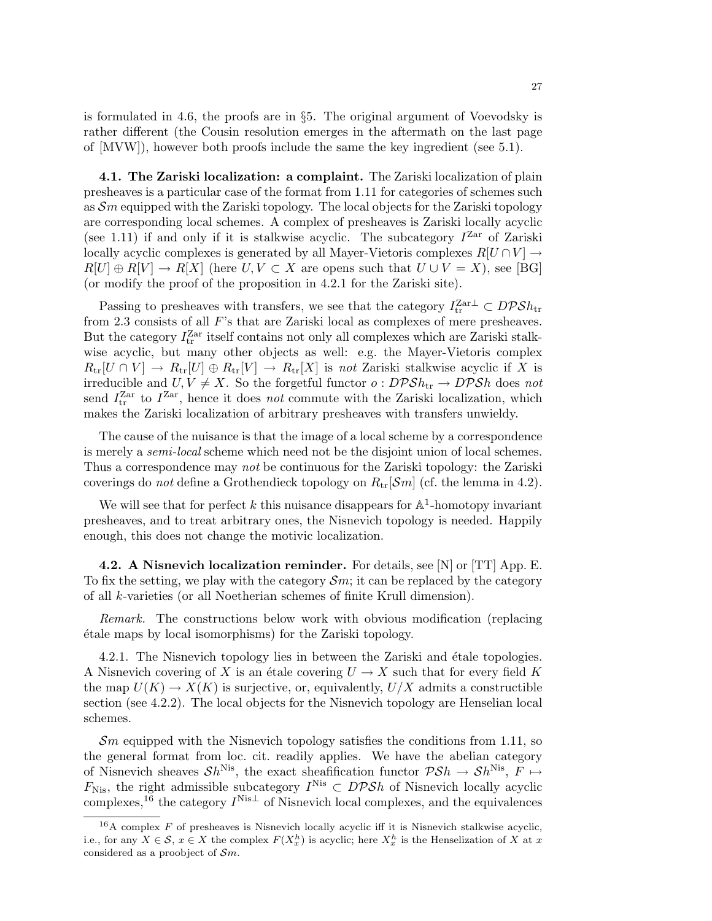is formulated in 4.6, the proofs are in §5. The original argument of Voevodsky is rather different (the Cousin resolution emerges in the aftermath on the last page of [MVW]), however both proofs include the same the key ingredient (see 5.1).

**4.1. The Zariski localization: a complaint.** The Zariski localization of plain presheaves is a particular case of the format from 1.11 for categories of schemes such as $\mathcal{S}m$ equipped with the Zariski topology. The local objects for the Zariski topology are corresponding local schemes. A complex of presheaves is Zariski locally acyclic (see 1.11) if and only if it is stalkwise acyclic. The subcategory $I^{\text{Zar}}$ of Zariski locally acyclic complexes is generated by all Mayer-Vietoris complexes $R[U \cap V] \to R[U] \oplus R[V] \to R[X]$ (here $U, V \subset X$ are opens such that $U \cup V = X$), see [BG] (or modify the proof of the proposition in 4.2.1 for the Zariski site).

Passing to presheaves with transfers, we see that the category $I_{\text{tr}}^{\text{Zar}\perp} \subset D\mathcal{PS}h_{\text{tr}}$ from 2.3 consists of all $F$'s that are Zariski local as complexes of mere presheaves. But the category $I_{\text{tr}}^{\text{Zar}}$ itself contains not only all complexes which are Zariski stalkwise acyclic, but many other objects as well: e.g. the Mayer-Vietoris complex $R_{\text{tr}}[U \cap V] \to R_{\text{tr}}[U] \oplus R_{\text{tr}}[V] \to R_{\text{tr}}[X]$ is *not* Zariski stalkwise acyclic if $X$ is irreducible and $U, V \neq X$. So the forgetful functor $o : D\mathcal{PS}h_{\text{tr}} \to D\mathcal{PS}h$ does *not* send $I_{\text{tr}}^{\text{Zar}}$ to $I^{\text{Zar}}$, hence it does *not* commute with the Zariski localization, which makes the Zariski localization of arbitrary presheaves with transfers unwieldy.

The cause of the nuisance is that the image of a local scheme by a correspondence is merely a *semi-local* scheme which need not be the disjoint union of local schemes. Thus a correspondence may *not* be continuous for the Zariski topology: the Zariski coverings do *not* define a Grothendieck topology on $R_{\text{tr}}[\mathcal{S}m]$ (cf. the lemma in 4.2).

We will see that for perfect $k$ this nuisance disappears for $\mathbb{A}^1$-homotopy invariant presheaves, and to treat arbitrary ones, the Nisnevich topology is needed. Happily enough, this does not change the motivic localization.

**4.2. A Nisnevich localization reminder.** For details, see [N] or [TT] App. E. To fix the setting, we play with the category $\mathcal{S}m$; it can be replaced by the category of all $k$-varieties (or all Noetherian schemes of finite Krull dimension).

*Remark.* The constructions below work with obvious modification (replacing étale maps by local isomorphisms) for the Zariski topology.

4.2.1. The Nisnevich topology lies in between the Zariski and étale topologies. A Nisnevich covering of $X$ is an étale covering $U \to X$ such that for every field $K$ the map $U(K) \to X(K)$ is surjective, or, equivalently, $U/X$ admits a constructible section (see 4.2.2). The local objects for the Nisnevich topology are Henselian local schemes.

$\mathcal{S}m$ equipped with the Nisnevich topology satisfies the conditions from 1.11, so the general format from loc. cit. readily applies. We have the abelian category of Nisnevich sheaves $\mathcal{S}h^{\text{Nis}}$, the exact sheafification functor $\mathcal{PS}h \to \mathcal{S}h^{\text{Nis}}$, $F \mapsto F_{\text{Nis}}$, the right admissible subcategory $I^{\text{Nis}} \subset D\mathcal{PS}h$ of Nisnevich locally acyclic complexes,[16] the category $I^{\text{Nis}\perp}$ of Nisnevich local complexes, and the equivalences

[16] A complex $F$ of presheaves is Nisnevich locally acyclic iff it is Nisnevich stalkwise acyclic, i.e., for any $X \in \mathcal{S}$, $x \in X$ the complex $F(X_x^h)$ is acyclic; here $X_x^h$ is the Henselization of $X$ at $x$ considered as a proobject of $\mathcal{S}m$.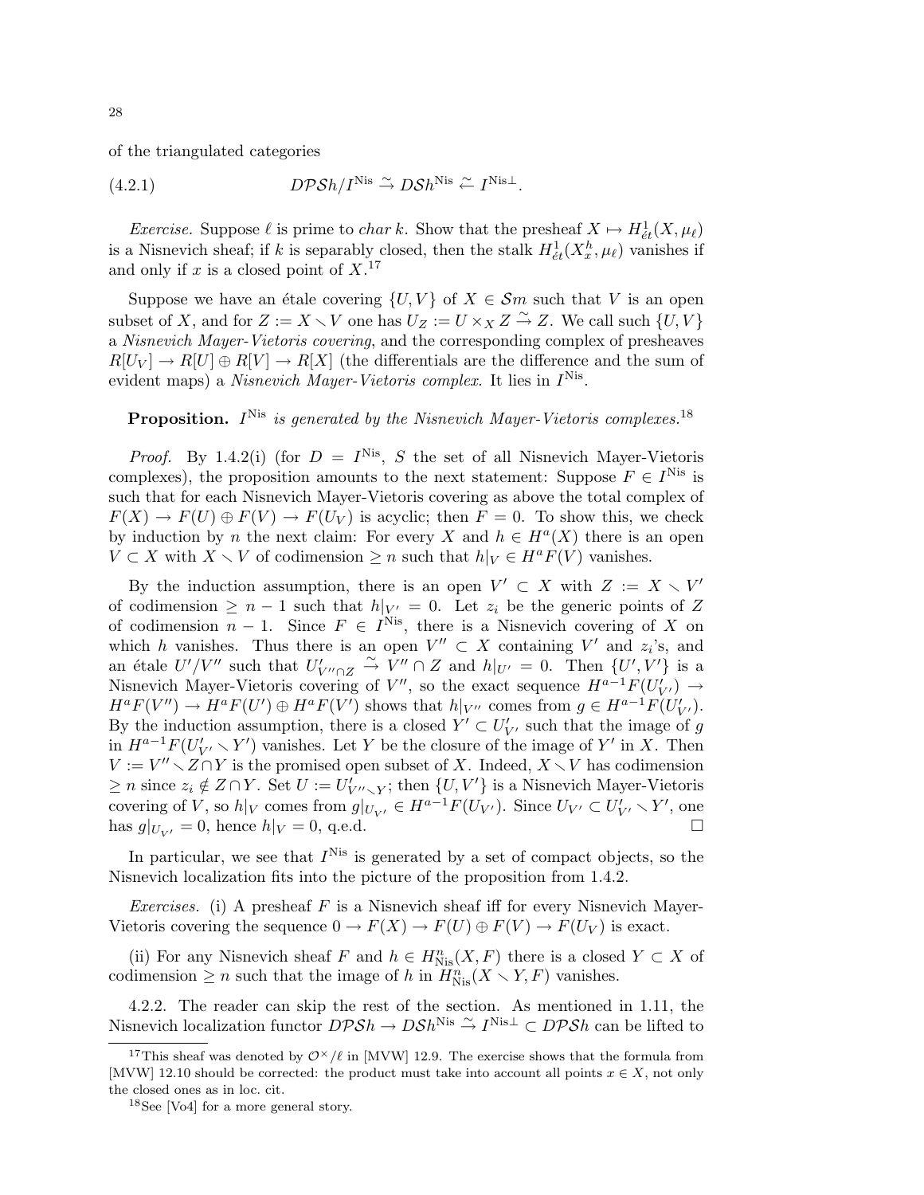of the triangulated categories

$$(4.2.1) \qquad\qquad D\mathcal{PS}h/I^{\text{Nis}} \xrightarrow{\sim} D\mathcal{S}h^{\text{Nis}} \xleftarrow{\sim} I^{\text{Nis}\perp}.$$

*Exercise.* Suppose $\ell$ is prime to *char* $k$. Show that the presheaf $X \mapsto H^1_{\acute{e}t}(X, \mu_\ell)$ is a Nisnevich sheaf; if $k$ is separably closed, then the stalk $H^1_{\acute{e}t}(X^h_x, \mu_\ell)$ vanishes if and only if $x$ is a closed point of $X$.[17]

Suppose we have an étale covering $\{U, V\}$ of $X \in \mathcal{S}m$ such that $V$ is an open subset of $X$, and for $Z := X \smallsetminus V$ one has $U_Z := U \times_X Z \xrightarrow{\sim} Z$. We call such $\{U, V\}$ a *Nisnevich Mayer-Vietoris covering*, and the corresponding complex of presheaves $R[U_V] \to R[U] \oplus R[V] \to R[X]$ (the differentials are the difference and the sum of evident maps) a *Nisnevich Mayer-Vietoris complex*. It lies in $I^{\text{Nis}}$.

**Proposition.** *$I^{\text{Nis}}$ is generated by the Nisnevich Mayer-Vietoris complexes.*[18]

*Proof.* By 1.4.2(i) (for $D = I^{\text{Nis}}$, $S$ the set of all Nisnevich Mayer-Vietoris complexes), the proposition amounts to the next statement: Suppose $F \in I^{\text{Nis}}$ is such that for each Nisnevich Mayer-Vietoris covering as above the total complex of $F(X) \to F(U) \oplus F(V) \to F(U_V)$ is acyclic; then $F = 0$. To show this, we check by induction by $n$ the next claim: For every $X$ and $h \in H^a(X)$ there is an open $V \subset X$ with $X \smallsetminus V$ of codimension $\geq n$ such that $h|_V \in H^a F(V)$ vanishes.

By the induction assumption, there is an open $V' \subset X$ with $Z := X \smallsetminus V'$ of codimension $\geq n-1$ such that $h|_{V'} = 0$. Let $z_i$ be the generic points of $Z$ of codimension $n-1$. Since $F \in I^{\text{Nis}}$, there is a Nisnevich covering of $X$ on which $h$ vanishes. Thus there is an open $V'' \subset X$ containing $V'$ and $z_i$'s, and an étale $U'/V''$ such that $U'_{V'' \cap Z} \xrightarrow{\sim} V'' \cap Z$ and $h|_{U'} = 0$. Then $\{U', V'\}$ is a Nisnevich Mayer-Vietoris covering of $V''$, so the exact sequence $H^{a-1}F(U'_{V'}) \to H^a F(V'') \to H^a F(U') \oplus H^a F(V')$ shows that $h|_{V''}$ comes from $g \in H^{a-1}F(U'_{V'})$. By the induction assumption, there is a closed $Y' \subset U'_{V'}$ such that the image of $g$ in $H^{a-1}F(U'_{V'} \smallsetminus Y')$ vanishes. Let $Y$ be the closure of the image of $Y'$ in $X$. Then $V := V'' \smallsetminus Z \cap Y$ is the promised open subset of $X$. Indeed, $X \smallsetminus V$ has codimension $\geq n$ since $z_i \notin Z \cap Y$. Set $U := U'_{V'' \smallsetminus Y}$; then $\{U, V'\}$ is a Nisnevich Mayer-Vietoris covering of $V$, so $h|_V$ comes from $g|_{U_{V'}} \in H^{a-1}F(U_{V'})$. Since $U_{V'} \subset U'_{V'} \smallsetminus Y'$, one has $g|_{U_{V'}} = 0$, hence $h|_V = 0$, q.e.d. $\square$

In particular, we see that $I^{\text{Nis}}$ is generated by a set of compact objects, so the Nisnevich localization fits into the picture of the proposition from 1.4.2.

*Exercises.* (i) A presheaf $F$ is a Nisnevich sheaf iff for every Nisnevich Mayer-Vietoris covering the sequence $0 \to F(X) \to F(U) \oplus F(V) \to F(U_V)$ is exact.

(ii) For any Nisnevich sheaf $F$ and $h \in H^n_{\text{Nis}}(X, F)$ there is a closed $Y \subset X$ of codimension $\geq n$ such that the image of $h$ in $H^n_{\text{Nis}}(X \smallsetminus Y, F)$ vanishes.

4.2.2. The reader can skip the rest of the section. As mentioned in 1.11, the Nisnevich localization functor $D\mathcal{PS}h \to D\mathcal{S}h^{\text{Nis}} \xrightarrow{\sim} I^{\text{Nis}\perp} \subset D\mathcal{PS}h$ can be lifted to

---

[17] This sheaf was denoted by $\mathcal{O}^\times/\ell$ in [MVW] 12.9. The exercise shows that the formula from [MVW] 12.10 should be corrected: the product must take into account all points $x \in X$, not only the closed ones as in loc. cit.

[18] See [Vo4] for a more general story.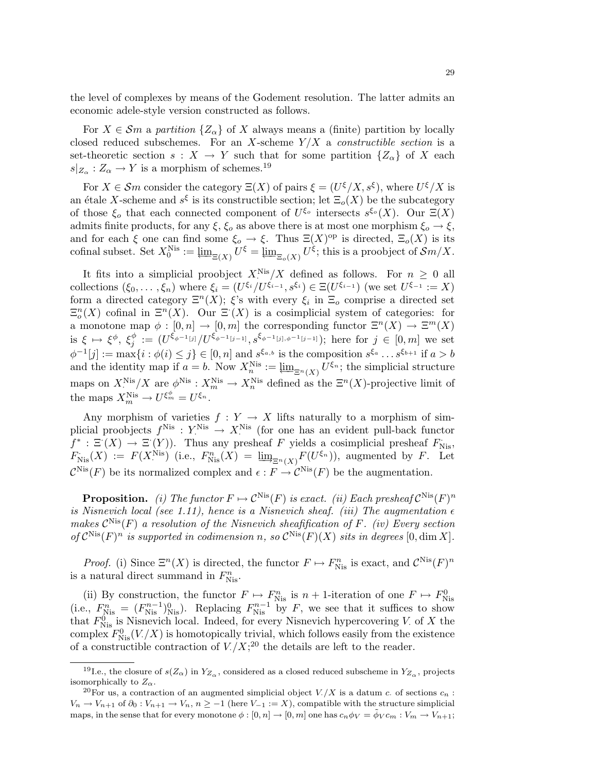the level of complexes by means of the Godement resolution. The latter admits an economic adele-style version constructed as follows.

For $X \in \mathcal{S}m$ a *partition* $\{Z_\alpha\}$ of $X$ always means a (finite) partition by locally closed reduced subschemes. For an $X$-scheme $Y/X$ a *constructible section* is a set-theoretic section $s : X \to Y$ such that for some partition $\{Z_\alpha\}$ of $X$ each $s|_{Z_\alpha} : Z_\alpha \to Y$ is a morphism of schemes.[19]

For $X \in \mathcal{S}m$ consider the category $\Xi(X)$ of pairs $\xi = (U^\xi/X, s^\xi)$, where $U^\xi/X$ is an étale $X$-scheme and $s^\xi$ is its constructible section; let $\Xi_o(X)$ be the subcategory of those $\xi_o$ that each connected component of $U^{\xi_o}$ intersects $s^{\xi_o}(X)$. Our $\Xi(X)$ admits finite products, for any $\xi, \xi_o$ as above there is at most one morphism $\xi_o \to \xi$, and for each $\xi$ one can find some $\xi_o \to \xi$. Thus $\Xi(X)^{\rm op}$ is directed, $\Xi_o(X)$ is its cofinal subset. Set $X_0^{\rm Nis} := \varprojlim_{\Xi(X)} U^\xi = \varprojlim_{\Xi_o(X)} U^\xi$; this is a proobject of $\mathcal{S}m/X$.

It fits into a simplicial proobject $X_\cdot^{\rm Nis}/X$ defined as follows. For $n \geq 0$ all collections $(\xi_0, \ldots, \xi_n)$ where $\xi_i = (U^{\xi_i}/U^{\xi_{i-1}}, s^{\xi_i}) \in \Xi(U^{\xi_{i-1}})$ (we set $U^{\xi_{-1}} := X$) form a directed category $\Xi^n(X)$; $\xi$'s with every $\xi_i$ in $\Xi_o$ comprise a directed set $\Xi^n_o(X)$ cofinal in $\Xi^n(X)$. Our $\Xi^\cdot(X)$ is a cosimplicial system of categories: for a monotone map $\phi : [0,n] \to [0,m]$ the corresponding functor $\Xi^n(X) \to \Xi^m(X)$ is $\xi \mapsto \xi^\phi$, $\xi^\phi_j := (U^{\xi_{\phi^{-1}[j]}}/U^{\xi_{\phi^{-1}[j-1]}}, s^{\xi_{\phi^{-1}[j], \phi^{-1}[j-1]}})$; here for $j \in [0,m]$ we set $\phi^{-1}[j] := \max\{i : \phi(i) \leq j\} \in [0,n]$ and $s^{\xi_{a,b}}$ is the composition $s^{\xi_a} \ldots s^{\xi_{b+1}}$ if $a > b$ and the identity map if $a = b$. Now $X_n^{\rm Nis} := \varprojlim_{\Xi^n(X)} U^{\xi_n}$; the simplicial structure maps on $X_\cdot^{\rm Nis}/X$ are $\phi^{\rm Nis} : X_m^{\rm Nis} \to X_n^{\rm Nis}$ defined as the $\Xi^n(X)$-projective limit of the maps $X_m^{\rm Nis} \to U^{\xi^\phi_m} = U^{\xi_n}$.

Any morphism of varieties $f : Y \to X$ lifts naturally to a morphism of simplicial proobjects $f^{\rm Nis} : Y_\cdot^{\rm Nis} \to X_\cdot^{\rm Nis}$ (for one has an evident pull-back functor $f^* : \Xi^\cdot(X) \to \Xi^\cdot(Y)$). Thus any presheaf $F$ yields a cosimplicial presheaf $F^\cdot_{\rm Nis}$, $F^\cdot_{\rm Nis}(X) := F(X_\cdot^{\rm Nis})$ (i.e., $F^n_{\rm Nis}(X) = \varinjlim_{\Xi^n(X)} F(U^{\xi_n})$), augmented by $F$. Let $\mathcal{C}^{\rm Nis}(F)$ be its normalized complex and $\epsilon : F \to \mathcal{C}^{\rm Nis}(F)$ be the augmentation.

**Proposition.** *(i) The functor $F \mapsto \mathcal{C}^{\rm Nis}(F)$ is exact. (ii) Each presheaf $\mathcal{C}^{\rm Nis}(F)^n$ is Nisnevich local (see 1.11), hence is a Nisnevich sheaf. (iii) The augmentation $\epsilon$ makes $\mathcal{C}^{\rm Nis}(F)$ a resolution of the Nisnevich sheafification of $F$. (iv) Every section of $\mathcal{C}^{\rm Nis}(F)^n$ is supported in codimension $n$, so $\mathcal{C}^{\rm Nis}(F)(X)$ sits in degrees $[0, \dim X]$.*

*Proof.* (i) Since $\Xi^n(X)$ is directed, the functor $F \mapsto F^n_{\rm Nis}$ is exact, and $\mathcal{C}^{\rm Nis}(F)^n$ is a natural direct summand in $F^n_{\rm Nis}$.

(ii) By construction, the functor $F \mapsto F^n_{\rm Nis}$ is $n+1$-iteration of one $F \mapsto F^0_{\rm Nis}$ (i.e., $F^n_{\rm Nis} = (F^{n-1}_{\rm Nis})^0_{\rm Nis}$). Replacing $F^{n-1}_{\rm Nis}$ by $F$, we see that it suffices to show that $F^0_{\rm Nis}$ is Nisnevich local. Indeed, for every Nisnevich hypercovering $V_\cdot$ of $X$ the complex $F^0_{\rm Nis}(V_\cdot/X)$ is homotopically trivial, which follows easily from the existence of a constructible contraction of $V_\cdot/X$;[20] the details are left to the reader.

---

[19] I.e., the closure of $s(Z_\alpha)$ in $Y_{Z_\alpha}$, considered as a closed reduced subscheme in $Y_{Z_\alpha}$, projects isomorphically to $Z_\alpha$.

[20] For us, a contraction of an augmented simplicial object $V_\cdot/X$ is a datum $c_\cdot$ of sections $c_n : V_n \to V_{n+1}$ of $\partial_0 : V_{n+1} \to V_n$, $n \geq -1$ (here $V_{-1} := X$), compatible with the structure simplicial maps, in the sense that for every monotone $\phi : [0,n] \to [0,m]$ one has $c_n \phi_V = \tilde{\phi}_V c_m : V_m \to V_{n+1}$;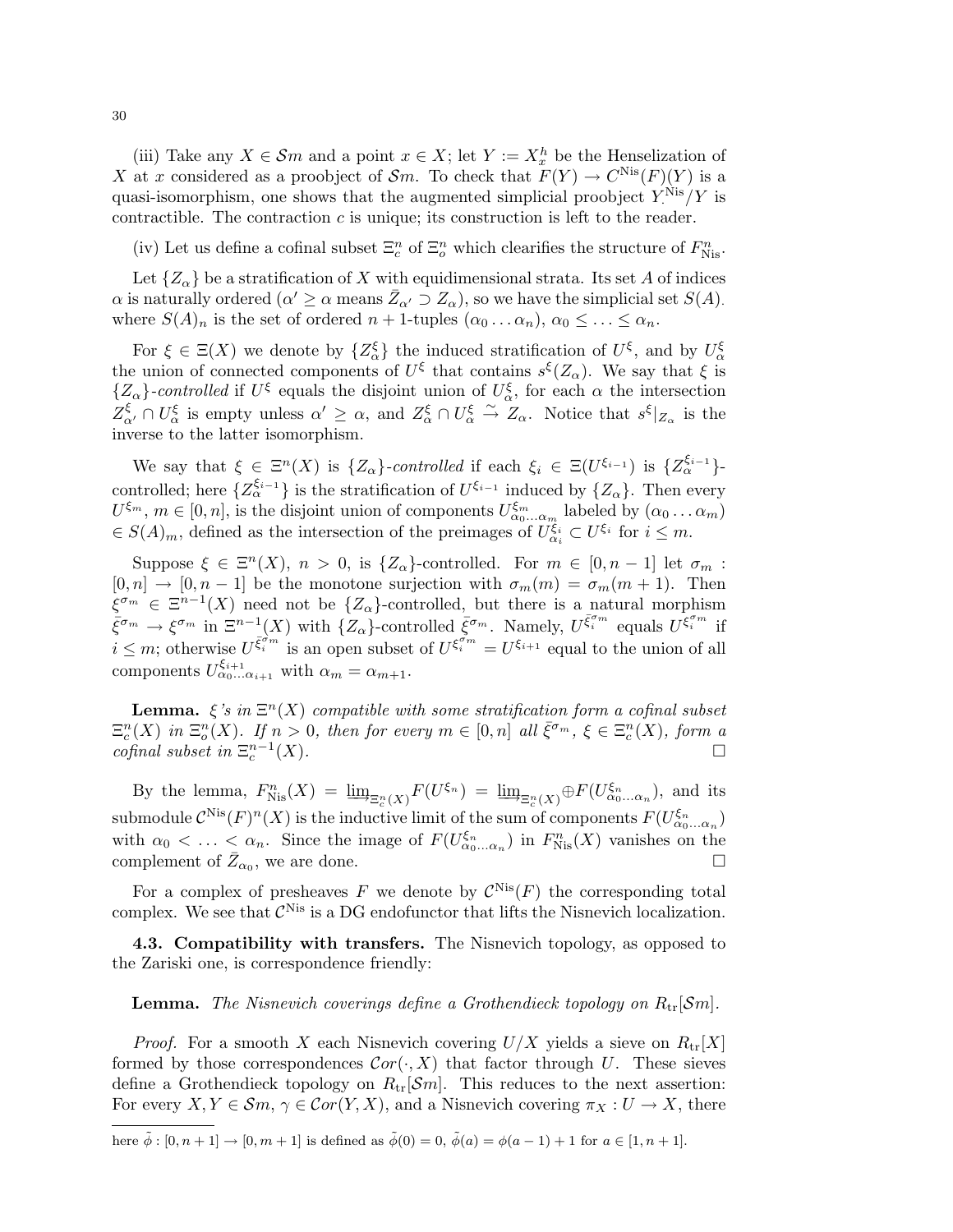(iii) Take any $X \in \mathcal{S}m$ and a point $x \in X$; let $Y := X_x^h$ be the Henselization of $X$ at $x$ considered as a proobject of $\mathcal{S}m$. To check that $F(Y) \to C^{\text{Nis}}(F)(Y)$ is a quasi-isomorphism, one shows that the augmented simplicial proobject $Y^{\text{Nis}}_{\cdot}/Y$ is contractible. The contraction $c$ is unique; its construction is left to the reader.

(iv) Let us define a cofinal subset $\Xi_c^n$ of $\Xi_o^n$ which clearifies the structure of $F_{\text{Nis}}^n$.

Let $\{Z_\alpha\}$ be a stratification of $X$ with equidimensional strata. Its set $A$ of indices $\alpha$ is naturally ordered ($\alpha' \geq \alpha$ means $\bar{Z}_{\alpha'} \supset Z_\alpha$), so we have the simplicial set $S(A)$. where $S(A)_n$ is the set of ordered $n+1$-tuples $(\alpha_0 \ldots \alpha_n)$, $\alpha_0 \leq \ldots \leq \alpha_n$.

For $\xi \in \Xi(X)$ we denote by $\{Z_\alpha^\xi\}$ the induced stratification of $U^\xi$, and by $U_\alpha^\xi$ the union of connected components of $U^\xi$ that contains $s^\xi(Z_\alpha)$. We say that $\xi$ is $\{Z_\alpha\}$-*controlled* if $U^\xi$ equals the disjoint union of $U_\alpha^\xi$, for each $\alpha$ the intersection $Z_{\alpha'}^\xi \cap U_\alpha^\xi$ is empty unless $\alpha' \geq \alpha$, and $Z_\alpha^\xi \cap U_\alpha^\xi \overset{\sim}{\to} Z_\alpha$. Notice that $s^\xi|_{Z_\alpha}$ is the inverse to the latter isomorphism.

We say that $\xi \in \Xi^n(X)$ is $\{Z_\alpha\}$-*controlled* if each $\xi_i \in \Xi(U^{\xi_{i-1}})$ is $\{Z_\alpha^{\xi_{i-1}}\}$-controlled; here $\{Z_\alpha^{\xi_{i-1}}\}$ is the stratification of $U^{\xi_{i-1}}$ induced by $\{Z_\alpha\}$. Then every $U^{\xi_m}$, $m \in [0,n]$, is the disjoint union of components $U^{\xi_m}_{\alpha_0 \ldots \alpha_m}$ labeled by $(\alpha_0 \ldots \alpha_m)$ $\in S(A)_m$, defined as the intersection of the preimages of $U^{\xi_i}_{\alpha_i} \subset U^{\xi_i}$ for $i \leq m$.

Suppose $\xi \in \Xi^n(X)$, $n > 0$, is $\{Z_\alpha\}$-controlled. For $m \in [0, n-1]$ let $\sigma_m : [0,n] \to [0,n-1]$ be the monotone surjection with $\sigma_m(m) = \sigma_m(m+1)$. Then $\xi^{\sigma_m} \in \Xi^{n-1}(X)$ need not be $\{Z_\alpha\}$-controlled, but there is a natural morphism $\bar{\xi}^{\sigma_m} \to \xi^{\sigma_m}$ in $\Xi^{n-1}(X)$ with $\{Z_\alpha\}$-controlled $\bar{\xi}^{\sigma_m}$. Namely, $U^{\bar{\xi}_i^{\sigma_m}}$ equals $U^{\xi_i^{\sigma_m}}$ if $i \leq m$; otherwise $U^{\bar{\xi}_i^{\sigma_m}}$ is an open subset of $U^{\xi_i^{\sigma_m}} = U^{\xi_{i+1}}$ equal to the union of all components $U^{\xi_{i+1}}_{\alpha_0 \ldots \alpha_{i+1}}$ with $\alpha_m = \alpha_{m+1}$.

**Lemma.** *$\xi$'s in $\Xi^n(X)$ compatible with some stratification form a cofinal subset $\Xi_c^n(X)$ in $\Xi_o^n(X)$. If $n > 0$, then for every $m \in [0,n]$ all $\bar{\xi}^{\sigma_m}$, $\xi \in \Xi_c^n(X)$, form a cofinal subset in $\Xi_c^{n-1}(X)$.* □

By the lemma, $F_{\text{Nis}}^n(X) = \varinjlim_{\Xi_c^n(X)} F(U^{\xi_n}) = \varinjlim_{\Xi_c^n(X)} \oplus F(U^{\xi_n}_{\alpha_0 \ldots \alpha_n})$, and its submodule $\mathcal{C}^{\text{Nis}}(F)^n(X)$ is the inductive limit of the sum of components $F(U^{\xi_n}_{\alpha_0 \ldots \alpha_n})$ with $\alpha_0 < \ldots < \alpha_n$. Since the image of $F(U^{\xi_n}_{\alpha_0 \ldots \alpha_n})$ in $F^n_{\text{Nis}}(X)$ vanishes on the complement of $\bar{Z}_{\alpha_0}$, we are done. □

For a complex of presheaves $F$ we denote by $\mathcal{C}^{\text{Nis}}(F)$ the corresponding total complex. We see that $\mathcal{C}^{\text{Nis}}$ is a DG endofunctor that lifts the Nisnevich localization.

**4.3. Compatibility with transfers.** The Nisnevich topology, as opposed to the Zariski one, is correspondence friendly:

**Lemma.** *The Nisnevich coverings define a Grothendieck topology on $R_{\text{tr}}[\mathcal{S}m]$.*

*Proof.* For a smooth $X$ each Nisnevich covering $U/X$ yields a sieve on $R_{\text{tr}}[X]$ formed by those correspondences $\mathcal{C}or(\cdot, X)$ that factor through $U$. These sieves define a Grothendieck topology on $R_{\text{tr}}[\mathcal{S}m]$. This reduces to the next assertion: For every $X, Y \in \mathcal{S}m$, $\gamma \in \mathcal{C}or(Y, X)$, and a Nisnevich covering $\pi_X : U \to X$, there

here $\tilde{\phi} : [0, n+1] \to [0, m+1]$ is defined as $\tilde{\phi}(0) = 0$, $\tilde{\phi}(a) = \phi(a-1) + 1$ for $a \in [1, n+1]$.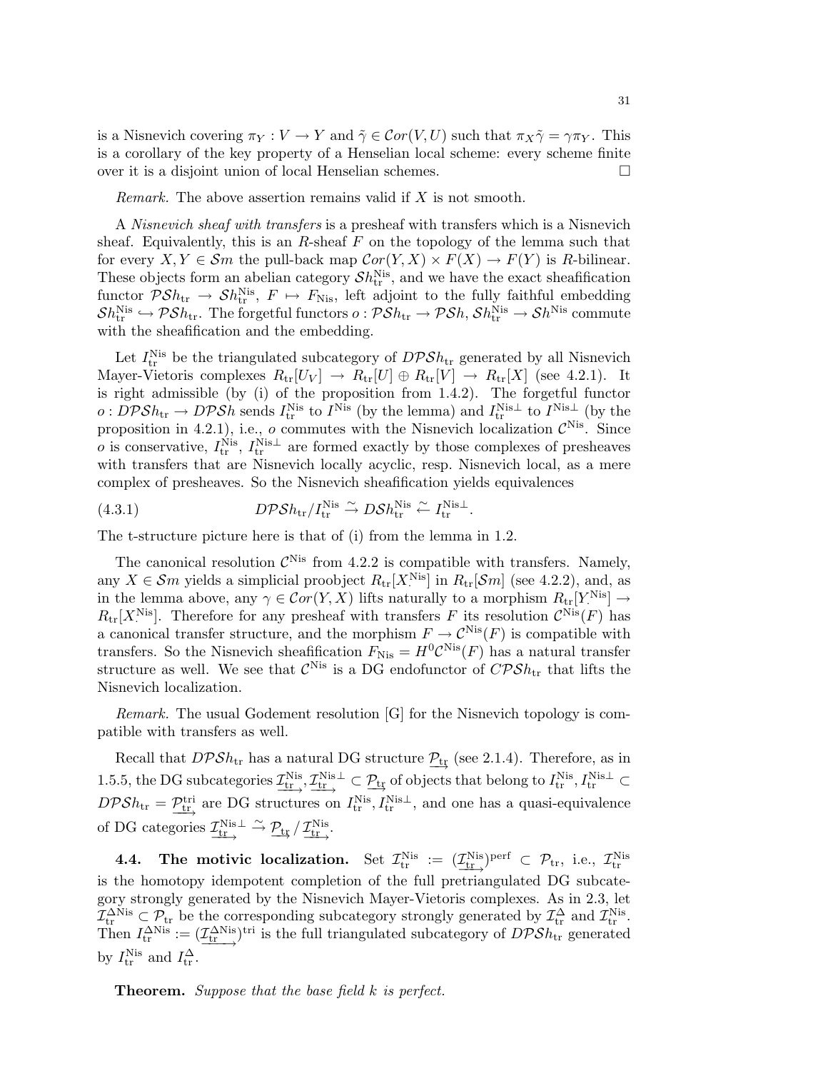is a Nisnevich covering $\pi_Y : V \to Y$ and $\tilde\gamma \in \mathcal{C}or(V,U)$ such that $\pi_X \tilde\gamma = \gamma \pi_Y$. This is a corollary of the key property of a Henselian local scheme: every scheme finite over it is a disjoint union of local Henselian schemes. □

*Remark.* The above assertion remains valid if $X$ is not smooth.

A *Nisnevich sheaf with transfers* is a presheaf with transfers which is a Nisnevich sheaf. Equivalently, this is an $R$-sheaf $F$ on the topology of the lemma such that for every $X, Y \in \mathcal{S}m$ the pull-back map $\mathcal{C}or(Y,X) \times F(X) \to F(Y)$ is $R$-bilinear. These objects form an abelian category $\mathcal{S}h_{\rm tr}^{\rm Nis}$, and we have the exact sheafification functor $\mathcal{PS}h_{\rm tr} \to \mathcal{S}h_{\rm tr}^{\rm Nis}$, $F \mapsto F_{\rm Nis}$, left adjoint to the fully faithful embedding $\mathcal{S}h_{\rm tr}^{\rm Nis} \hookrightarrow \mathcal{PS}h_{\rm tr}$. The forgetful functors $o : \mathcal{PS}h_{\rm tr} \to \mathcal{PS}h$, $\mathcal{S}h_{\rm tr}^{\rm Nis} \to \mathcal{S}h^{\rm Nis}$ commute with the sheafification and the embedding.

Let $I_{\rm tr}^{\rm Nis}$ be the triangulated subcategory of $D\mathcal{PS}h_{\rm tr}$ generated by all Nisnevich Mayer-Vietoris complexes $R_{\rm tr}[U_V] \to R_{\rm tr}[U] \oplus R_{\rm tr}[V] \to R_{\rm tr}[X]$ (see 4.2.1). It is right admissible (by (i) of the proposition from 1.4.2). The forgetful functor $o : D\mathcal{PS}h_{\rm tr} \to D\mathcal{PS}h$ sends $I_{\rm tr}^{\rm Nis}$ to $I^{\rm Nis}$ (by the lemma) and $I_{\rm tr}^{\rm Nis\perp}$ to $I^{\rm Nis\perp}$ (by the proposition in 4.2.1), i.e., $o$ commutes with the Nisnevich localization $\mathcal{C}^{\rm Nis}$. Since $o$ is conservative, $I_{\rm tr}^{\rm Nis}$, $I_{\rm tr}^{\rm Nis\perp}$ are formed exactly by those complexes of presheaves with transfers that are Nisnevich locally acyclic, resp. Nisnevich local, as a mere complex of presheaves. So the Nisnevich sheafification yields equivalences

$$D\mathcal{PS}h_{\rm tr}/I_{\rm tr}^{\rm Nis} \xrightarrow{\sim} D\mathcal{S}h_{\rm tr}^{\rm Nis} \xleftarrow{\sim} I_{\rm tr}^{\rm Nis\perp}. \tag{4.3.1}$$

The t-structure picture here is that of (i) from the lemma in 1.2.

The canonical resolution $\mathcal{C}^{\rm Nis}$ from 4.2.2 is compatible with transfers. Namely, any $X \in \mathcal{S}m$ yields a simplicial proobject $R_{\rm tr}[X_\cdot^{\rm Nis}]$ in $R_{\rm tr}[\mathcal{S}m]$ (see 4.2.2), and, as in the lemma above, any $\gamma \in \mathcal{C}or(Y,X)$ lifts naturally to a morphism $R_{\rm tr}[Y_\cdot^{\rm Nis}] \to R_{\rm tr}[X_\cdot^{\rm Nis}]$. Therefore for any presheaf with transfers $F$ its resolution $\mathcal{C}^{\rm Nis}(F)$ has a canonical transfer structure, and the morphism $F \to \mathcal{C}^{\rm Nis}(F)$ is compatible with transfers. So the Nisnevich sheafification $F_{\rm Nis} = H^0\mathcal{C}^{\rm Nis}(F)$ has a natural transfer structure as well. We see that $\mathcal{C}^{\rm Nis}$ is a DG endofunctor of $C\mathcal{PS}h_{\rm tr}$ that lifts the Nisnevich localization.

*Remark.* The usual Godement resolution [G] for the Nisnevich topology is compatible with transfers as well.

Recall that $D\mathcal{PS}h_{\rm tr}$ has a natural DG structure $\mathcal{P}_{\underrightarrow{\rm tr}}$ (see 2.1.4). Therefore, as in 1.5.5, the DG subcategories $\mathcal{I}_{\underrightarrow{\rm tr}}^{\rm Nis}, \mathcal{I}_{\underrightarrow{\rm tr}}^{\rm Nis\perp} \subset \mathcal{P}_{\underrightarrow{\rm tr}}$ of objects that belong to $I_{\rm tr}^{\rm Nis}, I_{\rm tr}^{\rm Nis\perp} \subset D\mathcal{PS}h_{\rm tr} = \mathcal{P}_{\underrightarrow{\rm tr}}^{\rm tri}$ are DG structures on $I_{\rm tr}^{\rm Nis}, I_{\rm tr}^{\rm Nis\perp}$, and one has a quasi-equivalence of DG categories $\mathcal{I}_{\underrightarrow{\rm tr}}^{\rm Nis\perp} \xrightarrow{\sim} \mathcal{P}_{\underrightarrow{\rm tr}}/\mathcal{I}_{\underrightarrow{\rm tr}}^{\rm Nis}$.

**4.4. The motivic localization.** Set $\mathcal{I}_{\rm tr}^{\rm Nis} := (\mathcal{I}_{\underrightarrow{\rm tr}}^{\rm Nis})^{\rm perf} \subset \mathcal{P}_{\rm tr}$, i.e., $\mathcal{I}_{\rm tr}^{\rm Nis}$ is the homotopy idempotent completion of the full pretriangulated DG subcategory strongly generated by the Nisnevich Mayer-Vietoris complexes. As in 2.3, let $\mathcal{I}_{\rm tr}^{\Delta\rm Nis} \subset \mathcal{P}_{\rm tr}$ be the corresponding subcategory strongly generated by $\mathcal{I}_{\rm tr}^{\Delta}$ and $\mathcal{I}_{\rm tr}^{\rm Nis}$. Then $I_{\rm tr}^{\Delta\rm Nis} := (\mathcal{I}_{\underrightarrow{\rm tr}}^{\Delta\rm Nis})^{\rm tri}$ is the full triangulated subcategory of $D\mathcal{PS}h_{\rm tr}$ generated by $I_{\rm tr}^{\rm Nis}$ and $I_{\rm tr}^{\Delta}$.

**Theorem.** *Suppose that the base field $k$ is perfect.*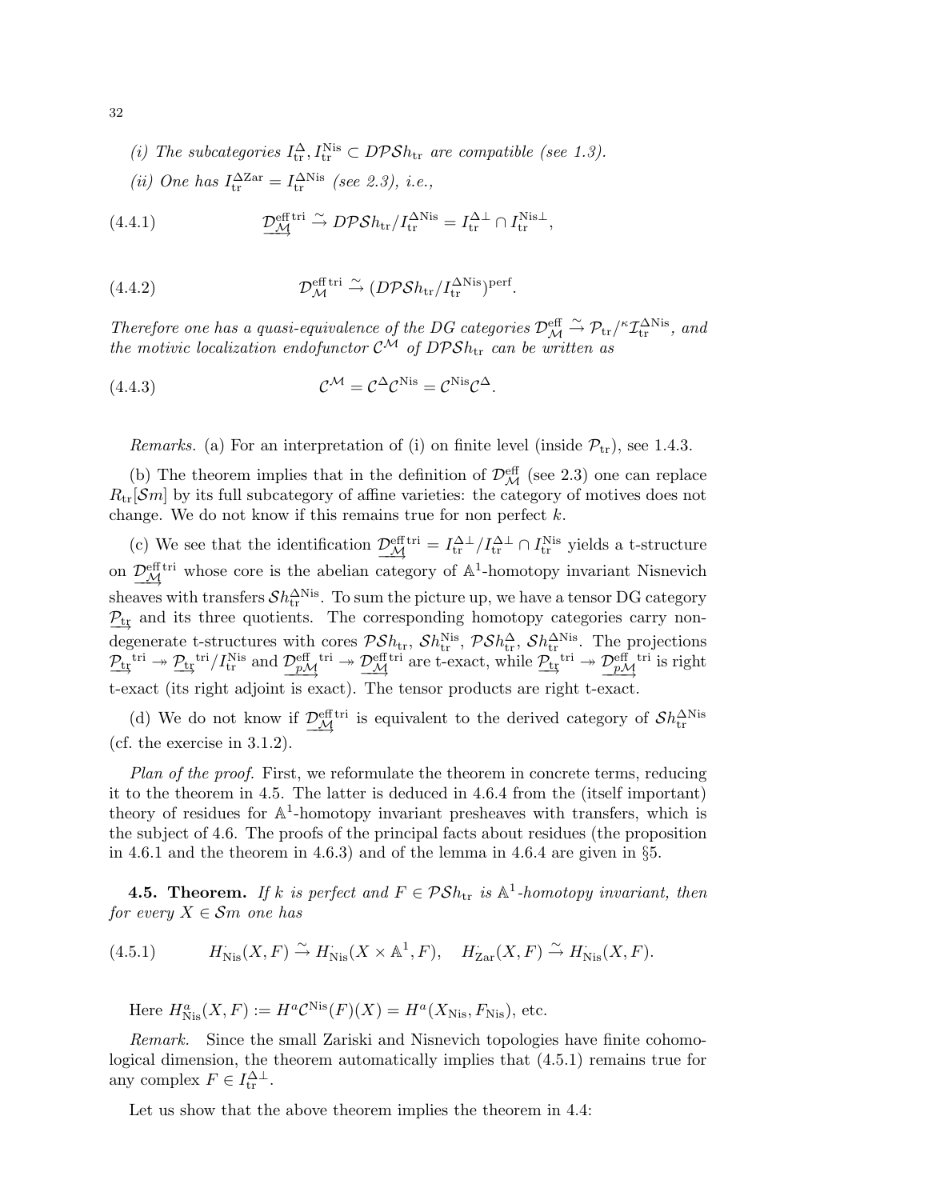(i) *The subcategories $I^{\Delta}_{\rm tr}, I^{\rm Nis}_{\rm tr} \subset D\mathcal{PS}h_{\rm tr}$ are compatible (see 1.3).*

(ii) *One has $I^{\Delta{\rm Zar}}_{\rm tr} = I^{\Delta{\rm Nis}}_{\rm tr}$ (see 2.3), i.e.,*

$$\underrightarrow{\mathcal{D}^{\rm eff\,tri}_{\mathcal{M}}} \xrightarrow{\sim} D\mathcal{PS}h_{\rm tr}/I^{\Delta{\rm Nis}}_{\rm tr} = I^{\Delta\perp}_{\rm tr} \cap I^{{\rm Nis}\perp}_{\rm tr}, \tag{4.4.1}$$

$$\mathcal{D}^{\rm eff\,tri}_{\mathcal{M}} \xrightarrow{\sim} (D\mathcal{PS}h_{\rm tr}/I^{\Delta{\rm Nis}}_{\rm tr})^{\rm perf}. \tag{4.4.2}$$

*Therefore one has a quasi-equivalence of the DG categories $\mathcal{D}^{\rm eff}_{\mathcal{M}} \xrightarrow{\sim} \mathcal{P}_{\rm tr}/^{\kappa}\mathcal{I}^{\Delta{\rm Nis}}_{\rm tr}$, and the motivic localization endofunctor $\mathcal{C}^{\mathcal{M}}$ of $D\mathcal{PS}h_{\rm tr}$ can be written as*

$$\mathcal{C}^{\mathcal{M}} = \mathcal{C}^{\Delta}\mathcal{C}^{\rm Nis} = \mathcal{C}^{\rm Nis}\mathcal{C}^{\Delta}. \tag{4.4.3}$$

*Remarks.* (a) For an interpretation of (i) on finite level (inside $\mathcal{P}_{\rm tr}$), see 1.4.3.

(b) The theorem implies that in the definition of $\mathcal{D}^{\rm eff}_{\mathcal{M}}$ (see 2.3) one can replace $R_{\rm tr}[\mathcal{S}m]$ by its full subcategory of affine varieties: the category of motives does not change. We do not know if this remains true for non perfect $k$.

(c) We see that the identification $\underrightarrow{\mathcal{D}^{\rm eff\,tri}_{\mathcal{M}}} = I^{\Delta\perp}_{\rm tr}/I^{\Delta\perp}_{\rm tr} \cap I^{\rm Nis}_{\rm tr}$ yields a t-structure on $\underrightarrow{\mathcal{D}^{\rm eff\,tri}_{\mathcal{M}}}$ whose core is the abelian category of $\mathbb{A}^1$-homotopy invariant Nisnevich sheaves with transfers $\mathcal{S}h^{\Delta{\rm Nis}}_{\rm tr}$. To sum the picture up, we have a tensor DG category $\underrightarrow{\mathcal{P}_{\rm tr}}$ and its three quotients. The corresponding homotopy categories carry non-degenerate t-structures with cores $\mathcal{PS}h_{\rm tr}$, $\mathcal{S}h^{\rm Nis}_{\rm tr}$, $\mathcal{PS}h^{\Delta}_{\rm tr}$, $\mathcal{S}h^{\Delta{\rm Nis}}_{\rm tr}$. The projections $\underrightarrow{\mathcal{P}_{\rm tr}}^{\rm tri} \twoheadrightarrow \underrightarrow{\mathcal{P}_{\rm tr}}^{\rm tri}/I^{\rm Nis}_{\rm tr}$ and $\underrightarrow{\mathcal{D}^{\rm eff}_{p\mathcal{M}}}^{\rm tri} \twoheadrightarrow \underrightarrow{\mathcal{D}^{\rm eff}_{\mathcal{M}}}^{\rm tri}$ are t-exact, while $\underrightarrow{\mathcal{P}_{\rm tr}}^{\rm tri} \twoheadrightarrow \underrightarrow{\mathcal{D}^{\rm eff}_{p\mathcal{M}}}^{\rm tri}$ is right t-exact (its right adjoint is exact). The tensor products are right t-exact.

(d) We do not know if $\underrightarrow{\mathcal{D}^{\rm eff\,tri}_{\mathcal{M}}}$ is equivalent to the derived category of $\mathcal{S}h^{\Delta{\rm Nis}}_{\rm tr}$ (cf. the exercise in 3.1.2).

*Plan of the proof.* First, we reformulate the theorem in concrete terms, reducing it to the theorem in 4.5. The latter is deduced in 4.6.4 from the (itself important) theory of residues for $\mathbb{A}^1$-homotopy invariant presheaves with transfers, which is the subject of 4.6. The proofs of the principal facts about residues (the proposition in 4.6.1 and the theorem in 4.6.3) and of the lemma in 4.6.4 are given in §5.

**4.5. Theorem.** *If $k$ is perfect and $F \in \mathcal{PS}h_{\rm tr}$ is $\mathbb{A}^1$-homotopy invariant, then for every $X \in \mathcal{S}m$ one has*

$$H^{\cdot}_{\rm Nis}(X,F) \xrightarrow{\sim} H^{\cdot}_{\rm Nis}(X\times\mathbb{A}^1,F), \quad H^{\cdot}_{\rm Zar}(X,F) \xrightarrow{\sim} H^{\cdot}_{\rm Nis}(X,F). \tag{4.5.1}$$

Here $H^a_{\rm Nis}(X,F) := H^a\mathcal{C}^{\rm Nis}(F)(X) = H^a(X_{\rm Nis}, F_{\rm Nis})$, etc.

*Remark.* Since the small Zariski and Nisnevich topologies have finite cohomological dimension, the theorem automatically implies that (4.5.1) remains true for any complex $F \in I^{\Delta\perp}_{\rm tr}$.

Let us show that the above theorem implies the theorem in 4.4: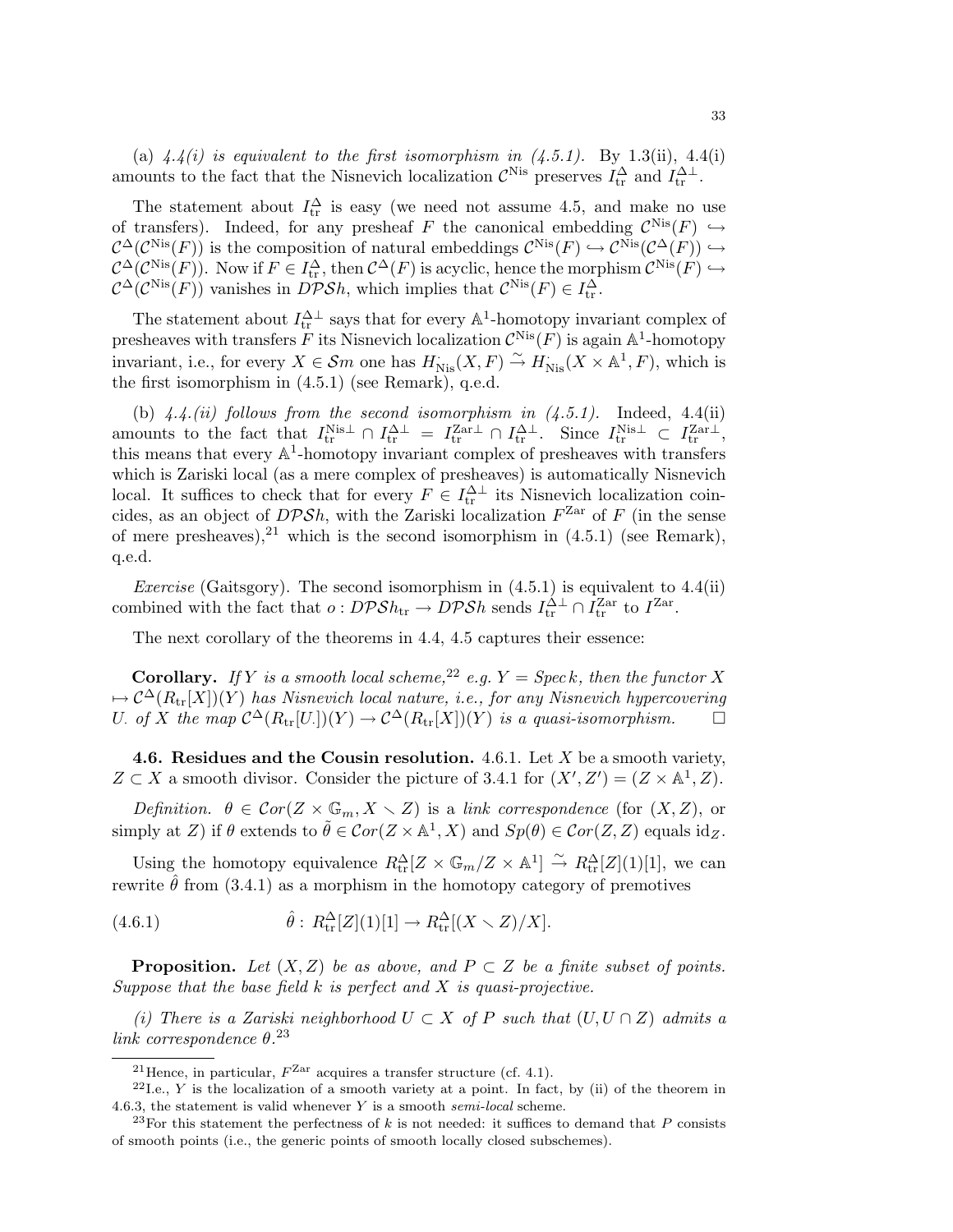(a) *4.4(i) is equivalent to the first isomorphism in (4.5.1).* By 1.3(ii), 4.4(i) amounts to the fact that the Nisnevich localization $\mathcal{C}^{\mathrm{Nis}}$ preserves $I_{\mathrm{tr}}^{\Delta}$ and $I_{\mathrm{tr}}^{\Delta\perp}$.

The statement about $I_{\mathrm{tr}}^{\Delta}$ is easy (we need not assume 4.5, and make no use of transfers). Indeed, for any presheaf $F$ the canonical embedding $\mathcal{C}^{\mathrm{Nis}}(F) \hookrightarrow \mathcal{C}^{\Delta}(\mathcal{C}^{\mathrm{Nis}}(F))$ is the composition of natural embeddings $\mathcal{C}^{\mathrm{Nis}}(F) \hookrightarrow \mathcal{C}^{\mathrm{Nis}}(\mathcal{C}^{\Delta}(F)) \hookrightarrow \mathcal{C}^{\Delta}(\mathcal{C}^{\mathrm{Nis}}(F))$. Now if $F \in I_{\mathrm{tr}}^{\Delta}$, then $\mathcal{C}^{\Delta}(F)$ is acyclic, hence the morphism $\mathcal{C}^{\mathrm{Nis}}(F) \hookrightarrow \mathcal{C}^{\Delta}(\mathcal{C}^{\mathrm{Nis}}(F))$ vanishes in $D\mathcal{PS}h$, which implies that $\mathcal{C}^{\mathrm{Nis}}(F) \in I_{\mathrm{tr}}^{\Delta}$.

The statement about $I_{\mathrm{tr}}^{\Delta\perp}$ says that for every $\mathbb{A}^1$-homotopy invariant complex of presheaves with transfers $F$ its Nisnevich localization $\mathcal{C}^{\mathrm{Nis}}(F)$ is again $\mathbb{A}^1$-homotopy invariant, i.e., for every $X \in \mathcal{S}m$ one has $H^{\cdot}_{\mathrm{Nis}}(X, F) \xrightarrow{\sim} H^{\cdot}_{\mathrm{Nis}}(X \times \mathbb{A}^1, F)$, which is the first isomorphism in (4.5.1) (see Remark), q.e.d.

(b) *4.4.(ii) follows from the second isomorphism in (4.5.1).* Indeed, 4.4(ii) amounts to the fact that $I_{\mathrm{tr}}^{\mathrm{Nis}\perp} \cap I_{\mathrm{tr}}^{\Delta\perp} = I_{\mathrm{tr}}^{\mathrm{Zar}\perp} \cap I_{\mathrm{tr}}^{\Delta\perp}$. Since $I_{\mathrm{tr}}^{\mathrm{Nis}\perp} \subset I_{\mathrm{tr}}^{\mathrm{Zar}\perp}$, this means that every $\mathbb{A}^1$-homotopy invariant complex of presheaves with transfers which is Zariski local (as a mere complex of presheaves) is automatically Nisnevich local. It suffices to check that for every $F \in I_{\mathrm{tr}}^{\Delta\perp}$ its Nisnevich localization coincides, as an object of $D\mathcal{PS}h$, with the Zariski localization $F^{\mathrm{Zar}}$ of $F$ (in the sense of mere presheaves),[21] which is the second isomorphism in (4.5.1) (see Remark), q.e.d.

*Exercise* (Gaitsgory). The second isomorphism in (4.5.1) is equivalent to 4.4(ii) combined with the fact that $o : D\mathcal{PS}h_{\mathrm{tr}} \to D\mathcal{PS}h$ sends $I_{\mathrm{tr}}^{\Delta\perp} \cap I_{\mathrm{tr}}^{\mathrm{Zar}}$ to $I^{\mathrm{Zar}}$.

The next corollary of the theorems in 4.4, 4.5 captures their essence:

**Corollary.** *If $Y$ is a smooth local scheme,*[22] *e.g. $Y = Spec\, k$, then the functor $X \mapsto \mathcal{C}^{\Delta}(R_{\mathrm{tr}}[X])(Y)$ has Nisnevich local nature, i.e., for any Nisnevich hypercovering $U.$ of $X$ the map $\mathcal{C}^{\Delta}(R_{\mathrm{tr}}[U.])(Y) \to \mathcal{C}^{\Delta}(R_{\mathrm{tr}}[X])(Y)$ is a quasi-isomorphism.* □

**4.6. Residues and the Cousin resolution.** 4.6.1. Let $X$ be a smooth variety, $Z \subset X$ a smooth divisor. Consider the picture of 3.4.1 for $(X', Z') = (Z \times \mathbb{A}^1, Z)$.

*Definition.* $\theta \in \mathcal{C}or(Z \times \mathbb{G}_m, X \smallsetminus Z)$ is a *link correspondence* (for $(X, Z)$, or simply at $Z$) if $\theta$ extends to $\tilde{\theta} \in \mathcal{C}or(Z \times \mathbb{A}^1, X)$ and $Sp(\theta) \in \mathcal{C}or(Z, Z)$ equals $\mathrm{id}_Z$.

Using the homotopy equivalence $R_{\mathrm{tr}}^{\Delta}[Z \times \mathbb{G}_m / Z \times \mathbb{A}^1] \xrightarrow{\sim} R_{\mathrm{tr}}^{\Delta}[Z](1)[1]$, we can rewrite $\hat{\theta}$ from (3.4.1) as a morphism in the homotopy category of premotives

$$\hat{\theta} : R_{\mathrm{tr}}^{\Delta}[Z](1)[1] \to R_{\mathrm{tr}}^{\Delta}[(X \smallsetminus Z)/X]. \tag{4.6.1}$$

**Proposition.** *Let $(X, Z)$ be as above, and $P \subset Z$ be a finite subset of points. Suppose that the base field $k$ is perfect and $X$ is quasi-projective.*

*(i) There is a Zariski neighborhood $U \subset X$ of $P$ such that $(U, U \cap Z)$ admits a link correspondence $\theta$.*[23]

---

[21] Hence, in particular, $F^{\mathrm{Zar}}$ acquires a transfer structure (cf. 4.1).

[22] I.e., $Y$ is the localization of a smooth variety at a point. In fact, by (ii) of the theorem in 4.6.3, the statement is valid whenever $Y$ is a smooth *semi-local* scheme.

[23] For this statement the perfectness of $k$ is not needed: it suffices to demand that $P$ consists of smooth points (i.e., the generic points of smooth locally closed subschemes).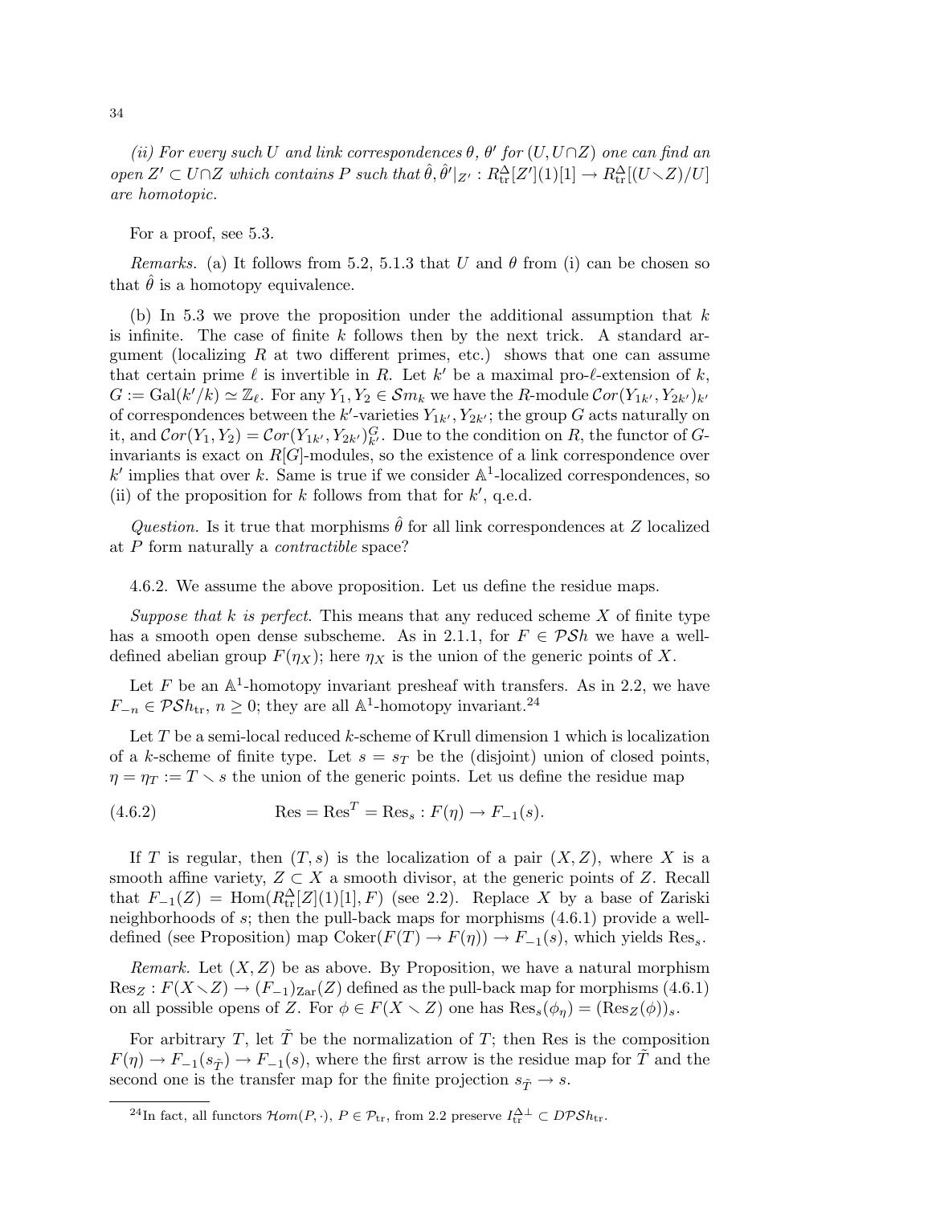*(ii) For every such $U$ and link correspondences $\theta$, $\theta'$ for $(U, U\cap Z)$ one can find an open $Z' \subset U\cap Z$ which contains $P$ such that $\hat{\theta}, \hat{\theta}'|_{Z'} : R^{\Delta}_{\mathrm{tr}}[Z'](1)[1] \to R^{\Delta}_{\mathrm{tr}}[(U \smallsetminus Z)/U]$ are homotopic.*

For a proof, see 5.3.

*Remarks.* (a) It follows from 5.2, 5.1.3 that $U$ and $\theta$ from (i) can be chosen so that $\hat{\theta}$ is a homotopy equivalence.

(b) In 5.3 we prove the proposition under the additional assumption that $k$ is infinite. The case of finite $k$ follows then by the next trick. A standard argument (localizing $R$ at two different primes, etc.) shows that one can assume that certain prime $\ell$ is invertible in $R$. Let $k'$ be a maximal pro-$\ell$-extension of $k$, $G := \mathrm{Gal}(k'/k) \simeq \mathbb{Z}_\ell$. For any $Y_1, Y_2 \in \mathcal{S}m_k$ we have the $R$-module $\mathcal{C}or(Y_{1k'}, Y_{2k'})_{k'}$ of correspondences between the $k'$-varieties $Y_{1k'}, Y_{2k'}$; the group $G$ acts naturally on it, and $\mathcal{C}or(Y_1, Y_2) = \mathcal{C}or(Y_{1k'}, Y_{2k'})^G_{k'}$. Due to the condition on $R$, the functor of $G$-invariants is exact on $R[G]$-modules, so the existence of a link correspondence over $k'$ implies that over $k$. Same is true if we consider $\mathbb{A}^1$-localized correspondences, so (ii) of the proposition for $k$ follows from that for $k'$, q.e.d.

*Question.* Is it true that morphisms $\hat{\theta}$ for all link correspondences at $Z$ localized at $P$ form naturally a *contractible* space?

4.6.2. We assume the above proposition. Let us define the residue maps.

*Suppose that $k$ is perfect.* This means that any reduced scheme $X$ of finite type has a smooth open dense subscheme. As in 2.1.1, for $F \in \mathcal{PS}h$ we have a well-defined abelian group $F(\eta_X)$; here $\eta_X$ is the union of the generic points of $X$.

Let $F$ be an $\mathbb{A}^1$-homotopy invariant presheaf with transfers. As in 2.2, we have $F_{-n} \in \mathcal{PS}h_{\mathrm{tr}}$, $n \geq 0$; they are all $\mathbb{A}^1$-homotopy invariant.[24]

Let $T$ be a semi-local reduced $k$-scheme of Krull dimension 1 which is localization of a $k$-scheme of finite type. Let $s = s_T$ be the (disjoint) union of closed points, $\eta = \eta_T := T \smallsetminus s$ the union of the generic points. Let us define the residue map

$$\mathrm{Res} = \mathrm{Res}^T = \mathrm{Res}_s : F(\eta) \to F_{-1}(s). \tag{4.6.2}$$

If $T$ is regular, then $(T, s)$ is the localization of a pair $(X, Z)$, where $X$ is a smooth affine variety, $Z \subset X$ a smooth divisor, at the generic points of $Z$. Recall that $F_{-1}(Z) = \mathrm{Hom}(R^{\Delta}_{\mathrm{tr}}[Z](1)[1], F)$ (see 2.2). Replace $X$ by a base of Zariski neighborhoods of $s$; then the pull-back maps for morphisms (4.6.1) provide a well-defined (see Proposition) map $\mathrm{Coker}(F(T) \to F(\eta)) \to F_{-1}(s)$, which yields $\mathrm{Res}_s$.

*Remark.* Let $(X, Z)$ be as above. By Proposition, we have a natural morphism $\mathrm{Res}_Z : F(X \smallsetminus Z) \to (F_{-1})_{\mathrm{Zar}}(Z)$ defined as the pull-back map for morphisms (4.6.1) on all possible opens of $Z$. For $\phi \in F(X \smallsetminus Z)$ one has $\mathrm{Res}_s(\phi_\eta) = (\mathrm{Res}_Z(\phi))_s$.

For arbitrary $T$, let $\tilde{T}$ be the normalization of $T$; then Res is the composition $F(\eta) \to F_{-1}(s_{\tilde{T}}) \to F_{-1}(s)$, where the first arrow is the residue map for $\tilde{T}$ and the second one is the transfer map for the finite projection $s_{\tilde{T}} \to s$.

---

[24] In fact, all functors $\mathcal{H}om(P, \cdot)$, $P \in \mathcal{P}_{\mathrm{tr}}$, from 2.2 preserve $I^{\Delta\perp}_{\mathrm{tr}} \subset D\mathcal{PS}h_{\mathrm{tr}}$.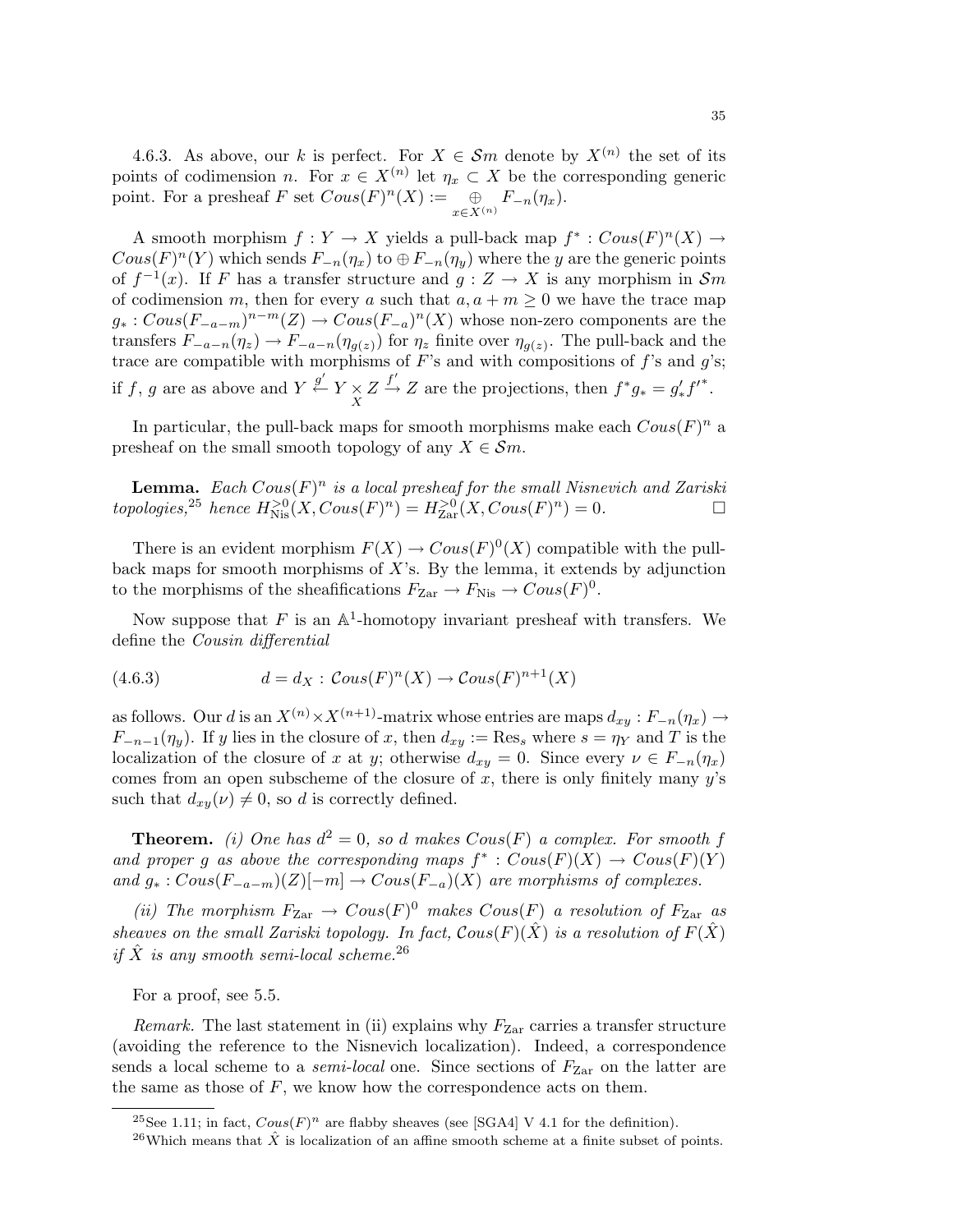4.6.3. As above, our $k$ is perfect. For $X \in \mathcal{S}m$ denote by $X^{(n)}$ the set of its points of codimension $n$. For $x \in X^{(n)}$ let $\eta_x \subset X$ be the corresponding generic point. For a presheaf $F$ set $Cous(F)^n(X) := \underset{x \in X^{(n)}}{\oplus} F_{-n}(\eta_x)$.

A smooth morphism $f : Y \to X$ yields a pull-back map $f^* : Cous(F)^n(X) \to Cous(F)^n(Y)$ which sends $F_{-n}(\eta_x)$ to $\oplus F_{-n}(\eta_y)$ where the $y$ are the generic points of $f^{-1}(x)$. If $F$ has a transfer structure and $g : Z \to X$ is any morphism in $\mathcal{S}m$ of codimension $m$, then for every $a$ such that $a, a+m \geq 0$ we have the trace map $g_* : Cous(F_{-a-m})^{n-m}(Z) \to Cous(F_{-a})^n(X)$ whose non-zero components are the transfers $F_{-a-n}(\eta_z) \to F_{-a-n}(\eta_{g(z)})$ for $\eta_z$ finite over $\eta_{g(z)}$. The pull-back and the trace are compatible with morphisms of $F$'s and with compositions of $f$'s and $g$'s; if $f$, $g$ are as above and $Y \overset{g'}{\leftarrow} Y \underset{X}{\times} Z \overset{f'}{\to} Z$ are the projections, then $f^* g_* = g'_* f'^*$.

In particular, the pull-back maps for smooth morphisms make each $Cous(F)^n$ a presheaf on the small smooth topology of any $X \in \mathcal{S}m$.

**Lemma.** *Each $Cous(F)^n$ is a local presheaf for the small Nisnevich and Zariski topologies,*[25] *hence $H^{>0}_{\text{Nis}}(X, Cous(F)^n) = H^{>0}_{\text{Zar}}(X, Cous(F)^n) = 0$.* □

There is an evident morphism $F(X) \to Cous(F)^0(X)$ compatible with the pull-back maps for smooth morphisms of $X$'s. By the lemma, it extends by adjunction to the morphisms of the sheafifications $F_{\text{Zar}} \to F_{\text{Nis}} \to Cous(F)^0$.

Now suppose that $F$ is an $\mathbb{A}^1$-homotopy invariant presheaf with transfers. We define the *Cousin differential*

$$d = d_X : \mathcal{C}ous(F)^n(X) \to \mathcal{C}ous(F)^{n+1}(X) \tag{4.6.3}$$

as follows. Our $d$ is an $X^{(n)} \times X^{(n+1)}$-matrix whose entries are maps $d_{xy} : F_{-n}(\eta_x) \to F_{-n-1}(\eta_y)$. If $y$ lies in the closure of $x$, then $d_{xy} := \text{Res}_s$ where $s = \eta_Y$ and $T$ is the localization of the closure of $x$ at $y$; otherwise $d_{xy} = 0$. Since every $\nu \in F_{-n}(\eta_x)$ comes from an open subscheme of the closure of $x$, there is only finitely many $y$'s such that $d_{xy}(\nu) \neq 0$, so $d$ is correctly defined.

**Theorem.** *(i) One has $d^2 = 0$, so $d$ makes $Cous(F)$ a complex. For smooth $f$ and proper $g$ as above the corresponding maps $f^* : Cous(F)(X) \to Cous(F)(Y)$ and $g_* : Cous(F_{-a-m})(Z)[-m] \to Cous(F_{-a})(X)$ are morphisms of complexes.*

*(ii) The morphism $F_{\text{Zar}} \to Cous(F)^0$ makes $Cous(F)$ a resolution of $F_{\text{Zar}}$ as sheaves on the small Zariski topology. In fact, $\mathcal{C}ous(F)(\hat{X})$ is a resolution of $F(\hat{X})$ if $\hat{X}$ is any smooth semi-local scheme.*[26]

For a proof, see 5.5.

*Remark.* The last statement in (ii) explains why $F_{\text{Zar}}$ carries a transfer structure (avoiding the reference to the Nisnevich localization). Indeed, a correspondence sends a local scheme to a *semi-local* one. Since sections of $F_{\text{Zar}}$ on the latter are the same as those of $F$, we know how the correspondence acts on them.

---

[25] See 1.11; in fact, $Cous(F)^n$ are flabby sheaves (see [SGA4] V 4.1 for the definition).

[26] Which means that $\hat{X}$ is localization of an affine smooth scheme at a finite subset of points.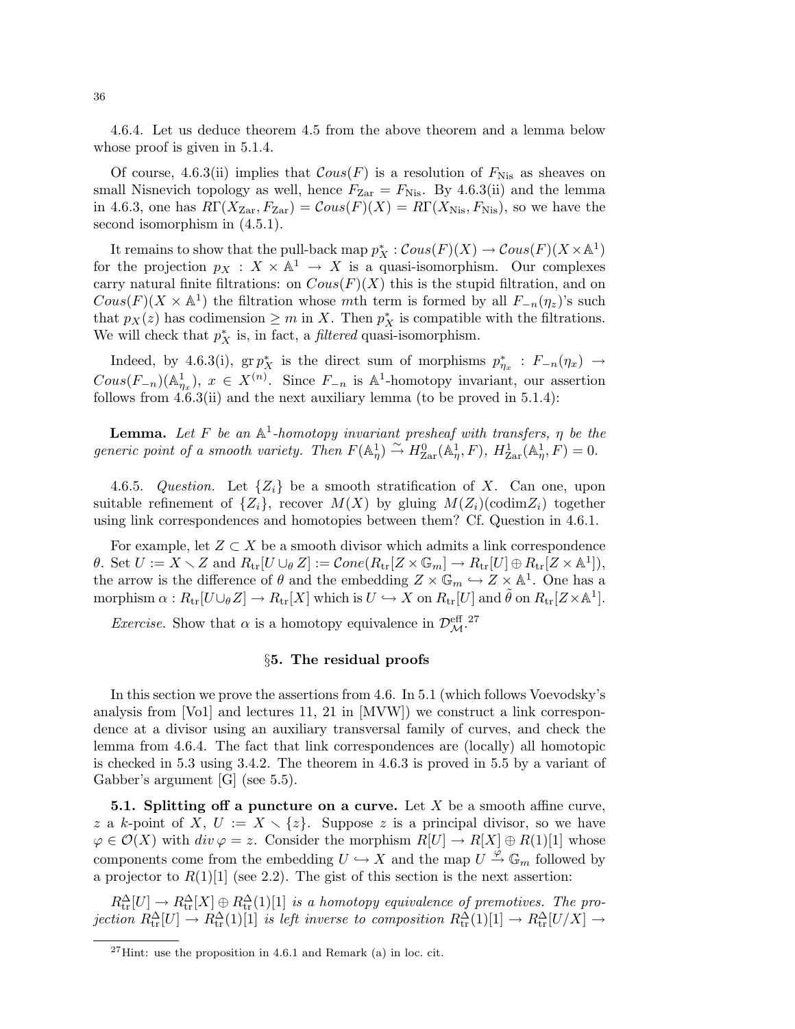4.6.4. Let us deduce theorem 4.5 from the above theorem and a lemma below whose proof is given in 5.1.4.

Of course, 4.6.3(ii) implies that $\mathcal{C}ous(F)$ is a resolution of $F_{\text{Nis}}$ as sheaves on small Nisnevich topology as well, hence $F_{\text{Zar}} = F_{\text{Nis}}$. By 4.6.3(ii) and the lemma in 4.6.3, one has $R\Gamma(X_{\text{Zar}}, F_{\text{Zar}}) = \mathcal{C}ous(F)(X) = R\Gamma(X_{\text{Nis}}, F_{\text{Nis}})$, so we have the second isomorphism in (4.5.1).

It remains to show that the pull-back map $p_X^* : \mathcal{C}ous(F)(X) \to \mathcal{C}ous(F)(X \times \mathbb{A}^1)$ for the projection $p_X : X \times \mathbb{A}^1 \to X$ is a quasi-isomorphism. Our complexes carry natural finite filtrations: on $Cous(F)(X)$ this is the stupid filtration, and on $Cous(F)(X \times \mathbb{A}^1)$ the filtration whose $m$th term is formed by all $F_{-n}(\eta_z)$'s such that $p_X(z)$ has codimension $\geq m$ in $X$. Then $p_X^*$ is compatible with the filtrations. We will check that $p_X^*$ is, in fact, a *filtered* quasi-isomorphism.

Indeed, by 4.6.3(i), $\operatorname{gr} p_X^*$ is the direct sum of morphisms $p_{\eta_x}^* : F_{-n}(\eta_x) \to Cous(F_{-n})(\mathbb{A}^1_{\eta_x})$, $x \in X^{(n)}$. Since $F_{-n}$ is $\mathbb{A}^1$-homotopy invariant, our assertion follows from 4.6.3(ii) and the next auxiliary lemma (to be proved in 5.1.4):

**Lemma.** *Let $F$ be an $\mathbb{A}^1$-homotopy invariant presheaf with transfers, $\eta$ be the generic point of a smooth variety. Then $F(\mathbb{A}^1_\eta) \xrightarrow{\sim} H^0_{\text{Zar}}(\mathbb{A}^1_\eta, F)$, $H^1_{\text{Zar}}(\mathbb{A}^1_\eta, F) = 0$.*

4.6.5. *Question.* Let $\{Z_i\}$ be a smooth stratification of $X$. Can one, upon suitable refinement of $\{Z_i\}$, recover $M(X)$ by gluing $M(Z_i)(\operatorname{codim} Z_i)$ together using link correspondences and homotopies between them? Cf. Question in 4.6.1.

For example, let $Z \subset X$ be a smooth divisor which admits a link correspondence $\theta$. Set $U := X \smallsetminus Z$ and $R_{\text{tr}}[U \cup_\theta Z] := \mathcal{C}one(R_{\text{tr}}[Z \times \mathbb{G}_m] \to R_{\text{tr}}[U] \oplus R_{\text{tr}}[Z \times \mathbb{A}^1])$, the arrow is the difference of $\theta$ and the embedding $Z \times \mathbb{G}_m \hookrightarrow Z \times \mathbb{A}^1$. One has a morphism $\alpha : R_{\text{tr}}[U \cup_\theta Z] \to R_{\text{tr}}[X]$ which is $U \hookrightarrow X$ on $R_{\text{tr}}[U]$ and $\tilde{\theta}$ on $R_{\text{tr}}[Z \times \mathbb{A}^1]$.

*Exercise.* Show that $\alpha$ is a homotopy equivalence in $\mathcal{D}^{\text{eff}}_{\mathcal{M}}$.[27]

## §5. The residual proofs

In this section we prove the assertions from 4.6. In 5.1 (which follows Voevodsky's analysis from [Vo1] and lectures 11, 21 in [MVW]) we construct a link correspondence at a divisor using an auxiliary transversal family of curves, and check the lemma from 4.6.4. The fact that link correspondences are (locally) all homotopic is checked in 5.3 using 3.4.2. The theorem in 4.6.3 is proved in 5.5 by a variant of Gabber's argument [G] (see 5.5).

**5.1. Splitting off a puncture on a curve.** Let $X$ be a smooth affine curve, $z$ a $k$-point of $X$, $U := X \smallsetminus \{z\}$. Suppose $z$ is a principal divisor, so we have $\varphi \in \mathcal{O}(X)$ with $div\, \varphi = z$. Consider the morphism $R[U] \to R[X] \oplus R(1)[1]$ whose components come from the embedding $U \hookrightarrow X$ and the map $U \xrightarrow{\varphi} \mathbb{G}_m$ followed by a projector to $R(1)[1]$ (see 2.2). The gist of this section is the next assertion:

*$R^{\Delta}_{\text{tr}}[U] \to R^{\Delta}_{\text{tr}}[X] \oplus R^{\Delta}_{\text{tr}}(1)[1]$ is a homotopy equivalence of premotives. The projection $R^{\Delta}_{\text{tr}}[U] \to R^{\Delta}_{\text{tr}}(1)[1]$ is left inverse to composition $R^{\Delta}_{\text{tr}}(1)[1] \to R^{\Delta}_{\text{tr}}[U/X] \to$*

[27] Hint: use the proposition in 4.6.1 and Remark (a) in loc. cit.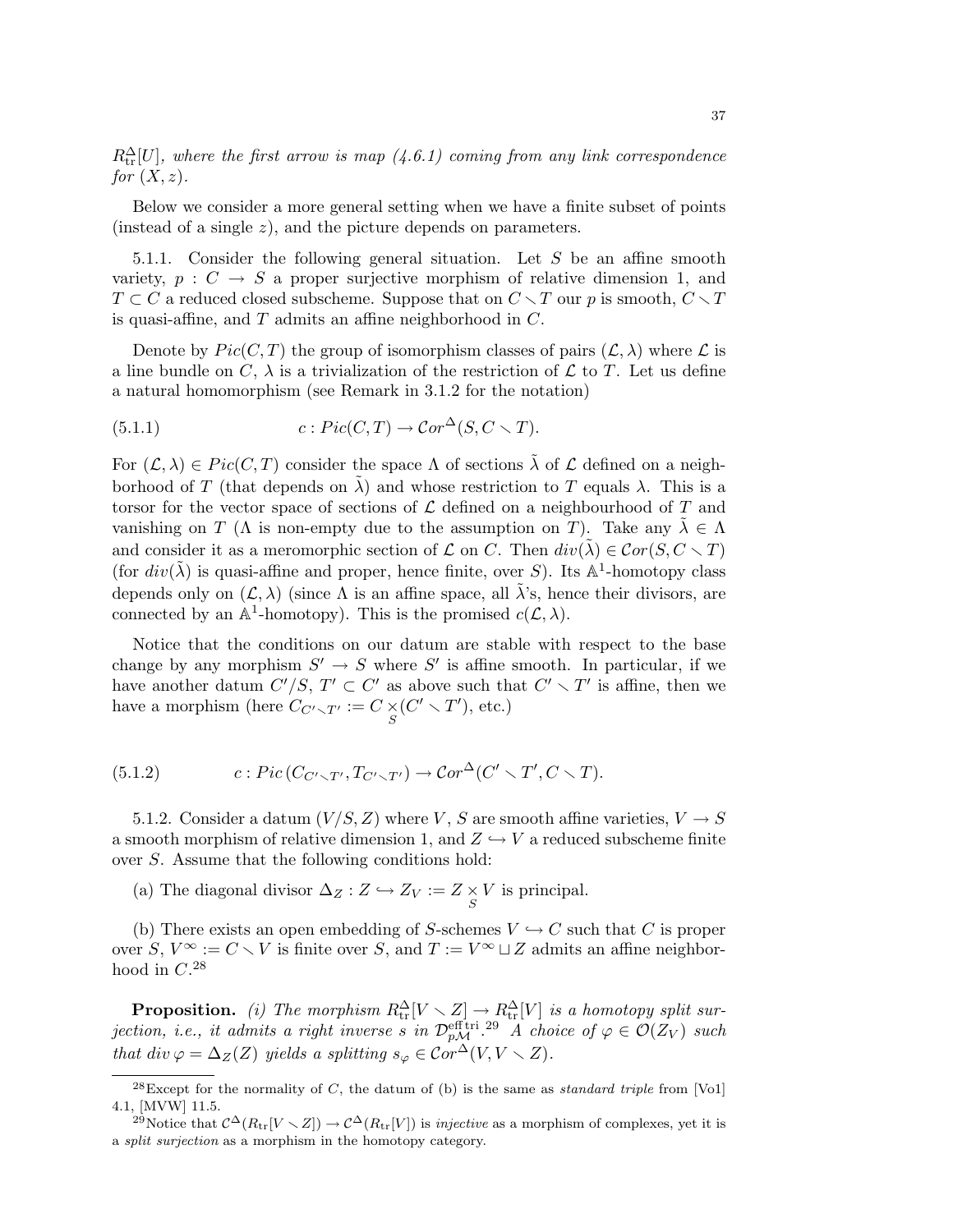$R^{\Delta}_{\rm tr}[U]$*, where the first arrow is map (4.6.1) coming from any link correspondence for* $(X, z)$.

Below we consider a more general setting when we have a finite subset of points (instead of a single $z$), and the picture depends on parameters.

5.1.1. Consider the following general situation. Let $S$ be an affine smooth variety, $p : C \to S$ a proper surjective morphism of relative dimension 1, and $T \subset C$ a reduced closed subscheme. Suppose that on $C \smallsetminus T$ our $p$ is smooth, $C \smallsetminus T$ is quasi-affine, and $T$ admits an affine neighborhood in $C$.

Denote by $Pic(C, T)$ the group of isomorphism classes of pairs $(\mathcal{L}, \lambda)$ where $\mathcal{L}$ is a line bundle on $C$, $\lambda$ is a trivialization of the restriction of $\mathcal{L}$ to $T$. Let us define a natural homomorphism (see Remark in 3.1.2 for the notation)

$$c : Pic(C, T) \to \mathcal{C}or^{\Delta}(S, C \smallsetminus T). \tag{5.1.1}$$

For $(\mathcal{L}, \lambda) \in Pic(C, T)$ consider the space $\Lambda$ of sections $\tilde{\lambda}$ of $\mathcal{L}$ defined on a neighborhood of $T$ (that depends on $\tilde{\lambda}$) and whose restriction to $T$ equals $\lambda$. This is a torsor for the vector space of sections of $\mathcal{L}$ defined on a neighbourhood of $T$ and vanishing on $T$ ($\Lambda$ is non-empty due to the assumption on $T$). Take any $\tilde{\lambda} \in \Lambda$ and consider it as a meromorphic section of $\mathcal{L}$ on $C$. Then $div(\tilde{\lambda}) \in \mathcal{C}or(S, C \smallsetminus T)$ (for $div(\tilde{\lambda})$ is quasi-affine and proper, hence finite, over $S$). Its $\mathbb{A}^1$-homotopy class depends only on $(\mathcal{L}, \lambda)$ (since $\Lambda$ is an affine space, all $\tilde{\lambda}$'s, hence their divisors, are connected by an $\mathbb{A}^1$-homotopy). This is the promised $c(\mathcal{L}, \lambda)$.

Notice that the conditions on our datum are stable with respect to the base change by any morphism $S' \to S$ where $S'$ is affine smooth. In particular, if we have another datum $C'/S$, $T' \subset C'$ as above such that $C' \smallsetminus T'$ is affine, then we have a morphism (here $C_{C' \smallsetminus T'} := C \underset{S}{\times} (C' \smallsetminus T')$, etc.)

$$c : Pic\left(C_{C' \smallsetminus T'}, T_{C' \smallsetminus T'}\right) \to \mathcal{C}or^{\Delta}(C' \smallsetminus T', C \smallsetminus T). \tag{5.1.2}$$

5.1.2. Consider a datum $(V/S, Z)$ where $V$, $S$ are smooth affine varieties, $V \to S$ a smooth morphism of relative dimension 1, and $Z \hookrightarrow V$ a reduced subscheme finite over $S$. Assume that the following conditions hold:

(a) The diagonal divisor $\Delta_Z : Z \hookrightarrow Z_V := Z \underset{S}{\times} V$ is principal.

(b) There exists an open embedding of $S$-schemes $V \hookrightarrow C$ such that $C$ is proper over $S$, $V^{\infty} := C \smallsetminus V$ is finite over $S$, and $T := V^{\infty} \sqcup Z$ admits an affine neighborhood in $C$.[28]

**Proposition.** *(i) The morphism* $R^{\Delta}_{\rm tr}[V \smallsetminus Z] \to R^{\Delta}_{\rm tr}[V]$ *is a homotopy split surjection, i.e., it admits a right inverse* $s$ *in* $\mathcal{D}^{\rm eff\,tri}_{p\mathcal{M}}$.[29] *A choice of* $\varphi \in \mathcal{O}(Z_V)$ *such that* $div\, \varphi = \Delta_Z(Z)$ *yields a splitting* $s_{\varphi} \in \mathcal{C}or^{\Delta}(V, V \smallsetminus Z)$.

---

[28] Except for the normality of $C$, the datum of (b) is the same as *standard triple* from [Vo1] 4.1, [MVW] 11.5.

[29] Notice that $\mathcal{C}^{\Delta}(R_{\rm tr}[V \smallsetminus Z]) \to \mathcal{C}^{\Delta}(R_{\rm tr}[V])$ is *injective* as a morphism of complexes, yet it is a *split surjection* as a morphism in the homotopy category.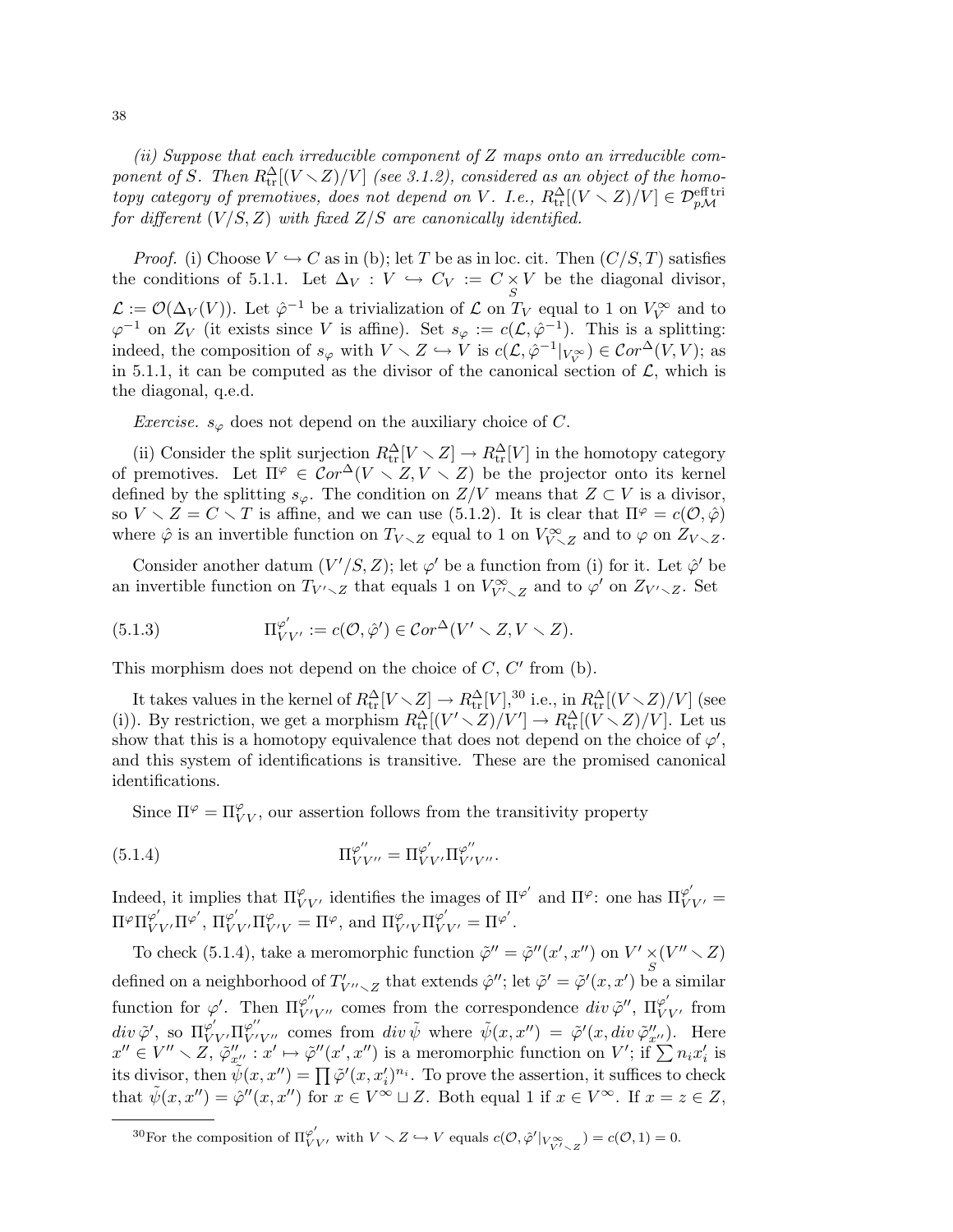*(ii) Suppose that each irreducible component of $Z$ maps onto an irreducible component of $S$. Then $R^{\Delta}_{\rm tr}[(V \smallsetminus Z)/V]$ (see 3.1.2), considered as an object of the homotopy category of premotives, does not depend on $V$. I.e., $R^{\Delta}_{\rm tr}[(V \smallsetminus Z)/V] \in \mathcal{D}^{\rm eff\,tri}_{p\mathcal{M}}$ for different $(V/S, Z)$ with fixed $Z/S$ are canonically identified.*

*Proof.* (i) Choose $V \hookrightarrow C$ as in (b); let $T$ be as in loc. cit. Then $(C/S, T)$ satisfies the conditions of 5.1.1. Let $\Delta_V : V \hookrightarrow C_V := C \underset{S}{\times} V$ be the diagonal divisor, $\mathcal{L} := \mathcal{O}(\Delta_V(V))$. Let $\hat{\varphi}^{-1}$ be a trivialization of $\mathcal{L}$ on $T_V$ equal to 1 on $V^{\infty}_V$ and to $\varphi^{-1}$ on $Z_V$ (it exists since $V$ is affine). Set $s_\varphi := c(\mathcal{L}, \hat{\varphi}^{-1})$. This is a splitting: indeed, the composition of $s_\varphi$ with $V \smallsetminus Z \hookrightarrow V$ is $c(\mathcal{L}, \hat{\varphi}^{-1}|_{V^{\infty}_V}) \in \mathcal{C}or^{\Delta}(V, V)$; as in 5.1.1, it can be computed as the divisor of the canonical section of $\mathcal{L}$, which is the diagonal, q.e.d.

*Exercise.* $s_\varphi$ does not depend on the auxiliary choice of $C$.

(ii) Consider the split surjection $R^{\Delta}_{\rm tr}[V \smallsetminus Z] \to R^{\Delta}_{\rm tr}[V]$ in the homotopy category of premotives. Let $\Pi^{\varphi} \in \mathcal{C}or^{\Delta}(V \smallsetminus Z, V \smallsetminus Z)$ be the projector onto its kernel defined by the splitting $s_\varphi$. The condition on $Z/V$ means that $Z \subset V$ is a divisor, so $V \smallsetminus Z = C \smallsetminus T$ is affine, and we can use (5.1.2). It is clear that $\Pi^{\varphi} = c(\mathcal{O}, \hat{\varphi})$ where $\hat{\varphi}$ is an invertible function on $T_{V \smallsetminus Z}$ equal to 1 on $V^{\infty}_{V \smallsetminus Z}$ and to $\varphi$ on $Z_{V \smallsetminus Z}$.

Consider another datum $(V'/S, Z)$; let $\varphi'$ be a function from (i) for it. Let $\hat{\varphi}'$ be an invertible function on $T_{V' \smallsetminus Z}$ that equals 1 on $V^{\infty}_{V' \smallsetminus Z}$ and to $\varphi'$ on $Z_{V' \smallsetminus Z}$. Set

$$\Pi^{\varphi'}_{VV'} := c(\mathcal{O}, \hat{\varphi}') \in \mathcal{C}or^{\Delta}(V' \smallsetminus Z, V \smallsetminus Z). \tag{5.1.3}$$

This morphism does not depend on the choice of $C$, $C'$ from (b).

It takes values in the kernel of $R^{\Delta}_{\rm tr}[V \smallsetminus Z] \to R^{\Delta}_{\rm tr}[V]$,[30] i.e., in $R^{\Delta}_{\rm tr}[(V \smallsetminus Z)/V]$ (see (i)). By restriction, we get a morphism $R^{\Delta}_{\rm tr}[(V' \smallsetminus Z)/V'] \to R^{\Delta}_{\rm tr}[(V \smallsetminus Z)/V]$. Let us show that this is a homotopy equivalence that does not depend on the choice of $\varphi'$, and this system of identifications is transitive. These are the promised canonical identifications.

Since $\Pi^{\varphi} = \Pi^{\varphi}_{VV}$, our assertion follows from the transitivity property

$$\Pi^{\varphi''}_{VV''} = \Pi^{\varphi'}_{VV'} \Pi^{\varphi''}_{V'V''}. \tag{5.1.4}$$

Indeed, it implies that $\Pi^{\varphi}_{VV'}$ identifies the images of $\Pi^{\varphi'}$ and $\Pi^{\varphi}$: one has $\Pi^{\varphi'}_{VV'} = \Pi^{\varphi}\Pi^{\varphi'}_{VV'}\Pi^{\varphi'}$, $\Pi^{\varphi'}_{VV'}\Pi^{\varphi}_{V'V} = \Pi^{\varphi}$, and $\Pi^{\varphi}_{V'V}\Pi^{\varphi'}_{VV'} = \Pi^{\varphi'}$.

To check (5.1.4), take a meromorphic function $\tilde{\varphi}'' = \tilde{\varphi}''(x', x'')$ on $V' \underset{S}{\times} (V'' \smallsetminus Z)$ defined on a neighborhood of $T'_{V'' \smallsetminus Z}$ that extends $\hat{\varphi}''$; let $\tilde{\varphi}' = \tilde{\varphi}'(x, x')$ be a similar function for $\varphi'$. Then $\Pi^{\varphi''}_{V'V''}$ comes from the correspondence $div\, \tilde{\varphi}''$, $\Pi^{\varphi'}_{VV'}$ from $div\, \tilde{\varphi}'$, so $\Pi^{\varphi'}_{VV'}\Pi^{\varphi''}_{V'V''}$ comes from $div\, \tilde{\psi}$ where $\tilde{\psi}(x, x'') = \tilde{\varphi}'(x, div\, \tilde{\varphi}''_{x''})$. Here $x'' \in V'' \smallsetminus Z$, $\tilde{\varphi}''_{x''} : x' \mapsto \tilde{\varphi}''(x', x'')$ is a meromorphic function on $V'$; if $\sum n_i x'_i$ is its divisor, then $\tilde{\psi}(x, x'') = \prod \tilde{\varphi}'(x, x'_i)^{n_i}$. To prove the assertion, it suffices to check that $\tilde{\psi}(x, x'') = \hat{\varphi}''(x, x'')$ for $x \in V^{\infty} \sqcup Z$. Both equal 1 if $x \in V^{\infty}$. If $x = z \in Z$,

[30] For the composition of $\Pi^{\varphi'}_{VV'}$ with $V \smallsetminus Z \hookrightarrow V$ equals $c(\mathcal{O}, \hat{\varphi}'|_{V^{\infty}_{V' \smallsetminus Z}}) = c(\mathcal{O}, 1) = 0$.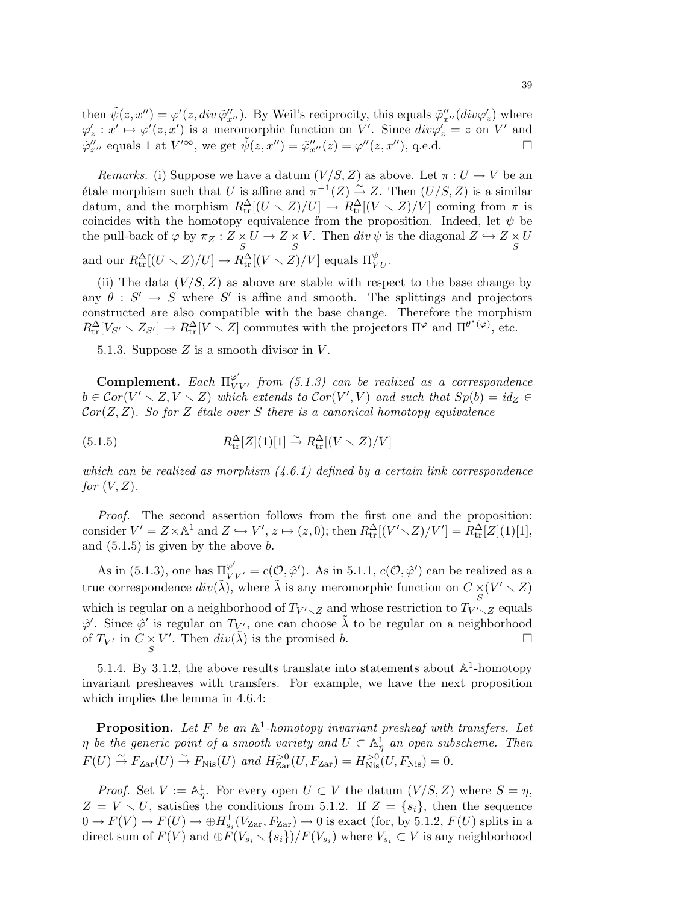then $\tilde{\psi}(z, x'') = \varphi'(z, div\, \tilde{\varphi}''_{x''})$. By Weil's reciprocity, this equals $\tilde{\varphi}''_{x''}(div\varphi'_z)$ where $\varphi'_z : x' \mapsto \varphi'(z, x')$ is a meromorphic function on $V'$. Since $div\varphi'_z = z$ on $V'$ and $\tilde{\varphi}''_{x''}$ equals 1 at $V'^{\infty}$, we get $\tilde{\psi}(z, x'') = \tilde{\varphi}''_{x''}(z) = \varphi''(z, x'')$, q.e.d. $\square$

*Remarks.* (i) Suppose we have a datum $(V/S, Z)$ as above. Let $\pi : U \to V$ be an étale morphism such that $U$ is affine and $\pi^{-1}(Z) \xrightarrow{\sim} Z$. Then $(U/S, Z)$ is a similar datum, and the morphism $R^{\Delta}_{\mathrm{tr}}[(U \smallsetminus Z)/U] \to R^{\Delta}_{\mathrm{tr}}[(V \smallsetminus Z)/V]$ coming from $\pi$ is coincides with the homotopy equivalence from the proposition. Indeed, let $\psi$ be the pull-back of $\varphi$ by $\pi_Z : Z \underset{S}{\times} U \to Z \underset{S}{\times} V$. Then $div\, \psi$ is the diagonal $Z \hookrightarrow Z \underset{S}{\times} U$ and our $R^{\Delta}_{\mathrm{tr}}[(U \smallsetminus Z)/U] \to R^{\Delta}_{\mathrm{tr}}[(V \smallsetminus Z)/V]$ equals $\Pi^{\psi}_{VU}$.

(ii) The data $(V/S, Z)$ as above are stable with respect to the base change by any $\theta : S' \to S$ where $S'$ is affine and smooth. The splittings and projectors constructed are also compatible with the base change. Therefore the morphism $R^{\Delta}_{\mathrm{tr}}[V_{S'} \smallsetminus Z_{S'}] \to R^{\Delta}_{\mathrm{tr}}[V \smallsetminus Z]$ commutes with the projectors $\Pi^{\varphi}$ and $\Pi^{\theta^*(\varphi)}$, etc.

5.1.3. Suppose $Z$ is a smooth divisor in $V$.

**Complement.** *Each $\Pi^{\varphi'}_{VV'}$ from (5.1.3) can be realized as a correspondence $b \in \mathcal{C}or(V' \smallsetminus Z, V \smallsetminus Z)$ which extends to $\mathcal{C}or(V', V)$ and such that $Sp(b) = id_Z \in \mathcal{C}or(Z, Z)$. So for $Z$ étale over $S$ there is a canonical homotopy equivalence*

$$R^{\Delta}_{\mathrm{tr}}[Z](1)[1] \xrightarrow{\sim} R^{\Delta}_{\mathrm{tr}}[(V \smallsetminus Z)/V] \tag{5.1.5}$$

*which can be realized as morphism (4.6.1) defined by a certain link correspondence for $(V, Z)$.*

*Proof.* The second assertion follows from the first one and the proposition: consider $V' = Z \times \mathbb{A}^1$ and $Z \hookrightarrow V'$, $z \mapsto (z, 0)$; then $R^{\Delta}_{\mathrm{tr}}[(V' \smallsetminus Z)/V'] = R^{\Delta}_{\mathrm{tr}}[Z](1)[1]$, and (5.1.5) is given by the above $b$.

As in (5.1.3), one has $\Pi^{\varphi'}_{VV'} = c(\mathcal{O}, \hat{\varphi}')$. As in 5.1.1, $c(\mathcal{O}, \hat{\varphi}')$ can be realized as a true correspondence $div(\tilde{\lambda})$, where $\tilde{\lambda}$ is any meromorphic function on $C \underset{S}{\times} (V' \smallsetminus Z)$ which is regular on a neighborhood of $T_{V' \smallsetminus Z}$ and whose restriction to $T_{V' \smallsetminus Z}$ equals $\hat{\varphi}'$. Since $\hat{\varphi}'$ is regular on $T_{V'}$, one can choose $\tilde{\lambda}$ to be regular on a neighborhood of $T_{V'}$ in $C \underset{S}{\times} V'$. Then $div(\tilde{\lambda})$ is the promised $b$. $\square$

5.1.4. By 3.1.2, the above results translate into statements about $\mathbb{A}^1$-homotopy invariant presheaves with transfers. For example, we have the next proposition which implies the lemma in 4.6.4:

**Proposition.** *Let $F$ be an $\mathbb{A}^1$-homotopy invariant presheaf with transfers. Let $\eta$ be the generic point of a smooth variety and $U \subset \mathbb{A}^1_{\eta}$ an open subscheme. Then $F(U) \xrightarrow{\sim} F_{\mathrm{Zar}}(U) \xrightarrow{\sim} F_{\mathrm{Nis}}(U)$ and $H^{>0}_{\mathrm{Zar}}(U, F_{\mathrm{Zar}}) = H^{>0}_{\mathrm{Nis}}(U, F_{\mathrm{Nis}}) = 0$.*

*Proof.* Set $V := \mathbb{A}^1_{\eta}$. For every open $U \subset V$ the datum $(V/S, Z)$ where $S = \eta$, $Z = V \smallsetminus U$, satisfies the conditions from 5.1.2. If $Z = \{s_i\}$, then the sequence $0 \to F(V) \to F(U) \to \oplus H^1_{s_i}(V_{\mathrm{Zar}}, F_{\mathrm{Zar}}) \to 0$ is exact (for, by 5.1.2, $F(U)$ splits in a direct sum of $F(V)$ and $\oplus F(V_{s_i} \smallsetminus \{s_i\})/F(V_{s_i})$ where $V_{s_i} \subset V$ is any neighborhood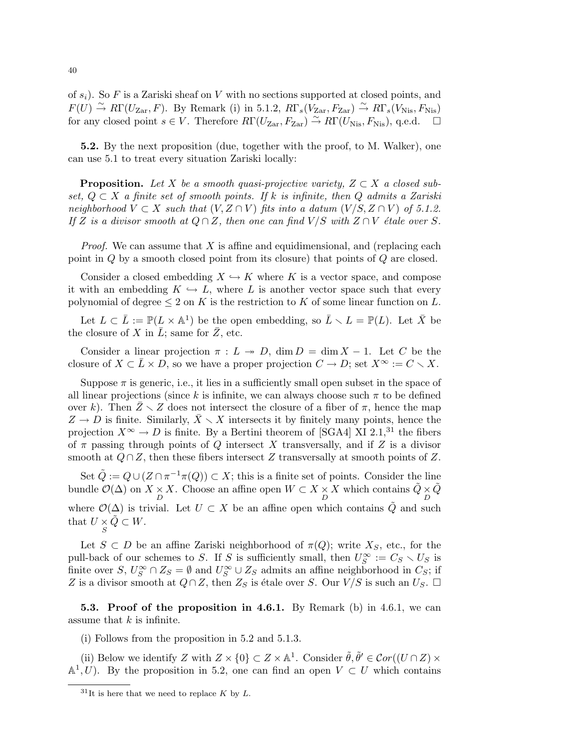of $s_i$). So $F$ is a Zariski sheaf on $V$ with no sections supported at closed points, and $F(U) \xrightarrow{\sim} R\Gamma(U_{\mathrm{Zar}}, F)$. By Remark (i) in 5.1.2, $R\Gamma_s(V_{\mathrm{Zar}}, F_{\mathrm{Zar}}) \xrightarrow{\sim} R\Gamma_s(V_{\mathrm{Nis}}, F_{\mathrm{Nis}})$ for any closed point $s \in V$. Therefore $R\Gamma(U_{\mathrm{Zar}}, F_{\mathrm{Zar}}) \xrightarrow{\sim} R\Gamma(U_{\mathrm{Nis}}, F_{\mathrm{Nis}})$, q.e.d. $\square$

**5.2.** By the next proposition (due, together with the proof, to M. Walker), one can use 5.1 to treat every situation Zariski locally:

**Proposition.** *Let $X$ be a smooth quasi-projective variety, $Z \subset X$ a closed subset, $Q \subset X$ a finite set of smooth points. If $k$ is infinite, then $Q$ admits a Zariski neighborhood $V \subset X$ such that $(V, Z \cap V)$ fits into a datum $(V/S, Z \cap V)$ of 5.1.2. If $Z$ is a divisor smooth at $Q \cap Z$, then one can find $V/S$ with $Z \cap V$ étale over $S$.*

*Proof.* We can assume that $X$ is affine and equidimensional, and (replacing each point in $Q$ by a smooth closed point from its closure) that points of $Q$ are closed.

Consider a closed embedding $X \hookrightarrow K$ where $K$ is a vector space, and compose it with an embedding $K \hookrightarrow L$, where $L$ is another vector space such that every polynomial of degree $\leq 2$ on $K$ is the restriction to $K$ of some linear function on $L$.

Let $L \subset \bar{L} := \mathbb{P}(L \times \mathbb{A}^1)$ be the open embedding, so $\bar{L} \smallsetminus L = \mathbb{P}(L)$. Let $\bar{X}$ be the closure of $X$ in $\bar{L}$; same for $\bar{Z}$, etc.

Consider a linear projection $\pi : L \twoheadrightarrow D$, $\dim D = \dim X - 1$. Let $C$ be the closure of $X \subset \bar{L} \times D$, so we have a proper projection $C \to D$; set $X^\infty := C \smallsetminus X$.

Suppose $\pi$ is generic, i.e., it lies in a sufficiently small open subset in the space of all linear projections (since $k$ is infinite, we can always choose such $\pi$ to be defined over $k$). Then $\bar{Z} \smallsetminus Z$ does not intersect the closure of a fiber of $\pi$, hence the map $Z \to D$ is finite. Similarly, $\bar{X} \smallsetminus X$ intersects it by finitely many points, hence the projection $X^\infty \to D$ is finite. By a Bertini theorem of [SGA4] XI 2.1,[31] the fibers of $\pi$ passing through points of $Q$ intersect $X$ transversally, and if $Z$ is a divisor smooth at $Q \cap Z$, then these fibers intersect $Z$ transversally at smooth points of $Z$.

Set $\tilde{Q} := Q \cup (Z \cap \pi^{-1}\pi(Q)) \subset X$; this is a finite set of points. Consider the line bundle $\mathcal{O}(\Delta)$ on $X \underset{D}{\times} X$. Choose an affine open $W \subset X \underset{D}{\times} X$ which contains $\tilde{Q} \underset{D}{\times} \tilde{Q}$ where $\mathcal{O}(\Delta)$ is trivial. Let $U \subset X$ be an affine open which contains $\tilde{Q}$ and such that $U \underset{S}{\times} \tilde{Q} \subset W$.

Let $S \subset D$ be an affine Zariski neighborhood of $\pi(Q)$; write $X_S$, etc., for the pull-back of our schemes to $S$. If $S$ is sufficiently small, then $U_S^\infty := C_S \smallsetminus U_S$ is finite over $S$, $U_S^\infty \cap Z_S = \emptyset$ and $U_S^\infty \cup Z_S$ admits an affine neighborhood in $C_S$; if $Z$ is a divisor smooth at $Q \cap Z$, then $Z_S$ is étale over $S$. Our $V/S$ is such an $U_S$. $\square$

**5.3. Proof of the proposition in 4.6.1.** By Remark (b) in 4.6.1, we can assume that $k$ is infinite.

(i) Follows from the proposition in 5.2 and 5.1.3.

(ii) Below we identify $Z$ with $Z \times \{0\} \subset Z \times \mathbb{A}^1$. Consider $\tilde{\theta}, \tilde{\theta}' \in \mathcal{C}or((U \cap Z) \times \mathbb{A}^1, U)$. By the proposition in 5.2, one can find an open $V \subset U$ which contains

---

[31] It is here that we need to replace $K$ by $L$.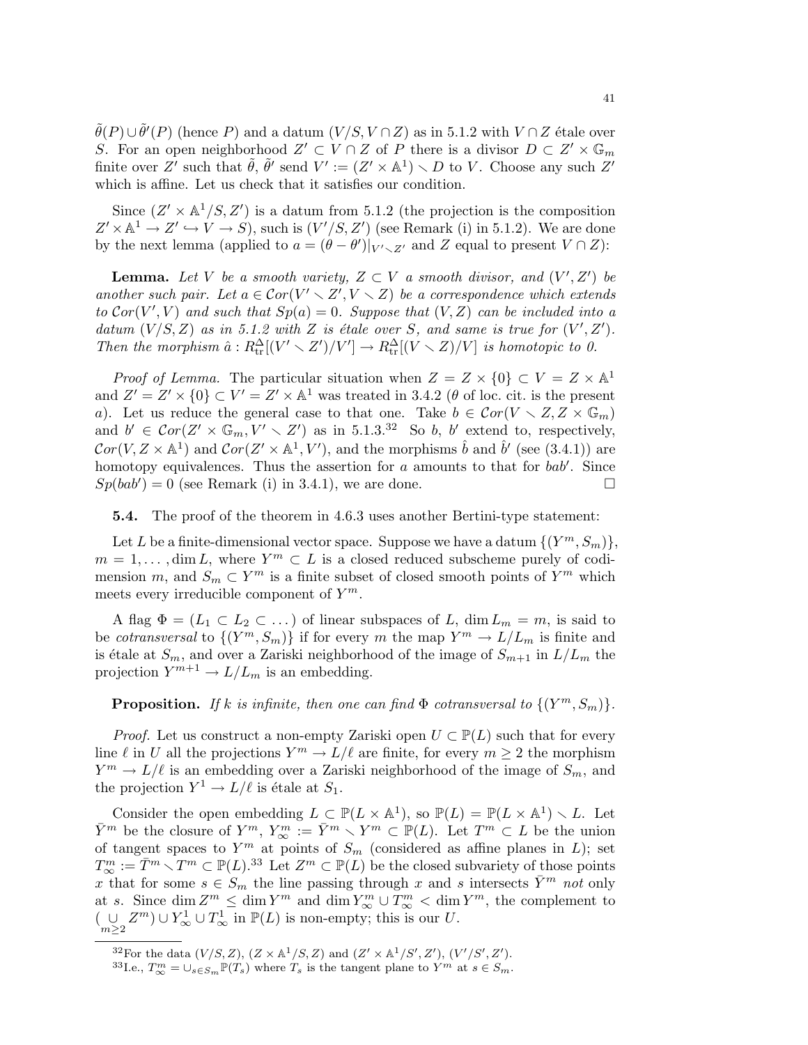$\tilde{\theta}(P) \cup \tilde{\theta}'(P)$ (hence $P$) and a datum $(V/S, V \cap Z)$ as in 5.1.2 with $V \cap Z$ étale over $S$. For an open neighborhood $Z' \subset V \cap Z$ of $P$ there is a divisor $D \subset Z' \times \mathbb{G}_m$ finite over $Z'$ such that $\tilde{\theta}$, $\tilde{\theta}'$ send $V' := (Z' \times \mathbb{A}^1) \smallsetminus D$ to $V$. Choose any such $Z'$ which is affine. Let us check that it satisfies our condition.

Since $(Z' \times \mathbb{A}^1/S, Z')$ is a datum from 5.1.2 (the projection is the composition $Z' \times \mathbb{A}^1 \to Z' \hookrightarrow V \to S$), such is $(V'/S, Z')$ (see Remark (i) in 5.1.2). We are done by the next lemma (applied to $a = (\theta - \theta')|_{V' \smallsetminus Z'}$ and $Z$ equal to present $V \cap Z$):

**Lemma.** *Let $V$ be a smooth variety, $Z \subset V$ a smooth divisor, and $(V', Z')$ be another such pair. Let $a \in \mathcal{C}or(V' \smallsetminus Z', V \smallsetminus Z)$ be a correspondence which extends to $\mathcal{C}or(V', V)$ and such that $Sp(a) = 0$. Suppose that $(V, Z)$ can be included into a datum $(V/S, Z)$ as in 5.1.2 with $Z$ is étale over $S$, and same is true for $(V', Z')$. Then the morphism $\hat{a} : R^{\Delta}_{\mathrm{tr}}[(V' \smallsetminus Z')/V'] \to R^{\Delta}_{\mathrm{tr}}[(V \smallsetminus Z)/V]$ is homotopic to 0.*

*Proof of Lemma.* The particular situation when $Z = Z \times \{0\} \subset V = Z \times \mathbb{A}^1$ and $Z' = Z' \times \{0\} \subset V' = Z' \times \mathbb{A}^1$ was treated in 3.4.2 ($\theta$ of loc. cit. is the present $a$). Let us reduce the general case to that one. Take $b \in \mathcal{C}or(V \smallsetminus Z, Z \times \mathbb{G}_m)$ and $b' \in \mathcal{C}or(Z' \times \mathbb{G}_m, V' \smallsetminus Z')$ as in 5.1.3.[32] So $b$, $b'$ extend to, respectively, $\mathcal{C}or(V, Z \times \mathbb{A}^1)$ and $\mathcal{C}or(Z' \times \mathbb{A}^1, V')$, and the morphisms $\hat{b}$ and $\hat{b}'$ (see (3.4.1)) are homotopy equivalences. Thus the assertion for $a$ amounts to that for $bab'$. Since $Sp(bab') = 0$ (see Remark (i) in 3.4.1), we are done. $\square$

**5.4.** The proof of the theorem in 4.6.3 uses another Bertini-type statement:

Let $L$ be a finite-dimensional vector space. Suppose we have a datum $\{(Y^m, S_m)\}$, $m = 1, \ldots, \dim L$, where $Y^m \subset L$ is a closed reduced subscheme purely of codimension $m$, and $S_m \subset Y^m$ is a finite subset of closed smooth points of $Y^m$ which meets every irreducible component of $Y^m$.

A flag $\Phi = (L_1 \subset L_2 \subset \ldots)$ of linear subspaces of $L$, $\dim L_m = m$, is said to be *cotransversal* to $\{(Y^m, S_m)\}$ if for every $m$ the map $Y^m \to L/L_m$ is finite and is étale at $S_m$, and over a Zariski neighborhood of the image of $S_{m+1}$ in $L/L_m$ the projection $Y^{m+1} \to L/L_m$ is an embedding.

**Proposition.** *If $k$ is infinite, then one can find $\Phi$ cotransversal to $\{(Y^m, S_m)\}$.*

*Proof.* Let us construct a non-empty Zariski open $U \subset \mathbb{P}(L)$ such that for every line $\ell$ in $U$ all the projections $Y^m \to L/\ell$ are finite, for every $m \geq 2$ the morphism $Y^m \to L/\ell$ is an embedding over a Zariski neighborhood of the image of $S_m$, and the projection $Y^1 \to L/\ell$ is étale at $S_1$.

Consider the open embedding $L \subset \mathbb{P}(L \times \mathbb{A}^1)$, so $\mathbb{P}(L) = \mathbb{P}(L \times \mathbb{A}^1) \smallsetminus L$. Let $\bar{Y}^m$ be the closure of $Y^m$, $Y^m_\infty := \bar{Y}^m \smallsetminus Y^m \subset \mathbb{P}(L)$. Let $T^m \subset L$ be the union of tangent spaces to $Y^m$ at points of $S_m$ (considered as affine planes in $L$); set $T^m_\infty := \bar{T}^m \smallsetminus T^m \subset \mathbb{P}(L)$.[33] Let $Z^m \subset \mathbb{P}(L)$ be the closed subvariety of those points $x$ that for some $s \in S_m$ the line passing through $x$ and $s$ intersects $\bar{Y}^m$ *not* only at $s$. Since $\dim Z^m \leq \dim Y^m$ and $\dim Y^m_\infty \cup T^m_\infty < \dim Y^m$, the complement to $(\underset{m \geq 2}{\cup} Z^m) \cup Y^1_\infty \cup T^1_\infty$ in $\mathbb{P}(L)$ is non-empty; this is our $U$.

---

[32] For the data $(V/S, Z)$, $(Z \times \mathbb{A}^1/S, Z)$ and $(Z' \times \mathbb{A}^1/S', Z')$, $(V'/S', Z')$.

[33] I.e., $T^m_\infty = \cup_{s \in S_m} \mathbb{P}(T_s)$ where $T_s$ is the tangent plane to $Y^m$ at $s \in S_m$.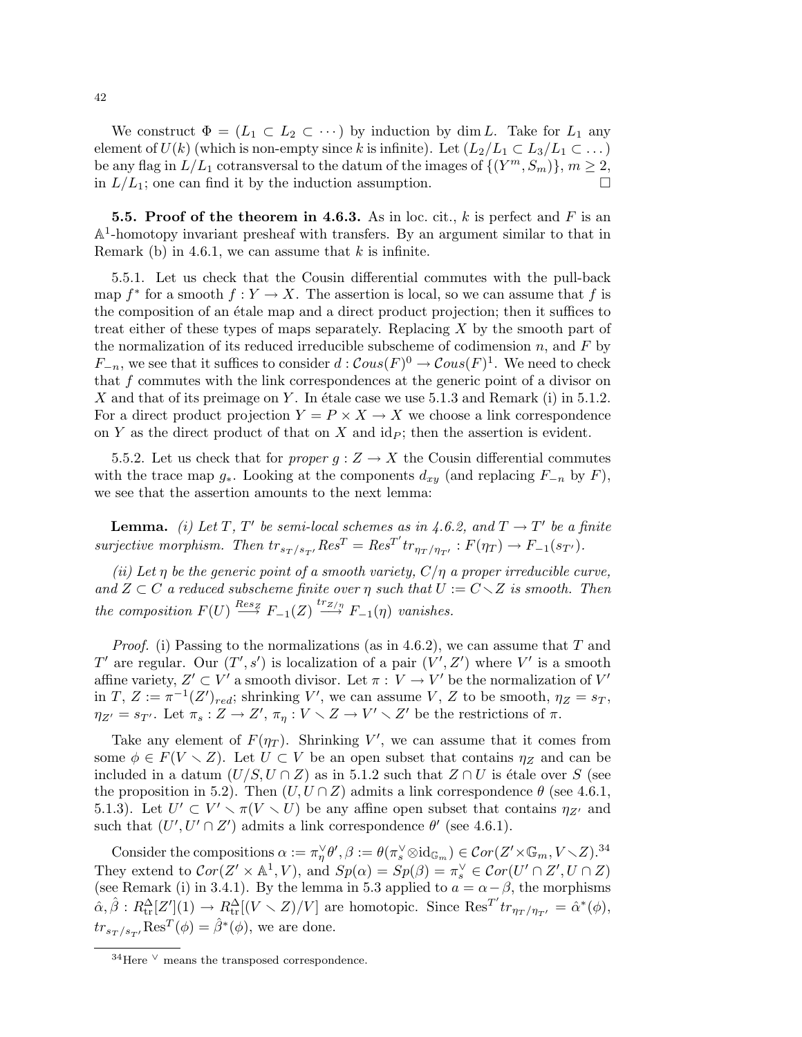We construct $\Phi = (L_1 \subset L_2 \subset \cdots)$ by induction by $\dim L$. Take for $L_1$ any element of $U(k)$ (which is non-empty since $k$ is infinite). Let $(L_2/L_1 \subset L_3/L_1 \subset \dots)$ be any flag in $L/L_1$ cotransversal to the datum of the images of $\{(Y^m, S_m)\}$, $m \geq 2$, in $L/L_1$; one can find it by the induction assumption. $\square$

**5.5. Proof of the theorem in 4.6.3.** As in loc. cit., $k$ is perfect and $F$ is an $\mathbb{A}^1$-homotopy invariant presheaf with transfers. By an argument similar to that in Remark (b) in 4.6.1, we can assume that $k$ is infinite.

5.5.1. Let us check that the Cousin differential commutes with the pull-back map $f^*$ for a smooth $f : Y \to X$. The assertion is local, so we can assume that $f$ is the composition of an étale map and a direct product projection; then it suffices to treat either of these types of maps separately. Replacing $X$ by the smooth part of the normalization of its reduced irreducible subscheme of codimension $n$, and $F$ by $F_{-n}$, we see that it suffices to consider $d : \mathcal{C}ous(F)^0 \to \mathcal{C}ous(F)^1$. We need to check that $f$ commutes with the link correspondences at the generic point of a divisor on $X$ and that of its preimage on $Y$. In étale case we use 5.1.3 and Remark (i) in 5.1.2. For a direct product projection $Y = P \times X \to X$ we choose a link correspondence on $Y$ as the direct product of that on $X$ and $\mathrm{id}_P$; then the assertion is evident.

5.5.2. Let us check that for *proper* $g : Z \to X$ the Cousin differential commutes with the trace map $g_*$. Looking at the components $d_{xy}$ (and replacing $F_{-n}$ by $F$), we see that the assertion amounts to the next lemma:

**Lemma.** *(i) Let $T$, $T'$ be semi-local schemes as in 4.6.2, and $T \to T'$ be a finite surjective morphism. Then $tr_{s_T/s_{T'}} Res^T = Res^{T'} tr_{\eta_T/\eta_{T'}} : F(\eta_T) \to F_{-1}(s_{T'})$.*

*(ii) Let $\eta$ be the generic point of a smooth variety, $C/\eta$ a proper irreducible curve, and $Z \subset C$ a reduced subscheme finite over $\eta$ such that $U := C \smallsetminus Z$ is smooth. Then the composition $F(U) \xrightarrow{Res_Z} F_{-1}(Z) \xrightarrow{tr_{Z/\eta}} F_{-1}(\eta)$ vanishes.*

*Proof.* (i) Passing to the normalizations (as in 4.6.2), we can assume that $T$ and $T'$ are regular. Our $(T', s')$ is localization of a pair $(V', Z')$ where $V'$ is a smooth affine variety, $Z' \subset V'$ a smooth divisor. Let $\pi : V \to V'$ be the normalization of $V'$ in $T$, $Z := \pi^{-1}(Z')_{red}$; shrinking $V'$, we can assume $V$, $Z$ to be smooth, $\eta_Z = s_T$, $\eta_{Z'} = s_{T'}$. Let $\pi_s : Z \to Z'$, $\pi_\eta : V \smallsetminus Z \to V' \smallsetminus Z'$ be the restrictions of $\pi$.

Take any element of $F(\eta_T)$. Shrinking $V'$, we can assume that it comes from some $\phi \in F(V \smallsetminus Z)$. Let $U \subset V$ be an open subset that contains $\eta_Z$ and can be included in a datum $(U/S, U \cap Z)$ as in 5.1.2 such that $Z \cap U$ is étale over $S$ (see the proposition in 5.2). Then $(U, U \cap Z)$ admits a link correspondence $\theta$ (see 4.6.1, 5.1.3). Let $U' \subset V' \smallsetminus \pi(V \smallsetminus U)$ be any affine open subset that contains $\eta_{Z'}$ and such that $(U', U' \cap Z')$ admits a link correspondence $\theta'$ (see 4.6.1).

Consider the compositions $\alpha := \pi_\eta^\vee \theta', \beta := \theta(\pi_s^\vee \otimes \mathrm{id}_{\mathbb{G}_m}) \in \mathcal{C}or(Z' \times \mathbb{G}_m, V \smallsetminus Z)$.[34] They extend to $\mathcal{C}or(Z' \times \mathbb{A}^1, V)$, and $Sp(\alpha) = Sp(\beta) = \pi_s^\vee \in \mathcal{C}or(U' \cap Z', U \cap Z)$ (see Remark (i) in 3.4.1). By the lemma in 5.3 applied to $a = \alpha - \beta$, the morphisms $\hat{\alpha}, \hat{\beta} : R^\Delta_{\mathrm{tr}}[Z'](1) \to R^\Delta_{\mathrm{tr}}[(V \smallsetminus Z)/V]$ are homotopic. Since $\mathrm{Res}^{T'} tr_{\eta_T/\eta_{T'}} = \hat{\alpha}^*(\phi)$, $tr_{s_T/s_{T'}} \mathrm{Res}^T(\phi) = \hat{\beta}^*(\phi)$, we are done.

[34] Here $^\vee$ means the transposed correspondence.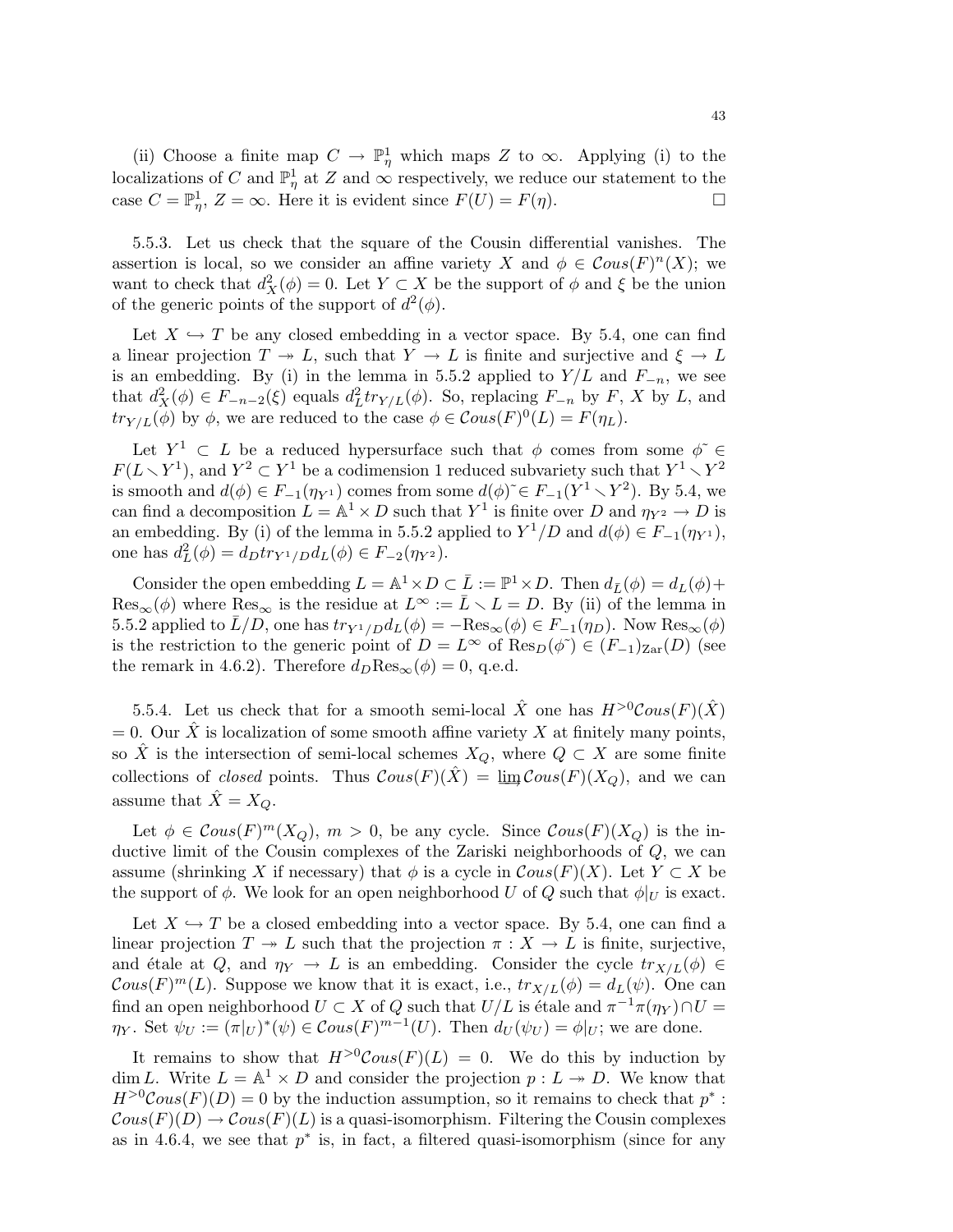(ii) Choose a finite map $C \to \mathbb{P}^1_\eta$ which maps $Z$ to $\infty$. Applying (i) to the localizations of $C$ and $\mathbb{P}^1_\eta$ at $Z$ and $\infty$ respectively, we reduce our statement to the case $C = \mathbb{P}^1_\eta$, $Z = \infty$. Here it is evident since $F(U) = F(\eta)$. □

5.5.3. Let us check that the square of the Cousin differential vanishes. The assertion is local, so we consider an affine variety $X$ and $\phi \in \mathcal{C}ous(F)^n(X)$; we want to check that $d^2_X(\phi) = 0$. Let $Y \subset X$ be the support of $\phi$ and $\xi$ be the union of the generic points of the support of $d^2(\phi)$.

Let $X \hookrightarrow T$ be any closed embedding in a vector space. By 5.4, one can find a linear projection $T \twoheadrightarrow L$, such that $Y \to L$ is finite and surjective and $\xi \to L$ is an embedding. By (i) in the lemma in 5.5.2 applied to $Y/L$ and $F_{-n}$, we see that $d^2_X(\phi) \in F_{-n-2}(\xi)$ equals $d^2_L tr_{Y/L}(\phi)$. So, replacing $F_{-n}$ by $F$, $X$ by $L$, and $tr_{Y/L}(\phi)$ by $\phi$, we are reduced to the case $\phi \in \mathcal{C}ous(F)^0(L) = F(\eta_L)$.

Let $Y^1 \subset L$ be a reduced hypersurface such that $\phi$ comes from some $\phi\tilde{} \in F(L \smallsetminus Y^1)$, and $Y^2 \subset Y^1$ be a codimension 1 reduced subvariety such that $Y^1 \smallsetminus Y^2$ is smooth and $d(\phi) \in F_{-1}(\eta_{Y^1})$ comes from some $d(\phi)\tilde{} \in F_{-1}(Y^1 \smallsetminus Y^2)$. By 5.4, we can find a decomposition $L = \mathbb{A}^1 \times D$ such that $Y^1$ is finite over $D$ and $\eta_{Y^2} \to D$ is an embedding. By (i) of the lemma in 5.5.2 applied to $Y^1/D$ and $d(\phi) \in F_{-1}(\eta_{Y^1})$, one has $d^2_L(\phi) = d_D tr_{Y^1/D} d_L(\phi) \in F_{-2}(\eta_{Y^2})$.

Consider the open embedding $L = \mathbb{A}^1 \times D \subset \bar{L} := \mathbb{P}^1 \times D$. Then $d_{\bar{L}}(\phi) = d_L(\phi) + \mathrm{Res}_\infty(\phi)$ where $\mathrm{Res}_\infty$ is the residue at $L^\infty := \bar{L} \smallsetminus L = D$. By (ii) of the lemma in 5.5.2 applied to $\bar{L}/D$, one has $tr_{Y^1/D} d_L(\phi) = -\mathrm{Res}_\infty(\phi) \in F_{-1}(\eta_D)$. Now $\mathrm{Res}_\infty(\phi)$ is the restriction to the generic point of $D = L^\infty$ of $\mathrm{Res}_D(\phi\tilde{}) \in (F_{-1})_{\mathrm{Zar}}(D)$ (see the remark in 4.6.2). Therefore $d_D \mathrm{Res}_\infty(\phi) = 0$, q.e.d.

5.5.4. Let us check that for a smooth semi-local $\hat{X}$ one has $H^{>0}\mathcal{C}ous(F)(\hat{X}) = 0$. Our $\hat{X}$ is localization of some smooth affine variety $X$ at finitely many points, so $\hat{X}$ is the intersection of semi-local schemes $X_Q$, where $Q \subset X$ are some finite collections of *closed* points. Thus $\mathcal{C}ous(F)(\hat{X}) = \varinjlim \mathcal{C}ous(F)(X_Q)$, and we can assume that $\hat{X} = X_Q$.

Let $\phi \in \mathcal{C}ous(F)^m(X_Q)$, $m > 0$, be any cycle. Since $\mathcal{C}ous(F)(X_Q)$ is the inductive limit of the Cousin complexes of the Zariski neighborhoods of $Q$, we can assume (shrinking $X$ if necessary) that $\phi$ is a cycle in $\mathcal{C}ous(F)(X)$. Let $Y \subset X$ be the support of $\phi$. We look for an open neighborhood $U$ of $Q$ such that $\phi|_U$ is exact.

Let $X \hookrightarrow T$ be a closed embedding into a vector space. By 5.4, one can find a linear projection $T \twoheadrightarrow L$ such that the projection $\pi : X \to L$ is finite, surjective, and étale at $Q$, and $\eta_Y \to L$ is an embedding. Consider the cycle $tr_{X/L}(\phi) \in \mathcal{C}ous(F)^m(L)$. Suppose we know that it is exact, i.e., $tr_{X/L}(\phi) = d_L(\psi)$. One can find an open neighborhood $U \subset X$ of $Q$ such that $U/L$ is étale and $\pi^{-1}\pi(\eta_Y) \cap U = \eta_Y$. Set $\psi_U := (\pi|_U)^*(\psi) \in \mathcal{C}ous(F)^{m-1}(U)$. Then $d_U(\psi_U) = \phi|_U$; we are done.

It remains to show that $H^{>0}\mathcal{C}ous(F)(L) = 0$. We do this by induction by $\dim L$. Write $L = \mathbb{A}^1 \times D$ and consider the projection $p : L \twoheadrightarrow D$. We know that $H^{>0}\mathcal{C}ous(F)(D) = 0$ by the induction assumption, so it remains to check that $p^* : \mathcal{C}ous(F)(D) \to \mathcal{C}ous(F)(L)$ is a quasi-isomorphism. Filtering the Cousin complexes as in 4.6.4, we see that $p^*$ is, in fact, a filtered quasi-isomorphism (since for any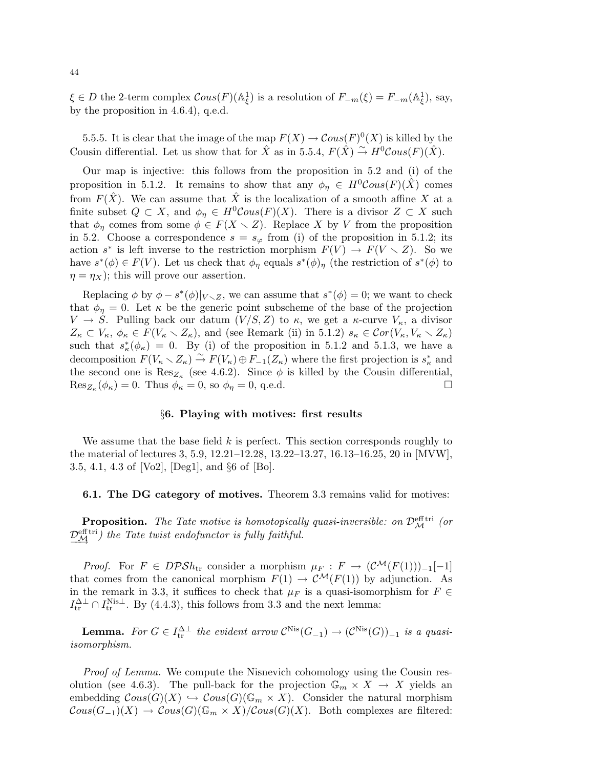$\xi \in D$ the 2-term complex $\mathcal{C}ous(F)(\mathbb{A}^1_\xi)$ is a resolution of $F_{-m}(\xi) = F_{-m}(\mathbb{A}^1_\xi)$, say, by the proposition in 4.6.4), q.e.d.

5.5.5. It is clear that the image of the map $F(X) \to \mathcal{C}ous(F)^0(X)$ is killed by the Cousin differential. Let us show that for $\hat{X}$ as in 5.5.4, $F(\hat{X}) \xrightarrow{\sim} H^0\mathcal{C}ous(F)(\hat{X})$.

Our map is injective: this follows from the proposition in 5.2 and (i) of the proposition in 5.1.2. It remains to show that any $\phi_\eta \in H^0\mathcal{C}ous(F)(\hat{X})$ comes from $F(\hat{X})$. We can assume that $\hat{X}$ is the localization of a smooth affine $X$ at a finite subset $Q \subset X$, and $\phi_\eta \in H^0\mathcal{C}ous(F)(X)$. There is a divisor $Z \subset X$ such that $\phi_\eta$ comes from some $\phi \in F(X \smallsetminus Z)$. Replace $X$ by $V$ from the proposition in 5.2. Choose a correspondence $s = s_\varphi$ from (i) of the proposition in 5.1.2; its action $s^*$ is left inverse to the restriction morphism $F(V) \to F(V \smallsetminus Z)$. So we have $s^*(\phi) \in F(V)$. Let us check that $\phi_\eta$ equals $s^*(\phi)_\eta$ (the restriction of $s^*(\phi)$ to $\eta = \eta_X$); this will prove our assertion.

Replacing $\phi$ by $\phi - s^*(\phi)|_{V \smallsetminus Z}$, we can assume that $s^*(\phi) = 0$; we want to check that $\phi_\eta = 0$. Let $\kappa$ be the generic point subscheme of the base of the projection $V \to S$. Pulling back our datum $(V/S, Z)$ to $\kappa$, we get a $\kappa$-curve $V_\kappa$, a divisor $Z_\kappa \subset V_\kappa$, $\phi_\kappa \in F(V_\kappa \smallsetminus Z_\kappa)$, and (see Remark (ii) in 5.1.2) $s_\kappa \in \mathcal{C}or(V_\kappa, V_\kappa \smallsetminus Z_\kappa)$ such that $s^*_\kappa(\phi_\kappa) = 0$. By (i) of the proposition in 5.1.2 and 5.1.3, we have a decomposition $F(V_\kappa \smallsetminus Z_\kappa) \xrightarrow{\sim} F(V_\kappa) \oplus F_{-1}(Z_\kappa)$ where the first projection is $s^*_\kappa$ and the second one is $\mathrm{Res}_{Z_\kappa}$ (see 4.6.2). Since $\phi$ is killed by the Cousin differential, $\mathrm{Res}_{Z_\kappa}(\phi_\kappa) = 0$. Thus $\phi_\kappa = 0$, so $\phi_\eta = 0$, q.e.d. □

## §6. Playing with motives: first results

We assume that the base field $k$ is perfect. This section corresponds roughly to the material of lectures 3, 5.9, 12.21–12.28, 13.22–13.27, 16.13–16.25, 20 in [MVW], 3.5, 4.1, 4.3 of [Vo2], [Deg1], and §6 of [Bo].

**6.1. The DG category of motives.** Theorem 3.3 remains valid for motives:

**Proposition.** *The Tate motive is homotopically quasi-inversible: on $\mathcal{D}^{\mathrm{eff\,tri}}_{\mathcal{M}}$ (or $\underrightarrow{\mathcal{D}}^{\mathrm{eff\,tri}}_{\mathcal{M}}$) the Tate twist endofunctor is fully faithful.*

*Proof.* For $F \in D\mathcal{PS}h_{\mathrm{tr}}$ consider a morphism $\mu_F : F \to (\mathcal{C}^{\mathcal{M}}(F(1)))_{-1}[-1]$ that comes from the canonical morphism $F(1) \to \mathcal{C}^{\mathcal{M}}(F(1))$ by adjunction. As in the remark in 3.3, it suffices to check that $\mu_F$ is a quasi-isomorphism for $F \in I^{\Delta\perp}_{\mathrm{tr}} \cap I^{\mathrm{Nis}\perp}_{\mathrm{tr}}$. By (4.4.3), this follows from 3.3 and the next lemma:

**Lemma.** *For $G \in I^{\Delta\perp}_{\mathrm{tr}}$ the evident arrow $\mathcal{C}^{\mathrm{Nis}}(G_{-1}) \to (\mathcal{C}^{\mathrm{Nis}}(G))_{-1}$ is a quasi-isomorphism.*

*Proof of Lemma.* We compute the Nisnevich cohomology using the Cousin resolution (see 4.6.3). The pull-back for the projection $\mathbb{G}_m \times X \to X$ yields an embedding $\mathcal{C}ous(G)(X) \hookrightarrow \mathcal{C}ous(G)(\mathbb{G}_m \times X)$. Consider the natural morphism $\mathcal{C}ous(G_{-1})(X) \to \mathcal{C}ous(G)(\mathbb{G}_m \times X)/\mathcal{C}ous(G)(X)$. Both complexes are filtered: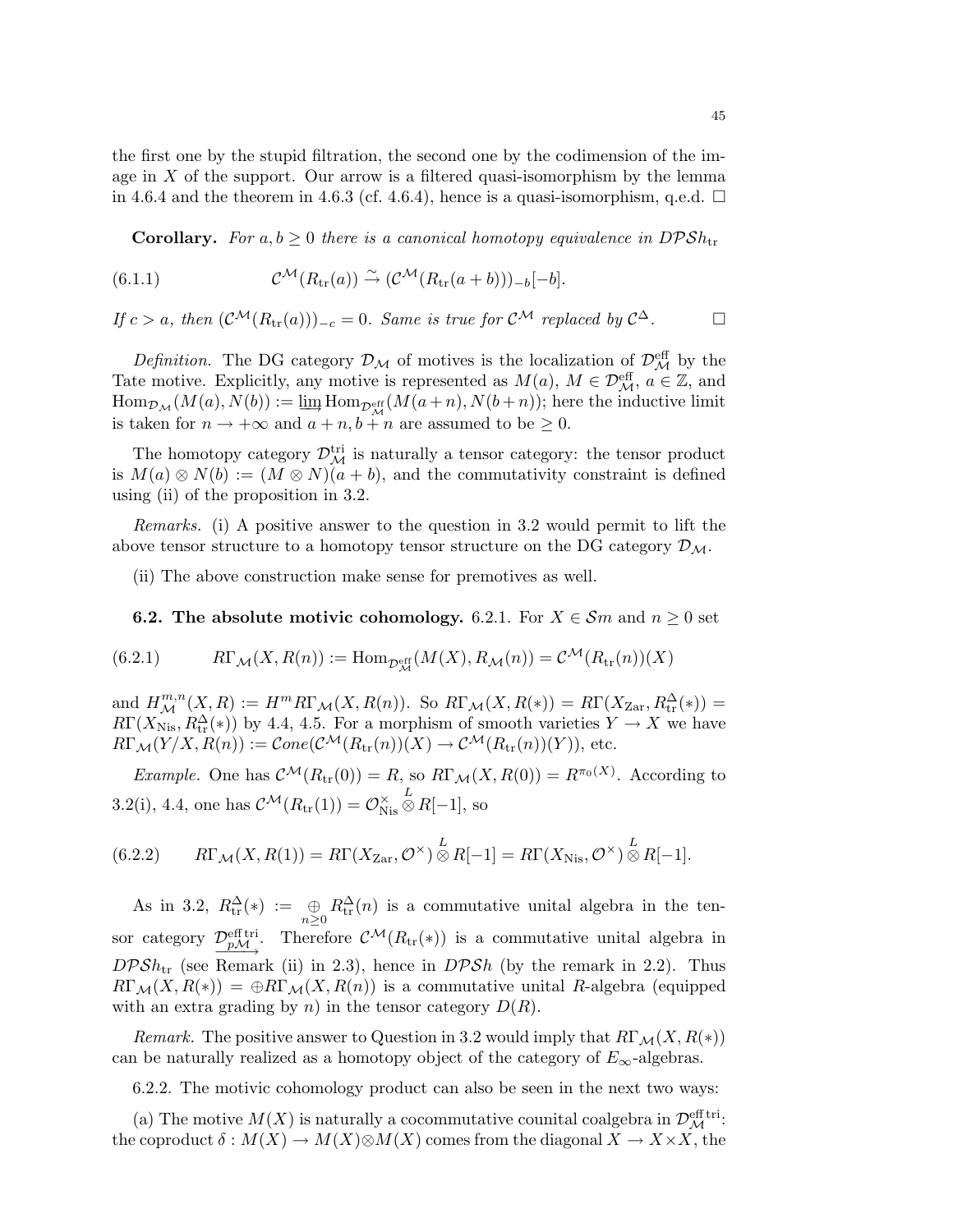the first one by the stupid filtration, the second one by the codimension of the image in $X$ of the support. Our arrow is a filtered quasi-isomorphism by the lemma in 4.6.4 and the theorem in 4.6.3 (cf. 4.6.4), hence is a quasi-isomorphism, q.e.d. $\square$

**Corollary.** *For $a, b \geq 0$ there is a canonical homotopy equivalence in $D\mathcal{PS}h_{\mathrm{tr}}$*

$$\mathcal{C}^{\mathcal{M}}(R_{\mathrm{tr}}(a)) \xrightarrow{\sim} (\mathcal{C}^{\mathcal{M}}(R_{\mathrm{tr}}(a+b)))_{-b}[-b]. \tag{6.1.1}$$

*If $c > a$, then $(\mathcal{C}^{\mathcal{M}}(R_{\mathrm{tr}}(a)))_{-c} = 0$. Same is true for $\mathcal{C}^{\mathcal{M}}$ replaced by $\mathcal{C}^{\Delta}$.* $\square$

*Definition.* The DG category $\mathcal{D}_{\mathcal{M}}$ of motives is the localization of $\mathcal{D}^{\mathrm{eff}}_{\mathcal{M}}$ by the Tate motive. Explicitly, any motive is represented as $M(a)$, $M \in \mathcal{D}^{\mathrm{eff}}_{\mathcal{M}}$, $a \in \mathbb{Z}$, and $\mathrm{Hom}_{\mathcal{D}_{\mathcal{M}}}(M(a), N(b)) := \varinjlim \mathrm{Hom}_{\mathcal{D}^{\mathrm{eff}}_{\mathcal{M}}}(M(a+n), N(b+n))$; here the inductive limit is taken for $n \to +\infty$ and $a+n, b+n$ are assumed to be $\geq 0$.

The homotopy category $\mathcal{D}^{\mathrm{tri}}_{\mathcal{M}}$ is naturally a tensor category: the tensor product is $M(a) \otimes N(b) := (M \otimes N)(a+b)$, and the commutativity constraint is defined using (ii) of the proposition in 3.2.

*Remarks.* (i) A positive answer to the question in 3.2 would permit to lift the above tensor structure to a homotopy tensor structure on the DG category $\mathcal{D}_{\mathcal{M}}$.

(ii) The above construction make sense for premotives as well.

**6.2. The absolute motivic cohomology.** 6.2.1. For $X \in \mathcal{S}m$ and $n \geq 0$ set

$$R\Gamma_{\mathcal{M}}(X, R(n)) := \mathrm{Hom}_{\mathcal{D}^{\mathrm{eff}}_{\mathcal{M}}}(M(X), R_{\mathcal{M}}(n)) = \mathcal{C}^{\mathcal{M}}(R_{\mathrm{tr}}(n))(X) \tag{6.2.1}$$

and $H^{m,n}_{\mathcal{M}}(X, R) := H^m R\Gamma_{\mathcal{M}}(X, R(n))$. So $R\Gamma_{\mathcal{M}}(X, R(*)) = R\Gamma(X_{\mathrm{Zar}}, R^{\Delta}_{\mathrm{tr}}(*)) = R\Gamma(X_{\mathrm{Nis}}, R^{\Delta}_{\mathrm{tr}}(*))$ by 4.4, 4.5. For a morphism of smooth varieties $Y \to X$ we have $R\Gamma_{\mathcal{M}}(Y/X, R(n)) := \mathcal{C}one(\mathcal{C}^{\mathcal{M}}(R_{\mathrm{tr}}(n))(X) \to \mathcal{C}^{\mathcal{M}}(R_{\mathrm{tr}}(n))(Y))$, etc.

*Example.* One has $\mathcal{C}^{\mathcal{M}}(R_{\mathrm{tr}}(0)) = R$, so $R\Gamma_{\mathcal{M}}(X, R(0)) = R^{\pi_0(X)}$. According to 3.2(i), 4.4, one has $\mathcal{C}^{\mathcal{M}}(R_{\mathrm{tr}}(1)) = \mathcal{O}^{\times}_{\mathrm{Nis}} \overset{L}{\otimes} R[-1]$, so

$$R\Gamma_{\mathcal{M}}(X, R(1)) = R\Gamma(X_{\mathrm{Zar}}, \mathcal{O}^{\times}) \overset{L}{\otimes} R[-1] = R\Gamma(X_{\mathrm{Nis}}, \mathcal{O}^{\times}) \overset{L}{\otimes} R[-1]. \tag{6.2.2}$$

As in 3.2, $R^{\Delta}_{\mathrm{tr}}(*) := \underset{n \geq 0}{\oplus} R^{\Delta}_{\mathrm{tr}}(n)$ is a commutative unital algebra in the tensor category $\mathcal{D}^{\mathrm{eff\,tri}}_{\underrightarrow{p\mathcal{M}}}$. Therefore $\mathcal{C}^{\mathcal{M}}(R_{\mathrm{tr}}(*))$ is a commutative unital algebra in $D\mathcal{PS}h_{\mathrm{tr}}$ (see Remark (ii) in 2.3), hence in $D\mathcal{PS}h$ (by the remark in 2.2). Thus $R\Gamma_{\mathcal{M}}(X, R(*)) = \oplus R\Gamma_{\mathcal{M}}(X, R(n))$ is a commutative unital $R$-algebra (equipped with an extra grading by $n$) in the tensor category $D(R)$.

*Remark.* The positive answer to Question in 3.2 would imply that $R\Gamma_{\mathcal{M}}(X, R(*))$ can be naturally realized as a homotopy object of the category of $E_\infty$-algebras.

6.2.2. The motivic cohomology product can also be seen in the next two ways:

(a) The motive $M(X)$ is naturally a cocommutative counital coalgebra in $\mathcal{D}^{\mathrm{eff\,tri}}_{\mathcal{M}}$: the coproduct $\delta : M(X) \to M(X) \otimes M(X)$ comes from the diagonal $X \to X \times X$, the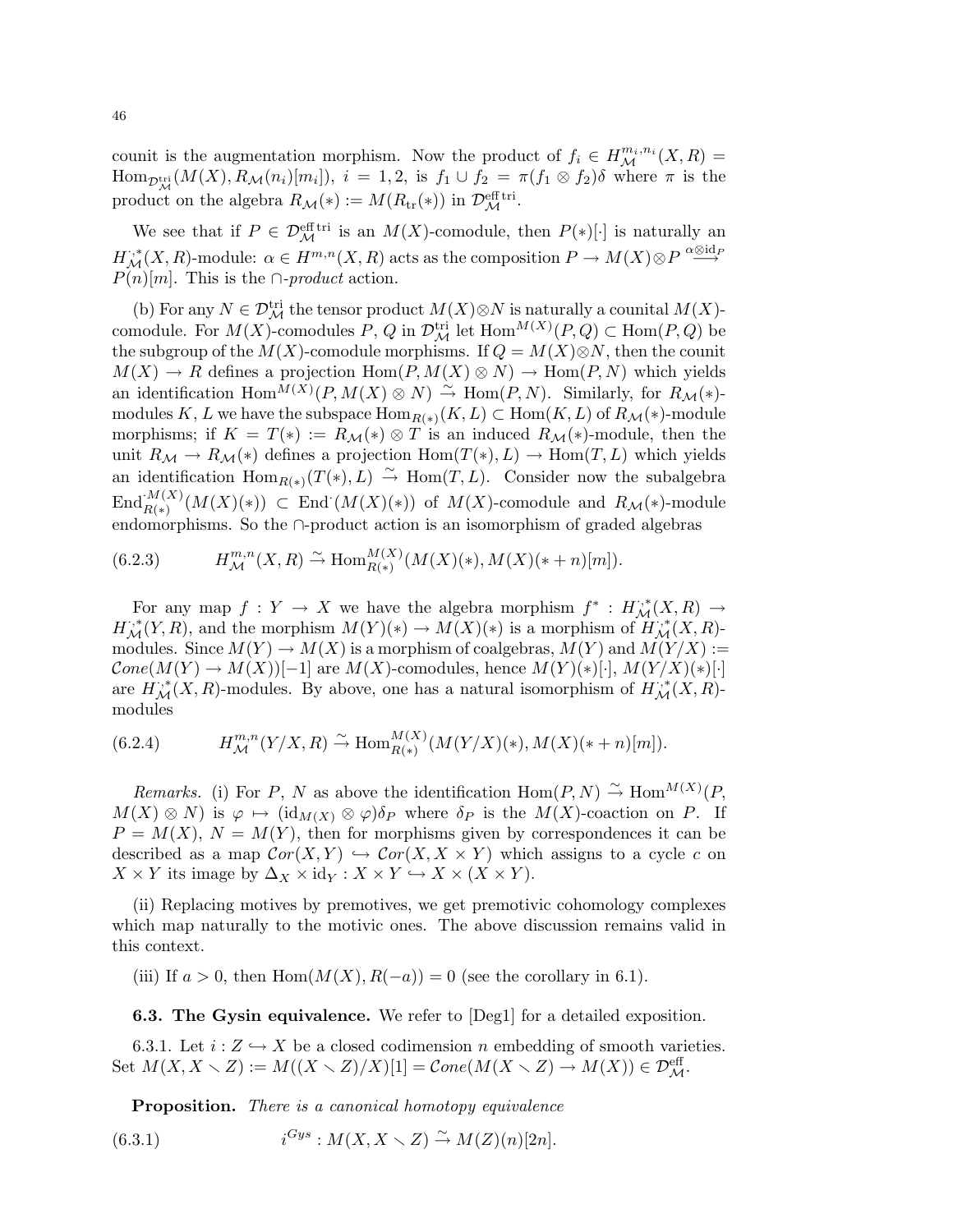counit is the augmentation morphism. Now the product of $f_i \in H^{m_i,n_i}_{\mathcal{M}}(X,R) = \mathrm{Hom}_{\mathcal{D}^{\mathrm{tri}}_{\mathcal{M}}}(M(X), R_{\mathcal{M}}(n_i)[m_i])$, $i = 1, 2$, is $f_1 \cup f_2 = \pi(f_1 \otimes f_2)\delta$ where $\pi$ is the product on the algebra $R_{\mathcal{M}}(*) := M(R_{\mathrm{tr}}(*))$ in $\mathcal{D}^{\mathrm{eff\,tri}}_{\mathcal{M}}$.

We see that if $P \in \mathcal{D}^{\mathrm{eff\,tri}}_{\mathcal{M}}$ is an $M(X)$-comodule, then $P(*)[\cdot]$ is naturally an $H^{\cdot,*}_{\mathcal{M}}(X,R)$-module: $\alpha \in H^{m,n}(X,R)$ acts as the composition $P \to M(X) \otimes P \xrightarrow{\alpha \otimes \mathrm{id}_P} P(n)[m]$. This is the $\cap$-*product* action.

(b) For any $N \in \mathcal{D}^{\mathrm{tri}}_{\mathcal{M}}$ the tensor product $M(X) \otimes N$ is naturally a counital $M(X)$-comodule. For $M(X)$-comodules $P$, $Q$ in $\mathcal{D}^{\mathrm{tri}}_{\mathcal{M}}$ let $\mathrm{Hom}^{M(X)}(P,Q) \subset \mathrm{Hom}(P,Q)$ be the subgroup of the $M(X)$-comodule morphisms. If $Q = M(X) \otimes N$, then the counit $M(X) \to R$ defines a projection $\mathrm{Hom}(P, M(X) \otimes N) \to \mathrm{Hom}(P, N)$ which yields an identification $\mathrm{Hom}^{M(X)}(P, M(X) \otimes N) \xrightarrow{\sim} \mathrm{Hom}(P,N)$. Similarly, for $R_{\mathcal{M}}(*)$-modules $K$, $L$ we have the subspace $\mathrm{Hom}_{R(*)}(K,L) \subset \mathrm{Hom}(K,L)$ of $R_{\mathcal{M}}(*)$-module morphisms; if $K = T(*) := R_{\mathcal{M}}(*) \otimes T$ is an induced $R_{\mathcal{M}}(*)$-module, then the unit $R_{\mathcal{M}} \to R_{\mathcal{M}}(*)$ defines a projection $\mathrm{Hom}(T(*), L) \to \mathrm{Hom}(T, L)$ which yields an identification $\mathrm{Hom}_{R(*)}(T(*), L) \xrightarrow{\sim} \mathrm{Hom}(T,L)$. Consider now the subalgebra $\mathrm{End}^{\cdot M(X)}_{R(*)}(M(X)(*)) \subset \mathrm{End}^{\cdot}(M(X)(*))$ of $M(X)$-comodule and $R_{\mathcal{M}}(*)$-module endomorphisms. So the $\cap$-product action is an isomorphism of graded algebras

$$H^{m,n}_{\mathcal{M}}(X,R) \xrightarrow{\sim} \mathrm{Hom}^{M(X)}_{R(*)}(M(X)(*), M(X)(*+n)[m]). \tag{6.2.3}$$

For any map $f : Y \to X$ we have the algebra morphism $f^* : H^{\cdot,*}_{\mathcal{M}}(X,R) \to H^{\cdot,*}_{\mathcal{M}}(Y,R)$, and the morphism $M(Y)(*) \to M(X)(*)$ is a morphism of $H^{\cdot,*}_{\mathcal{M}}(X,R)$-modules. Since $M(Y) \to M(X)$ is a morphism of coalgebras, $M(Y)$ and $M(Y/X) := \mathcal{C}one(M(Y) \to M(X))[-1]$ are $M(X)$-comodules, hence $M(Y)(*)[\cdot]$, $M(Y/X)(*)[\cdot]$ are $H^{\cdot,*}_{\mathcal{M}}(X,R)$-modules. By above, one has a natural isomorphism of $H^{\cdot,*}_{\mathcal{M}}(X,R)$-modules

$$H^{m,n}_{\mathcal{M}}(Y/X,R) \xrightarrow{\sim} \mathrm{Hom}^{M(X)}_{R(*)}(M(Y/X)(*), M(X)(*+n)[m]). \tag{6.2.4}$$

*Remarks.* (i) For $P$, $N$ as above the identification $\mathrm{Hom}(P,N) \xrightarrow{\sim} \mathrm{Hom}^{M(X)}(P, M(X) \otimes N)$ is $\varphi \mapsto (\mathrm{id}_{M(X)} \otimes \varphi)\delta_P$ where $\delta_P$ is the $M(X)$-coaction on $P$. If $P = M(X)$, $N = M(Y)$, then for morphisms given by correspondences it can be described as a map $\mathcal{C}or(X,Y) \hookrightarrow \mathcal{C}or(X, X \times Y)$ which assigns to a cycle $c$ on $X \times Y$ its image by $\Delta_X \times \mathrm{id}_Y : X \times Y \hookrightarrow X \times (X \times Y)$.

(ii) Replacing motives by premotives, we get premotivic cohomology complexes which map naturally to the motivic ones. The above discussion remains valid in this context.

(iii) If $a > 0$, then $\mathrm{Hom}(M(X), R(-a)) = 0$ (see the corollary in 6.1).

**6.3. The Gysin equivalence.** We refer to [Deg1] for a detailed exposition.

6.3.1. Let $i : Z \hookrightarrow X$ be a closed codimension $n$ embedding of smooth varieties. Set $M(X, X \smallsetminus Z) := M((X \smallsetminus Z)/X)[1] = \mathcal{C}one(M(X \smallsetminus Z) \to M(X)) \in \mathcal{D}^{\mathrm{eff}}_{\mathcal{M}}$.

**Proposition.** *There is a canonical homotopy equivalence*

$$i^{Gys} : M(X, X \smallsetminus Z) \xrightarrow{\sim} M(Z)(n)[2n]. \tag{6.3.1}$$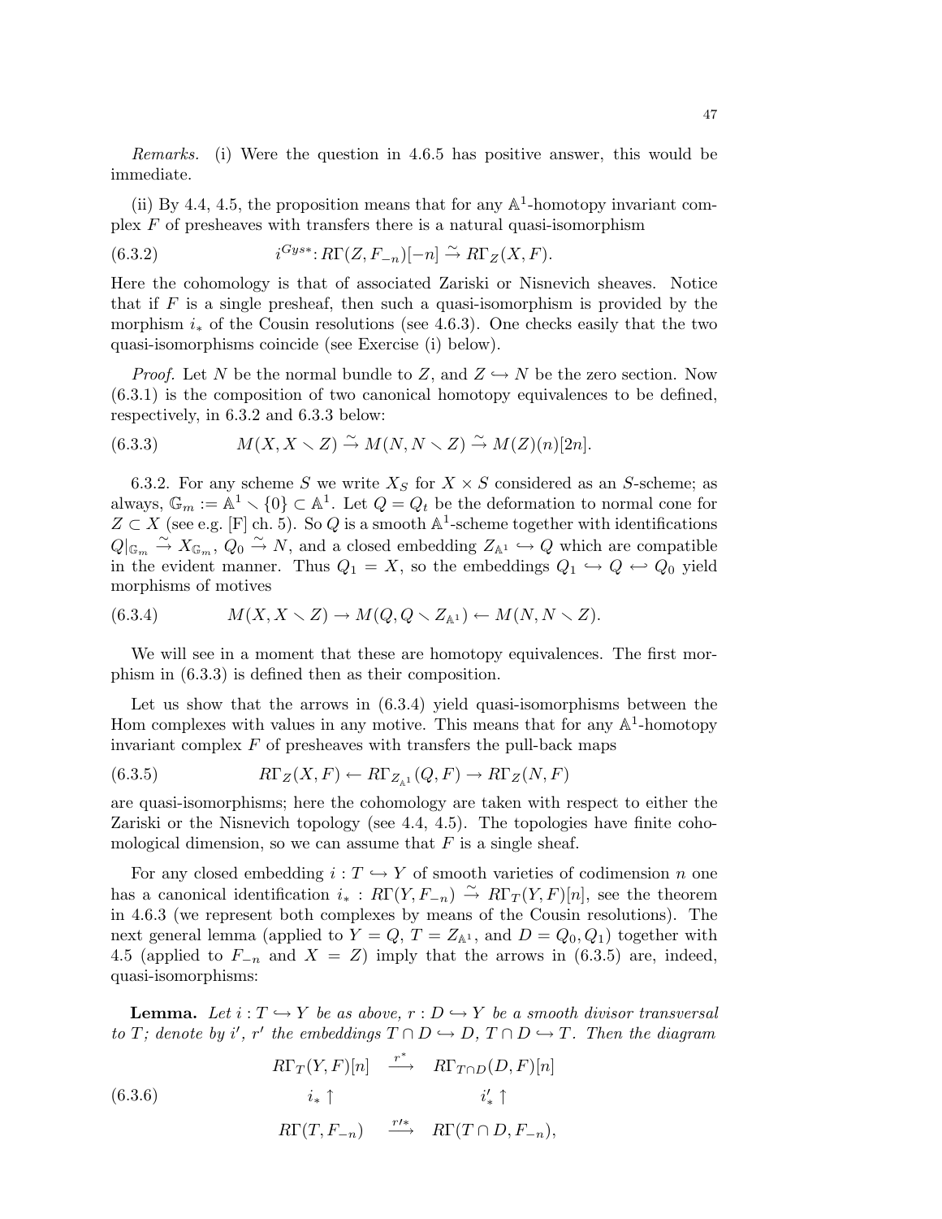*Remarks.* (i) Were the question in 4.6.5 has positive answer, this would be immediate.

(ii) By 4.4, 4.5, the proposition means that for any $\mathbb{A}^1$-homotopy invariant complex $F$ of presheaves with transfers there is a natural quasi-isomorphism

$$i^{Gys*}: R\Gamma(Z, F_{-n})[-n] \xrightarrow{\sim} R\Gamma_Z(X, F). \tag{6.3.2}$$

Here the cohomology is that of associated Zariski or Nisnevich sheaves. Notice that if $F$ is a single presheaf, then such a quasi-isomorphism is provided by the morphism $i_*$ of the Cousin resolutions (see 4.6.3). One checks easily that the two quasi-isomorphisms coincide (see Exercise (i) below).

*Proof.* Let $N$ be the normal bundle to $Z$, and $Z \hookrightarrow N$ be the zero section. Now (6.3.1) is the composition of two canonical homotopy equivalences to be defined, respectively, in 6.3.2 and 6.3.3 below:

$$M(X, X \smallsetminus Z) \xrightarrow{\sim} M(N, N \smallsetminus Z) \xrightarrow{\sim} M(Z)(n)[2n]. \tag{6.3.3}$$

6.3.2. For any scheme $S$ we write $X_S$ for $X \times S$ considered as an $S$-scheme; as always, $\mathbb{G}_m := \mathbb{A}^1 \smallsetminus \{0\} \subset \mathbb{A}^1$. Let $Q = Q_t$ be the deformation to normal cone for $Z \subset X$ (see e.g. [F] ch. 5). So $Q$ is a smooth $\mathbb{A}^1$-scheme together with identifications $Q|_{\mathbb{G}_m} \xrightarrow{\sim} X_{\mathbb{G}_m}$, $Q_0 \xrightarrow{\sim} N$, and a closed embedding $Z_{\mathbb{A}^1} \hookrightarrow Q$ which are compatible in the evident manner. Thus $Q_1 = X$, so the embeddings $Q_1 \hookrightarrow Q \hookleftarrow Q_0$ yield morphisms of motives

$$M(X, X \smallsetminus Z) \to M(Q, Q \smallsetminus Z_{\mathbb{A}^1}) \leftarrow M(N, N \smallsetminus Z). \tag{6.3.4}$$

We will see in a moment that these are homotopy equivalences. The first morphism in (6.3.3) is defined then as their composition.

Let us show that the arrows in (6.3.4) yield quasi-isomorphisms between the Hom complexes with values in any motive. This means that for any $\mathbb{A}^1$-homotopy invariant complex $F$ of presheaves with transfers the pull-back maps

$$R\Gamma_Z(X, F) \leftarrow R\Gamma_{Z_{\mathbb{A}^1}}(Q, F) \to R\Gamma_Z(N, F) \tag{6.3.5}$$

are quasi-isomorphisms; here the cohomology are taken with respect to either the Zariski or the Nisnevich topology (see 4.4, 4.5). The topologies have finite cohomological dimension, so we can assume that $F$ is a single sheaf.

For any closed embedding $i : T \hookrightarrow Y$ of smooth varieties of codimension $n$ one has a canonical identification $i_* : R\Gamma(Y, F_{-n}) \xrightarrow{\sim} R\Gamma_T(Y, F)[n]$, see the theorem in 4.6.3 (we represent both complexes by means of the Cousin resolutions). The next general lemma (applied to $Y = Q$, $T = Z_{\mathbb{A}^1}$, and $D = Q_0, Q_1$) together with 4.5 (applied to $F_{-n}$ and $X = Z$) imply that the arrows in (6.3.5) are, indeed, quasi-isomorphisms:

**Lemma.** *Let $i : T \hookrightarrow Y$ be as above, $r : D \hookrightarrow Y$ be a smooth divisor transversal to $T$; denote by $i'$, $r'$ the embeddings $T \cap D \hookrightarrow D$, $T \cap D \hookrightarrow T$. Then the diagram*

$$\begin{array}{ccc} R\Gamma_T(Y, F)[n] & \xrightarrow{r^*} & R\Gamma_{T\cap D}(D, F)[n] \\ i_* \uparrow & & i'_* \uparrow \\ R\Gamma(T, F_{-n}) & \xrightarrow{r'^*} & R\Gamma(T \cap D, F_{-n}), \end{array} \tag{6.3.6}$$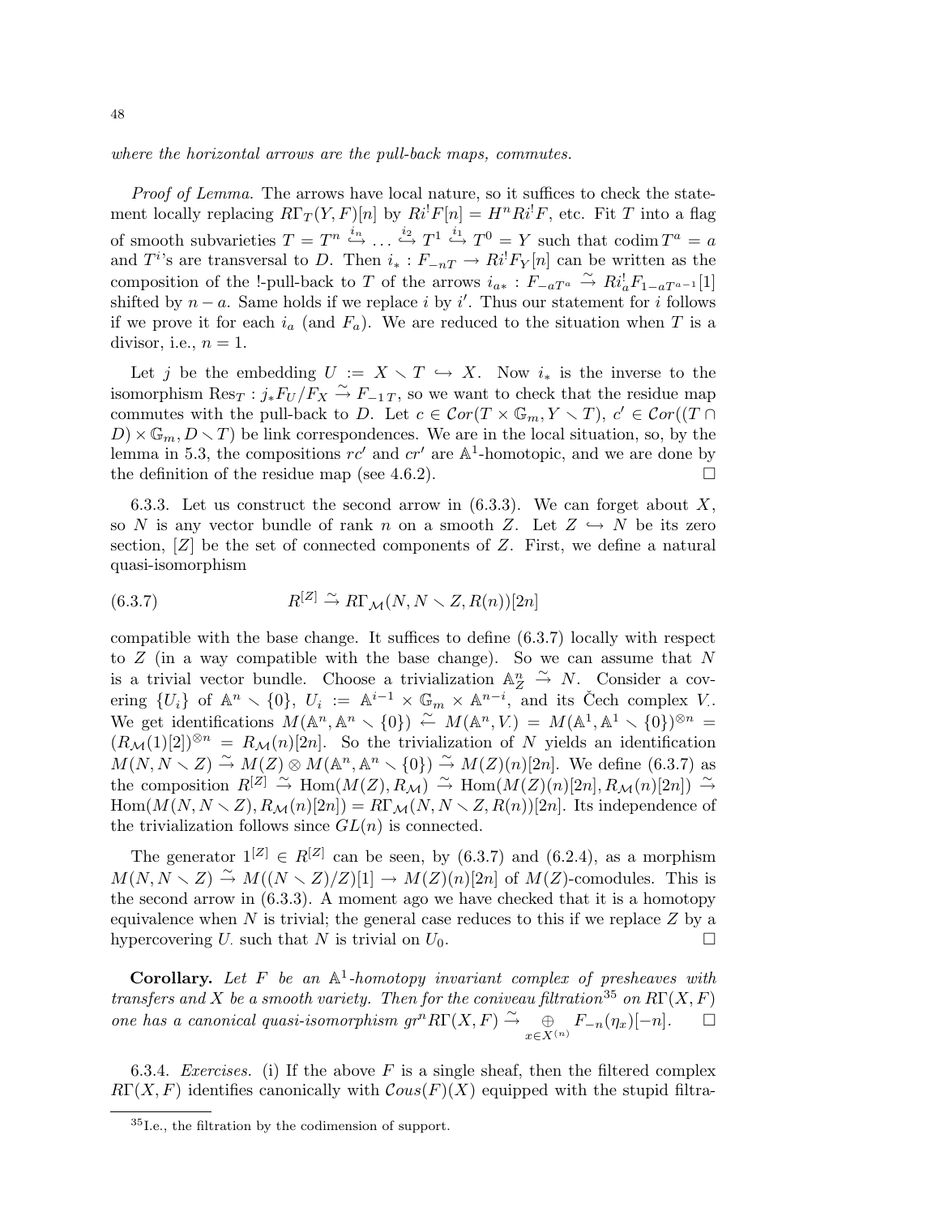*where the horizontal arrows are the pull-back maps, commutes.*

*Proof of Lemma.* The arrows have local nature, so it suffices to check the statement locally replacing $R\Gamma_T(Y,F)[n]$ by $Ri^!F[n] = H^n Ri^! F$, etc. Fit $T$ into a flag of smooth subvarieties $T = T^n \overset{i_n}{\hookrightarrow} \dots \overset{i_2}{\hookrightarrow} T^1 \overset{i_1}{\hookrightarrow} T^0 = Y$ such that $\operatorname{codim} T^a = a$ and $T^i$'s are transversal to $D$. Then $i_* : F_{-nT} \to Ri^! F_Y[n]$ can be written as the composition of the !-pull-back to $T$ of the arrows $i_{a*} : F_{-aT^a} \overset{\sim}{\to} Ri_a^! F_{1-aT^{a-1}}[1]$ shifted by $n-a$. Same holds if we replace $i$ by $i'$. Thus our statement for $i$ follows if we prove it for each $i_a$ (and $F_a$). We are reduced to the situation when $T$ is a divisor, i.e., $n=1$.

Let $j$ be the embedding $U := X \smallsetminus T \hookrightarrow X$. Now $i_*$ is the inverse to the isomorphism $\mathrm{Res}_T : j_* F_U / F_X \overset{\sim}{\to} F_{-1\,T}$, so we want to check that the residue map commutes with the pull-back to $D$. Let $c \in \mathcal{C}or(T \times \mathbb{G}_m, Y \smallsetminus T)$, $c' \in \mathcal{C}or((T \cap D) \times \mathbb{G}_m, D \smallsetminus T)$ be link correspondences. We are in the local situation, so, by the lemma in 5.3, the compositions $rc'$ and $cr'$ are $\mathbb{A}^1$-homotopic, and we are done by the definition of the residue map (see 4.6.2). $\square$

6.3.3. Let us construct the second arrow in (6.3.3). We can forget about $X$, so $N$ is any vector bundle of rank $n$ on a smooth $Z$. Let $Z \hookrightarrow N$ be its zero section, $[Z]$ be the set of connected components of $Z$. First, we define a natural quasi-isomorphism

$$R^{[Z]} \overset{\sim}{\to} R\Gamma_{\mathcal{M}}(N, N \smallsetminus Z, R(n))[2n] \tag{6.3.7}$$

compatible with the base change. It suffices to define (6.3.7) locally with respect to $Z$ (in a way compatible with the base change). So we can assume that $N$ is a trivial vector bundle. Choose a trivialization $\mathbb{A}^n_Z \overset{\sim}{\to} N$. Consider a covering $\{U_i\}$ of $\mathbb{A}^n \smallsetminus \{0\}$, $U_i := \mathbb{A}^{i-1} \times \mathbb{G}_m \times \mathbb{A}^{n-i}$, and its Čech complex $V_\cdot$. We get identifications $M(\mathbb{A}^n, \mathbb{A}^n \smallsetminus \{0\}) \overset{\sim}{\leftarrow} M(\mathbb{A}^n, V_\cdot) = M(\mathbb{A}^1, \mathbb{A}^1 \smallsetminus \{0\})^{\otimes n} = (R_{\mathcal{M}}(1)[2])^{\otimes n} = R_{\mathcal{M}}(n)[2n]$. So the trivialization of $N$ yields an identification $M(N, N \smallsetminus Z) \overset{\sim}{\to} M(Z) \otimes M(\mathbb{A}^n, \mathbb{A}^n \smallsetminus \{0\}) \overset{\sim}{\to} M(Z)(n)[2n]$. We define (6.3.7) as the composition $R^{[Z]} \overset{\sim}{\to} \mathrm{Hom}(M(Z), R_{\mathcal{M}}) \overset{\sim}{\to} \mathrm{Hom}(M(Z)(n)[2n], R_{\mathcal{M}}(n)[2n]) \overset{\sim}{\to} \mathrm{Hom}(M(N, N \smallsetminus Z), R_{\mathcal{M}}(n)[2n]) = R\Gamma_{\mathcal{M}}(N, N \smallsetminus Z, R(n))[2n]$. Its independence of the trivialization follows since $GL(n)$ is connected.

The generator $1^{[Z]} \in R^{[Z]}$ can be seen, by (6.3.7) and (6.2.4), as a morphism $M(N, N \smallsetminus Z) \overset{\sim}{\to} M((N \smallsetminus Z)/Z)[1] \to M(Z)(n)[2n]$ of $M(Z)$-comodules. This is the second arrow in (6.3.3). A moment ago we have checked that it is a homotopy equivalence when $N$ is trivial; the general case reduces to this if we replace $Z$ by a hypercovering $U_\cdot$ such that $N$ is trivial on $U_0$. $\square$

**Corollary.** *Let $F$ be an $\mathbb{A}^1$-homotopy invariant complex of presheaves with transfers and $X$ be a smooth variety. Then for the coniveau filtration[35] on $R\Gamma(X,F)$ one has a canonical quasi-isomorphism $gr^n R\Gamma(X,F) \overset{\sim}{\to} \underset{x \in X^{(n)}}{\oplus} F_{-n}(\eta_x)[-n]$.* $\square$

6.3.4. *Exercises.* (i) If the above $F$ is a single sheaf, then the filtered complex $R\Gamma(X,F)$ identifies canonically with $\mathcal{C}ous(F)(X)$ equipped with the stupid filtra-

[35] I.e., the filtration by the codimension of support.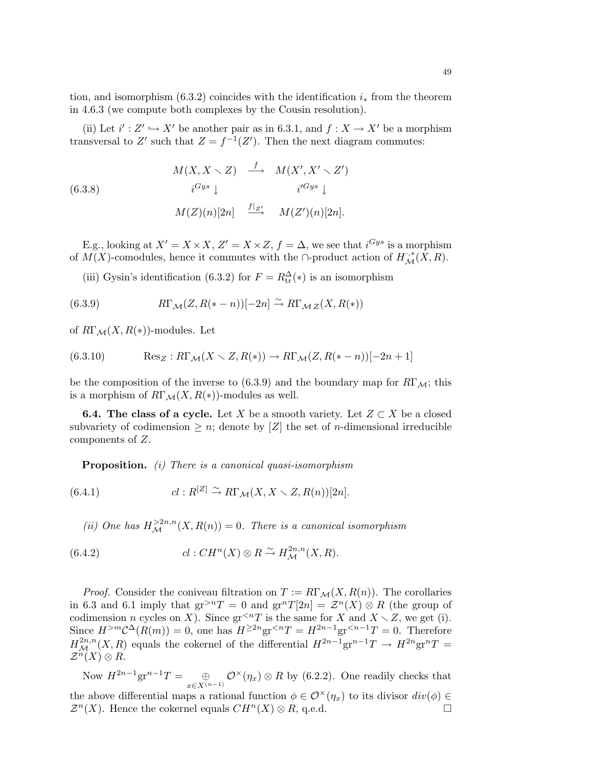tion, and isomorphism (6.3.2) coincides with the identification $i_*$ from the theorem in 4.6.3 (we compute both complexes by the Cousin resolution).

(ii) Let $i' : Z' \hookrightarrow X'$ be another pair as in 6.3.1, and $f : X \to X'$ be a morphism transversal to $Z'$ such that $Z = f^{-1}(Z')$. Then the next diagram commutes:

$$
\begin{array}{ccc}
M(X, X \smallsetminus Z) & \xrightarrow{f} & M(X', X' \smallsetminus Z') \\
i^{Gys} \downarrow & & i'^{Gys} \downarrow \\
M(Z)(n)[2n] & \xrightarrow{f|_{Z'}} & M(Z')(n)[2n].
\end{array} \tag{6.3.8}
$$

E.g., looking at $X' = X \times X$, $Z' = X \times Z$, $f = \Delta$, we see that $i^{Gys}$ is a morphism of $M(X)$-comodules, hence it commutes with the $\cap$-product action of $H^{\cdot,*}_{\mathcal{M}}(X, R)$.

(iii) Gysin's identification (6.3.2) for $F = R^{\Delta}_{\rm tr}(*)$ is an isomorphism

$$
R\Gamma_{\mathcal{M}}(Z, R(* - n))[-2n] \xrightarrow{\sim} R\Gamma_{\mathcal{M}\, Z}(X, R(*)) \tag{6.3.9}
$$

of $R\Gamma_{\mathcal{M}}(X, R(*))$-modules. Let

$$
\mathrm{Res}_Z : R\Gamma_{\mathcal{M}}(X \smallsetminus Z, R(*)) \to R\Gamma_{\mathcal{M}}(Z, R(* - n))[-2n + 1] \tag{6.3.10}
$$

be the composition of the inverse to (6.3.9) and the boundary map for $R\Gamma_{\mathcal{M}}$; this is a morphism of $R\Gamma_{\mathcal{M}}(X, R(*))$-modules as well.

**6.4. The class of a cycle.** Let $X$ be a smooth variety. Let $Z \subset X$ be a closed subvariety of codimension $\geq n$; denote by $[Z]$ the set of $n$-dimensional irreducible components of $Z$.

**Proposition.** *(i) There is a canonical quasi-isomorphism*

$$
cl : R^{[Z]} \xrightarrow{\sim} R\Gamma_{\mathcal{M}}(X, X \smallsetminus Z, R(n))[2n]. \tag{6.4.1}
$$

*(ii) One has $H^{>2n,n}_{\mathcal{M}}(X, R(n)) = 0$. There is a canonical isomorphism*

$$
cl : CH^n(X) \otimes R \xrightarrow{\sim} H^{2n,n}_{\mathcal{M}}(X, R). \tag{6.4.2}
$$

*Proof.* Consider the coniveau filtration on $T := R\Gamma_{\mathcal{M}}(X, R(n))$. The corollaries in 6.3 and 6.1 imply that $\mathrm{gr}^{>n} T = 0$ and $\mathrm{gr}^n T[2n] = \mathcal{Z}^n(X) \otimes R$ (the group of codimension $n$ cycles on $X$). Since $\mathrm{gr}^{<n} T$ is the same for $X$ and $X \smallsetminus Z$, we get (i). Since $H^{>m} \mathcal{C}^{\Delta}(R(m)) = 0$, one has $H^{\geq 2n} \mathrm{gr}^{<n} T = H^{2n-1} \mathrm{gr}^{<n-1} T = 0$. Therefore $H^{2n,n}_{\mathcal{M}}(X, R)$ equals the cokernel of the differential $H^{2n-1} \mathrm{gr}^{n-1} T \to H^{2n} \mathrm{gr}^n T = \mathcal{Z}^n(X) \otimes R$.

Now $H^{2n-1} \mathrm{gr}^{n-1} T = \underset{x \in X^{(n-1)}}{\oplus} \mathcal{O}^{\times}(\eta_x) \otimes R$ by (6.2.2). One readily checks that the above differential maps a rational function $\phi \in \mathcal{O}^{\times}(\eta_x)$ to its divisor $div(\phi) \in \mathcal{Z}^n(X)$. Hence the cokernel equals $CH^n(X) \otimes R$, q.e.d. $\square$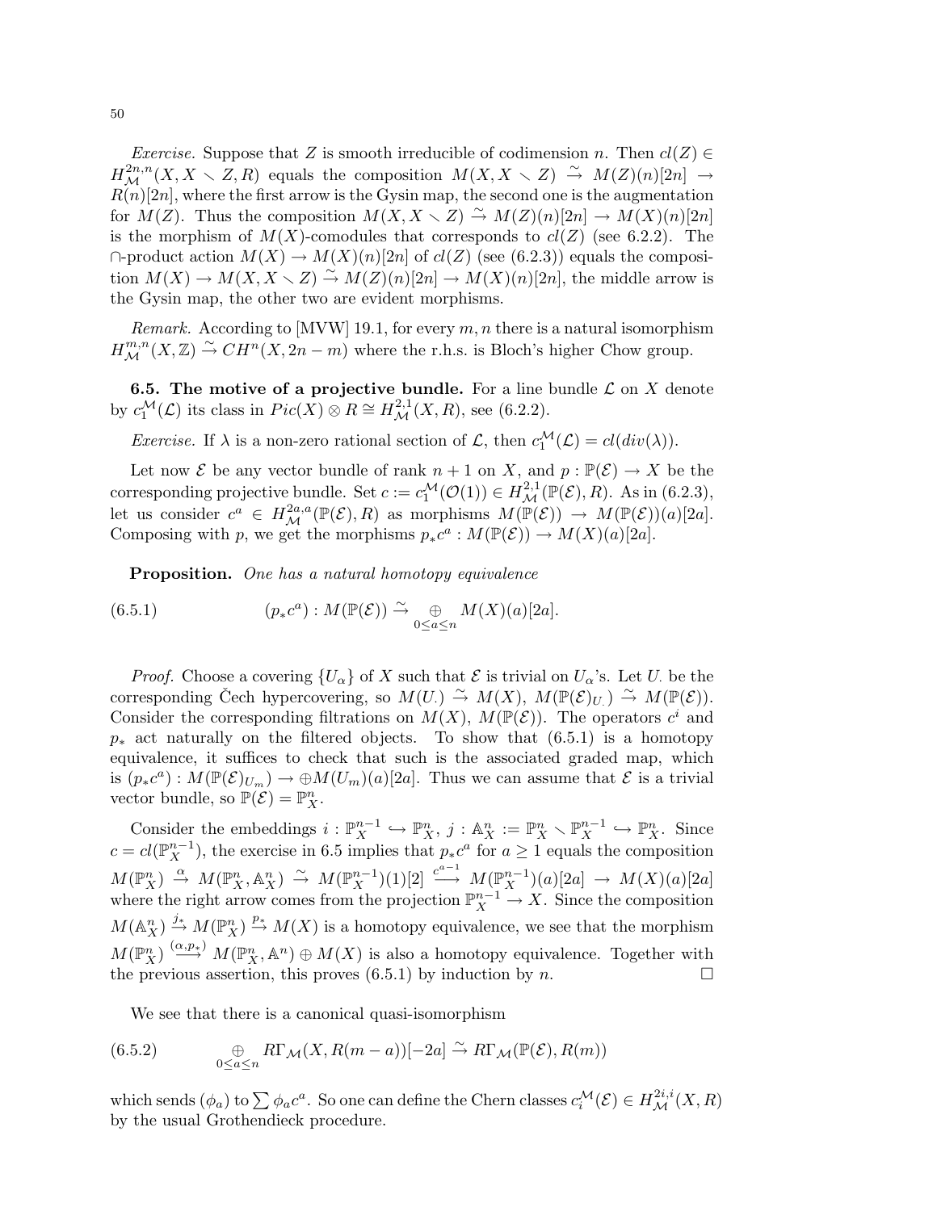*Exercise.* Suppose that $Z$ is smooth irreducible of codimension $n$. Then $cl(Z) \in H^{2n,n}_{\mathcal{M}}(X, X \smallsetminus Z, R)$ equals the composition $M(X, X \smallsetminus Z) \xrightarrow{\sim} M(Z)(n)[2n] \to R(n)[2n]$, where the first arrow is the Gysin map, the second one is the augmentation for $M(Z)$. Thus the composition $M(X, X \smallsetminus Z) \xrightarrow{\sim} M(Z)(n)[2n] \to M(X)(n)[2n]$ is the morphism of $M(X)$-comodules that corresponds to $cl(Z)$ (see 6.2.2). The $\cap$-product action $M(X) \to M(X)(n)[2n]$ of $cl(Z)$ (see (6.2.3)) equals the composition $M(X) \to M(X, X \smallsetminus Z) \xrightarrow{\sim} M(Z)(n)[2n] \to M(X)(n)[2n]$, the middle arrow is the Gysin map, the other two are evident morphisms.

*Remark.* According to [MVW] 19.1, for every $m, n$ there is a natural isomorphism $H^{m,n}_{\mathcal{M}}(X, \mathbb{Z}) \xrightarrow{\sim} CH^n(X, 2n - m)$ where the r.h.s. is Bloch's higher Chow group.

**6.5. The motive of a projective bundle.** For a line bundle $\mathcal{L}$ on $X$ denote by $c_1^{\mathcal{M}}(\mathcal{L})$ its class in $Pic(X) \otimes R \cong H^{2,1}_{\mathcal{M}}(X, R)$, see (6.2.2).

*Exercise.* If $\lambda$ is a non-zero rational section of $\mathcal{L}$, then $c_1^{\mathcal{M}}(\mathcal{L}) = cl(div(\lambda))$.

Let now $\mathcal{E}$ be any vector bundle of rank $n+1$ on $X$, and $p : \mathbb{P}(\mathcal{E}) \to X$ be the corresponding projective bundle. Set $c := c_1^{\mathcal{M}}(\mathcal{O}(1)) \in H^{2,1}_{\mathcal{M}}(\mathbb{P}(\mathcal{E}), R)$. As in (6.2.3), let us consider $c^a \in H^{2a,a}_{\mathcal{M}}(\mathbb{P}(\mathcal{E}), R)$ as morphisms $M(\mathbb{P}(\mathcal{E})) \to M(\mathbb{P}(\mathcal{E}))(a)[2a]$. Composing with $p$, we get the morphisms $p_* c^a : M(\mathbb{P}(\mathcal{E})) \to M(X)(a)[2a]$.

**Proposition.** *One has a natural homotopy equivalence*

$$(p_* c^a) : M(\mathbb{P}(\mathcal{E})) \xrightarrow{\sim} \underset{0 \le a \le n}{\oplus} M(X)(a)[2a]. \tag{6.5.1}$$

*Proof.* Choose a covering $\{U_\alpha\}$ of $X$ such that $\mathcal{E}$ is trivial on $U_\alpha$'s. Let $U.$ be the corresponding Čech hypercovering, so $M(U.) \xrightarrow{\sim} M(X)$, $M(\mathbb{P}(\mathcal{E})_{U.}) \xrightarrow{\sim} M(\mathbb{P}(\mathcal{E}))$. Consider the corresponding filtrations on $M(X)$, $M(\mathbb{P}(\mathcal{E}))$. The operators $c^i$ and $p_*$ act naturally on the filtered objects. To show that (6.5.1) is a homotopy equivalence, it suffices to check that such is the associated graded map, which is $(p_* c^a) : M(\mathbb{P}(\mathcal{E})_{U_m}) \to \oplus M(U_m)(a)[2a]$. Thus we can assume that $\mathcal{E}$ is a trivial vector bundle, so $\mathbb{P}(\mathcal{E}) = \mathbb{P}^n_X$.

Consider the embeddings $i : \mathbb{P}^{n-1}_X \hookrightarrow \mathbb{P}^n_X$, $j : \mathbb{A}^n_X := \mathbb{P}^n_X \smallsetminus \mathbb{P}^{n-1}_X \hookrightarrow \mathbb{P}^n_X$. Since $c = cl(\mathbb{P}^{n-1}_X)$, the exercise in 6.5 implies that $p_* c^a$ for $a \ge 1$ equals the composition $M(\mathbb{P}^n_X) \xrightarrow{\alpha} M(\mathbb{P}^n_X, \mathbb{A}^n_X) \xrightarrow{\sim} M(\mathbb{P}^{n-1}_X)(1)[2] \xrightarrow{c^{a-1}} M(\mathbb{P}^{n-1}_X)(a)[2a] \to M(X)(a)[2a]$ where the right arrow comes from the projection $\mathbb{P}^{n-1}_X \to X$. Since the composition $M(\mathbb{A}^n_X) \xrightarrow{j_*} M(\mathbb{P}^n_X) \xrightarrow{p_*} M(X)$ is a homotopy equivalence, we see that the morphism $M(\mathbb{P}^n_X) \xrightarrow{(\alpha, p_*)} M(\mathbb{P}^n_X, \mathbb{A}^n) \oplus M(X)$ is also a homotopy equivalence. Together with the previous assertion, this proves (6.5.1) by induction by $n$. $\square$

We see that there is a canonical quasi-isomorphism

$$\underset{0 \le a \le n}{\oplus} R\Gamma_{\mathcal{M}}(X, R(m-a))[-2a] \xrightarrow{\sim} R\Gamma_{\mathcal{M}}(\mathbb{P}(\mathcal{E}), R(m)) \tag{6.5.2}$$

which sends $(\phi_a)$ to $\sum \phi_a c^a$. So one can define the Chern classes $c_i^{\mathcal{M}}(\mathcal{E}) \in H^{2i,i}_{\mathcal{M}}(X, R)$ by the usual Grothendieck procedure.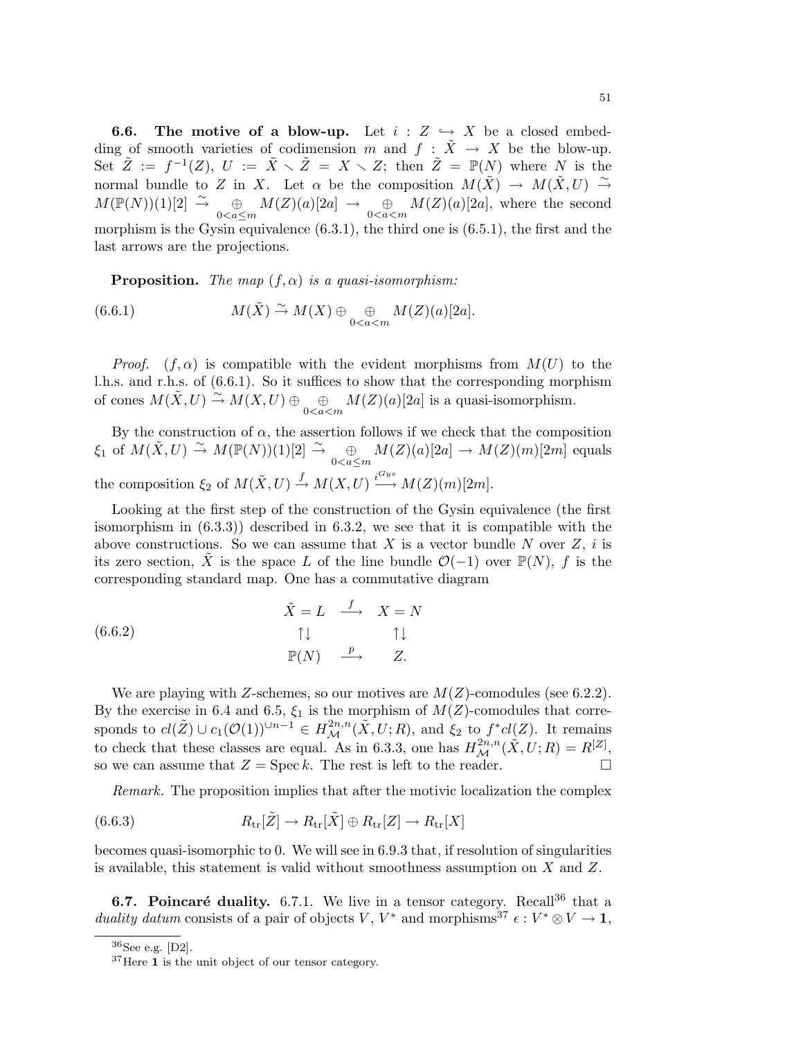**6.6. The motive of a blow-up.** Let $i : Z \hookrightarrow X$ be a closed embedding of smooth varieties of codimension $m$ and $f : \tilde{X} \to X$ be the blow-up. Set $\tilde{Z} := f^{-1}(Z)$, $U := \tilde{X} \smallsetminus \tilde{Z} = X \smallsetminus Z$; then $\tilde{Z} = \mathbb{P}(N)$ where $N$ is the normal bundle to $Z$ in $X$. Let $\alpha$ be the composition $M(\tilde{X}) \to M(\tilde{X}, U) \xrightarrow{\sim} M(\mathbb{P}(N))(1)[2] \xrightarrow{\sim} \underset{0<a\leq m}{\oplus} M(Z)(a)[2a] \to \underset{0<a<m}{\oplus} M(Z)(a)[2a]$, where the second morphism is the Gysin equivalence (6.3.1), the third one is (6.5.1), the first and the last arrows are the projections.

**Proposition.** *The map $(f, \alpha)$ is a quasi-isomorphism:*

$$M(\tilde{X}) \xrightarrow{\sim} M(X) \oplus \underset{0<a<m}{\oplus} M(Z)(a)[2a]. \tag{6.6.1}$$

*Proof.* $(f, \alpha)$ is compatible with the evident morphisms from $M(U)$ to the l.h.s. and r.h.s. of (6.6.1). So it suffices to show that the corresponding morphism of cones $M(\tilde{X}, U) \xrightarrow{\sim} M(X, U) \oplus \underset{0<a<m}{\oplus} M(Z)(a)[2a]$ is a quasi-isomorphism.

By the construction of $\alpha$, the assertion follows if we check that the composition $\xi_1$ of $M(\tilde{X}, U) \xrightarrow{\sim} M(\mathbb{P}(N))(1)[2] \xrightarrow{\sim} \underset{0<a\leq m}{\oplus} M(Z)(a)[2a] \to M(Z)(m)[2m]$ equals the composition $\xi_2$ of $M(\tilde{X}, U) \xrightarrow{f} M(X, U) \xrightarrow{i^{Gys}} M(Z)(m)[2m]$.

Looking at the first step of the construction of the Gysin equivalence (the first isomorphism in (6.3.3)) described in 6.3.2, we see that it is compatible with the above constructions. So we can assume that $X$ is a vector bundle $N$ over $Z$, $i$ is its zero section, $\tilde{X}$ is the space $L$ of the line bundle $\mathcal{O}(-1)$ over $\mathbb{P}(N)$, $f$ is the corresponding standard map. One has a commutative diagram

$$\begin{array}{ccc} \tilde{X} = L & \xrightarrow{f} & X = N \\ \uparrow\downarrow & & \uparrow\downarrow \\ \mathbb{P}(N) & \xrightarrow{p} & Z. \end{array} \tag{6.6.2}$$

We are playing with $Z$-schemes, so our motives are $M(Z)$-comodules (see 6.2.2). By the exercise in 6.4 and 6.5, $\xi_1$ is the morphism of $M(Z)$-comodules that corresponds to $cl(\tilde{Z}) \cup c_1(\mathcal{O}(1))^{\cup n-1} \in H^{2n,n}_{\mathcal{M}}(\tilde{X}, U; R)$, and $\xi_2$ to $f^* cl(Z)$. It remains to check that these classes are equal. As in 6.3.3, one has $H^{2n,n}_{\mathcal{M}}(\tilde{X}, U; R) = R^{[Z]}$, so we can assume that $Z = \operatorname{Spec} k$. The rest is left to the reader. $\square$

*Remark.* The proposition implies that after the motivic localization the complex

$$R_{\mathrm{tr}}[\tilde{Z}] \to R_{\mathrm{tr}}[\tilde{X}] \oplus R_{\mathrm{tr}}[Z] \to R_{\mathrm{tr}}[X] \tag{6.6.3}$$

becomes quasi-isomorphic to 0. We will see in 6.9.3 that, if resolution of singularities is available, this statement is valid without smoothness assumption on $X$ and $Z$.

**6.7. Poincaré duality.** 6.7.1. We live in a tensor category. Recall[36] that a *duality datum* consists of a pair of objects $V$, $V^*$ and morphisms[37] $\epsilon : V^* \otimes V \to \mathbf{1}$,

[36] See e.g. [D2].

[37] Here $\mathbf{1}$ is the unit object of our tensor category.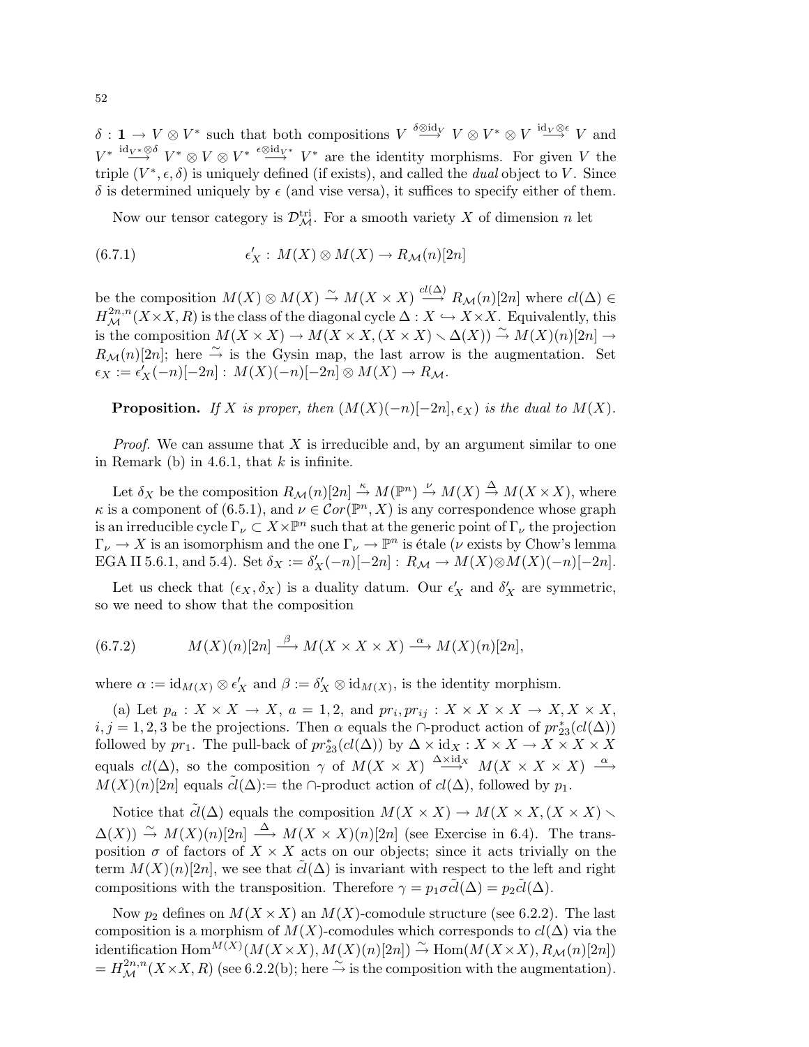$\delta : \mathbf{1} \to V \otimes V^*$ such that both compositions $V \xrightarrow{\delta\otimes \mathrm{id}_V} V \otimes V^* \otimes V \xrightarrow{\mathrm{id}_V\otimes\epsilon} V$ and $V^* \xrightarrow{\mathrm{id}_{V^*}\otimes\delta} V^* \otimes V \otimes V^* \xrightarrow{\epsilon\otimes \mathrm{id}_{V^*}} V^*$ are the identity morphisms. For given $V$ the triple $(V^*, \epsilon, \delta)$ is uniquely defined (if exists), and called the *dual* object to $V$. Since $\delta$ is determined uniquely by $\epsilon$ (and vise versa), it suffices to specify either of them.

Now our tensor category is $\mathcal{D}^{\mathrm{tri}}_{\mathcal{M}}$. For a smooth variety $X$ of dimension $n$ let

$$\epsilon'_X : M(X) \otimes M(X) \to R_{\mathcal{M}}(n)[2n] \tag{6.7.1}$$

be the composition $M(X) \otimes M(X) \xrightarrow{\sim} M(X \times X) \xrightarrow{cl(\Delta)} R_{\mathcal{M}}(n)[2n]$ where $cl(\Delta) \in H^{2n,n}_{\mathcal{M}}(X\times X, R)$ is the class of the diagonal cycle $\Delta : X \hookrightarrow X\times X$. Equivalently, this is the composition $M(X \times X) \to M(X \times X, (X \times X) \smallsetminus \Delta(X)) \xrightarrow{\sim} M(X)(n)[2n] \to R_{\mathcal{M}}(n)[2n]$; here $\xrightarrow{\sim}$ is the Gysin map, the last arrow is the augmentation. Set $\epsilon_X := \epsilon'_X(-n)[-2n] : M(X)(-n)[-2n] \otimes M(X) \to R_{\mathcal{M}}$.

**Proposition.** *If $X$ is proper, then $(M(X)(-n)[-2n], \epsilon_X)$ is the dual to $M(X)$.*

*Proof.* We can assume that $X$ is irreducible and, by an argument similar to one in Remark (b) in 4.6.1, that $k$ is infinite.

Let $\delta_X$ be the composition $R_{\mathcal{M}}(n)[2n] \xrightarrow{\kappa} M(\mathbb{P}^n) \xrightarrow{\nu} M(X) \xrightarrow{\Delta} M(X \times X)$, where $\kappa$ is a component of (6.5.1), and $\nu \in \mathcal{C}or(\mathbb{P}^n, X)$ is any correspondence whose graph is an irreducible cycle $\Gamma_\nu \subset X\times\mathbb{P}^n$ such that at the generic point of $\Gamma_\nu$ the projection $\Gamma_\nu \to X$ is an isomorphism and the one $\Gamma_\nu \to \mathbb{P}^n$ is étale ($\nu$ exists by Chow's lemma EGA II 5.6.1, and 5.4). Set $\delta_X := \delta'_X(-n)[-2n] : R_{\mathcal{M}} \to M(X)\otimes M(X)(-n)[-2n]$.

Let us check that $(\epsilon_X, \delta_X)$ is a duality datum. Our $\epsilon'_X$ and $\delta'_X$ are symmetric, so we need to show that the composition

$$M(X)(n)[2n] \xrightarrow{\beta} M(X \times X \times X) \xrightarrow{\alpha} M(X)(n)[2n], \tag{6.7.2}$$

where $\alpha := \mathrm{id}_{M(X)} \otimes \epsilon'_X$ and $\beta := \delta'_X \otimes \mathrm{id}_{M(X)}$, is the identity morphism.

(a) Let $p_a : X \times X \to X$, $a = 1, 2$, and $pr_i, pr_{ij} : X \times X \times X \to X, X \times X$, $i, j = 1, 2, 3$ be the projections. Then $\alpha$ equals the $\cap$-product action of $pr^*_{23}(cl(\Delta))$ followed by $pr_1$. The pull-back of $pr^*_{23}(cl(\Delta))$ by $\Delta \times \mathrm{id}_X : X \times X \to X \times X \times X$ equals $cl(\Delta)$, so the composition $\gamma$ of $M(X \times X) \xrightarrow{\Delta\times\mathrm{id}_X} M(X \times X \times X) \xrightarrow{\alpha} M(X)(n)[2n]$ equals $\tilde{cl}(\Delta)$:= the $\cap$-product action of $cl(\Delta)$, followed by $p_1$.

Notice that $\tilde{cl}(\Delta)$ equals the composition $M(X \times X) \to M(X \times X, (X \times X) \smallsetminus \Delta(X)) \xrightarrow{\sim} M(X)(n)[2n] \xrightarrow{\Delta} M(X \times X)(n)[2n]$ (see Exercise in 6.4). The transposition $\sigma$ of factors of $X \times X$ acts on our objects; since it acts trivially on the term $M(X)(n)[2n]$, we see that $\tilde{cl}(\Delta)$ is invariant with respect to the left and right compositions with the transposition. Therefore $\gamma = p_1\sigma\tilde{cl}(\Delta) = p_2\tilde{cl}(\Delta)$.

Now $p_2$ defines on $M(X \times X)$ an $M(X)$-comodule structure (see 6.2.2). The last composition is a morphism of $M(X)$-comodules which corresponds to $cl(\Delta)$ via the identification $\mathrm{Hom}^{M(X)}(M(X\times X), M(X)(n)[2n]) \xrightarrow{\sim} \mathrm{Hom}(M(X\times X), R_{\mathcal{M}}(n)[2n]) = H^{2n,n}_{\mathcal{M}}(X\times X, R)$ (see 6.2.2(b); here $\xrightarrow{\sim}$ is the composition with the augmentation).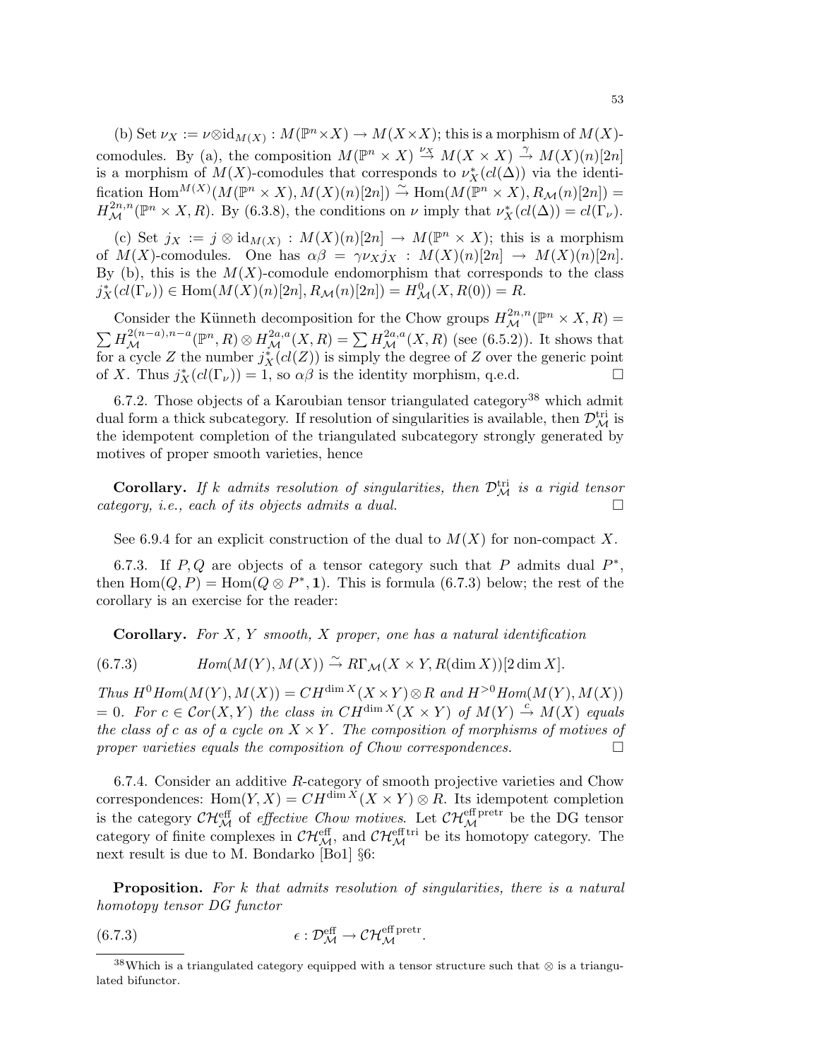(b) Set $\nu_X := \nu \otimes \mathrm{id}_{M(X)} : M(\mathbb{P}^n \times X) \to M(X \times X)$; this is a morphism of $M(X)$-comodules. By (a), the composition $M(\mathbb{P}^n \times X) \xrightarrow{\nu_X} M(X \times X) \xrightarrow{\gamma} M(X)(n)[2n]$ is a morphism of $M(X)$-comodules that corresponds to $\nu_X^*(cl(\Delta))$ via the identification $\mathrm{Hom}^{M(X)}(M(\mathbb{P}^n \times X), M(X)(n)[2n]) \xrightarrow{\sim} \mathrm{Hom}(M(\mathbb{P}^n \times X), R_{\mathcal{M}}(n)[2n]) = H^{2n,n}_{\mathcal{M}}(\mathbb{P}^n \times X, R)$. By (6.3.8), the conditions on $\nu$ imply that $\nu_X^*(cl(\Delta)) = cl(\Gamma_\nu)$.

(c) Set $j_X := j \otimes \mathrm{id}_{M(X)} : M(X)(n)[2n] \to M(\mathbb{P}^n \times X)$; this is a morphism of $M(X)$-comodules. One has $\alpha\beta = \gamma \nu_X j_X : M(X)(n)[2n] \to M(X)(n)[2n]$. By (b), this is the $M(X)$-comodule endomorphism that corresponds to the class $j_X^*(cl(\Gamma_\nu)) \in \mathrm{Hom}(M(X)(n)[2n], R_{\mathcal{M}}(n)[2n]) = H^0_{\mathcal{M}}(X, R(0)) = R$.

Consider the Künneth decomposition for the Chow groups $H^{2n,n}_{\mathcal{M}}(\mathbb{P}^n \times X, R) = \sum H^{2(n-a),n-a}_{\mathcal{M}}(\mathbb{P}^n, R) \otimes H^{2a,a}_{\mathcal{M}}(X, R) = \sum H^{2a,a}_{\mathcal{M}}(X, R)$ (see (6.5.2)). It shows that for a cycle $Z$ the number $j_X^*(cl(Z))$ is simply the degree of $Z$ over the generic point of $X$. Thus $j_X^*(cl(\Gamma_\nu)) = 1$, so $\alpha\beta$ is the identity morphism, q.e.d. □

6.7.2. Those objects of a Karoubian tensor triangulated category[38] which admit dual form a thick subcategory. If resolution of singularities is available, then $\mathcal{D}^{\mathrm{tri}}_{\mathcal{M}}$ is the idempotent completion of the triangulated subcategory strongly generated by motives of proper smooth varieties, hence

**Corollary.** *If $k$ admits resolution of singularities, then $\mathcal{D}^{\mathrm{tri}}_{\mathcal{M}}$ is a rigid tensor category, i.e., each of its objects admits a dual.* □

See 6.9.4 for an explicit construction of the dual to $M(X)$ for non-compact $X$.

6.7.3. If $P, Q$ are objects of a tensor category such that $P$ admits dual $P^*$, then $\mathrm{Hom}(Q, P) = \mathrm{Hom}(Q \otimes P^*, \mathbf{1})$. This is formula (6.7.3) below; the rest of the corollary is an exercise for the reader:

**Corollary.** *For $X$, $Y$ smooth, $X$ proper, one has a natural identification*

$$Hom(M(Y), M(X)) \xrightarrow{\sim} R\Gamma_{\mathcal{M}}(X \times Y, R(\dim X))[2 \dim X]. \tag{6.7.3}$$

*Thus $H^0 Hom(M(Y), M(X)) = CH^{\dim X}(X \times Y) \otimes R$ and $H^{>0} Hom(M(Y), M(X)) = 0$. For $c \in \mathcal{C}or(X, Y)$ the class in $CH^{\dim X}(X \times Y)$ of $M(Y) \xrightarrow{c} M(X)$ equals the class of $c$ as of a cycle on $X \times Y$. The composition of morphisms of motives of proper varieties equals the composition of Chow correspondences.* □

6.7.4. Consider an additive $R$-category of smooth projective varieties and Chow correspondences: $\mathrm{Hom}(Y, X) = CH^{\dim X}(X \times Y) \otimes R$. Its idempotent completion is the category $\mathcal{CH}^{\mathrm{eff}}_{\mathcal{M}}$ of *effective Chow motives*. Let $\mathcal{CH}^{\mathrm{eff\,pretr}}_{\mathcal{M}}$ be the DG tensor category of finite complexes in $\mathcal{CH}^{\mathrm{eff}}_{\mathcal{M}}$, and $\mathcal{CH}^{\mathrm{eff\,tri}}_{\mathcal{M}}$ be its homotopy category. The next result is due to M. Bondarko [Bo1] §6:

**Proposition.** *For $k$ that admits resolution of singularities, there is a natural homotopy tensor DG functor*

$$\epsilon : \mathcal{D}^{\mathrm{eff}}_{\mathcal{M}} \to \mathcal{CH}^{\mathrm{eff\,pretr}}_{\mathcal{M}}. \tag{6.7.3}$$

[38] Which is a triangulated category equipped with a tensor structure such that $\otimes$ is a triangulated bifunctor.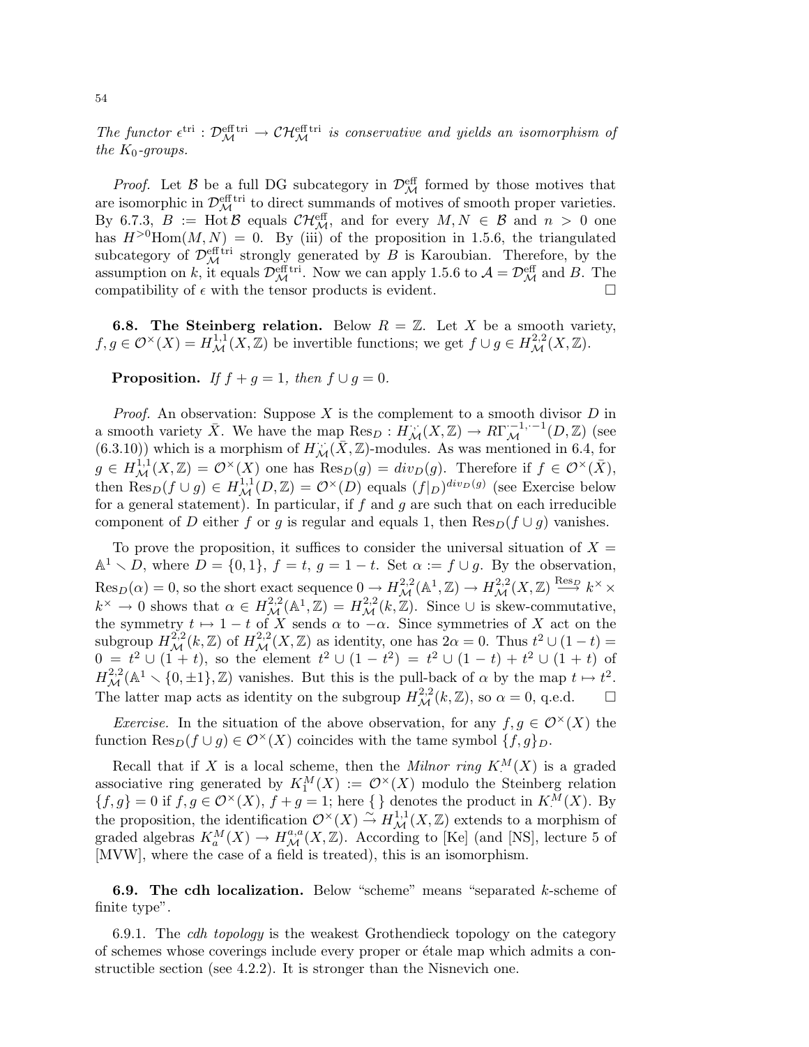*The functor $\epsilon^{\rm tri} : \mathcal{D}^{\rm eff\, tri}_{\mathcal{M}} \to \mathcal{CH}^{\rm eff\, tri}_{\mathcal{M}}$ is conservative and yields an isomorphism of the $K_0$-groups.*

*Proof.* Let $\mathcal{B}$ be a full DG subcategory in $\mathcal{D}^{\rm eff}_{\mathcal{M}}$ formed by those motives that are isomorphic in $\mathcal{D}^{\rm eff\, tri}_{\mathcal{M}}$ to direct summands of motives of smooth proper varieties. By 6.7.3, $B := \operatorname{Hot} \mathcal{B}$ equals $\mathcal{CH}^{\rm eff}_{\mathcal{M}}$, and for every $M, N \in \mathcal{B}$ and $n > 0$ one has $H^{>0}\operatorname{Hom}(M,N) = 0$. By (iii) of the proposition in 1.5.6, the triangulated subcategory of $\mathcal{D}^{\rm eff\, tri}_{\mathcal{M}}$ strongly generated by $B$ is Karoubian. Therefore, by the assumption on $k$, it equals $\mathcal{D}^{\rm eff\, tri}_{\mathcal{M}}$. Now we can apply 1.5.6 to $\mathcal{A} = \mathcal{D}^{\rm eff}_{\mathcal{M}}$ and $B$. The compatibility of $\epsilon$ with the tensor products is evident. $\square$

**6.8. The Steinberg relation.** Below $R = \mathbb{Z}$. Let $X$ be a smooth variety, $f, g \in \mathcal{O}^\times(X) = H^{1,1}_{\mathcal{M}}(X, \mathbb{Z})$ be invertible functions; we get $f \cup g \in H^{2,2}_{\mathcal{M}}(X, \mathbb{Z})$.

**Proposition.** *If $f + g = 1$, then $f \cup g = 0$.*

*Proof.* An observation: Suppose $X$ is the complement to a smooth divisor $D$ in a smooth variety $\bar{X}$. We have the map $\operatorname{Res}_D : H^{\cdot\cdot}_{\mathcal{M}}(X, \mathbb{Z}) \to R\Gamma^{\cdot-1,\cdot-1}_{\mathcal{M}}(D, \mathbb{Z})$ (see (6.3.10)) which is a morphism of $H^{\cdot\cdot}_{\mathcal{M}}(\bar{X}, \mathbb{Z})$-modules. As was mentioned in 6.4, for $g \in H^{1,1}_{\mathcal{M}}(X, \mathbb{Z}) = \mathcal{O}^\times(X)$ one has $\operatorname{Res}_D(g) = div_D(g)$. Therefore if $f \in \mathcal{O}^\times(\bar{X})$, then $\operatorname{Res}_D(f \cup g) \in H^{1,1}_{\mathcal{M}}(D, \mathbb{Z}) = \mathcal{O}^\times(D)$ equals $(f|_D)^{div_D(g)}$ (see Exercise below for a general statement). In particular, if $f$ and $g$ are such that on each irreducible component of $D$ either $f$ or $g$ is regular and equals 1, then $\operatorname{Res}_D(f \cup g)$ vanishes.

To prove the proposition, it suffices to consider the universal situation of $X = \mathbb{A}^1 \smallsetminus D$, where $D = \{0, 1\}$, $f = t$, $g = 1 - t$. Set $\alpha := f \cup g$. By the observation, $\operatorname{Res}_D(\alpha) = 0$, so the short exact sequence $0 \to H^{2,2}_{\mathcal{M}}(\mathbb{A}^1, \mathbb{Z}) \to H^{2,2}_{\mathcal{M}}(X, \mathbb{Z}) \xrightarrow{\operatorname{Res}_D} k^\times \times k^\times \to 0$ shows that $\alpha \in H^{2,2}_{\mathcal{M}}(\mathbb{A}^1, \mathbb{Z}) = H^{2,2}_{\mathcal{M}}(k, \mathbb{Z})$. Since $\cup$ is skew-commutative, the symmetry $t \mapsto 1 - t$ of $X$ sends $\alpha$ to $-\alpha$. Since symmetries of $X$ act on the subgroup $H^{2,2}_{\mathcal{M}}(k, \mathbb{Z})$ of $H^{2,2}_{\mathcal{M}}(X, \mathbb{Z})$ as identity, one has $2\alpha = 0$. Thus $t^2 \cup (1-t) = 0 = t^2 \cup (1+t)$, so the element $t^2 \cup (1 - t^2) = t^2 \cup (1-t) + t^2 \cup (1+t)$ of $H^{2,2}_{\mathcal{M}}(\mathbb{A}^1 \smallsetminus \{0, \pm 1\}, \mathbb{Z})$ vanishes. But this is the pull-back of $\alpha$ by the map $t \mapsto t^2$. The latter map acts as identity on the subgroup $H^{2,2}_{\mathcal{M}}(k, \mathbb{Z})$, so $\alpha = 0$, q.e.d. $\square$

*Exercise.* In the situation of the above observation, for any $f, g \in \mathcal{O}^\times(X)$ the function $\operatorname{Res}_D(f \cup g) \in \mathcal{O}^\times(X)$ coincides with the tame symbol $\{f, g\}_D$.

Recall that if $X$ is a local scheme, then the *Milnor ring* $K^M_\cdot(X)$ is a graded associative ring generated by $K^M_1(X) := \mathcal{O}^\times(X)$ modulo the Steinberg relation $\{f, g\} = 0$ if $f, g \in \mathcal{O}^\times(X)$, $f + g = 1$; here $\{\,\}$ denotes the product in $K^M_\cdot(X)$. By the proposition, the identification $\mathcal{O}^\times(X) \xrightarrow{\sim} H^{1,1}_{\mathcal{M}}(X, \mathbb{Z})$ extends to a morphism of graded algebras $K^M_a(X) \to H^{a,a}_{\mathcal{M}}(X, \mathbb{Z})$. According to [Ke] (and [NS], lecture 5 of [MVW], where the case of a field is treated), this is an isomorphism.

**6.9. The cdh localization.** Below "scheme" means "separated $k$-scheme of finite type".

6.9.1. The *cdh topology* is the weakest Grothendieck topology on the category of schemes whose coverings include every proper or étale map which admits a constructible section (see 4.2.2). It is stronger than the Nisnevich one.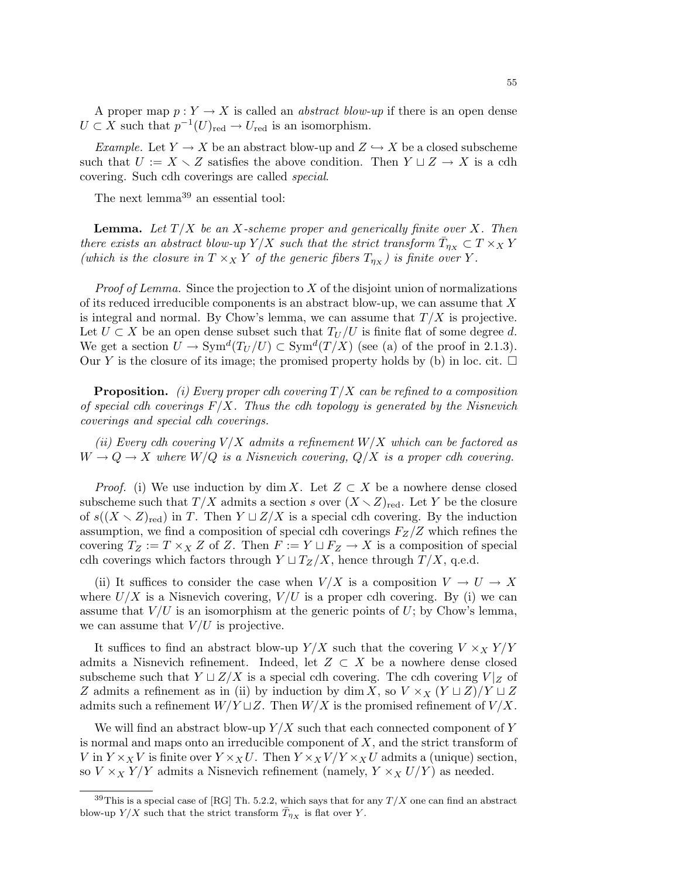A proper map $p : Y \to X$ is called an *abstract blow-up* if there is an open dense $U \subset X$ such that $p^{-1}(U)_{\mathrm{red}} \to U_{\mathrm{red}}$ is an isomorphism.

*Example.* Let $Y \to X$ be an abstract blow-up and $Z \hookrightarrow X$ be a closed subscheme such that $U := X \smallsetminus Z$ satisfies the above condition. Then $Y \sqcup Z \to X$ is a cdh covering. Such cdh coverings are called *special*.

The next lemma[39] an essential tool:

**Lemma.** *Let $T/X$ be an $X$-scheme proper and generically finite over $X$. Then there exists an abstract blow-up $Y/X$ such that the strict transform $\bar{T}_{\eta_X} \subset T \times_X Y$ (which is the closure in $T \times_X Y$ of the generic fibers $T_{\eta_X}$) is finite over $Y$.*

*Proof of Lemma.* Since the projection to $X$ of the disjoint union of normalizations of its reduced irreducible components is an abstract blow-up, we can assume that $X$ is integral and normal. By Chow's lemma, we can assume that $T/X$ is projective. Let $U \subset X$ be an open dense subset such that $T_U/U$ is finite flat of some degree $d$. We get a section $U \to \mathrm{Sym}^d(T_U/U) \subset \mathrm{Sym}^d(T/X)$ (see (a) of the proof in 2.1.3). Our $Y$ is the closure of its image; the promised property holds by (b) in loc. cit. $\square$

**Proposition.** *(i) Every proper cdh covering $T/X$ can be refined to a composition of special cdh coverings $F/X$. Thus the cdh topology is generated by the Nisnevich coverings and special cdh coverings.*

*(ii) Every cdh covering $V/X$ admits a refinement $W/X$ which can be factored as $W \to Q \to X$ where $W/Q$ is a Nisnevich covering, $Q/X$ is a proper cdh covering.*

*Proof.* (i) We use induction by $\dim X$. Let $Z \subset X$ be a nowhere dense closed subscheme such that $T/X$ admits a section $s$ over $(X \smallsetminus Z)_{\mathrm{red}}$. Let $Y$ be the closure of $s((X \smallsetminus Z)_{\mathrm{red}})$ in $T$. Then $Y \sqcup Z/X$ is a special cdh covering. By the induction assumption, we find a composition of special cdh coverings $F_Z/Z$ which refines the covering $T_Z := T \times_X Z$ of $Z$. Then $F := Y \sqcup F_Z \to X$ is a composition of special cdh coverings which factors through $Y \sqcup T_Z/X$, hence through $T/X$, q.e.d.

(ii) It suffices to consider the case when $V/X$ is a composition $V \to U \to X$ where $U/X$ is a Nisnevich covering, $V/U$ is a proper cdh covering. By (i) we can assume that $V/U$ is an isomorphism at the generic points of $U$; by Chow's lemma, we can assume that $V/U$ is projective.

It suffices to find an abstract blow-up $Y/X$ such that the covering $V \times_X Y/Y$ admits a Nisnevich refinement. Indeed, let $Z \subset X$ be a nowhere dense closed subscheme such that $Y \sqcup Z/X$ is a special cdh covering. The cdh covering $V|_Z$ of $Z$ admits a refinement as in (ii) by induction by $\dim X$, so $V \times_X (Y \sqcup Z)/Y \sqcup Z$ admits such a refinement $W/Y \sqcup Z$. Then $W/X$ is the promised refinement of $V/X$.

We will find an abstract blow-up $Y/X$ such that each connected component of $Y$ is normal and maps onto an irreducible component of $X$, and the strict transform of $V$ in $Y \times_X V$ is finite over $Y \times_X U$. Then $Y \times_X V/Y \times_X U$ admits a (unique) section, so $V \times_X Y/Y$ admits a Nisnevich refinement (namely, $Y \times_X U/Y$) as needed.

[39] This is a special case of [RG] Th. 5.2.2, which says that for any $T/X$ one can find an abstract blow-up $Y/X$ such that the strict transform $\bar{T}_{\eta_X}$ is flat over $Y$.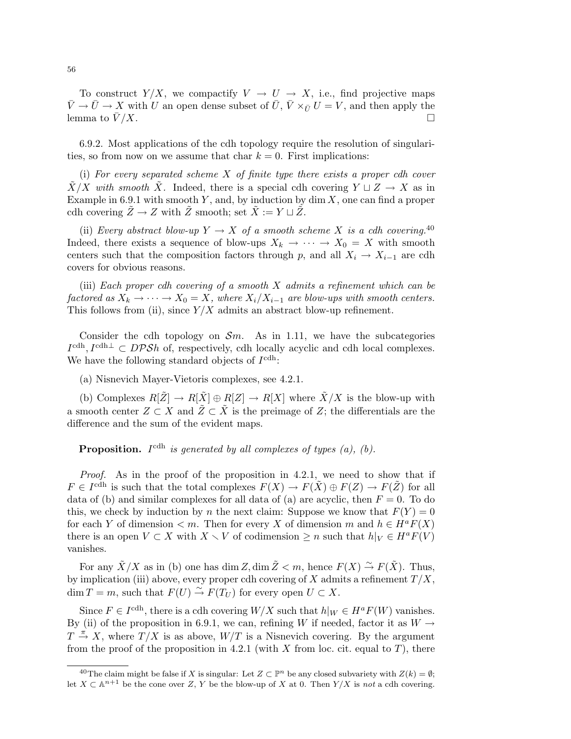To construct $Y/X$, we compactify $V \to U \to X$, i.e., find projective maps $\bar{V} \to \bar{U} \to X$ with $U$ an open dense subset of $\bar{U}$, $\bar{V} \times_{\bar{U}} U = V$, and then apply the lemma to $\bar{V}/X$. □

6.9.2. Most applications of the cdh topology require the resolution of singularities, so from now on we assume that char $k = 0$. First implications:

(i) *For every separated scheme $X$ of finite type there exists a proper cdh cover $\tilde{X}/X$ with smooth $\tilde{X}$.* Indeed, there is a special cdh covering $Y \sqcup Z \to X$ as in Example in 6.9.1 with smooth $Y$, and, by induction by $\dim X$, one can find a proper cdh covering $\tilde{Z} \to Z$ with $\tilde{Z}$ smooth; set $\tilde{X} := Y \sqcup \tilde{Z}$.

(ii) *Every abstract blow-up $Y \to X$ of a smooth scheme $X$ is a cdh covering.*[40] Indeed, there exists a sequence of blow-ups $X_k \to \cdots \to X_0 = X$ with smooth centers such that the composition factors through $p$, and all $X_i \to X_{i-1}$ are cdh covers for obvious reasons.

(iii) *Each proper cdh covering of a smooth $X$ admits a refinement which can be factored as $X_k \to \cdots \to X_0 = X$, where $X_i/X_{i-1}$ are blow-ups with smooth centers.* This follows from (ii), since $Y/X$ admits an abstract blow-up refinement.

Consider the cdh topology on $\mathcal{S}m$. As in 1.11, we have the subcategories $I^{\mathrm{cdh}}, I^{\mathrm{cdh}\perp} \subset D\mathcal{PS}h$ of, respectively, cdh locally acyclic and cdh local complexes. We have the following standard objects of $I^{\mathrm{cdh}}$:

(a) Nisnevich Mayer-Vietoris complexes, see 4.2.1.

(b) Complexes $R[\tilde{Z}] \to R[\tilde{X}] \oplus R[Z] \to R[X]$ where $\tilde{X}/X$ is the blow-up with a smooth center $Z \subset X$ and $\tilde{Z} \subset \tilde{X}$ is the preimage of $Z$; the differentials are the difference and the sum of the evident maps.

**Proposition.** *$I^{\mathrm{cdh}}$ is generated by all complexes of types (a), (b).*

*Proof.* As in the proof of the proposition in 4.2.1, we need to show that if $F \in I^{\mathrm{cdh}}$ is such that the total complexes $F(X) \to F(\tilde{X}) \oplus F(Z) \to F(\tilde{Z})$ for all data of (b) and similar complexes for all data of (a) are acyclic, then $F = 0$. To do this, we check by induction by $n$ the next claim: Suppose we know that $F(Y) = 0$ for each $Y$ of dimension $< m$. Then for every $X$ of dimension $m$ and $h \in H^a F(X)$ there is an open $V \subset X$ with $X \smallsetminus V$ of codimension $\geq n$ such that $h|_V \in H^a F(V)$ vanishes.

For any $\tilde{X}/X$ as in (b) one has $\dim Z, \dim \tilde{Z} < m$, hence $F(X) \xrightarrow{\sim} F(\tilde{X})$. Thus, by implication (iii) above, every proper cdh covering of $X$ admits a refinement $T/X$, $\dim T = m$, such that $F(U) \xrightarrow{\sim} F(T_U)$ for every open $U \subset X$.

Since $F \in I^{\mathrm{cdh}}$, there is a cdh covering $W/X$ such that $h|_W \in H^a F(W)$ vanishes. By (ii) of the proposition in 6.9.1, we can, refining $W$ if needed, factor it as $W \to T \xrightarrow{\pi} X$, where $T/X$ is as above, $W/T$ is a Nisnevich covering. By the argument from the proof of the proposition in 4.2.1 (with $X$ from loc. cit. equal to $T$), there

[40] The claim might be false if $X$ is singular: Let $Z \subset \mathbb{P}^n$ be any closed subvariety with $Z(k) = \emptyset$; let $X \subset \mathbb{A}^{n+1}$ be the cone over $Z$, $Y$ be the blow-up of $X$ at 0. Then $Y/X$ is *not* a cdh covering.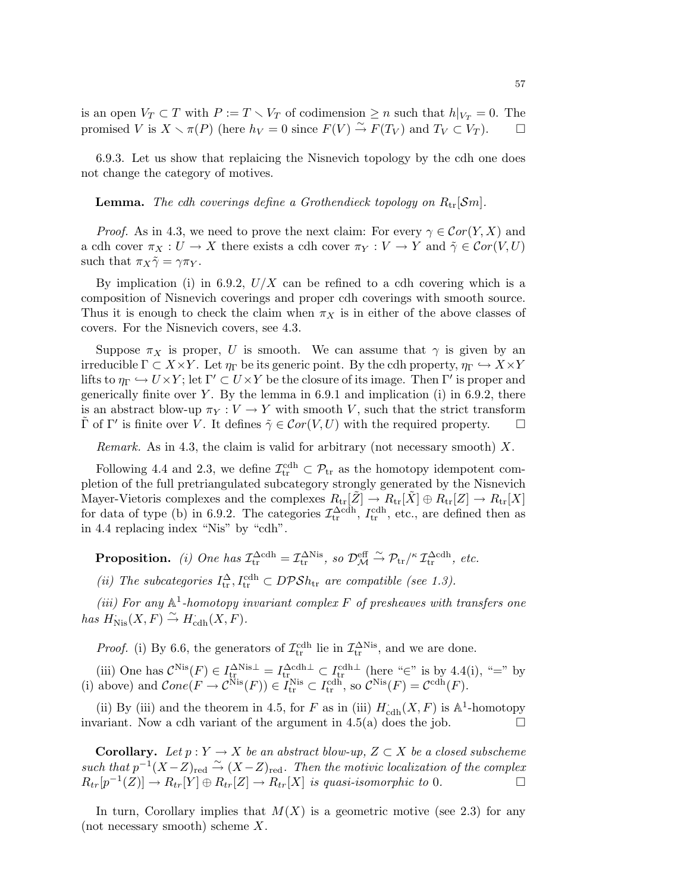is an open $V_T \subset T$ with $P := T \smallsetminus V_T$ of codimension $\geq n$ such that $h|_{V_T} = 0$. The promised $V$ is $X \smallsetminus \pi(P)$ (here $h_V = 0$ since $F(V) \xrightarrow{\sim} F(T_V)$ and $T_V \subset V_T$). □

6.9.3. Let us show that replaicing the Nisnevich topology by the cdh one does not change the category of motives.

**Lemma.** *The cdh coverings define a Grothendieck topology on $R_{\text{tr}}[\mathcal{S}m]$.*

*Proof.* As in 4.3, we need to prove the next claim: For every $\gamma \in \mathcal{C}or(Y, X)$ and a cdh cover $\pi_X : U \to X$ there exists a cdh cover $\pi_Y : V \to Y$ and $\tilde{\gamma} \in \mathcal{C}or(V, U)$ such that $\pi_X \tilde{\gamma} = \gamma \pi_Y$.

By implication (i) in 6.9.2, $U/X$ can be refined to a cdh covering which is a composition of Nisnevich coverings and proper cdh coverings with smooth source. Thus it is enough to check the claim when $\pi_X$ is in either of the above classes of covers. For the Nisnevich covers, see 4.3.

Suppose $\pi_X$ is proper, $U$ is smooth. We can assume that $\gamma$ is given by an irreducible $\Gamma \subset X \times Y$. Let $\eta_\Gamma$ be its generic point. By the cdh property, $\eta_\Gamma \hookrightarrow X \times Y$ lifts to $\eta_\Gamma \hookrightarrow U \times Y$; let $\Gamma' \subset U \times Y$ be the closure of its image. Then $\Gamma'$ is proper and generically finite over $Y$. By the lemma in 6.9.1 and implication (i) in 6.9.2, there is an abstract blow-up $\pi_Y : V \to Y$ with smooth $V$, such that the strict transform $\tilde{\Gamma}$ of $\Gamma'$ is finite over $V$. It defines $\tilde{\gamma} \in \mathcal{C}or(V, U)$ with the required property. □

*Remark.* As in 4.3, the claim is valid for arbitrary (not necessary smooth) $X$.

Following 4.4 and 2.3, we define $\mathcal{I}_{\text{tr}}^{\text{cdh}} \subset \mathcal{P}_{\text{tr}}$ as the homotopy idempotent completion of the full pretriangulated subcategory strongly generated by the Nisnevich Mayer-Vietoris complexes and the complexes $R_{\text{tr}}[\tilde{Z}] \to R_{\text{tr}}[\tilde{X}] \oplus R_{\text{tr}}[Z] \to R_{\text{tr}}[X]$ for data of type (b) in 6.9.2. The categories $\mathcal{I}_{\text{tr}}^{\Delta\text{cdh}}$, $I_{\text{tr}}^{\text{cdh}}$, etc., are defined then as in 4.4 replacing index "Nis" by "cdh".

**Proposition.** *(i) One has $\mathcal{I}_{\text{tr}}^{\Delta\text{cdh}} = \mathcal{I}_{\text{tr}}^{\Delta\text{Nis}}$, so $\mathcal{D}_{\mathcal{M}}^{\text{eff}} \xrightarrow{\sim} \mathcal{P}_{\text{tr}}/^{\kappa} \mathcal{I}_{\text{tr}}^{\Delta\text{cdh}}$, etc.*

*(ii) The subcategories $I_{\text{tr}}^{\Delta}, I_{\text{tr}}^{\text{cdh}} \subset D\mathcal{PS}h_{\text{tr}}$ are compatible (see 1.3).*

*(iii) For any $\mathbb{A}^1$-homotopy invariant complex $F$ of presheaves with transfers one has $H^{\cdot}_{\text{Nis}}(X, F) \xrightarrow{\sim} H^{\cdot}_{\text{cdh}}(X, F)$.*

*Proof.* (i) By 6.6, the generators of $\mathcal{I}_{\text{tr}}^{\text{cdh}}$ lie in $\mathcal{I}_{\text{tr}}^{\Delta\text{Nis}}$, and we are done.

(iii) One has $\mathcal{C}^{\text{Nis}}(F) \in I_{\text{tr}}^{\Delta\text{Nis}\perp} = I_{\text{tr}}^{\Delta\text{cdh}\perp} \subset I_{\text{tr}}^{\text{cdh}\perp}$ (here "$\in$" is by 4.4(i), "$=$" by (i) above) and $\mathcal{C}one(F \to \mathcal{C}^{\text{Nis}}(F)) \in I_{\text{tr}}^{\text{Nis}} \subset I_{\text{tr}}^{\text{cdh}}$, so $\mathcal{C}^{\text{Nis}}(F) = \mathcal{C}^{\text{cdh}}(F)$.

(ii) By (iii) and the theorem in 4.5, for $F$ as in (iii) $H^{\cdot}_{\text{cdh}}(X, F)$ is $\mathbb{A}^1$-homotopy invariant. Now a cdh variant of the argument in 4.5(a) does the job. □

**Corollary.** *Let $p : Y \to X$ be an abstract blow-up, $Z \subset X$ be a closed subscheme such that $p^{-1}(X - Z)_{\text{red}} \xrightarrow{\sim} (X - Z)_{\text{red}}$. Then the motivic localization of the complex $R_{tr}[p^{-1}(Z)] \to R_{tr}[Y] \oplus R_{tr}[Z] \to R_{tr}[X]$ is quasi-isomorphic to 0.* □

In turn, Corollary implies that $M(X)$ is a geometric motive (see 2.3) for any (not necessary smooth) scheme $X$.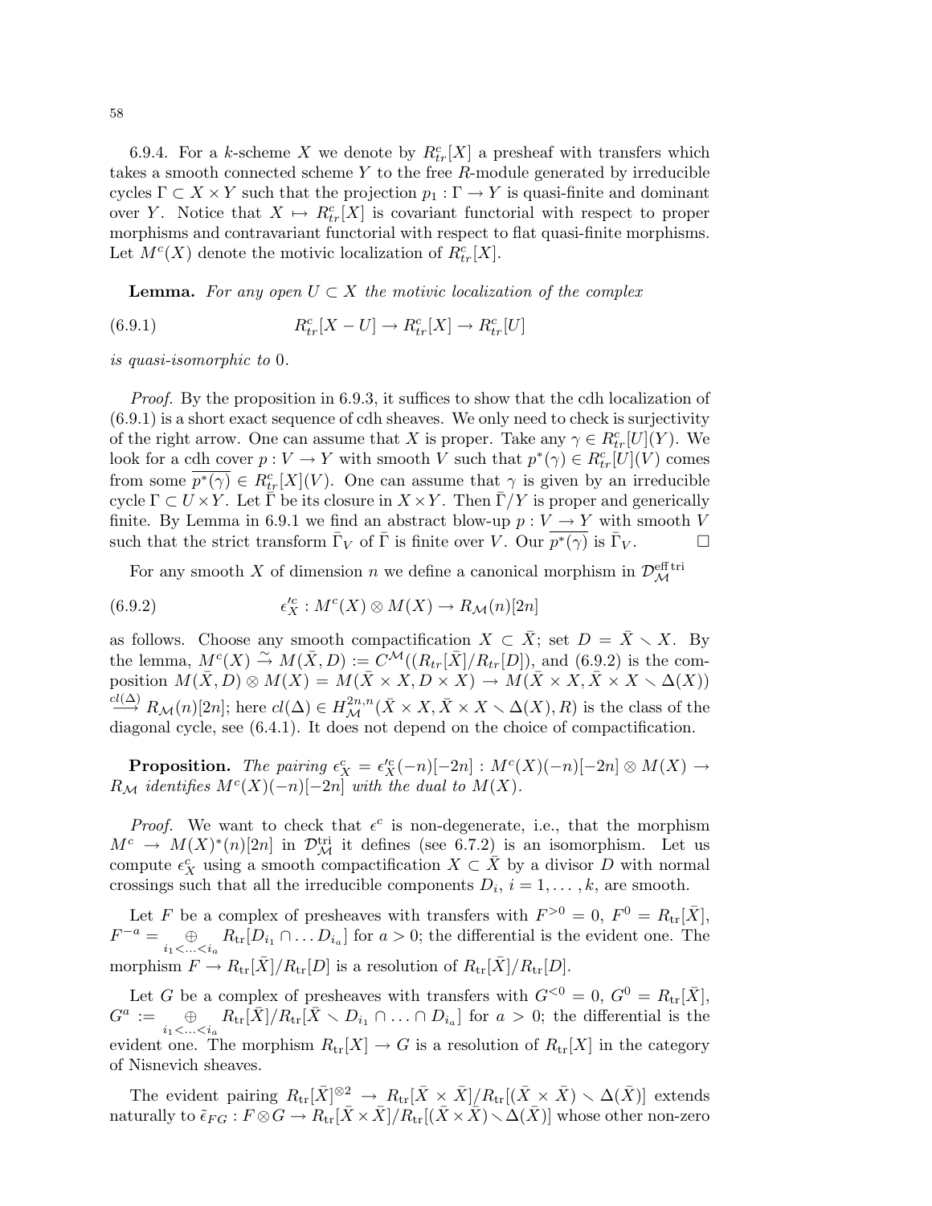6.9.4. For a $k$-scheme $X$ we denote by $R^c_{tr}[X]$ a presheaf with transfers which takes a smooth connected scheme $Y$ to the free $R$-module generated by irreducible cycles $\Gamma \subset X \times Y$ such that the projection $p_1 : \Gamma \to Y$ is quasi-finite and dominant over $Y$. Notice that $X \mapsto R^c_{tr}[X]$ is covariant functorial with respect to proper morphisms and contravariant functorial with respect to flat quasi-finite morphisms. Let $M^c(X)$ denote the motivic localization of $R^c_{tr}[X]$.

**Lemma.** *For any open $U \subset X$ the motivic localization of the complex*

$$R^c_{tr}[X - U] \to R^c_{tr}[X] \to R^c_{tr}[U] \tag{6.9.1}$$

*is quasi-isomorphic to* 0.

*Proof.* By the proposition in 6.9.3, it suffices to show that the cdh localization of (6.9.1) is a short exact sequence of cdh sheaves. We only need to check is surjectivity of the right arrow. One can assume that $X$ is proper. Take any $\gamma \in R^c_{tr}[U](Y)$. We look for a cdh cover $p : V \to Y$ with smooth $V$ such that $p^*(\gamma) \in R^c_{tr}[U](V)$ comes from some $\overline{p^*(\gamma)} \in R^c_{tr}[X](V)$. One can assume that $\gamma$ is given by an irreducible cycle $\Gamma \subset U \times Y$. Let $\bar\Gamma$ be its closure in $X \times Y$. Then $\bar\Gamma / Y$ is proper and generically finite. By Lemma in 6.9.1 we find an abstract blow-up $p : V \to Y$ with smooth $V$ such that the strict transform $\bar\Gamma_V$ of $\bar\Gamma$ is finite over $V$. Our $\overline{p^*(\gamma)}$ is $\bar\Gamma_V$. $\square$

For any smooth $X$ of dimension $n$ we define a canonical morphism in $\mathcal{D}^{\text{eff tri}}_{\mathcal{M}}$

$$\epsilon'^c_X : M^c(X) \otimes M(X) \to R_{\mathcal{M}}(n)[2n] \tag{6.9.2}$$

as follows. Choose any smooth compactification $X \subset \bar X$; set $D = \bar X \smallsetminus X$. By the lemma, $M^c(X) \xrightarrow{\sim} M(\bar X, D) := C^{\mathcal{M}}((R_{tr}[\bar X]/R_{tr}[D])$, and (6.9.2) is the composition $M(\bar X, D) \otimes M(X) = M(\bar X \times X, D \times X) \to M(\bar X \times X, \bar X \times X \smallsetminus \Delta(X)) \xrightarrow{cl(\Delta)} R_{\mathcal{M}}(n)[2n]$; here $cl(\Delta) \in H^{2n,n}_{\mathcal{M}}(\bar X \times X, \bar X \times X \smallsetminus \Delta(X), R)$ is the class of the diagonal cycle, see (6.4.1). It does not depend on the choice of compactification.

**Proposition.** *The pairing $\epsilon^c_X = \epsilon'^c_X(-n)[-2n] : M^c(X)(-n)[-2n] \otimes M(X) \to R_{\mathcal{M}}$ identifies $M^c(X)(-n)[-2n]$ with the dual to $M(X)$.*

*Proof.* We want to check that $\epsilon^c$ is non-degenerate, i.e., that the morphism $M^c \to M(X)^*(n)[2n]$ in $\mathcal{D}^{\text{tri}}_{\mathcal{M}}$ it defines (see 6.7.2) is an isomorphism. Let us compute $\epsilon^c_X$ using a smooth compactification $X \subset \bar X$ by a divisor $D$ with normal crossings such that all the irreducible components $D_i$, $i = 1, \dots, k$, are smooth.

Let $F$ be a complex of presheaves with transfers with $F^{>0} = 0$, $F^0 = R_{\text{tr}}[\bar X]$, $F^{-a} = \underset{i_1 < \ldots < i_a}{\oplus} R_{\text{tr}}[D_{i_1} \cap \ldots D_{i_a}]$ for $a > 0$; the differential is the evident one. The morphism $F \to R_{\text{tr}}[\bar X]/R_{\text{tr}}[D]$ is a resolution of $R_{\text{tr}}[\bar X]/R_{\text{tr}}[D]$.

Let $G$ be a complex of presheaves with transfers with $G^{<0} = 0$, $G^0 = R_{\text{tr}}[\bar X]$, $G^a := \underset{i_1 < \ldots < i_a}{\oplus} R_{\text{tr}}[\bar X]/R_{\text{tr}}[\bar X \smallsetminus D_{i_1} \cap \ldots \cap D_{i_a}]$ for $a > 0$; the differential is the evident one. The morphism $R_{\text{tr}}[X] \to G$ is a resolution of $R_{\text{tr}}[X]$ in the category of Nisnevich sheaves.

The evident pairing $R_{\text{tr}}[\bar X]^{\otimes 2} \to R_{\text{tr}}[\bar X \times \bar X]/R_{\text{tr}}[(\bar X \times \bar X) \smallsetminus \Delta(\bar X)]$ extends naturally to $\tilde\epsilon_{FG} : F \otimes G \to R_{\text{tr}}[\bar X \times \bar X]/R_{\text{tr}}[(\bar X \times \bar X) \smallsetminus \Delta(\bar X)]$ whose other non-zero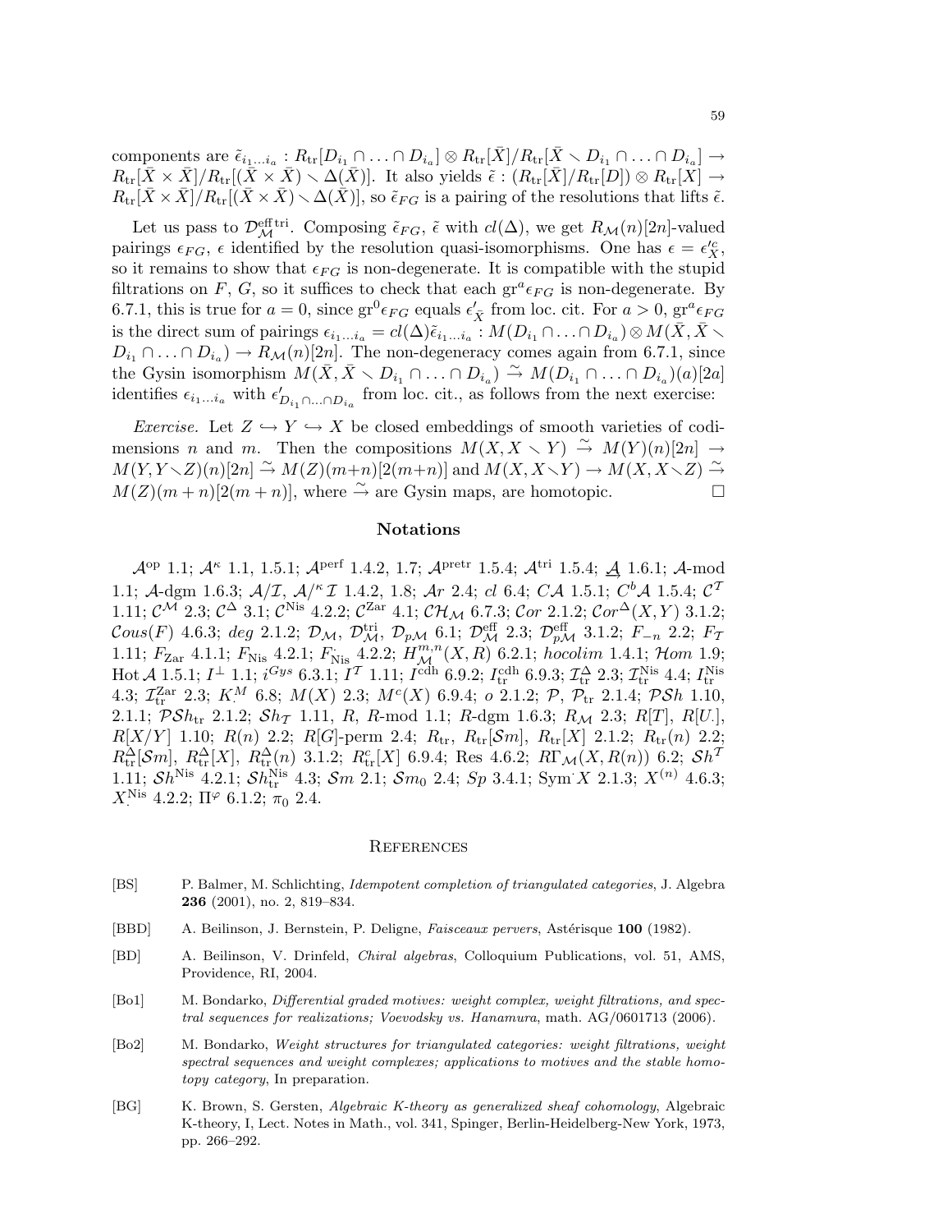components are $\tilde{\epsilon}_{i_1\ldots i_a} : R_{\mathrm{tr}}[D_{i_1} \cap \ldots \cap D_{i_a}] \otimes R_{\mathrm{tr}}[\bar{X}]/R_{\mathrm{tr}}[\bar{X} \smallsetminus D_{i_1} \cap \ldots \cap D_{i_a}] \to R_{\mathrm{tr}}[\bar{X} \times \bar{X}]/R_{\mathrm{tr}}[(\bar{X} \times \bar{X}) \smallsetminus \Delta(\bar{X})]$. It also yields $\tilde{\epsilon} : (R_{\mathrm{tr}}[\bar{X}]/R_{\mathrm{tr}}[D]) \otimes R_{\mathrm{tr}}[X] \to R_{\mathrm{tr}}[\bar{X} \times \bar{X}]/R_{\mathrm{tr}}[(\bar{X} \times \bar{X}) \smallsetminus \Delta(\bar{X})]$, so $\tilde{\epsilon}_{FG}$ is a pairing of the resolutions that lifts $\tilde{\epsilon}$.

Let us pass to $\mathcal{D}^{\mathrm{eff\,tri}}_{\mathcal{M}}$. Composing $\tilde{\epsilon}_{FG}$, $\tilde{\epsilon}$ with $cl(\Delta)$, we get $R_{\mathcal{M}}(n)[2n]$-valued pairings $\epsilon_{FG}$, $\epsilon$ identified by the resolution quasi-isomorphisms. One has $\epsilon = \epsilon'^{c}_{X}$, so it remains to show that $\epsilon_{FG}$ is non-degenerate. It is compatible with the stupid filtrations on $F$, $G$, so it suffices to check that each $\mathrm{gr}^a \epsilon_{FG}$ is non-degenerate. By 6.7.1, this is true for $a = 0$, since $\mathrm{gr}^0 \epsilon_{FG}$ equals $\epsilon'_{\bar{X}}$ from loc. cit. For $a > 0$, $\mathrm{gr}^a \epsilon_{FG}$ is the direct sum of pairings $\epsilon_{i_1\ldots i_a} = cl(\Delta)\tilde{\epsilon}_{i_1\ldots i_a} : M(D_{i_1} \cap \ldots \cap D_{i_a}) \otimes M(\bar{X}, \bar{X} \smallsetminus D_{i_1} \cap \ldots \cap D_{i_a}) \to R_{\mathcal{M}}(n)[2n]$. The non-degeneracy comes again from 6.7.1, since the Gysin isomorphism $M(\bar{X}, \bar{X} \smallsetminus D_{i_1} \cap \ldots \cap D_{i_a}) \xrightarrow{\sim} M(D_{i_1} \cap \ldots \cap D_{i_a})(a)[2a]$ identifies $\epsilon_{i_1\ldots i_a}$ with $\epsilon'_{D_{i_1} \cap \ldots \cap D_{i_a}}$ from loc. cit., as follows from the next exercise:

*Exercise.* Let $Z \hookrightarrow Y \hookrightarrow X$ be closed embeddings of smooth varieties of codimensions $n$ and $m$. Then the compositions $M(X, X \smallsetminus Y) \xrightarrow{\sim} M(Y)(n)[2n] \to M(Y, Y \smallsetminus Z)(n)[2n] \xrightarrow{\sim} M(Z)(m+n)[2(m+n)]$ and $M(X, X \smallsetminus Y) \to M(X, X \smallsetminus Z) \xrightarrow{\sim} M(Z)(m+n)[2(m+n)]$, where $\xrightarrow{\sim}$ are Gysin maps, are homotopic. □

## Notations

$\mathcal{A}^{\mathrm{op}}$ 1.1; $\mathcal{A}^{\kappa}$ 1.1, 1.5.1; $\mathcal{A}^{\mathrm{perf}}$ 1.4.2, 1.7; $\mathcal{A}^{\mathrm{pretr}}$ 1.5.4; $\mathcal{A}^{\mathrm{tri}}$ 1.5.4; $\underrightarrow{\mathcal{A}}$ 1.6.1; $\mathcal{A}$-mod 1.1; $\mathcal{A}$-dgm 1.6.3; $\mathcal{A}/\mathcal{I}$, $\mathcal{A}/^{\kappa}\mathcal{I}$ 1.4.2, 1.8; $\mathcal{A}r$ 2.4; $cl$ 6.4; $C\mathcal{A}$ 1.5.1; $C^b\mathcal{A}$ 1.5.4; $\mathcal{C}^{\mathcal{T}}$ 1.11; $\mathcal{C}^{\mathcal{M}}$ 2.3; $\mathcal{C}^{\Delta}$ 3.1; $\mathcal{C}^{\mathrm{Nis}}$ 4.2.2; $\mathcal{C}^{\mathrm{Zar}}$ 4.1; $\mathcal{CH}_{\mathcal{M}}$ 6.7.3; $\mathcal{C}or$ 2.1.2; $\mathcal{C}or^{\Delta}(X,Y)$ 3.1.2; $\mathcal{C}ous(F)$ 4.6.3; $deg$ 2.1.2; $\mathcal{D}_{\mathcal{M}}$, $\mathcal{D}^{\mathrm{tri}}_{\mathcal{M}}$, $\mathcal{D}_{p\mathcal{M}}$ 6.1; $\mathcal{D}^{\mathrm{eff}}_{\mathcal{M}}$ 2.3; $\mathcal{D}^{\mathrm{eff}}_{p\mathcal{M}}$ 3.1.2; $F_{-n}$ 2.2; $F_{\mathcal{T}}$ 1.11; $F_{\mathrm{Zar}}$ 4.1.1; $F_{\mathrm{Nis}}$ 4.2.1; $F^{\cdot}_{\mathrm{Nis}}$ 4.2.2; $H^{m,n}_{\mathcal{M}}(X,R)$ 6.2.1; $hocolim$ 1.4.1; $\mathcal{H}om$ 1.9; $\mathrm{Hot}\,\mathcal{A}$ 1.5.1; $I^{\perp}$ 1.1; $i^{Gys}$ 6.3.1; $I^{\mathcal{T}}$ 1.11; $I^{\mathrm{cdh}}$ 6.9.2; $I^{\mathrm{cdh}}_{\mathrm{tr}}$ 6.9.3; $\mathcal{I}^{\Delta}_{\mathrm{tr}}$ 2.3; $\mathcal{I}^{\mathrm{Nis}}_{\mathrm{tr}}$ 4.4; $I^{\mathrm{Nis}}_{\mathrm{tr}}$ 4.3; $\mathcal{I}^{\mathrm{Zar}}_{\mathrm{tr}}$ 2.3; $K^M_{\cdot}$ 6.8; $M(X)$ 2.3; $M^c(X)$ 6.9.4; $o$ 2.1.2; $\mathcal{P}$, $\mathcal{P}_{\mathrm{tr}}$ 2.1.4; $\mathcal{PS}h$ 1.10, 2.1.1; $\mathcal{PS}h_{\mathrm{tr}}$ 2.1.2; $\mathcal{S}h_{\mathcal{T}}$ 1.11, $R$, $R$-mod 1.1; $R$-dgm 1.6.3; $R_{\mathcal{M}}$ 2.3; $R[T]$, $R[U_{\cdot}]$, $R[X/Y]$ 1.10; $R(n)$ 2.2; $R[G]$-perm 2.4; $R_{\mathrm{tr}}$, $R_{\mathrm{tr}}[\mathcal{S}m]$, $R_{\mathrm{tr}}[X]$ 2.1.2; $R_{\mathrm{tr}}(n)$ 2.2; $R^{\Delta}_{\mathrm{tr}}[\mathcal{S}m]$, $R^{\Delta}_{\mathrm{tr}}[X]$, $R^{\Delta}_{\mathrm{tr}}(n)$ 3.1.2; $R^{c}_{\mathrm{tr}}[X]$ 6.9.4; Res 4.6.2; $R\Gamma_{\mathcal{M}}(X,R(n))$ 6.2; $\mathcal{S}h^{\mathcal{T}}$ 1.11; $\mathcal{S}h^{\mathrm{Nis}}$ 4.2.1; $\mathcal{S}h^{\mathrm{Nis}}_{\mathrm{tr}}$ 4.3; $\mathcal{S}m$ 2.1; $\mathcal{S}m_0$ 2.4; $Sp$ 3.4.1; $\mathrm{Sym}^{\cdot}X$ 2.1.3; $X^{(n)}$ 4.6.3; $X^{\mathrm{Nis}}_{\cdot}$ 4.2.2; $\Pi^{\varphi}$ 6.1.2; $\pi_0$ 2.4.

## References

[BS] P. Balmer, M. Schlichting, *Idempotent completion of triangulated categories*, J. Algebra **236** (2001), no. 2, 819–834.

[BBD] A. Beilinson, J. Bernstein, P. Deligne, *Faisceaux pervers*, Astérisque **100** (1982).

[BD] A. Beilinson, V. Drinfeld, *Chiral algebras*, Colloquium Publications, vol. 51, AMS, Providence, RI, 2004.

[Bo1] M. Bondarko, *Differential graded motives: weight complex, weight filtrations, and spectral sequences for realizations; Voevodsky vs. Hanamura*, math. AG/0601713 (2006).

[Bo2] M. Bondarko, *Weight structures for triangulated categories: weight filtrations, weight spectral sequences and weight complexes; applications to motives and the stable homotopy category*, In preparation.

[BG] K. Brown, S. Gersten, *Algebraic K-theory as generalized sheaf cohomology*, Algebraic K-theory, I, Lect. Notes in Math., vol. 341, Spinger, Berlin-Heidelberg-New York, 1973, pp. 266–292.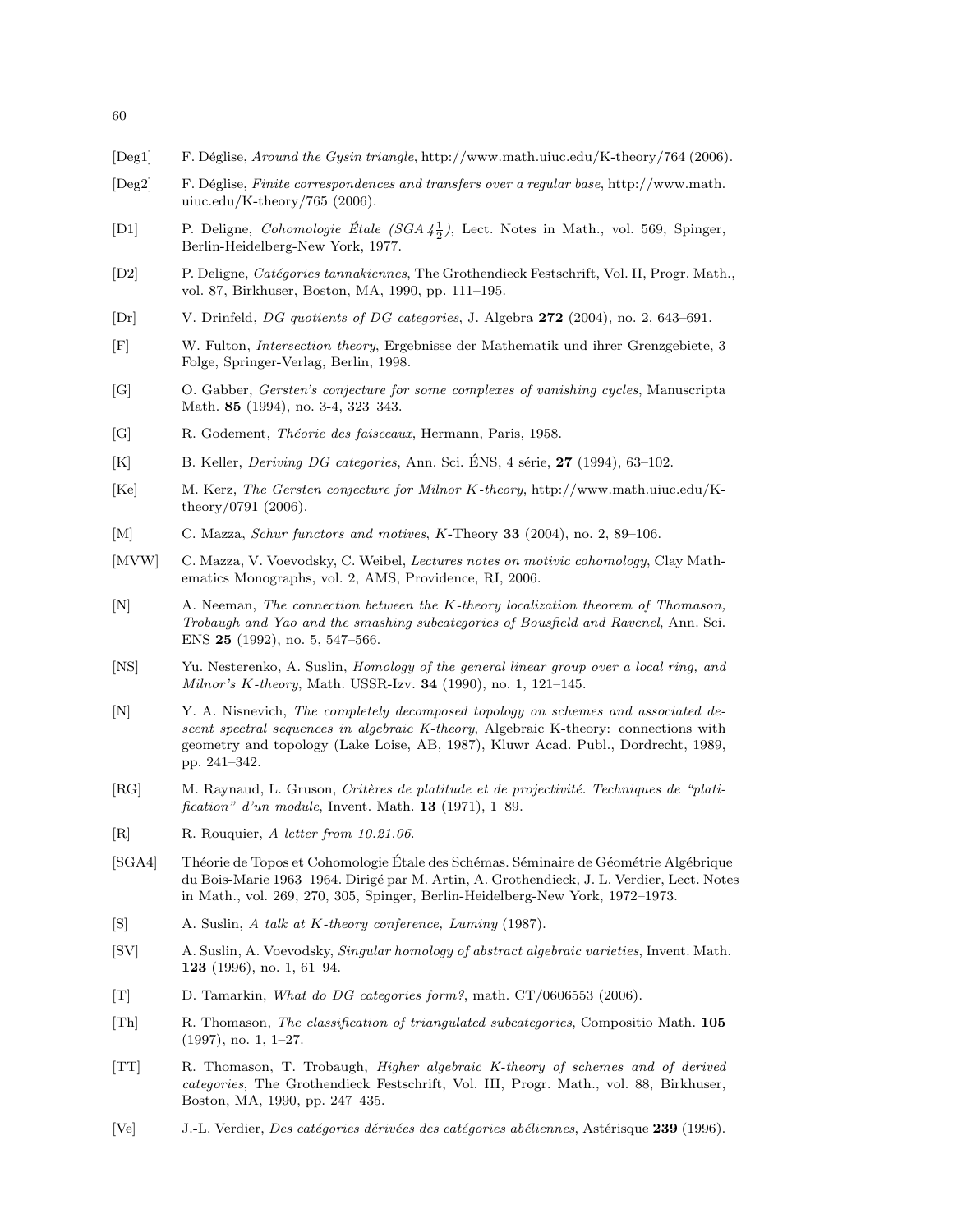[Deg1] F. Déglise, *Around the Gysin triangle*, http://www.math.uiuc.edu/K-theory/764 (2006).

[Deg2] F. Déglise, *Finite correspondences and transfers over a regular base*, http://www.math.uiuc.edu/K-theory/765 (2006).

[D1] P. Deligne, *Cohomologie Étale (SGA $4\frac{1}{2}$)*, Lect. Notes in Math., vol. 569, Spinger, Berlin-Heidelberg-New York, 1977.

[D2] P. Deligne, *Catégories tannakiennes*, The Grothendieck Festschrift, Vol. II, Progr. Math., vol. 87, Birkhuser, Boston, MA, 1990, pp. 111–195.

[Dr] V. Drinfeld, *DG quotients of DG categories*, J. Algebra **272** (2004), no. 2, 643–691.

[F] W. Fulton, *Intersection theory*, Ergebnisse der Mathematik und ihrer Grenzgebiete, 3 Folge, Springer-Verlag, Berlin, 1998.

[G] O. Gabber, *Gersten's conjecture for some complexes of vanishing cycles*, Manuscripta Math. **85** (1994), no. 3-4, 323–343.

[G] R. Godement, *Théorie des faisceaux*, Hermann, Paris, 1958.

[K] B. Keller, *Deriving DG categories*, Ann. Sci. ÉNS, 4 série, **27** (1994), 63–102.

[Ke] M. Kerz, *The Gersten conjecture for Milnor K-theory*, http://www.math.uiuc.edu/K-theory/0791 (2006).

[M] C. Mazza, *Schur functors and motives*, *K*-Theory **33** (2004), no. 2, 89–106.

[MVW] C. Mazza, V. Voevodsky, C. Weibel, *Lectures notes on motivic cohomology*, Clay Mathematics Monographs, vol. 2, AMS, Providence, RI, 2006.

[N] A. Neeman, *The connection between the K-theory localization theorem of Thomason, Trobaugh and Yao and the smashing subcategories of Bousfield and Ravenel*, Ann. Sci. ENS **25** (1992), no. 5, 547–566.

[NS] Yu. Nesterenko, A. Suslin, *Homology of the general linear group over a local ring, and Milnor's K-theory*, Math. USSR-Izv. **34** (1990), no. 1, 121–145.

[N] Y. A. Nisnevich, *The completely decomposed topology on schemes and associated descent spectral sequences in algebraic K-theory*, Algebraic K-theory: connections with geometry and topology (Lake Loise, AB, 1987), Kluwr Acad. Publ., Dordrecht, 1989, pp. 241–342.

[RG] M. Raynaud, L. Gruson, *Critères de platitude et de projectivité. Techniques de "platification" d'un module*, Invent. Math. **13** (1971), 1–89.

[R] R. Rouquier, *A letter from 10.21.06*.

[SGA4] Théorie de Topos et Cohomologie Étale des Schémas. Séminaire de Géométrie Algébrique du Bois-Marie 1963–1964. Dirigé par M. Artin, A. Grothendieck, J. L. Verdier, Lect. Notes in Math., vol. 269, 270, 305, Spinger, Berlin-Heidelberg-New York, 1972–1973.

[S] A. Suslin, *A talk at K-theory conference, Luminy* (1987).

[SV] A. Suslin, A. Voevodsky, *Singular homology of abstract algebraic varieties*, Invent. Math. **123** (1996), no. 1, 61–94.

[T] D. Tamarkin, *What do DG categories form?*, math. CT/0606553 (2006).

[Th] R. Thomason, *The classification of triangulated subcategories*, Compositio Math. **105** (1997), no. 1, 1–27.

[TT] R. Thomason, T. Trobaugh, *Higher algebraic K-theory of schemes and of derived categories*, The Grothendieck Festschrift, Vol. III, Progr. Math., vol. 88, Birkhuser, Boston, MA, 1990, pp. 247–435.

[Ve] J.-L. Verdier, *Des catégories dérivées des catégories abéliennes*, Astérisque **239** (1996).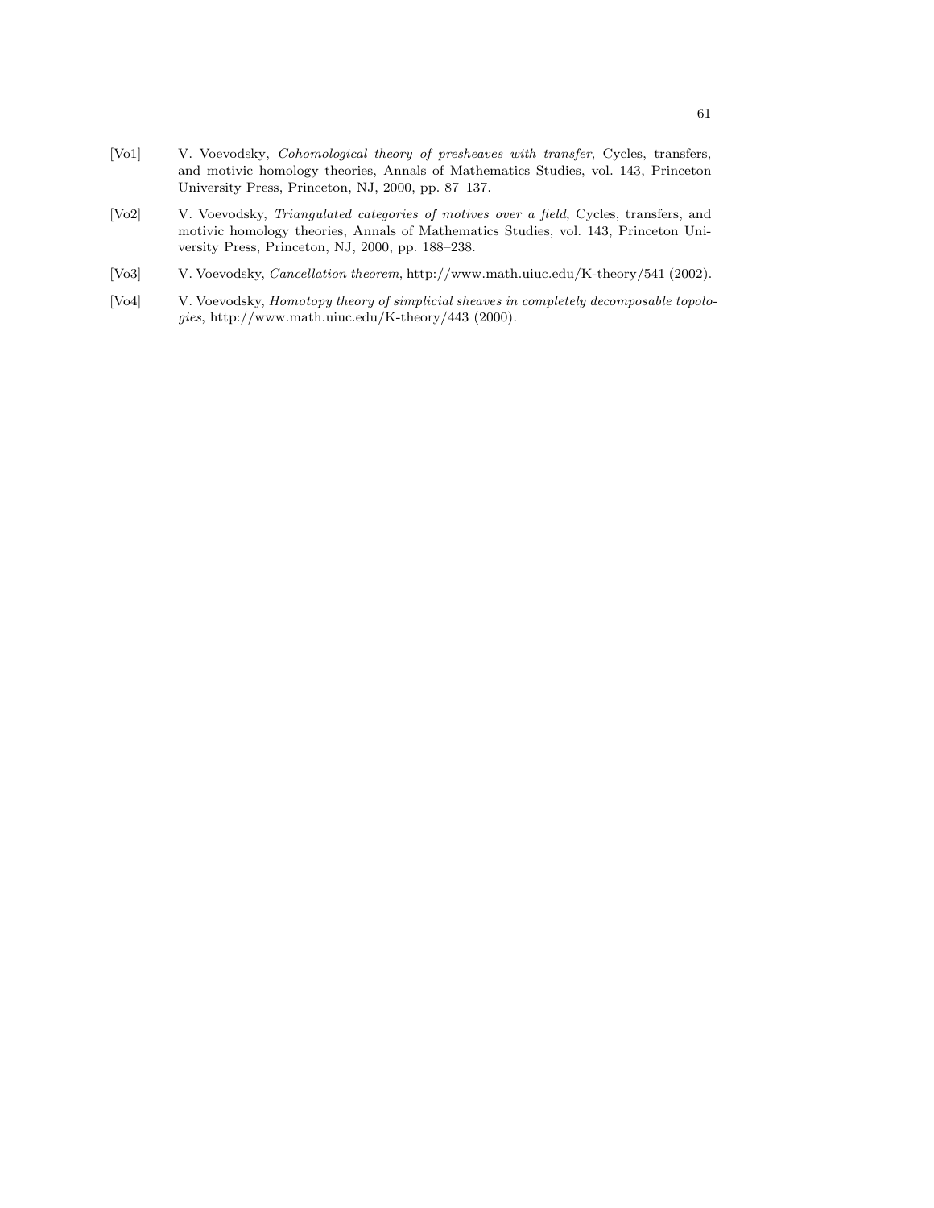[Vo1] V. Voevodsky, *Cohomological theory of presheaves with transfer*, Cycles, transfers, and motivic homology theories, Annals of Mathematics Studies, vol. 143, Princeton University Press, Princeton, NJ, 2000, pp. 87–137.

[Vo2] V. Voevodsky, *Triangulated categories of motives over a field*, Cycles, transfers, and motivic homology theories, Annals of Mathematics Studies, vol. 143, Princeton University Press, Princeton, NJ, 2000, pp. 188–238.

[Vo3] V. Voevodsky, *Cancellation theorem*, http://www.math.uiuc.edu/K-theory/541 (2002).

[Vo4] V. Voevodsky, *Homotopy theory of simplicial sheaves in completely decomposable topologies*, http://www.math.uiuc.edu/K-theory/443 (2000).